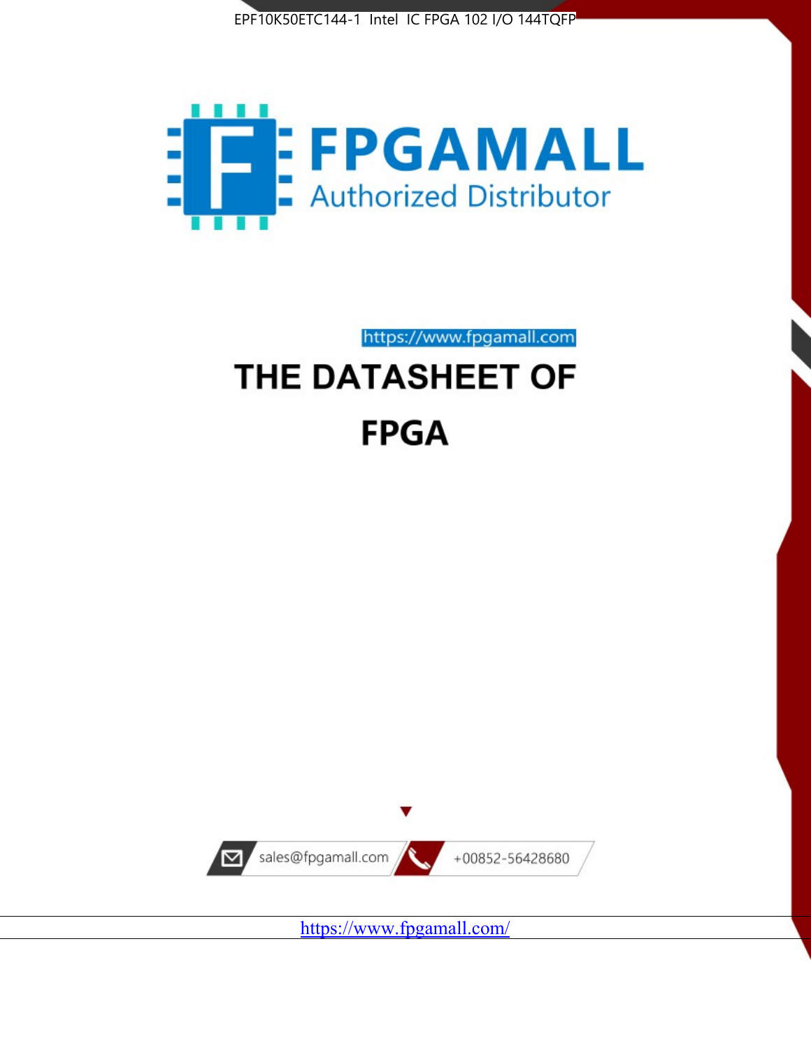EPF10K50ETC144-1 Intel IC FPGA 102 I/O 144TQFP

FPGAMALL

Authorized Distributor

https://www.fpgamall.com

# THE DATASHEET OF FPGA

sales@fpgamall.com

+00852-56428680

https://www.fpgamall.com/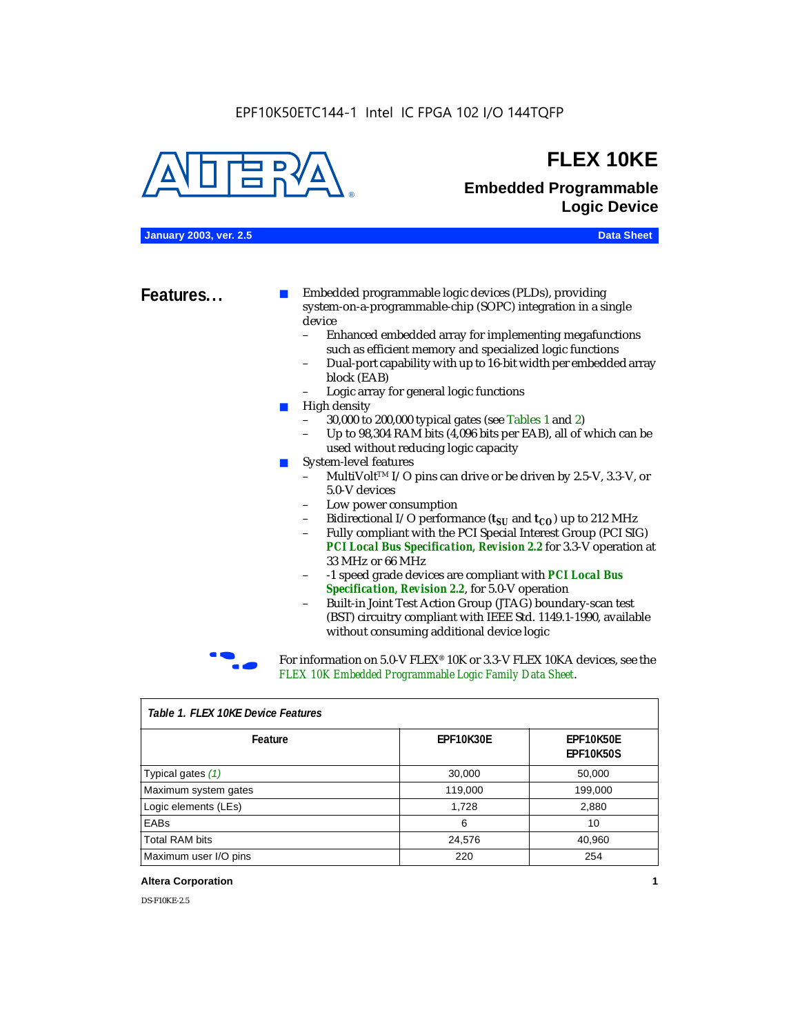EPF10K50ETC144-1 Intel IC FPGA 102 I/O 144TQFP

# FLEX 10KE

## Embedded Programmable Logic Device

**January 2003, ver. 2.5** **Data Sheet**

## Features...

- Embedded programmable logic devices (PLDs), providing system-on-a-programmable-chip (SOPC) integration in a single device
  - Enhanced embedded array for implementing megafunctions such as efficient memory and specialized logic functions
  - Dual-port capability with up to 16-bit width per embedded array block (EAB)
  - Logic array for general logic functions
- High density
  - 30,000 to 200,000 typical gates (see Tables 1 and 2)
  - Up to 98,304 RAM bits (4,096 bits per EAB), all of which can be used without reducing logic capacity
- System-level features
  - MultiVolt™ I/O pins can drive or be driven by 2.5-V, 3.3-V, or 5.0-V devices
  - Low power consumption
  - Bidirectional I/O performance ($t_{SU}$ and $t_{CO}$) up to 212 MHz
  - Fully compliant with the PCI Special Interest Group (PCI SIG) ***PCI Local Bus Specification, Revision 2.2*** for 3.3-V operation at 33 MHz or 66 MHz
  - -1 speed grade devices are compliant with ***PCI Local Bus Specification, Revision 2.2***, for 5.0-V operation
  - Built-in Joint Test Action Group (JTAG) boundary-scan test (BST) circuitry compliant with IEEE Std. 1149.1-1990, available without consuming additional device logic

For information on 5.0-V FLEX® 10K or 3.3-V FLEX 10KA devices, see the *FLEX 10K Embedded Programmable Logic Family Data Sheet*.

*Table 1. FLEX 10KE Device Features*

| Feature | EPF10K30E | EPF10K50E EPF10K50S |
|---|---|---|
| Typical gates *(1)* | 30,000 | 50,000 |
| Maximum system gates | 119,000 | 199,000 |
| Logic elements (LEs) | 1,728 | 2,880 |
| EABs | 6 | 10 |
| Total RAM bits | 24,576 | 40,960 |
| Maximum user I/O pins | 220 | 254 |

DS-F10KE-2.5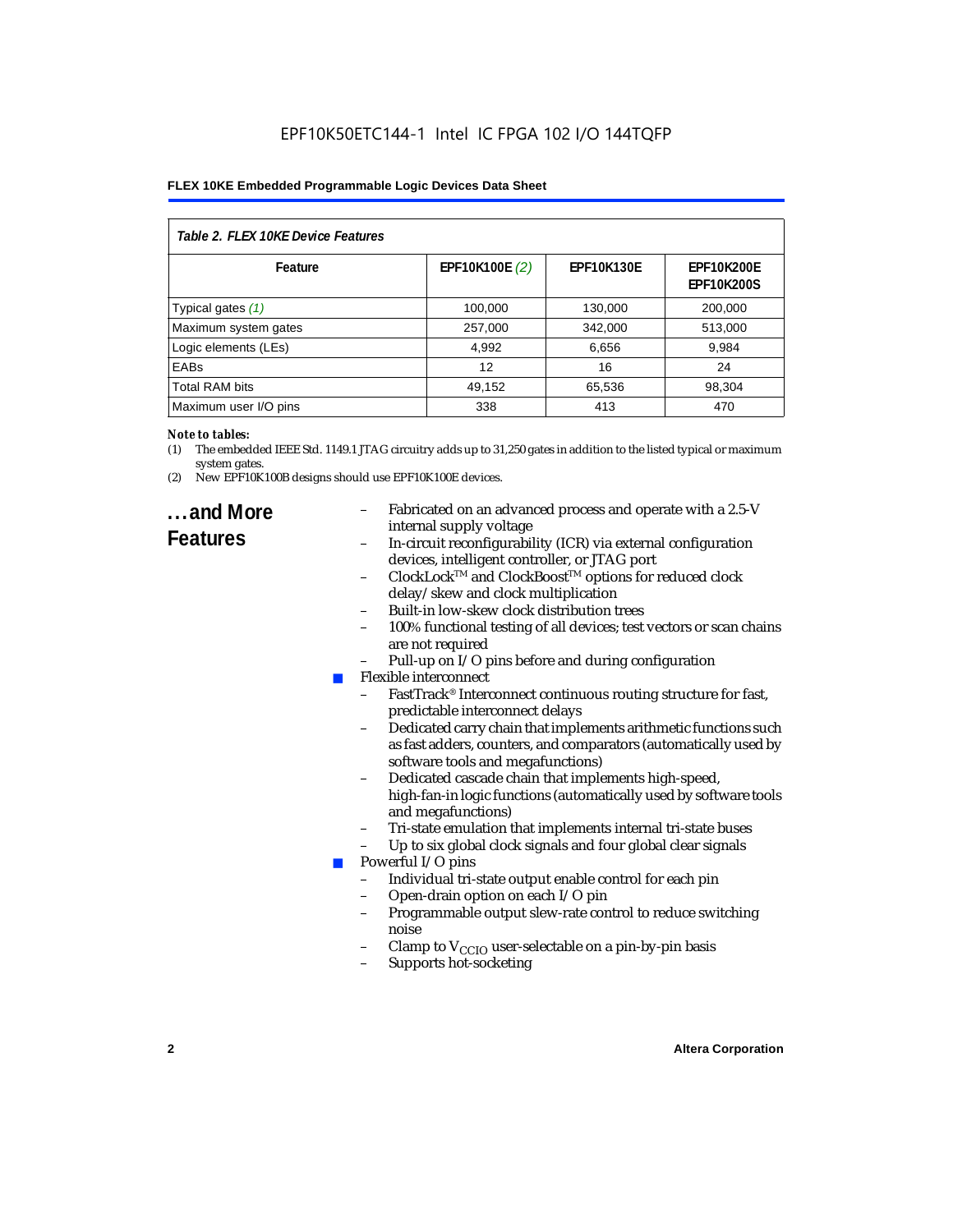*Table 2. FLEX 10KE Device Features*

| Feature | EPF10K100E *(2)* | EPF10K130E | EPF10K200E<br>EPF10K200S |
|---|---|---|---|
| Typical gates *(1)* | 100,000 | 130,000 | 200,000 |
| Maximum system gates | 257,000 | 342,000 | 513,000 |
| Logic elements (LEs) | 4,992 | 6,656 | 9,984 |
| EABs | 12 | 16 | 24 |
| Total RAM bits | 49,152 | 65,536 | 98,304 |
| Maximum user I/O pins | 338 | 413 | 470 |

***Note to tables:***

(1) The embedded IEEE Std. 1149.1 JTAG circuitry adds up to 31,250 gates in addition to the listed typical or maximum system gates.

(2) New EPF10K100B designs should use EPF10K100E devices.

## ...and More Features

- Fabricated on an advanced process and operate with a 2.5-V internal supply voltage
- In-circuit reconfigurability (ICR) via external configuration devices, intelligent controller, or JTAG port
- ClockLock™ and ClockBoost™ options for reduced clock delay/skew and clock multiplication
- Built-in low-skew clock distribution trees
- 100% functional testing of all devices; test vectors or scan chains are not required
- Pull-up on I/O pins before and during configuration

- Flexible interconnect
  - FastTrack® Interconnect continuous routing structure for fast, predictable interconnect delays
  - Dedicated carry chain that implements arithmetic functions such as fast adders, counters, and comparators (automatically used by software tools and megafunctions)
  - Dedicated cascade chain that implements high-speed, high-fan-in logic functions (automatically used by software tools and megafunctions)
  - Tri-state emulation that implements internal tri-state buses
  - Up to six global clock signals and four global clear signals
- Powerful I/O pins
  - Individual tri-state output enable control for each pin
  - Open-drain option on each I/O pin
  - Programmable output slew-rate control to reduce switching noise
  - Clamp to $V_{CCIO}$ user-selectable on a pin-by-pin basis
  - Supports hot-socketing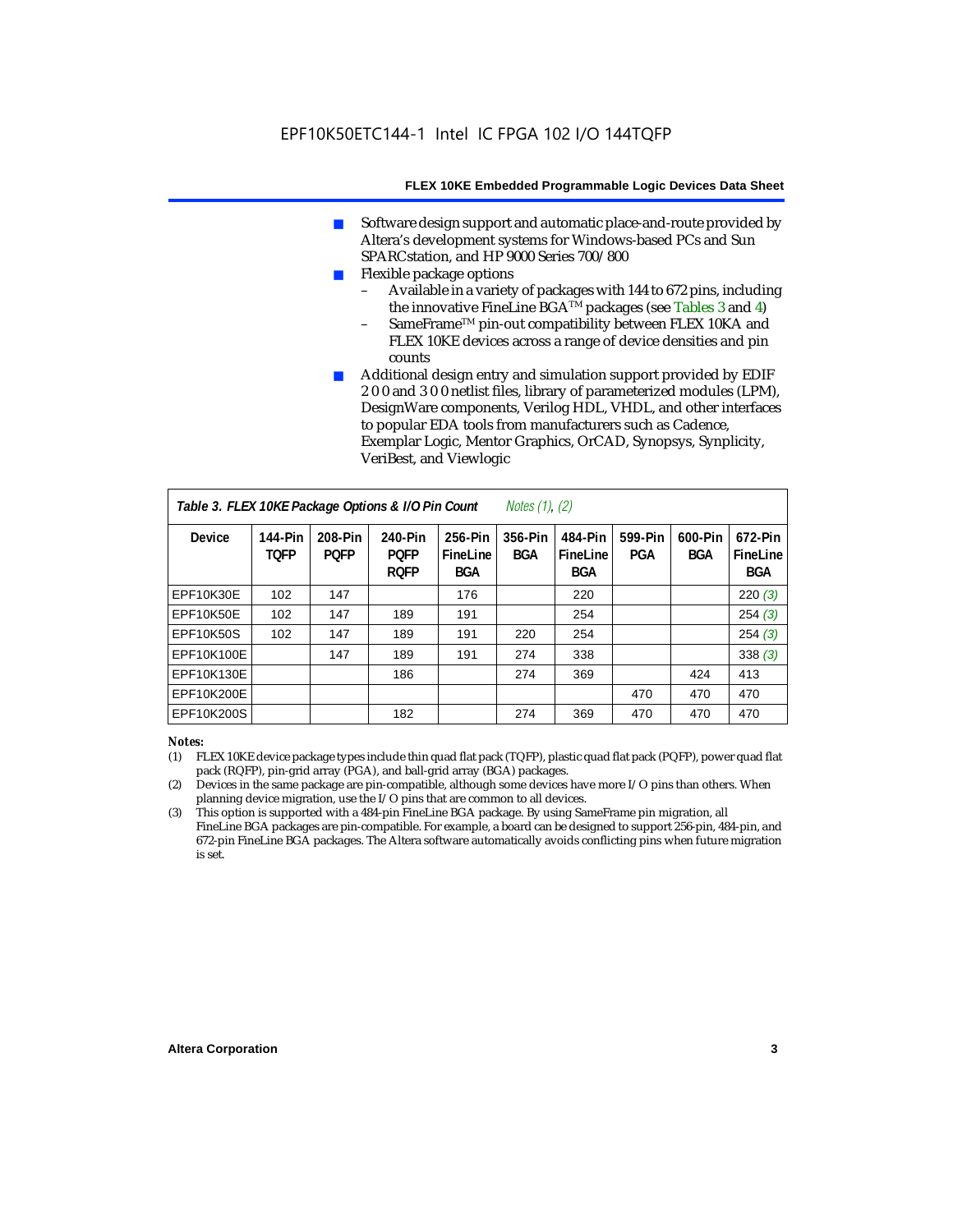- Software design support and automatic place-and-route provided by Altera's development systems for Windows-based PCs and Sun SPARCstation, and HP 9000 Series 700/800
- Flexible package options
  - Available in a variety of packages with 144 to 672 pins, including the innovative FineLine BGA™ packages (see Tables 3 and 4)
  - SameFrame™ pin-out compatibility between FLEX 10KA and FLEX 10KE devices across a range of device densities and pin counts
- Additional design entry and simulation support provided by EDIF 2 0 0 and 3 0 0 netlist files, library of parameterized modules (LPM), DesignWare components, Verilog HDL, VHDL, and other interfaces to popular EDA tools from manufacturers such as Cadence, Exemplar Logic, Mentor Graphics, OrCAD, Synopsys, Synplicity, VeriBest, and Viewlogic

**Table 3. FLEX 10KE Package Options & I/O Pin Count** *Notes (1), (2)*

| Device | 144-Pin TQFP | 208-Pin PQFP | 240-Pin PQFP RQFP | 256-Pin FineLine BGA | 356-Pin BGA | 484-Pin FineLine BGA | 599-Pin PGA | 600-Pin BGA | 672-Pin FineLine BGA |
|---|---|---|---|---|---|---|---|---|---|
| EPF10K30E | 102 | 147 | | 176 | | 220 | | | 220 *(3)* |
| EPF10K50E | 102 | 147 | 189 | 191 | | 254 | | | 254 *(3)* |
| EPF10K50S | 102 | 147 | 189 | 191 | 220 | 254 | | | 254 *(3)* |
| EPF10K100E | | 147 | 189 | 191 | 274 | 338 | | | 338 *(3)* |
| EPF10K130E | | | 186 | | 274 | 369 | | 424 | 413 |
| EPF10K200E | | | | | | | 470 | 470 | 470 |
| EPF10K200S | | | 182 | | 274 | 369 | 470 | 470 | 470 |

*Notes:*

(1) FLEX 10KE device package types include thin quad flat pack (TQFP), plastic quad flat pack (PQFP), power quad flat pack (RQFP), pin-grid array (PGA), and ball-grid array (BGA) packages.

(2) Devices in the same package are pin-compatible, although some devices have more I/O pins than others. When planning device migration, use the I/O pins that are common to all devices.

(3) This option is supported with a 484-pin FineLine BGA package. By using SameFrame pin migration, all FineLine BGA packages are pin-compatible. For example, a board can be designed to support 256-pin, 484-pin, and 672-pin FineLine BGA packages. The Altera software automatically avoids conflicting pins when future migration is set.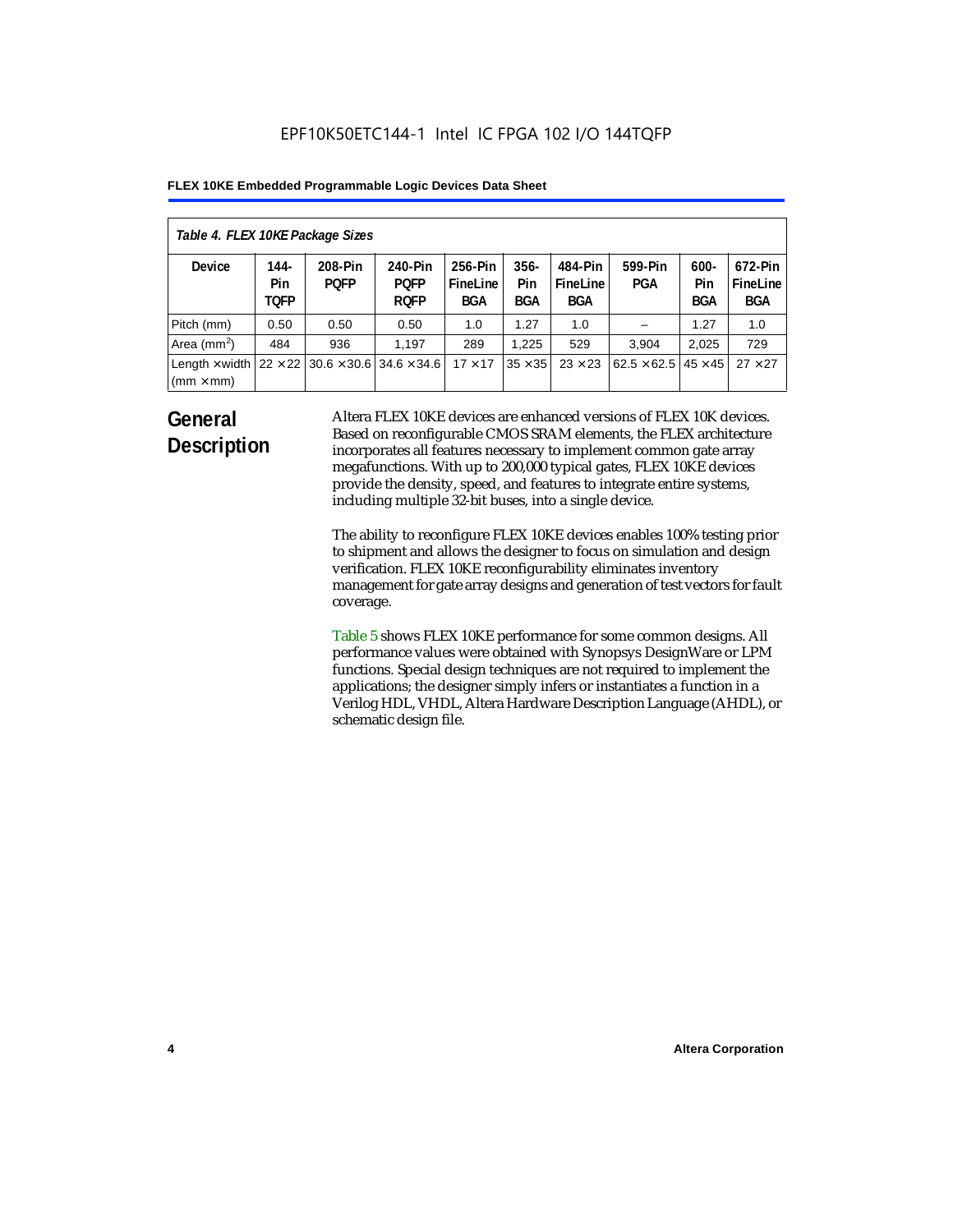*Table 4. FLEX 10KE Package Sizes*

| Device | 144-Pin TQFP | 208-Pin PQFP | 240-Pin PQFP RQFP | 256-Pin FineLine BGA | 356-Pin BGA | 484-Pin FineLine BGA | 599-Pin PGA | 600-Pin BGA | 672-Pin FineLine BGA |
|---|---|---|---|---|---|---|---|---|---|
| Pitch (mm) | 0.50 | 0.50 | 0.50 | 1.0 | 1.27 | 1.0 | – | 1.27 | 1.0 |
| Area ($mm^2$) | 484 | 936 | 1,197 | 289 | 1,225 | 529 | 3,904 | 2,025 | 729 |
| Length × width (mm × mm) | 22 × 22 | 30.6 × 30.6 | 34.6 × 34.6 | 17 × 17 | 35 × 35 | 23 × 23 | 62.5 × 62.5 | 45 × 45 | 27 × 27 |

## General Description

Altera FLEX 10KE devices are enhanced versions of FLEX 10K devices. Based on reconfigurable CMOS SRAM elements, the FLEX architecture incorporates all features necessary to implement common gate array megafunctions. With up to 200,000 typical gates, FLEX 10KE devices provide the density, speed, and features to integrate entire systems, including multiple 32-bit buses, into a single device.

The ability to reconfigure FLEX 10KE devices enables 100% testing prior to shipment and allows the designer to focus on simulation and design verification. FLEX 10KE reconfigurability eliminates inventory management for gate array designs and generation of test vectors for fault coverage.

Table 5 shows FLEX 10KE performance for some common designs. All performance values were obtained with Synopsys DesignWare or LPM functions. Special design techniques are not required to implement the applications; the designer simply infers or instantiates a function in a Verilog HDL, VHDL, Altera Hardware Description Language (AHDL), or schematic design file.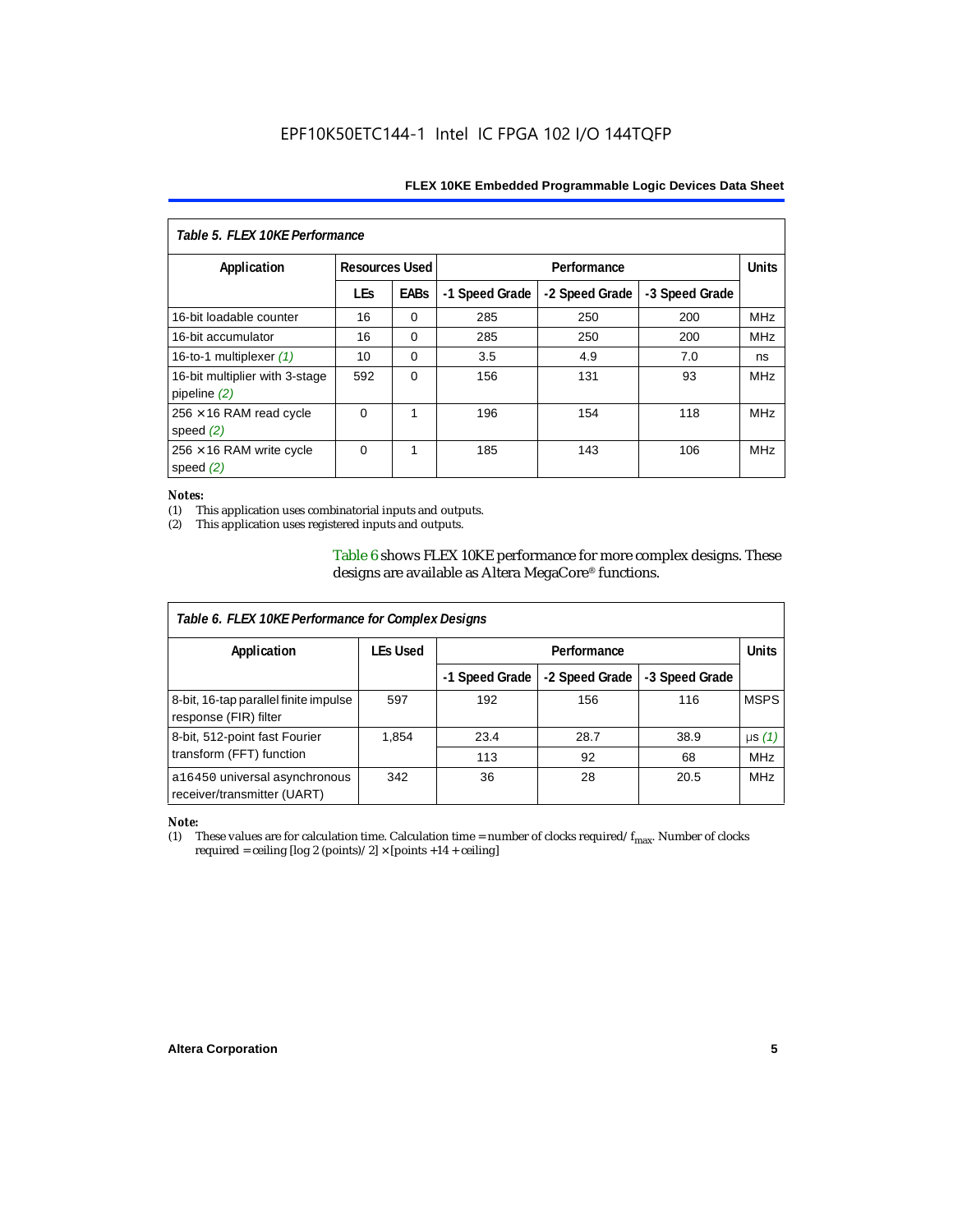| Table 5. FLEX 10KE Performance | | | | | | |
|---|---|---|---|---|---|---|
| Application | Resources Used | | Performance | | | Units |
| | LEs | EABs | -1 Speed Grade | -2 Speed Grade | -3 Speed Grade | |
| 16-bit loadable counter | 16 | 0 | 285 | 250 | 200 | MHz |
| 16-bit accumulator | 16 | 0 | 285 | 250 | 200 | MHz |
| 16-to-1 multiplexer *(1)* | 10 | 0 | 3.5 | 4.9 | 7.0 | ns |
| 16-bit multiplier with 3-stage pipeline *(2)* | 592 | 0 | 156 | 131 | 93 | MHz |
| 256 × 16 RAM read cycle speed *(2)* | 0 | 1 | 196 | 154 | 118 | MHz |
| 256 × 16 RAM write cycle speed *(2)* | 0 | 1 | 185 | 143 | 106 | MHz |

*Notes:*

(1) This application uses combinatorial inputs and outputs.

(2) This application uses registered inputs and outputs.

Table 6 shows FLEX 10KE performance for more complex designs. These designs are available as Altera MegaCore® functions.

| Table 6. FLEX 10KE Performance for Complex Designs | | | | | |
|---|---|---|---|---|---|
| Application | LEs Used | Performance | | | Units |
| | | -1 Speed Grade | -2 Speed Grade | -3 Speed Grade | |
| 8-bit, 16-tap parallel finite impulse response (FIR) filter | 597 | 192 | 156 | 116 | MSPS |
| 8-bit, 512-point fast Fourier transform (FFT) function | 1,854 | 23.4 | 28.7 | 38.9 | µs *(1)* |
| | | 113 | 92 | 68 | MHz |
| a16450 universal asynchronous receiver/transmitter (UART) | 342 | 36 | 28 | 20.5 | MHz |

*Note:*

(1) These values are for calculation time. Calculation time = number of clocks required/ $f_{max}$. Number of clocks required = ceiling [log 2 (points)/ 2] × [points +14 + ceiling]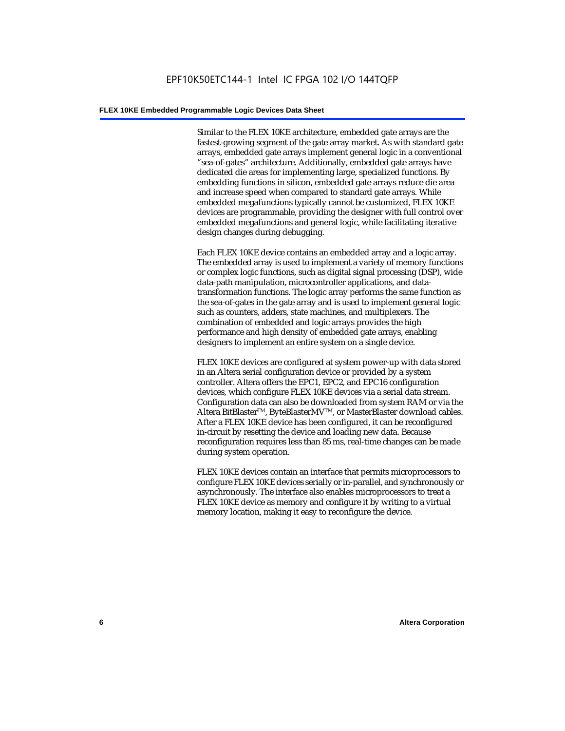Similar to the FLEX 10KE architecture, embedded gate arrays are the fastest-growing segment of the gate array market. As with standard gate arrays, embedded gate arrays implement general logic in a conventional "sea-of-gates" architecture. Additionally, embedded gate arrays have dedicated die areas for implementing large, specialized functions. By embedding functions in silicon, embedded gate arrays reduce die area and increase speed when compared to standard gate arrays. While embedded megafunctions typically cannot be customized, FLEX 10KE devices are programmable, providing the designer with full control over embedded megafunctions and general logic, while facilitating iterative design changes during debugging.

Each FLEX 10KE device contains an embedded array and a logic array. The embedded array is used to implement a variety of memory functions or complex logic functions, such as digital signal processing (DSP), wide data-path manipulation, microcontroller applications, and data-transformation functions. The logic array performs the same function as the sea-of-gates in the gate array and is used to implement general logic such as counters, adders, state machines, and multiplexers. The combination of embedded and logic arrays provides the high performance and high density of embedded gate arrays, enabling designers to implement an entire system on a single device.

FLEX 10KE devices are configured at system power-up with data stored in an Altera serial configuration device or provided by a system controller. Altera offers the EPC1, EPC2, and EPC16 configuration devices, which configure FLEX 10KE devices via a serial data stream. Configuration data can also be downloaded from system RAM or via the Altera BitBlaster™, ByteBlasterMV™, or MasterBlaster download cables. After a FLEX 10KE device has been configured, it can be reconfigured in-circuit by resetting the device and loading new data. Because reconfiguration requires less than 85 ms, real-time changes can be made during system operation.

FLEX 10KE devices contain an interface that permits microprocessors to configure FLEX 10KE devices serially or in-parallel, and synchronously or asynchronously. The interface also enables microprocessors to treat a FLEX 10KE device as memory and configure it by writing to a virtual memory location, making it easy to reconfigure the device.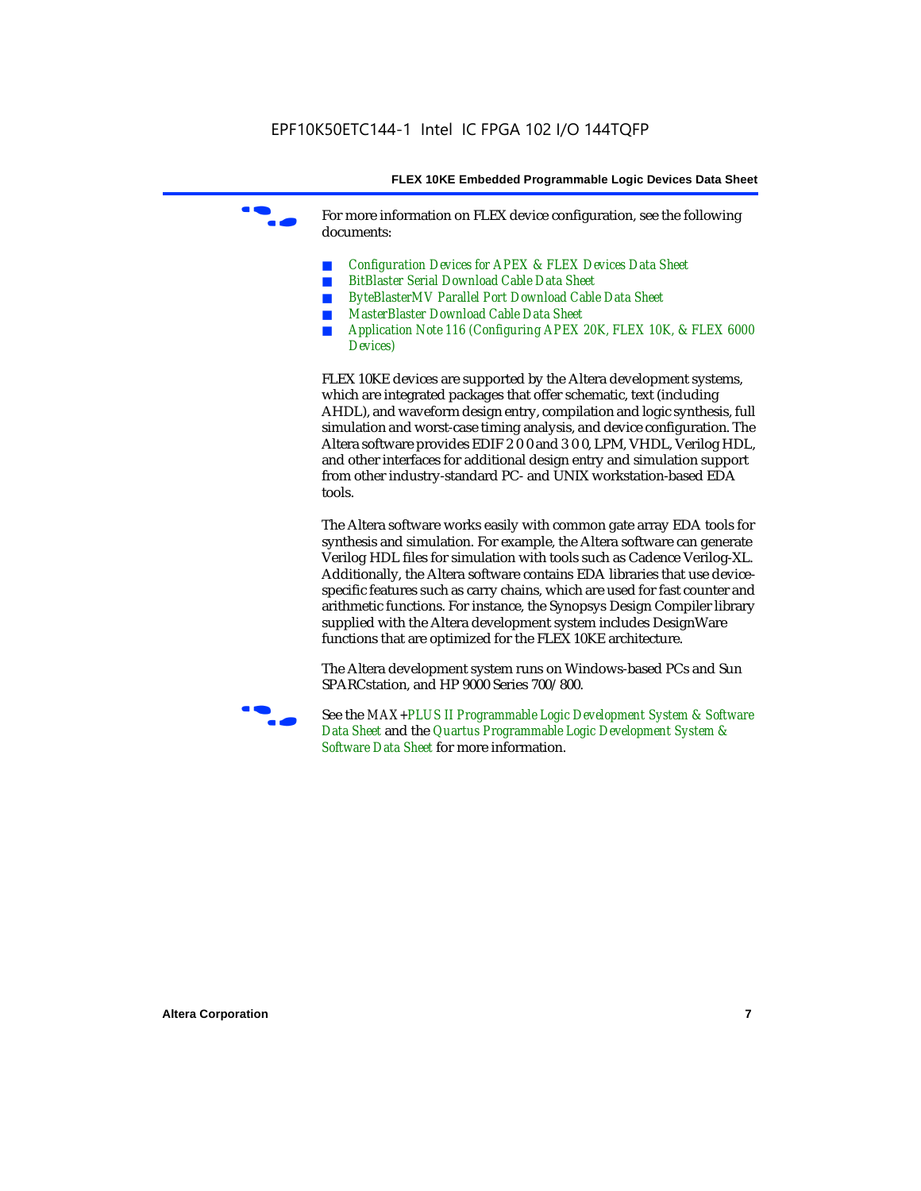For more information on FLEX device configuration, see the following documents:

- *Configuration Devices for APEX & FLEX Devices Data Sheet*
- *BitBlaster Serial Download Cable Data Sheet*
- *ByteBlasterMV Parallel Port Download Cable Data Sheet*
- *MasterBlaster Download Cable Data Sheet*
- *Application Note 116 (Configuring APEX 20K, FLEX 10K, & FLEX 6000 Devices)*

FLEX 10KE devices are supported by the Altera development systems, which are integrated packages that offer schematic, text (including AHDL), and waveform design entry, compilation and logic synthesis, full simulation and worst-case timing analysis, and device configuration. The Altera software provides EDIF 2 0 0 and 3 0 0, LPM, VHDL, Verilog HDL, and other interfaces for additional design entry and simulation support from other industry-standard PC- and UNIX workstation-based EDA tools.

The Altera software works easily with common gate array EDA tools for synthesis and simulation. For example, the Altera software can generate Verilog HDL files for simulation with tools such as Cadence Verilog-XL. Additionally, the Altera software contains EDA libraries that use device-specific features such as carry chains, which are used for fast counter and arithmetic functions. For instance, the Synopsys Design Compiler library supplied with the Altera development system includes DesignWare functions that are optimized for the FLEX 10KE architecture.

The Altera development system runs on Windows-based PCs and Sun SPARCstation, and HP 9000 Series 700/800.

See the *MAX+PLUS II Programmable Logic Development System & Software Data Sheet* and the *Quartus Programmable Logic Development System & Software Data Sheet* for more information.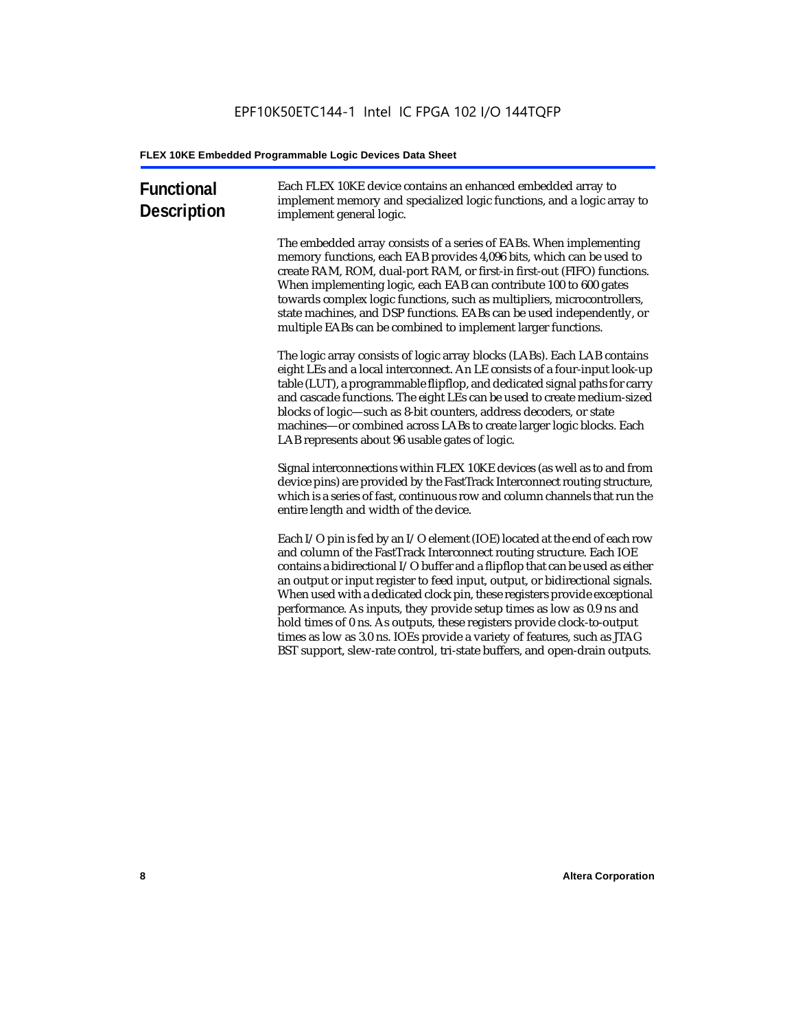## Functional Description

Each FLEX 10KE device contains an enhanced embedded array to implement memory and specialized logic functions, and a logic array to implement general logic.

The embedded array consists of a series of EABs. When implementing memory functions, each EAB provides 4,096 bits, which can be used to create RAM, ROM, dual-port RAM, or first-in first-out (FIFO) functions. When implementing logic, each EAB can contribute 100 to 600 gates towards complex logic functions, such as multipliers, microcontrollers, state machines, and DSP functions. EABs can be used independently, or multiple EABs can be combined to implement larger functions.

The logic array consists of logic array blocks (LABs). Each LAB contains eight LEs and a local interconnect. An LE consists of a four-input look-up table (LUT), a programmable flipflop, and dedicated signal paths for carry and cascade functions. The eight LEs can be used to create medium-sized blocks of logic—such as 8-bit counters, address decoders, or state machines—or combined across LABs to create larger logic blocks. Each LAB represents about 96 usable gates of logic.

Signal interconnections within FLEX 10KE devices (as well as to and from device pins) are provided by the FastTrack Interconnect routing structure, which is a series of fast, continuous row and column channels that run the entire length and width of the device.

Each I/O pin is fed by an I/O element (IOE) located at the end of each row and column of the FastTrack Interconnect routing structure. Each IOE contains a bidirectional I/O buffer and a flipflop that can be used as either an output or input register to feed input, output, or bidirectional signals. When used with a dedicated clock pin, these registers provide exceptional performance. As inputs, they provide setup times as low as 0.9 ns and hold times of 0 ns. As outputs, these registers provide clock-to-output times as low as 3.0 ns. IOEs provide a variety of features, such as JTAG BST support, slew-rate control, tri-state buffers, and open-drain outputs.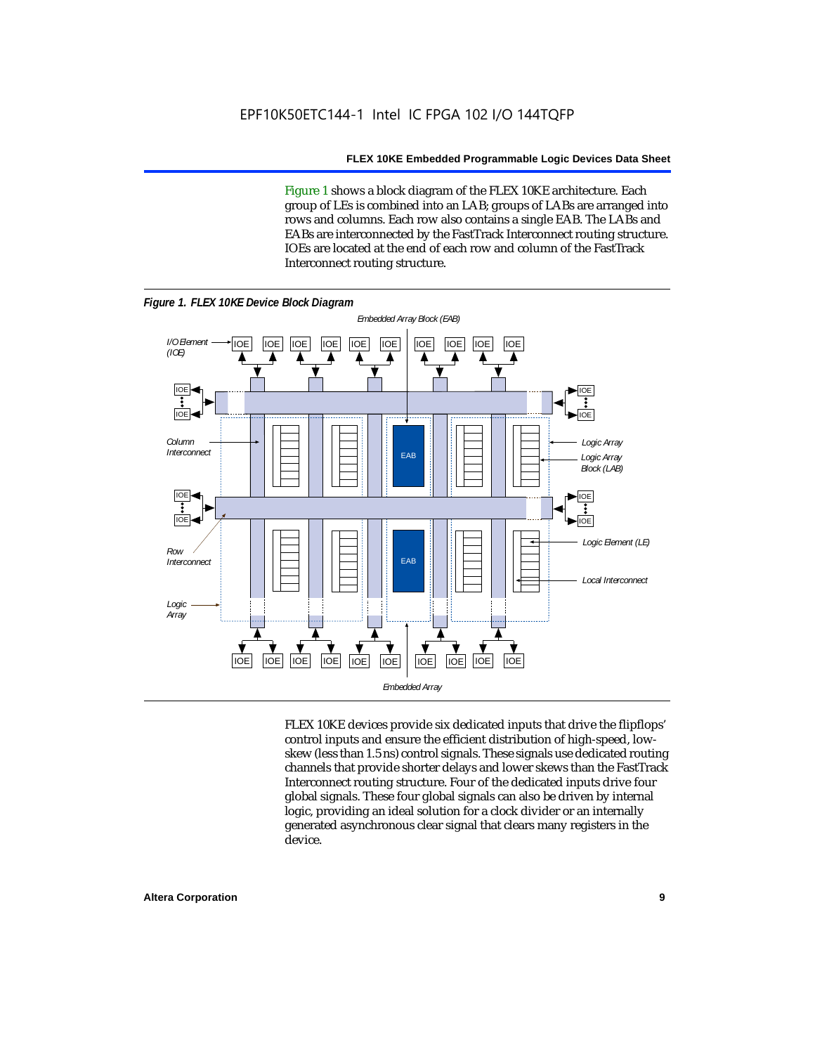Figure 1 shows a block diagram of the FLEX 10KE architecture. Each group of LEs is combined into an LAB; groups of LABs are arranged into rows and columns. Each row also contains a single EAB. The LABs and EABs are interconnected by the FastTrack Interconnect routing structure. IOEs are located at the end of each row and column of the FastTrack Interconnect routing structure.

**Figure 1. FLEX 10KE Device Block Diagram**

FLEX 10KE devices provide six dedicated inputs that drive the flipflops' control inputs and ensure the efficient distribution of high-speed, low-skew (less than 1.5 ns) control signals. These signals use dedicated routing channels that provide shorter delays and lower skews than the FastTrack Interconnect routing structure. Four of the dedicated inputs drive four global signals. These four global signals can also be driven by internal logic, providing an ideal solution for a clock divider or an internally generated asynchronous clear signal that clears many registers in the device.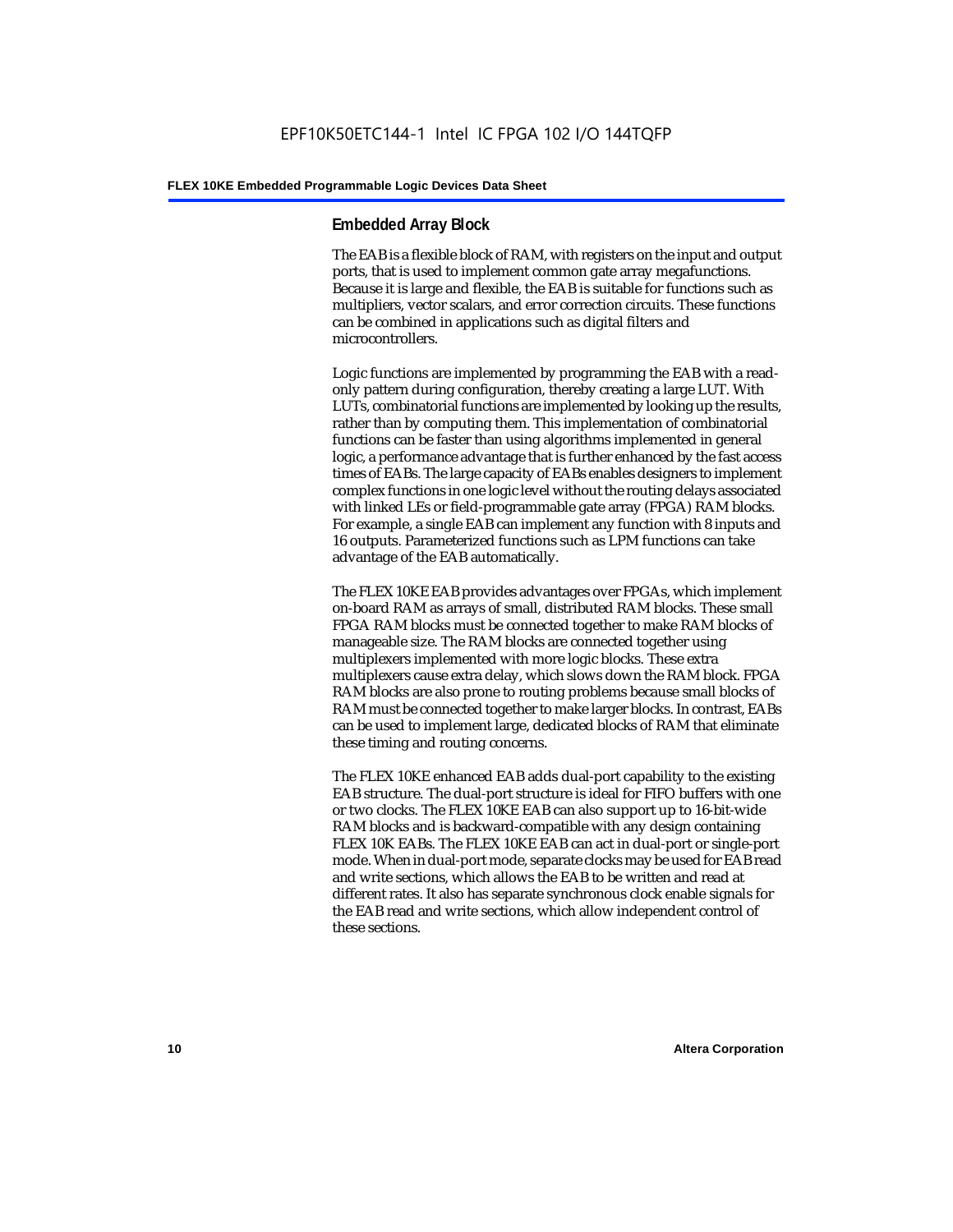## Embedded Array Block

The EAB is a flexible block of RAM, with registers on the input and output ports, that is used to implement common gate array megafunctions. Because it is large and flexible, the EAB is suitable for functions such as multipliers, vector scalars, and error correction circuits. These functions can be combined in applications such as digital filters and microcontrollers.

Logic functions are implemented by programming the EAB with a read-only pattern during configuration, thereby creating a large LUT. With LUTs, combinatorial functions are implemented by looking up the results, rather than by computing them. This implementation of combinatorial functions can be faster than using algorithms implemented in general logic, a performance advantage that is further enhanced by the fast access times of EABs. The large capacity of EABs enables designers to implement complex functions in one logic level without the routing delays associated with linked LEs or field-programmable gate array (FPGA) RAM blocks. For example, a single EAB can implement any function with 8 inputs and 16 outputs. Parameterized functions such as LPM functions can take advantage of the EAB automatically.

The FLEX 10KE EAB provides advantages over FPGAs, which implement on-board RAM as arrays of small, distributed RAM blocks. These small FPGA RAM blocks must be connected together to make RAM blocks of manageable size. The RAM blocks are connected together using multiplexers implemented with more logic blocks. These extra multiplexers cause extra delay, which slows down the RAM block. FPGA RAM blocks are also prone to routing problems because small blocks of RAM must be connected together to make larger blocks. In contrast, EABs can be used to implement large, dedicated blocks of RAM that eliminate these timing and routing concerns.

The FLEX 10KE enhanced EAB adds dual-port capability to the existing EAB structure. The dual-port structure is ideal for FIFO buffers with one or two clocks. The FLEX 10KE EAB can also support up to 16-bit-wide RAM blocks and is backward-compatible with any design containing FLEX 10K EABs. The FLEX 10KE EAB can act in dual-port or single-port mode. When in dual-port mode, separate clocks may be used for EAB read and write sections, which allows the EAB to be written and read at different rates. It also has separate synchronous clock enable signals for the EAB read and write sections, which allow independent control of these sections.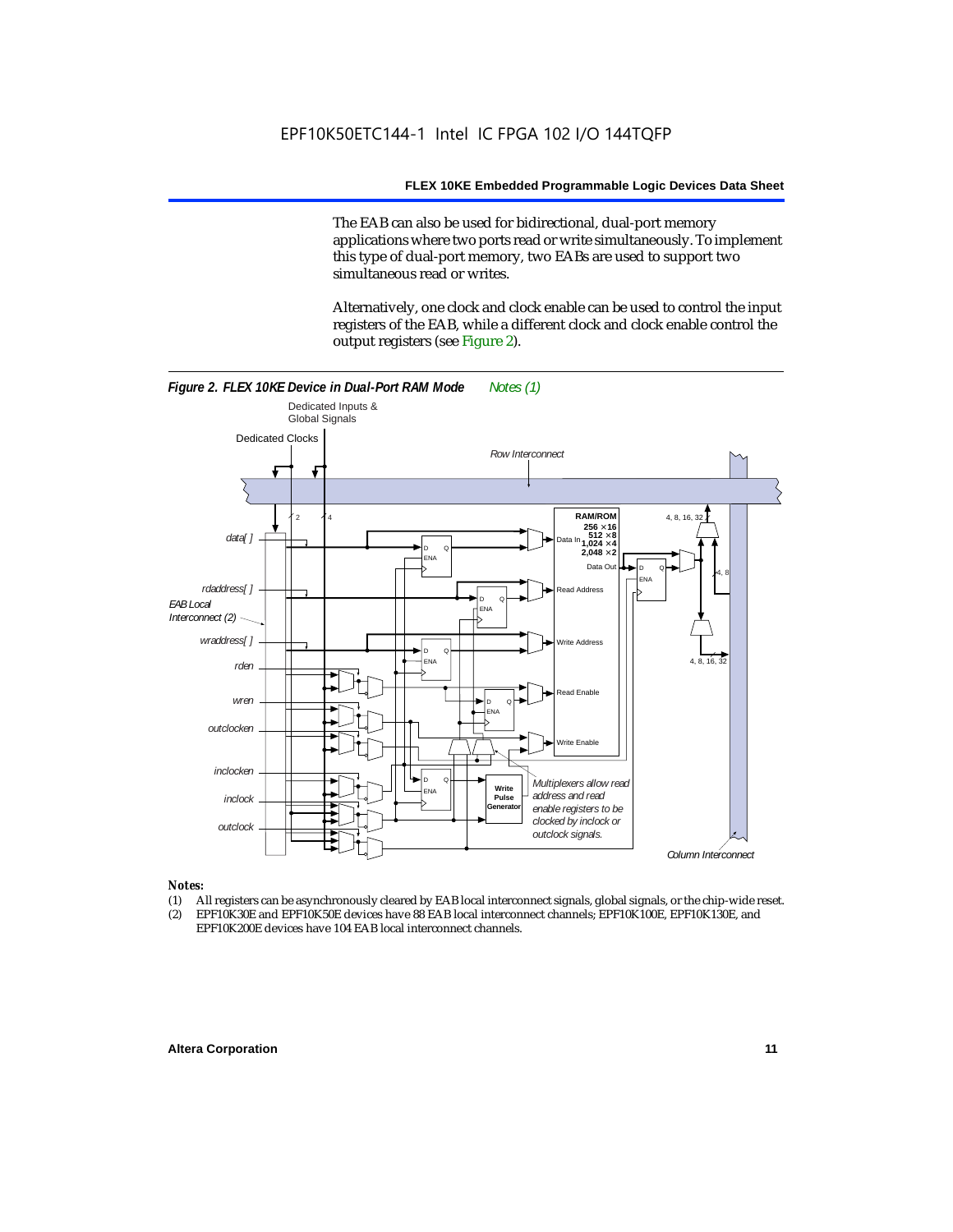The EAB can also be used for bidirectional, dual-port memory applications where two ports read or write simultaneously. To implement this type of dual-port memory, two EABs are used to support two simultaneous read or writes.

Alternatively, one clock and clock enable can be used to control the input registers of the EAB, while a different clock and clock enable control the output registers (see Figure 2).

***Figure 2. FLEX 10KE Device in Dual-Port RAM Mode*** *Notes (1)*

*Notes:*

(1) All registers can be asynchronously cleared by EAB local interconnect signals, global signals, or the chip-wide reset.
(2) EPF10K30E and EPF10K50E devices have 88 EAB local interconnect channels; EPF10K100E, EPF10K130E, and EPF10K200E devices have 104 EAB local interconnect channels.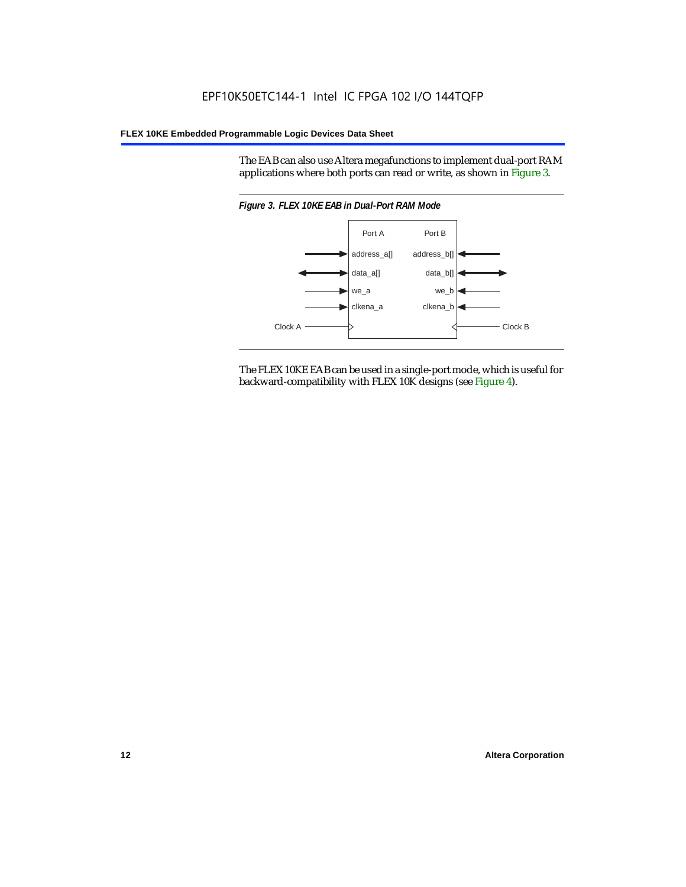The EAB can also use Altera megafunctions to implement dual-port RAM applications where both ports can read or write, as shown in Figure 3.

*Figure 3. FLEX 10KE EAB in Dual-Port RAM Mode*

The FLEX 10KE EAB can be used in a single-port mode, which is useful for backward-compatibility with FLEX 10K designs (see Figure 4).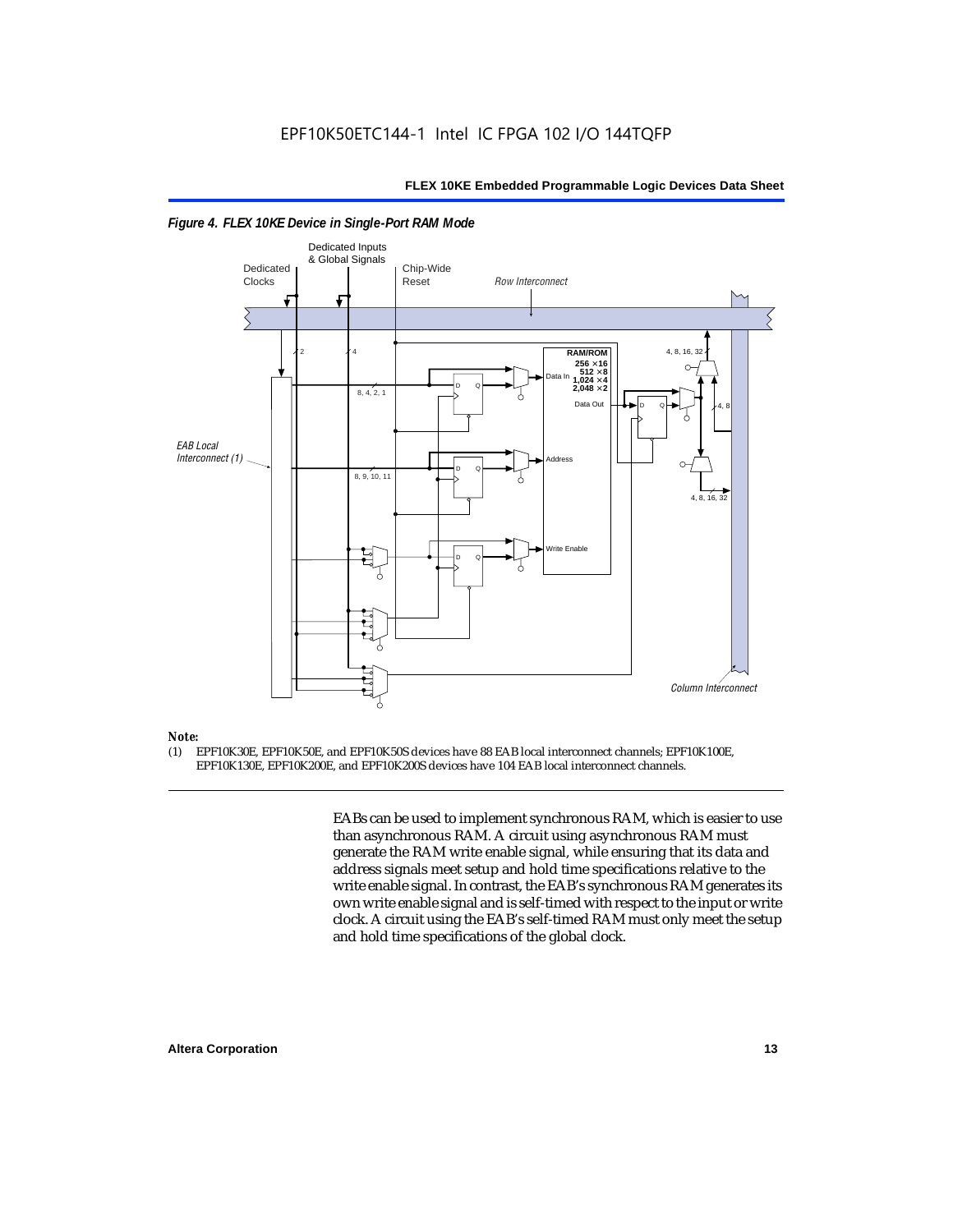*Figure 4. FLEX 10KE Device in Single-Port RAM Mode*

**Note:**

(1) EPF10K30E, EPF10K50E, and EPF10K50S devices have 88 EAB local interconnect channels; EPF10K100E, EPF10K130E, EPF10K200E, and EPF10K200S devices have 104 EAB local interconnect channels.

EABs can be used to implement synchronous RAM, which is easier to use than asynchronous RAM. A circuit using asynchronous RAM must generate the RAM write enable signal, while ensuring that its data and address signals meet setup and hold time specifications relative to the write enable signal. In contrast, the EAB's synchronous RAM generates its own write enable signal and is self-timed with respect to the input or write clock. A circuit using the EAB's self-timed RAM must only meet the setup and hold time specifications of the global clock.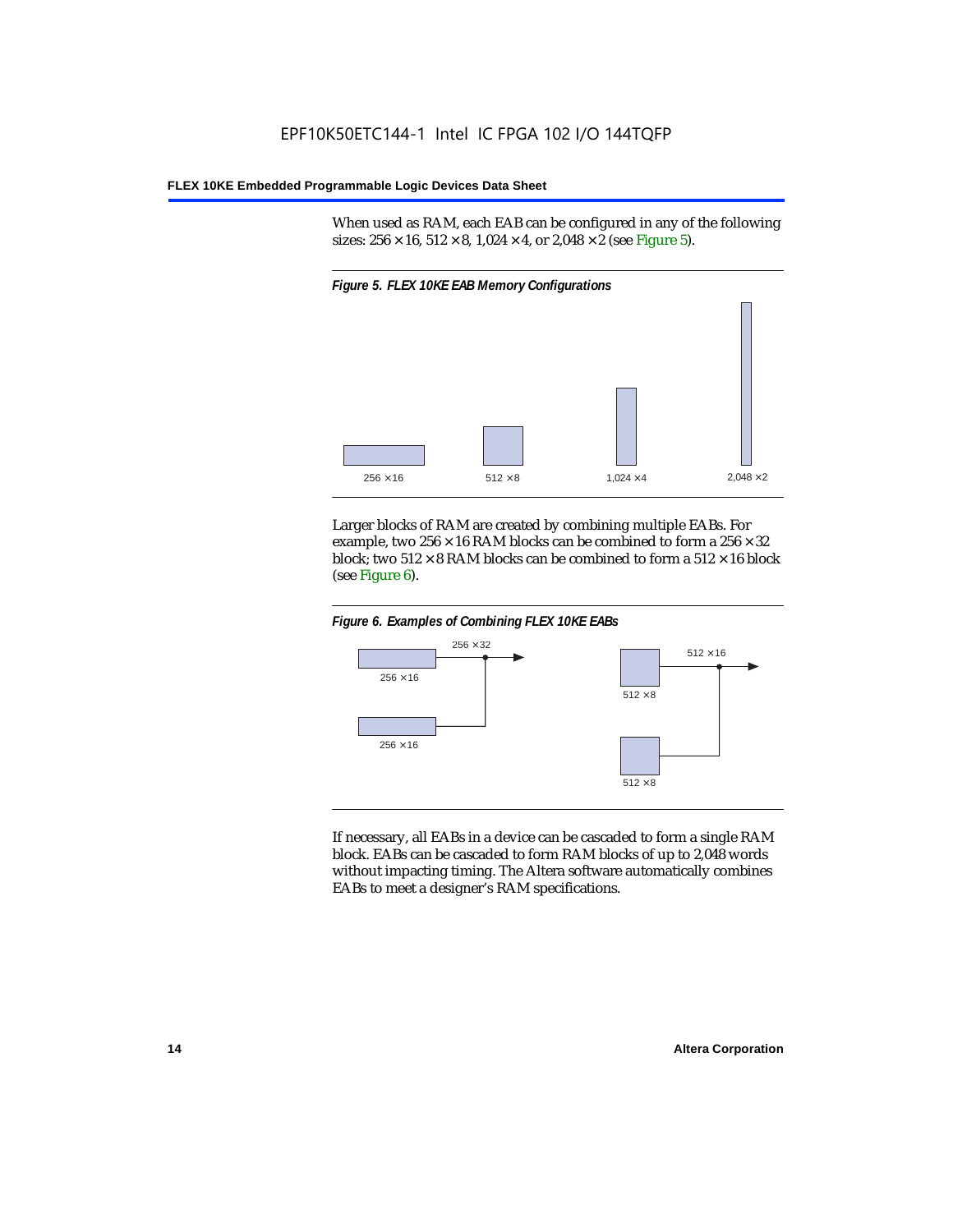When used as RAM, each EAB can be configured in any of the following sizes: 256 × 16, 512 × 8, 1,024 × 4, or 2,048 × 2 (see Figure 5).

*Figure 5. FLEX 10KE EAB Memory Configurations*

256 × 16 512 × 8 1,024 × 4 2,048 × 2

Larger blocks of RAM are created by combining multiple EABs. For example, two 256 × 16 RAM blocks can be combined to form a 256 × 32 block; two 512 × 8 RAM blocks can be combined to form a 512 × 16 block (see Figure 6).

*Figure 6. Examples of Combining FLEX 10KE EABs*

256 × 32 256 × 16 256 × 16 512 × 16 512 × 8 512 × 8

If necessary, all EABs in a device can be cascaded to form a single RAM block. EABs can be cascaded to form RAM blocks of up to 2,048 words without impacting timing. The Altera software automatically combines EABs to meet a designer's RAM specifications.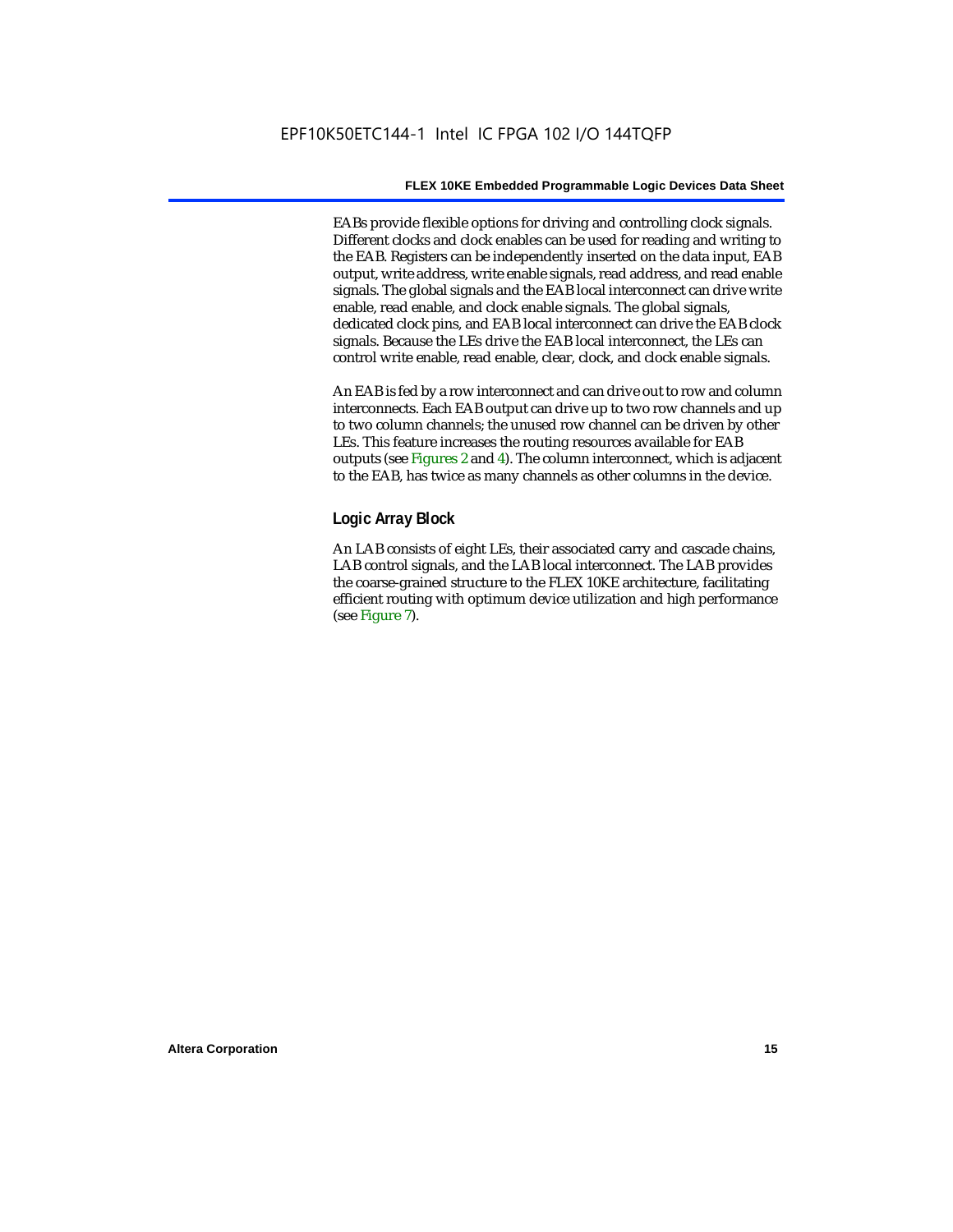EABs provide flexible options for driving and controlling clock signals. Different clocks and clock enables can be used for reading and writing to the EAB. Registers can be independently inserted on the data input, EAB output, write address, write enable signals, read address, and read enable signals. The global signals and the EAB local interconnect can drive write enable, read enable, and clock enable signals. The global signals, dedicated clock pins, and EAB local interconnect can drive the EAB clock signals. Because the LEs drive the EAB local interconnect, the LEs can control write enable, read enable, clear, clock, and clock enable signals.

An EAB is fed by a row interconnect and can drive out to row and column interconnects. Each EAB output can drive up to two row channels and up to two column channels; the unused row channel can be driven by other LEs. This feature increases the routing resources available for EAB outputs (see Figures 2 and 4). The column interconnect, which is adjacent to the EAB, has twice as many channels as other columns in the device.

### Logic Array Block

An LAB consists of eight LEs, their associated carry and cascade chains, LAB control signals, and the LAB local interconnect. The LAB provides the coarse-grained structure to the FLEX 10KE architecture, facilitating efficient routing with optimum device utilization and high performance (see Figure 7).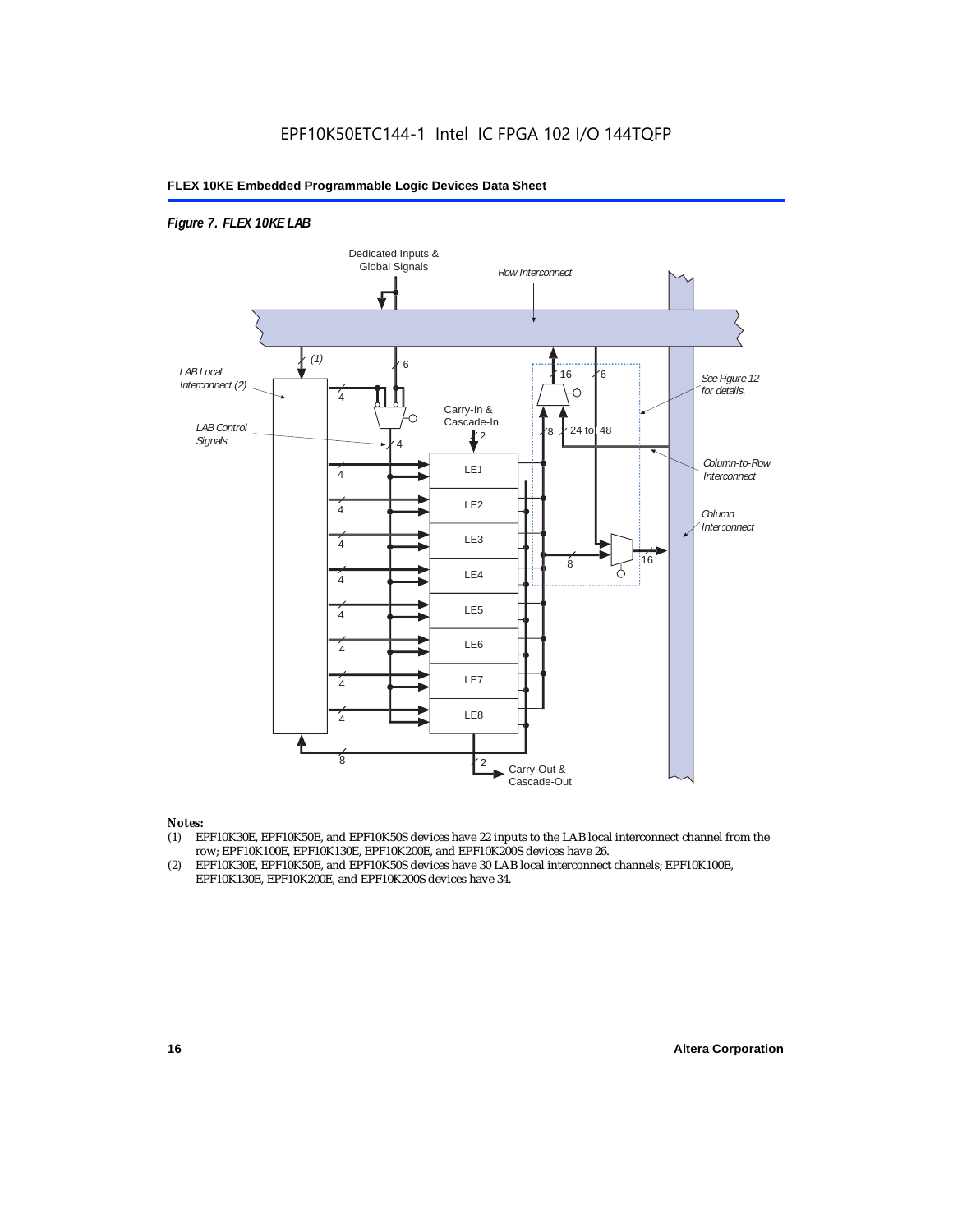*Figure 7. FLEX 10KE LAB*

Dedicated Inputs & Global Signals

Row Interconnect

LAB Local Interconnect (2)

LAB Control Signals

Carry-In & Cascade-In

See Figure 12 for details.

Column-to-Row Interconnect

Column Interconnect

LE1 LE2 LE3 LE4 LE5 LE6 LE7 LE8

Carry-Out & Cascade-Out

*Notes:*

(1) EPF10K30E, EPF10K50E, and EPF10K50S devices have 22 inputs to the LAB local interconnect channel from the row; EPF10K100E, EPF10K130E, EPF10K200E, and EPF10K200S devices have 26.

(2) EPF10K30E, EPF10K50E, and EPF10K50S devices have 30 LAB local interconnect channels; EPF10K100E, EPF10K130E, EPF10K200E, and EPF10K200S devices have 34.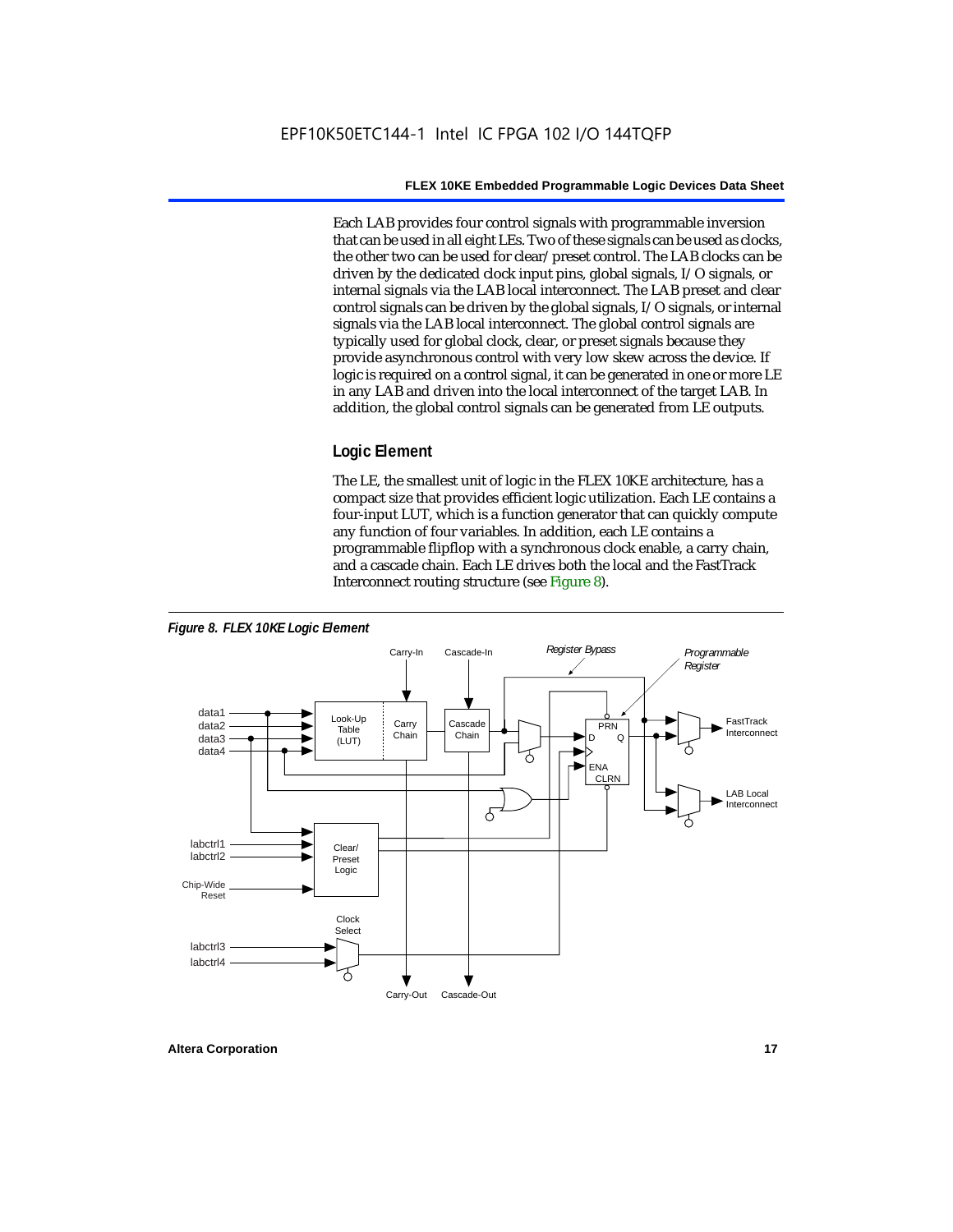Each LAB provides four control signals with programmable inversion that can be used in all eight LEs. Two of these signals can be used as clocks, the other two can be used for clear/preset control. The LAB clocks can be driven by the dedicated clock input pins, global signals, I/O signals, or internal signals via the LAB local interconnect. The LAB preset and clear control signals can be driven by the global signals, I/O signals, or internal signals via the LAB local interconnect. The global control signals are typically used for global clock, clear, or preset signals because they provide asynchronous control with very low skew across the device. If logic is required on a control signal, it can be generated in one or more LE in any LAB and driven into the local interconnect of the target LAB. In addition, the global control signals can be generated from LE outputs.

## Logic Element

The LE, the smallest unit of logic in the FLEX 10KE architecture, has a compact size that provides efficient logic utilization. Each LE contains a four-input LUT, which is a function generator that can quickly compute any function of four variables. In addition, each LE contains a programmable flipflop with a synchronous clock enable, a carry chain, and a cascade chain. Each LE drives both the local and the FastTrack Interconnect routing structure (see Figure 8).

*Figure 8. FLEX 10KE Logic Element*

Carry-In, Cascade-In, Register Bypass, Programmable Register, data1, data2, data3, data4, Look-Up Table (LUT), Carry Chain, Cascade Chain, PRN, D, Q, ENA, CLRN, FastTrack Interconnect, LAB Local Interconnect, labctrl1, labctrl2, Clear/Preset Logic, Chip-Wide Reset, Clock Select, labctrl3, labctrl4, Carry-Out, Cascade-Out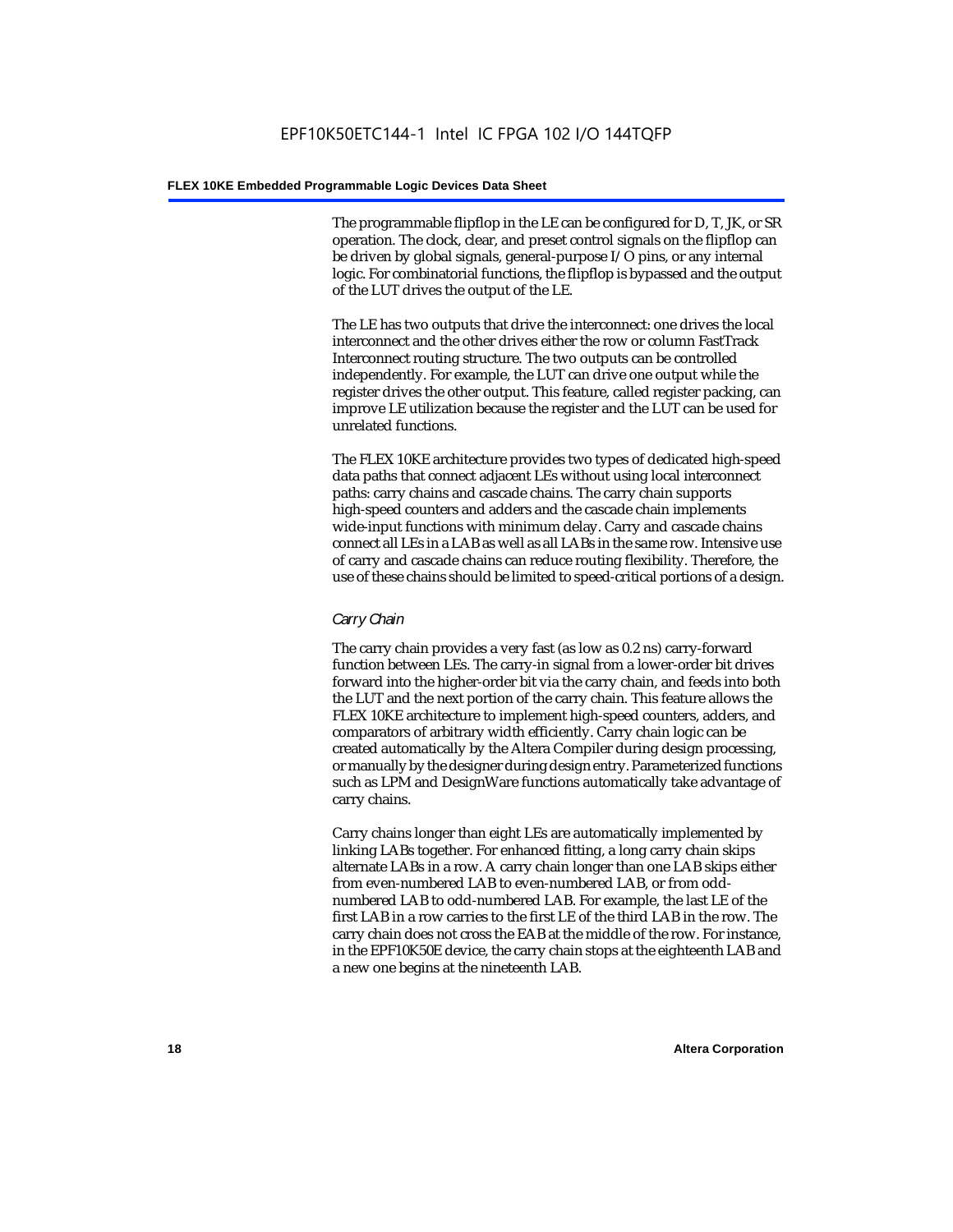The programmable flipflop in the LE can be configured for D, T, JK, or SR operation. The clock, clear, and preset control signals on the flipflop can be driven by global signals, general-purpose I/O pins, or any internal logic. For combinatorial functions, the flipflop is bypassed and the output of the LUT drives the output of the LE.

The LE has two outputs that drive the interconnect: one drives the local interconnect and the other drives either the row or column FastTrack Interconnect routing structure. The two outputs can be controlled independently. For example, the LUT can drive one output while the register drives the other output. This feature, called register packing, can improve LE utilization because the register and the LUT can be used for unrelated functions.

The FLEX 10KE architecture provides two types of dedicated high-speed data paths that connect adjacent LEs without using local interconnect paths: carry chains and cascade chains. The carry chain supports high-speed counters and adders and the cascade chain implements wide-input functions with minimum delay. Carry and cascade chains connect all LEs in a LAB as well as all LABs in the same row. Intensive use of carry and cascade chains can reduce routing flexibility. Therefore, the use of these chains should be limited to speed-critical portions of a design.

### *Carry Chain*

The carry chain provides a very fast (as low as 0.2 ns) carry-forward function between LEs. The carry-in signal from a lower-order bit drives forward into the higher-order bit via the carry chain, and feeds into both the LUT and the next portion of the carry chain. This feature allows the FLEX 10KE architecture to implement high-speed counters, adders, and comparators of arbitrary width efficiently. Carry chain logic can be created automatically by the Altera Compiler during design processing, or manually by the designer during design entry. Parameterized functions such as LPM and DesignWare functions automatically take advantage of carry chains.

Carry chains longer than eight LEs are automatically implemented by linking LABs together. For enhanced fitting, a long carry chain skips alternate LABs in a row. A carry chain longer than one LAB skips either from even-numbered LAB to even-numbered LAB, or from odd-numbered LAB to odd-numbered LAB. For example, the last LE of the first LAB in a row carries to the first LE of the third LAB in the row. The carry chain does not cross the EAB at the middle of the row. For instance, in the EPF10K50E device, the carry chain stops at the eighteenth LAB and a new one begins at the nineteenth LAB.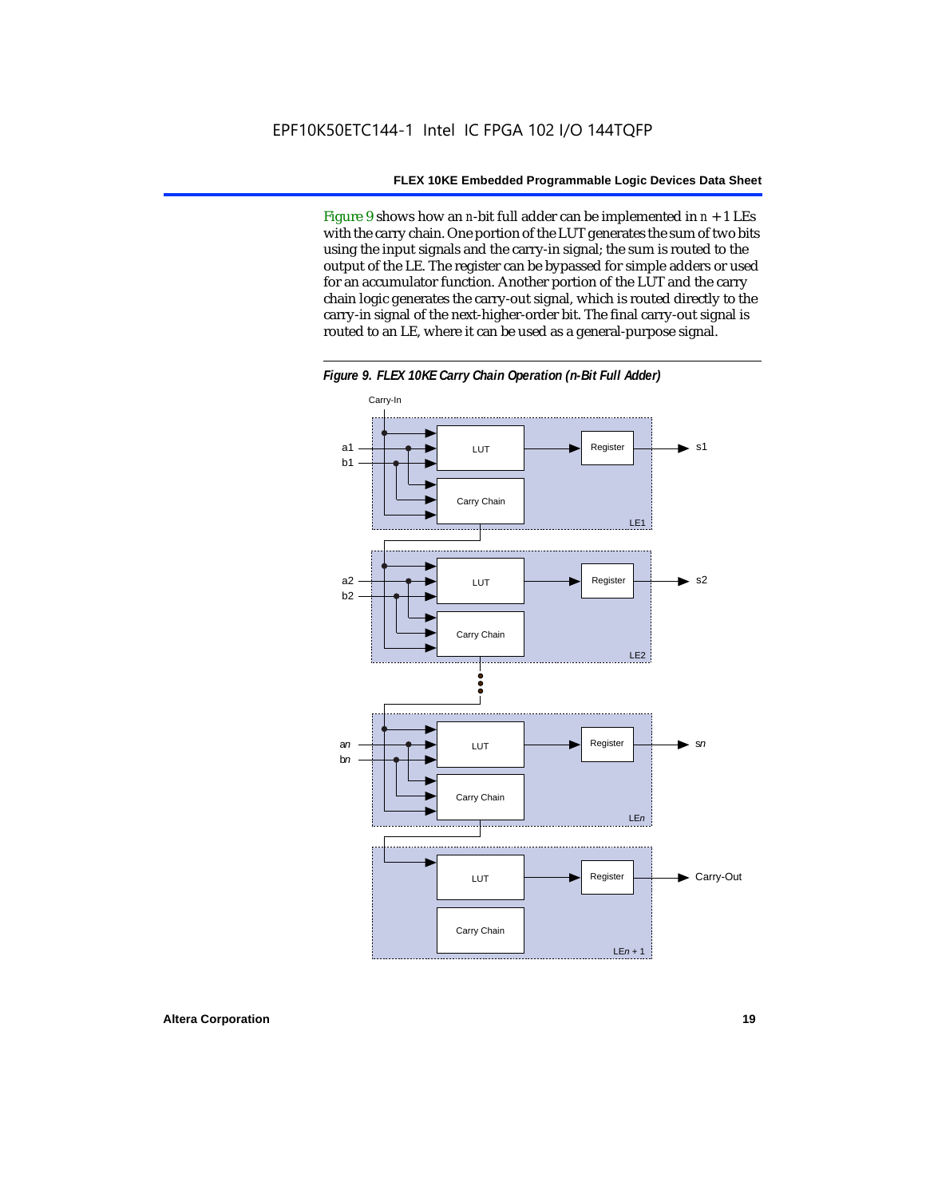Figure 9 shows how an $n$-bit full adder can be implemented in $n + 1$ LEs with the carry chain. One portion of the LUT generates the sum of two bits using the input signals and the carry-in signal; the sum is routed to the output of the LE. The register can be bypassed for simple adders or used for an accumulator function. Another portion of the LUT and the carry chain logic generates the carry-out signal, which is routed directly to the carry-in signal of the next-higher-order bit. The final carry-out signal is routed to an LE, where it can be used as a general-purpose signal.

***Figure 9. FLEX 10KE Carry Chain Operation (n-Bit Full Adder)***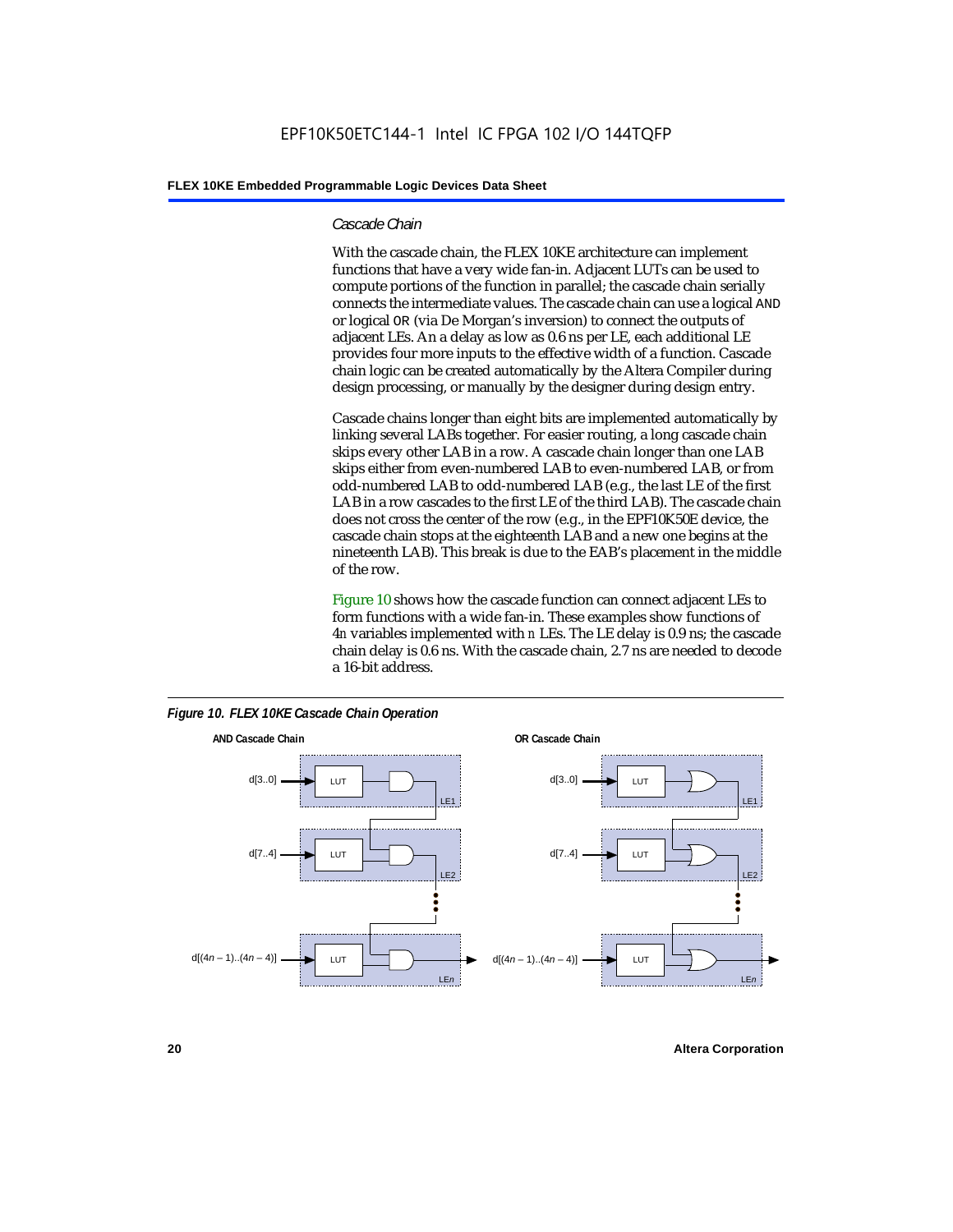#### *Cascade Chain*

With the cascade chain, the FLEX 10KE architecture can implement functions that have a very wide fan-in. Adjacent LUTs can be used to compute portions of the function in parallel; the cascade chain serially connects the intermediate values. The cascade chain can use a logical AND or logical OR (via De Morgan's inversion) to connect the outputs of adjacent LEs. An a delay as low as 0.6 ns per LE, each additional LE provides four more inputs to the effective width of a function. Cascade chain logic can be created automatically by the Altera Compiler during design processing, or manually by the designer during design entry.

Cascade chains longer than eight bits are implemented automatically by linking several LABs together. For easier routing, a long cascade chain skips every other LAB in a row. A cascade chain longer than one LAB skips either from even-numbered LAB to even-numbered LAB, or from odd-numbered LAB to odd-numbered LAB (e.g., the last LE of the first LAB in a row cascades to the first LE of the third LAB). The cascade chain does not cross the center of the row (e.g., in the EPF10K50E device, the cascade chain stops at the eighteenth LAB and a new one begins at the nineteenth LAB). This break is due to the EAB's placement in the middle of the row.

Figure 10 shows how the cascade function can connect adjacent LEs to form functions with a wide fan-in. These examples show functions of $4n$ variables implemented with $n$ LEs. The LE delay is 0.9 ns; the cascade chain delay is 0.6 ns. With the cascade chain, 2.7 ns are needed to decode a 16-bit address.

*Figure 10. FLEX 10KE Cascade Chain Operation*

**AND Cascade Chain**

d[3..0] → LUT → AND (LE1)
d[7..4] → LUT → AND (LE2)
d[(4$n$ – 1)..(4$n$ – 4)] → LUT → AND (LE$n$)

**OR Cascade Chain**

d[3..0] → LUT → OR (LE1)
d[7..4] → LUT → OR (LE2)
d[(4$n$ – 1)..(4$n$ – 4)] → LUT → OR (LE$n$)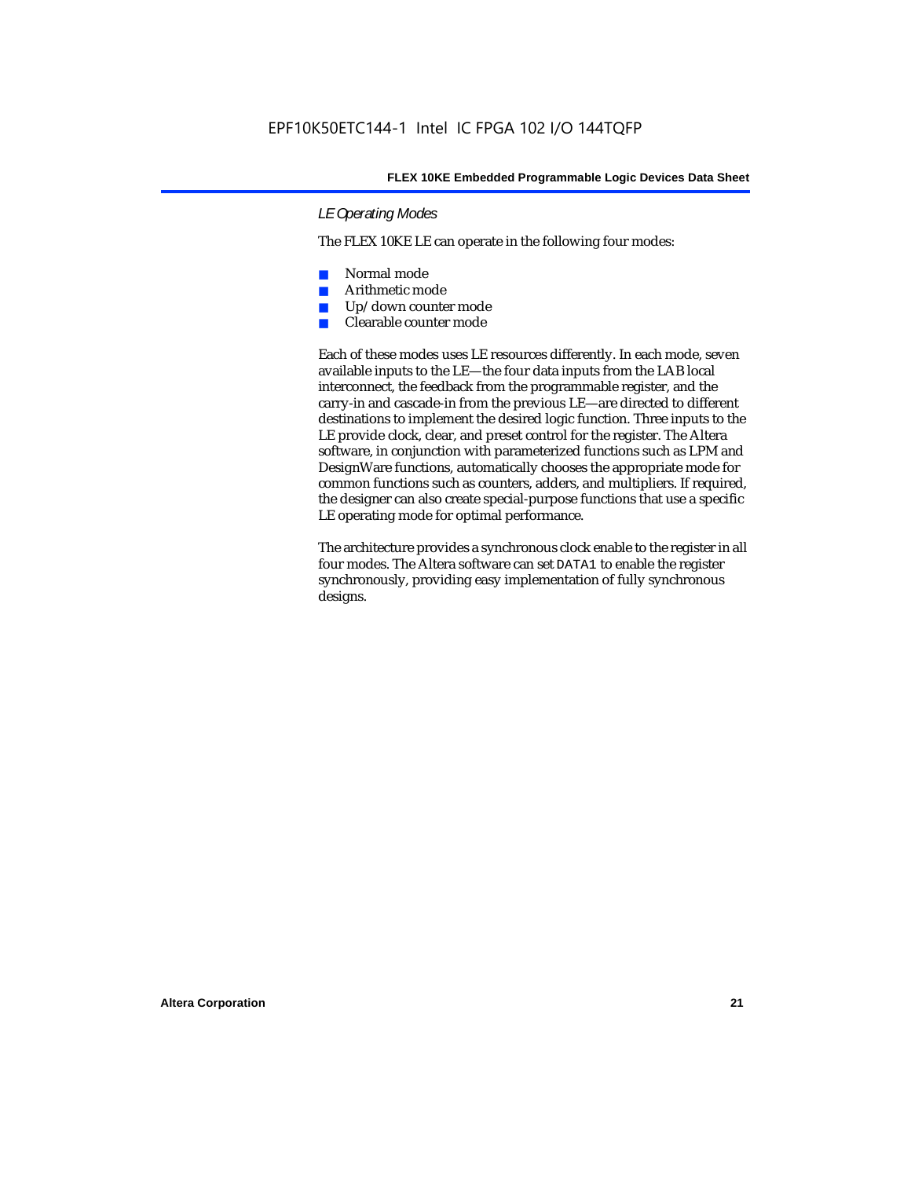### *LE Operating Modes*

The FLEX 10KE LE can operate in the following four modes:

- Normal mode
- Arithmetic mode
- Up/down counter mode
- Clearable counter mode

Each of these modes uses LE resources differently. In each mode, seven available inputs to the LE—the four data inputs from the LAB local interconnect, the feedback from the programmable register, and the carry-in and cascade-in from the previous LE—are directed to different destinations to implement the desired logic function. Three inputs to the LE provide clock, clear, and preset control for the register. The Altera software, in conjunction with parameterized functions such as LPM and DesignWare functions, automatically chooses the appropriate mode for common functions such as counters, adders, and multipliers. If required, the designer can also create special-purpose functions that use a specific LE operating mode for optimal performance.

The architecture provides a synchronous clock enable to the register in all four modes. The Altera software can set `DATA1` to enable the register synchronously, providing easy implementation of fully synchronous designs.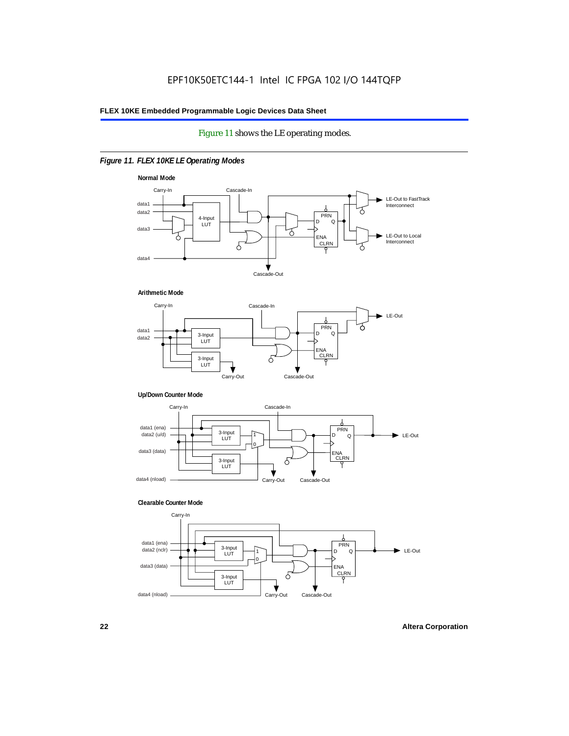Figure 11 shows the LE operating modes.

*Figure 11. FLEX 10KE LE Operating Modes*

**Normal Mode**

Carry-In, Cascade-In, data1, data2, data3, data4, 4-Input LUT, PRN, D, Q, ENA, CLRN, LE-Out to FastTrack Interconnect, LE-Out to Local Interconnect, Cascade-Out

**Arithmetic Mode**

Carry-In, Cascade-In, data1, data2, 3-Input LUT, 3-Input LUT, PRN, D, Q, ENA, CLRN, LE-Out, Carry-Out, Cascade-Out

**Up/Down Counter Mode**

Carry-In, Cascade-In, data1 (ena), data2 (u/d), data3 (data), data4 (nload), 3-Input LUT, 3-Input LUT, 1, 0, PRN, D, Q, ENA, CLRN, LE-Out, Carry-Out, Cascade-Out

**Clearable Counter Mode**

Carry-In, data1 (ena), data2 (nclr), data3 (data), data4 (nload), 3-Input LUT, 3-Input LUT, 1, 0, PRN, D, Q, ENA, CLRN, LE-Out, Carry-Out, Cascade-Out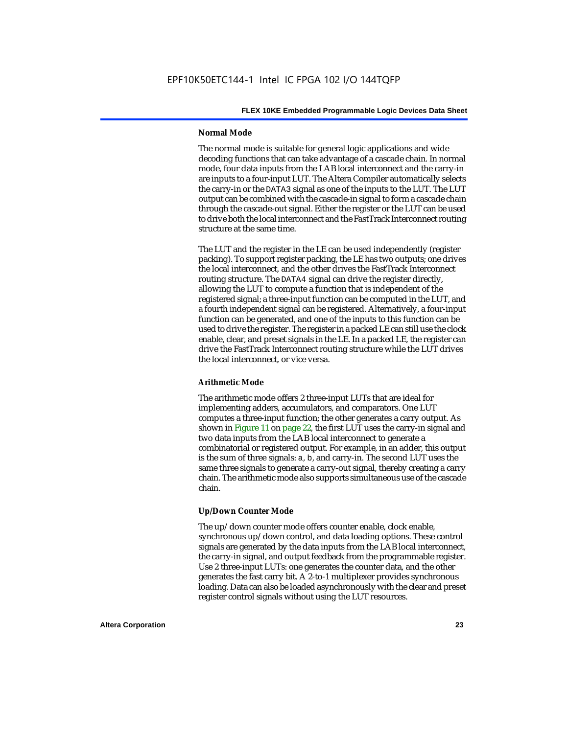#### Normal Mode

The normal mode is suitable for general logic applications and wide decoding functions that can take advantage of a cascade chain. In normal mode, four data inputs from the LAB local interconnect and the carry-in are inputs to a four-input LUT. The Altera Compiler automatically selects the carry-in or the `DATA3` signal as one of the inputs to the LUT. The LUT output can be combined with the cascade-in signal to form a cascade chain through the cascade-out signal. Either the register or the LUT can be used to drive both the local interconnect and the FastTrack Interconnect routing structure at the same time.

The LUT and the register in the LE can be used independently (register packing). To support register packing, the LE has two outputs; one drives the local interconnect, and the other drives the FastTrack Interconnect routing structure. The `DATA4` signal can drive the register directly, allowing the LUT to compute a function that is independent of the registered signal; a three-input function can be computed in the LUT, and a fourth independent signal can be registered. Alternatively, a four-input function can be generated, and one of the inputs to this function can be used to drive the register. The register in a packed LE can still use the clock enable, clear, and preset signals in the LE. In a packed LE, the register can drive the FastTrack Interconnect routing structure while the LUT drives the local interconnect, or vice versa.

#### Arithmetic Mode

The arithmetic mode offers 2 three-input LUTs that are ideal for implementing adders, accumulators, and comparators. One LUT computes a three-input function; the other generates a carry output. As shown in Figure 11 on page 22, the first LUT uses the carry-in signal and two data inputs from the LAB local interconnect to generate a combinatorial or registered output. For example, in an adder, this output is the sum of three signals: `a`, `b`, and carry-in. The second LUT uses the same three signals to generate a carry-out signal, thereby creating a carry chain. The arithmetic mode also supports simultaneous use of the cascade chain.

#### Up/Down Counter Mode

The up/down counter mode offers counter enable, clock enable, synchronous up/down control, and data loading options. These control signals are generated by the data inputs from the LAB local interconnect, the carry-in signal, and output feedback from the programmable register. Use 2 three-input LUTs: one generates the counter data, and the other generates the fast carry bit. A 2-to-1 multiplexer provides synchronous loading. Data can also be loaded asynchronously with the clear and preset register control signals without using the LUT resources.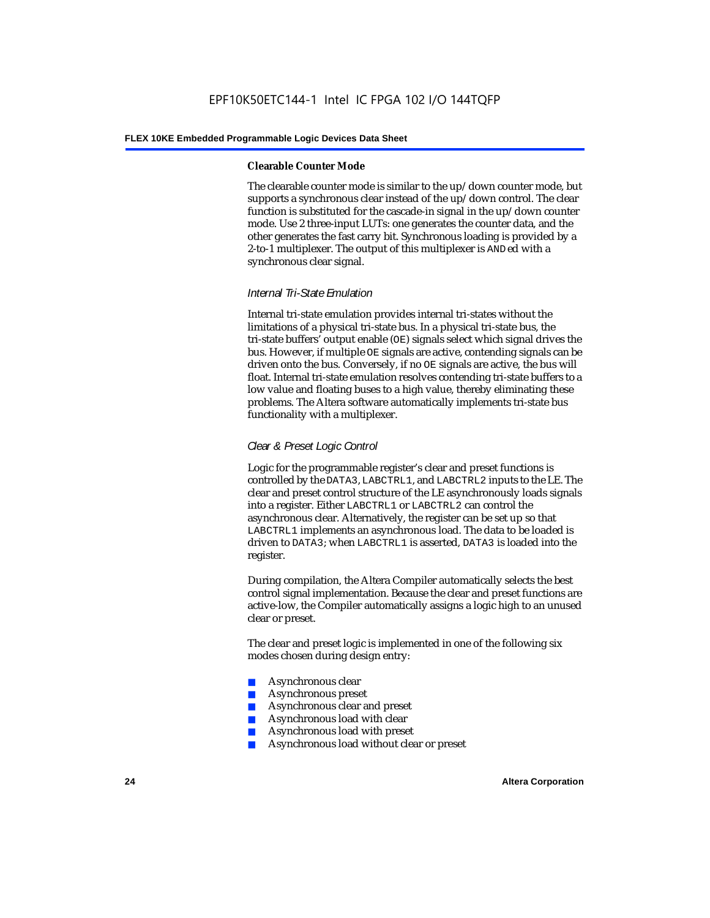#### Clearable Counter Mode

The clearable counter mode is similar to the up/down counter mode, but supports a synchronous clear instead of the up/down control. The clear function is substituted for the cascade-in signal in the up/down counter mode. Use 2 three-input LUTs: one generates the counter data, and the other generates the fast carry bit. Synchronous loading is provided by a 2-to-1 multiplexer. The output of this multiplexer is ANDed with a synchronous clear signal.

##### *Internal Tri-State Emulation*

Internal tri-state emulation provides internal tri-states without the limitations of a physical tri-state bus. In a physical tri-state bus, the tri-state buffers' output enable (OE) signals select which signal drives the bus. However, if multiple OE signals are active, contending signals can be driven onto the bus. Conversely, if no OE signals are active, the bus will float. Internal tri-state emulation resolves contending tri-state buffers to a low value and floating buses to a high value, thereby eliminating these problems. The Altera software automatically implements tri-state bus functionality with a multiplexer.

##### *Clear & Preset Logic Control*

Logic for the programmable register's clear and preset functions is controlled by the DATA3, LABCTRL1, and LABCTRL2 inputs to the LE. The clear and preset control structure of the LE asynchronously loads signals into a register. Either LABCTRL1 or LABCTRL2 can control the asynchronous clear. Alternatively, the register can be set up so that LABCTRL1 implements an asynchronous load. The data to be loaded is driven to DATA3; when LABCTRL1 is asserted, DATA3 is loaded into the register.

During compilation, the Altera Compiler automatically selects the best control signal implementation. Because the clear and preset functions are active-low, the Compiler automatically assigns a logic high to an unused clear or preset.

The clear and preset logic is implemented in one of the following six modes chosen during design entry:

- Asynchronous clear
- Asynchronous preset
- Asynchronous clear and preset
- Asynchronous load with clear
- Asynchronous load with preset
- Asynchronous load without clear or preset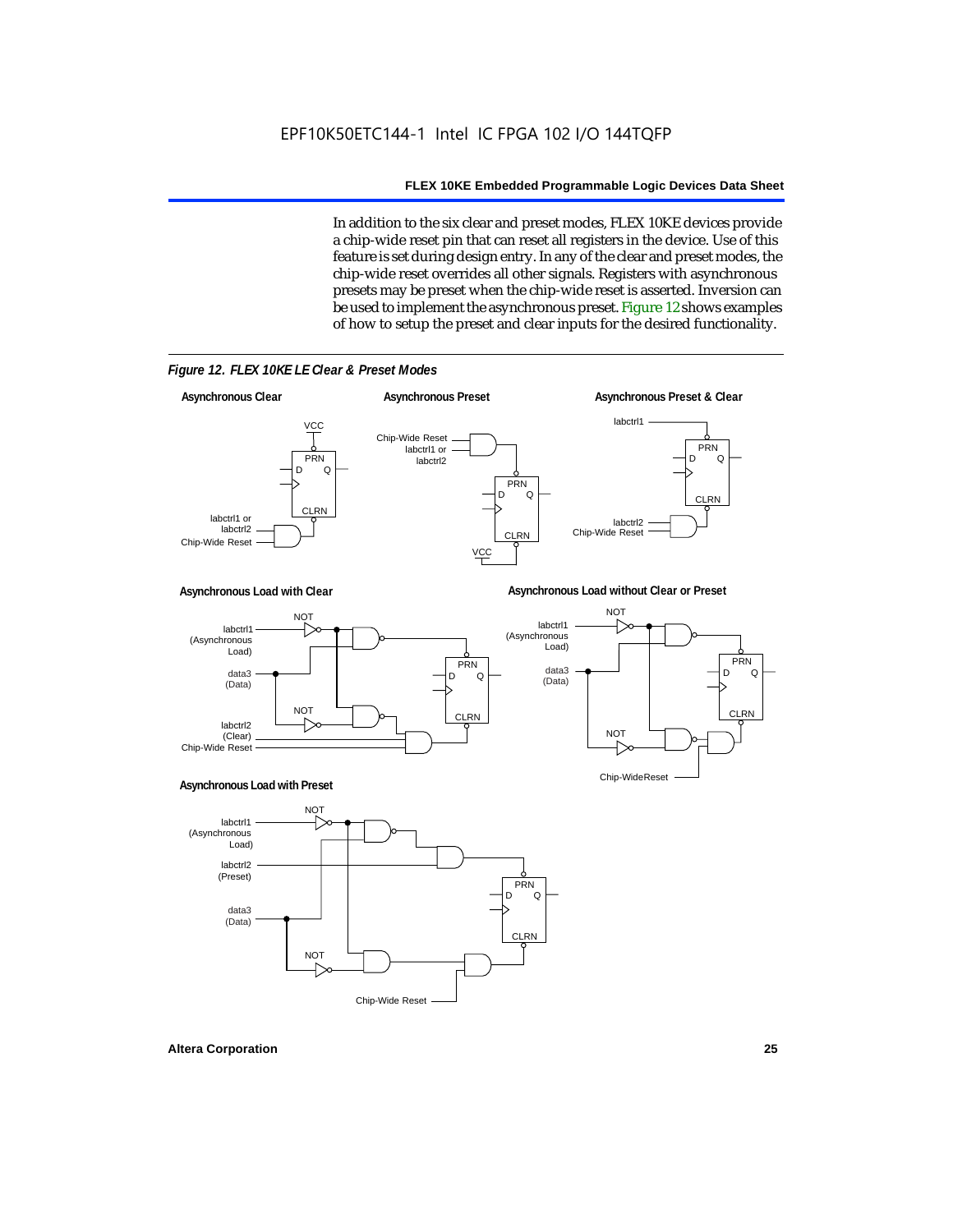In addition to the six clear and preset modes, FLEX 10KE devices provide a chip-wide reset pin that can reset all registers in the device. Use of this feature is set during design entry. In any of the clear and preset modes, the chip-wide reset overrides all other signals. Registers with asynchronous presets may be preset when the chip-wide reset is asserted. Inversion can be used to implement the asynchronous preset. Figure 12 shows examples of how to setup the preset and clear inputs for the desired functionality.

*Figure 12. FLEX 10KE LE Clear & Preset Modes*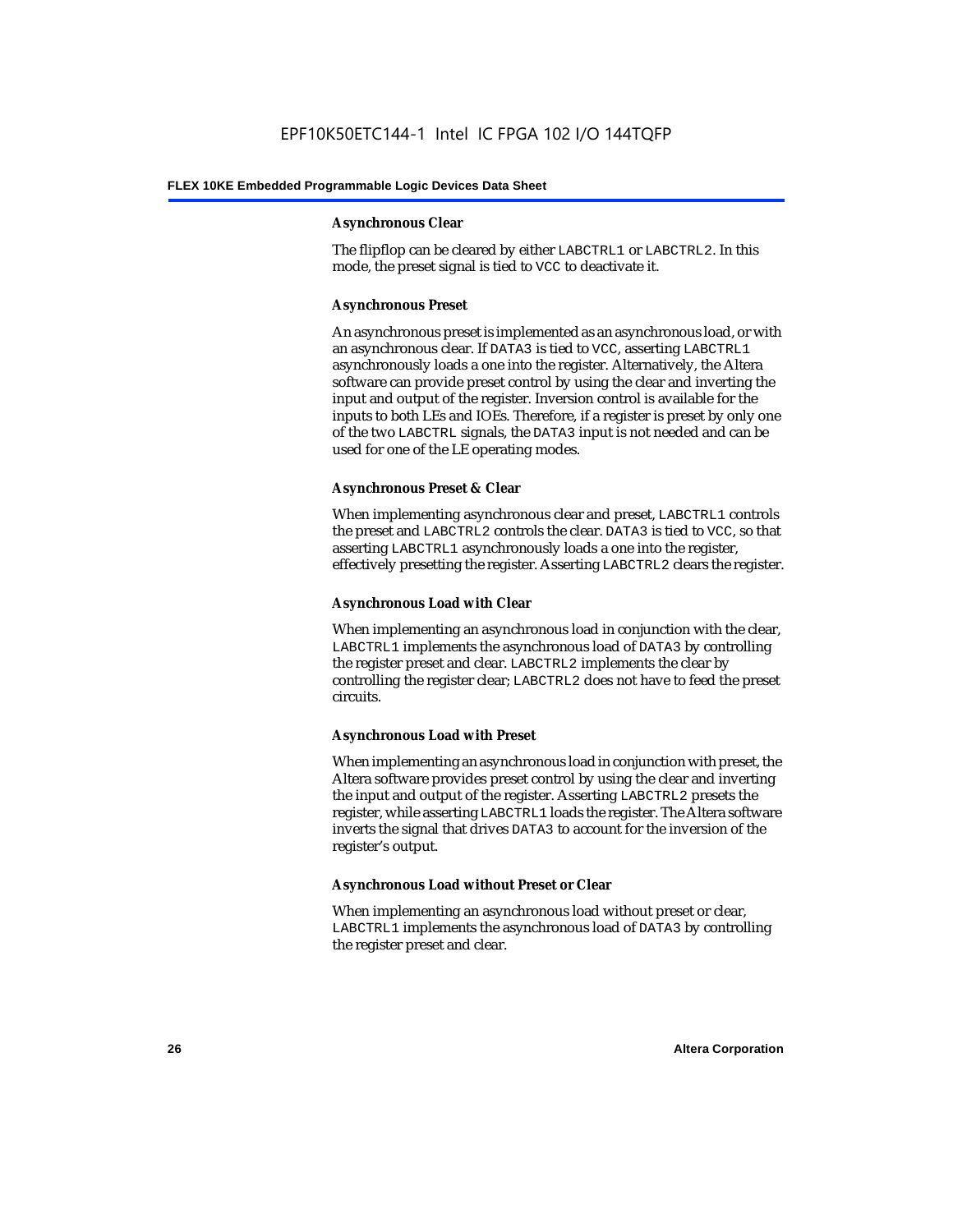#### Asynchronous Clear

The flipflop can be cleared by either LABCTRL1 or LABCTRL2. In this mode, the preset signal is tied to VCC to deactivate it.

#### Asynchronous Preset

An asynchronous preset is implemented as an asynchronous load, or with an asynchronous clear. If DATA3 is tied to VCC, asserting LABCTRL1 asynchronously loads a one into the register. Alternatively, the Altera software can provide preset control by using the clear and inverting the input and output of the register. Inversion control is available for the inputs to both LEs and IOEs. Therefore, if a register is preset by only one of the two LABCTRL signals, the DATA3 input is not needed and can be used for one of the LE operating modes.

#### Asynchronous Preset & Clear

When implementing asynchronous clear and preset, LABCTRL1 controls the preset and LABCTRL2 controls the clear. DATA3 is tied to VCC, so that asserting LABCTRL1 asynchronously loads a one into the register, effectively presetting the register. Asserting LABCTRL2 clears the register.

#### Asynchronous Load with Clear

When implementing an asynchronous load in conjunction with the clear, LABCTRL1 implements the asynchronous load of DATA3 by controlling the register preset and clear. LABCTRL2 implements the clear by controlling the register clear; LABCTRL2 does not have to feed the preset circuits.

#### Asynchronous Load with Preset

When implementing an asynchronous load in conjunction with preset, the Altera software provides preset control by using the clear and inverting the input and output of the register. Asserting LABCTRL2 presets the register, while asserting LABCTRL1 loads the register. The Altera software inverts the signal that drives DATA3 to account for the inversion of the register's output.

#### Asynchronous Load without Preset or Clear

When implementing an asynchronous load without preset or clear, LABCTRL1 implements the asynchronous load of DATA3 by controlling the register preset and clear.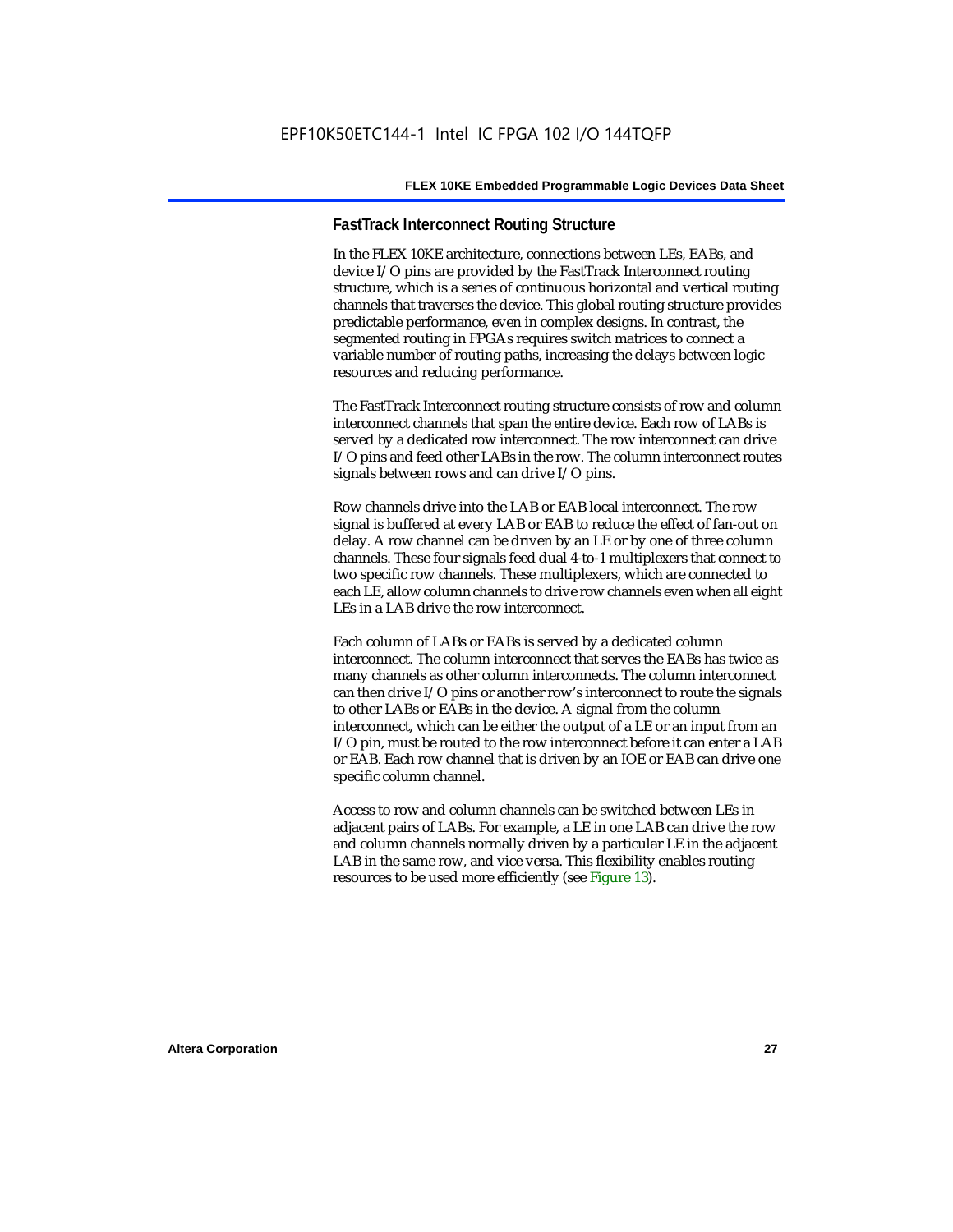### FastTrack Interconnect Routing Structure

In the FLEX 10KE architecture, connections between LEs, EABs, and device I/O pins are provided by the FastTrack Interconnect routing structure, which is a series of continuous horizontal and vertical routing channels that traverses the device. This global routing structure provides predictable performance, even in complex designs. In contrast, the segmented routing in FPGAs requires switch matrices to connect a variable number of routing paths, increasing the delays between logic resources and reducing performance.

The FastTrack Interconnect routing structure consists of row and column interconnect channels that span the entire device. Each row of LABs is served by a dedicated row interconnect. The row interconnect can drive I/O pins and feed other LABs in the row. The column interconnect routes signals between rows and can drive I/O pins.

Row channels drive into the LAB or EAB local interconnect. The row signal is buffered at every LAB or EAB to reduce the effect of fan-out on delay. A row channel can be driven by an LE or by one of three column channels. These four signals feed dual 4-to-1 multiplexers that connect to two specific row channels. These multiplexers, which are connected to each LE, allow column channels to drive row channels even when all eight LEs in a LAB drive the row interconnect.

Each column of LABs or EABs is served by a dedicated column interconnect. The column interconnect that serves the EABs has twice as many channels as other column interconnects. The column interconnect can then drive I/O pins or another row's interconnect to route the signals to other LABs or EABs in the device. A signal from the column interconnect, which can be either the output of a LE or an input from an I/O pin, must be routed to the row interconnect before it can enter a LAB or EAB. Each row channel that is driven by an IOE or EAB can drive one specific column channel.

Access to row and column channels can be switched between LEs in adjacent pairs of LABs. For example, a LE in one LAB can drive the row and column channels normally driven by a particular LE in the adjacent LAB in the same row, and vice versa. This flexibility enables routing resources to be used more efficiently (see Figure 13).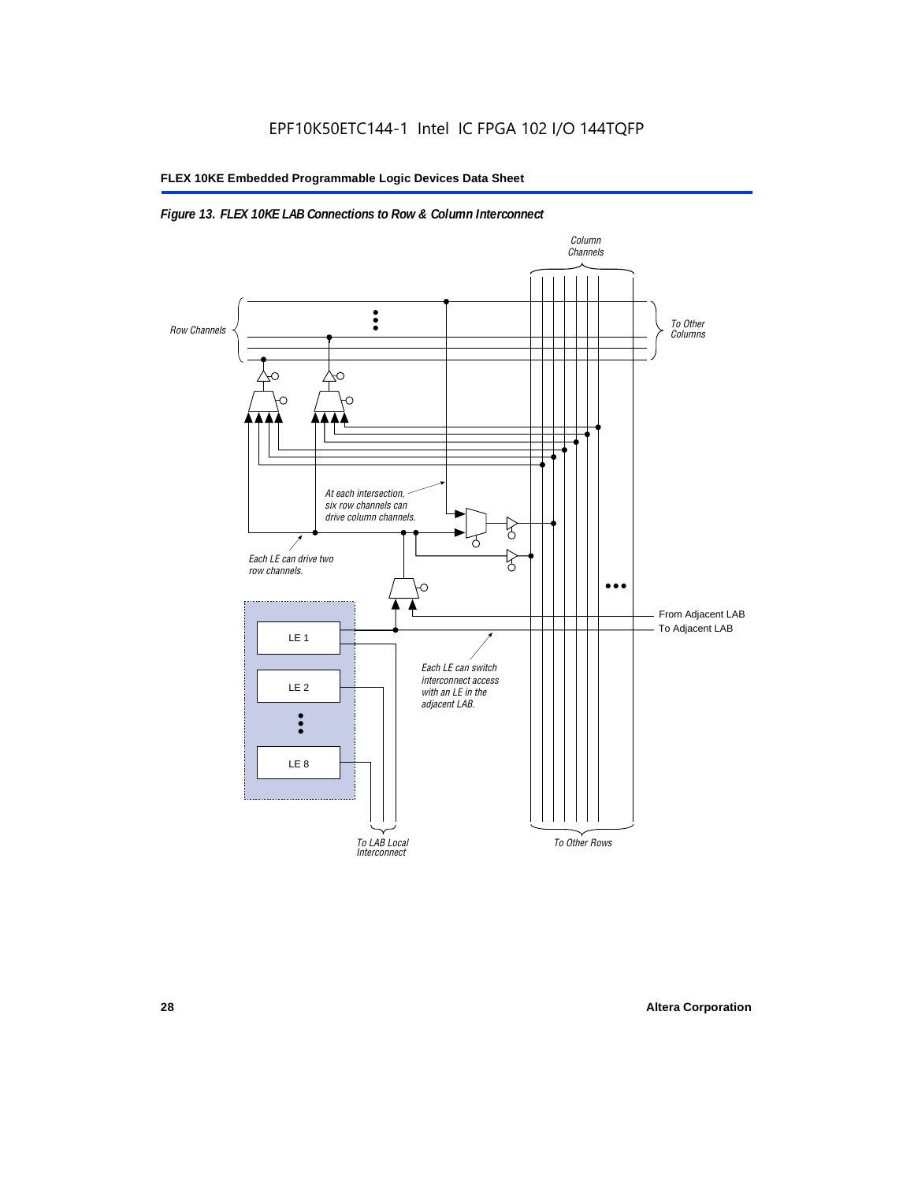*Figure 13. FLEX 10KE LAB Connections to Row & Column Interconnect*

Column Channels

Row Channels

To Other Columns

At each intersection, six row channels can drive column channels.

Each LE can drive two row channels.

From Adjacent LAB

To Adjacent LAB

LE 1

LE 2

LE 8

Each LE can switch interconnect access with an LE in the adjacent LAB.

To LAB Local Interconnect

To Other Rows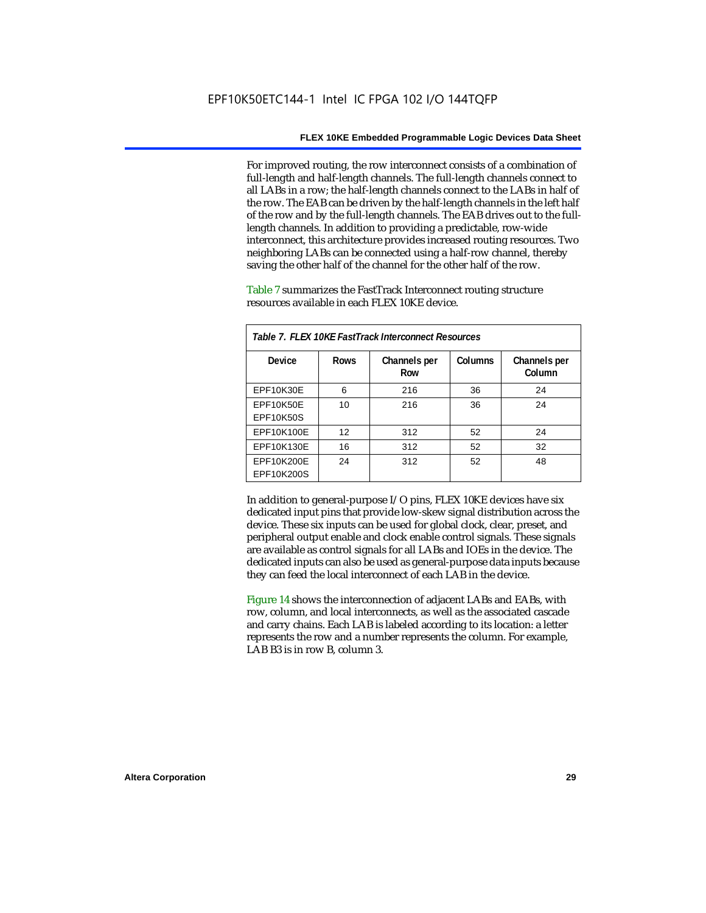For improved routing, the row interconnect consists of a combination of full-length and half-length channels. The full-length channels connect to all LABs in a row; the half-length channels connect to the LABs in half of the row. The EAB can be driven by the half-length channels in the left half of the row and by the full-length channels. The EAB drives out to the full-length channels. In addition to providing a predictable, row-wide interconnect, this architecture provides increased routing resources. Two neighboring LABs can be connected using a half-row channel, thereby saving the other half of the channel for the other half of the row.

Table 7 summarizes the FastTrack Interconnect routing structure resources available in each FLEX 10KE device.

*Table 7. FLEX 10KE FastTrack Interconnect Resources*

| Device | Rows | Channels per Row | Columns | Channels per Column |
|---|---|---|---|---|
| EPF10K30E | 6 | 216 | 36 | 24 |
| EPF10K50E<br>EPF10K50S | 10 | 216 | 36 | 24 |
| EPF10K100E | 12 | 312 | 52 | 24 |
| EPF10K130E | 16 | 312 | 52 | 32 |
| EPF10K200E<br>EPF10K200S | 24 | 312 | 52 | 48 |

In addition to general-purpose I/O pins, FLEX 10KE devices have six dedicated input pins that provide low-skew signal distribution across the device. These six inputs can be used for global clock, clear, preset, and peripheral output enable and clock enable control signals. These signals are available as control signals for all LABs and IOEs in the device. The dedicated inputs can also be used as general-purpose data inputs because they can feed the local interconnect of each LAB in the device.

Figure 14 shows the interconnection of adjacent LABs and EABs, with row, column, and local interconnects, as well as the associated cascade and carry chains. Each LAB is labeled according to its location: a letter represents the row and a number represents the column. For example, LAB B3 is in row B, column 3.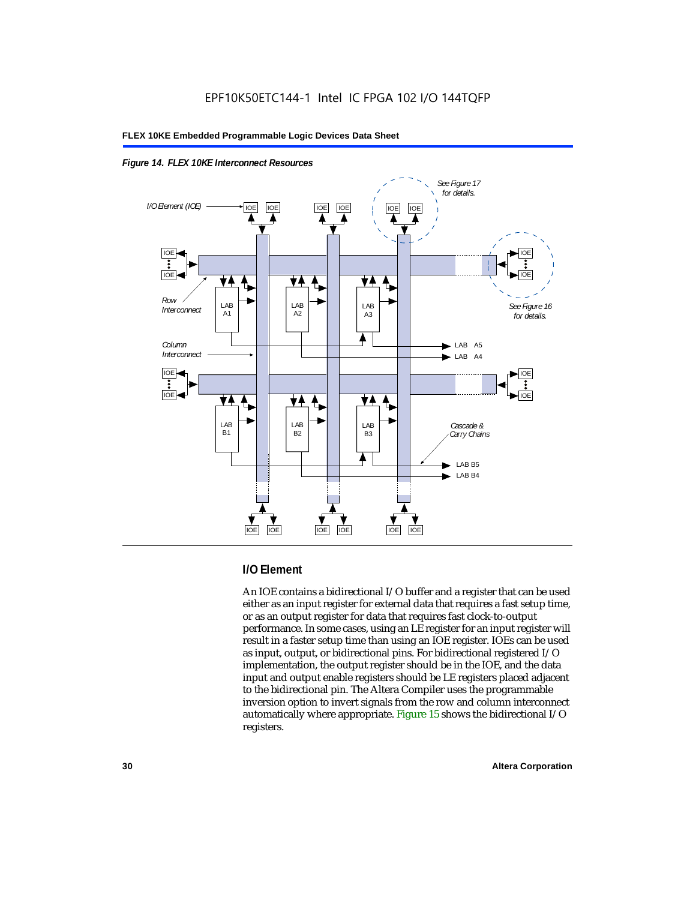*Figure 14. FLEX 10KE Interconnect Resources*

## I/O Element

An IOE contains a bidirectional I/O buffer and a register that can be used either as an input register for external data that requires a fast setup time, or as an output register for data that requires fast clock-to-output performance. In some cases, using an LE register for an input register will result in a faster setup time than using an IOE register. IOEs can be used as input, output, or bidirectional pins. For bidirectional registered I/O implementation, the output register should be in the IOE, and the data input and output enable registers should be LE registers placed adjacent to the bidirectional pin. The Altera Compiler uses the programmable inversion option to invert signals from the row and column interconnect automatically where appropriate. Figure 15 shows the bidirectional I/O registers.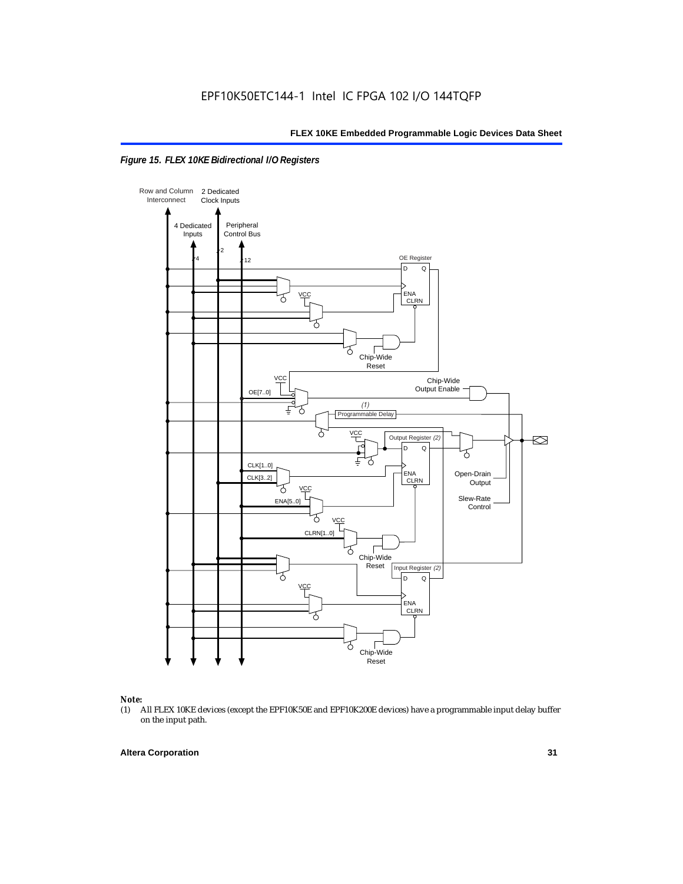EPF10K50ETC144-1 Intel IC FPGA 102 I/O 144TQFP

*Figure 15. FLEX 10KE Bidirectional I/O Registers*

Row and Column Interconnect
2 Dedicated Clock Inputs
4 Dedicated Inputs
Peripheral Control Bus
4
2
12
OE Register
D Q
ENA
CLRN
VCC
Chip-Wide Reset
VCC
OE[7..0]
Chip-Wide Output Enable
(1)
Programmable Delay
VCC
Output Register (2)
D Q
CLK[1..0]
CLK[3..2]
ENA
CLRN
Open-Drain Output
VCC
ENA[5..0]
Slew-Rate Control
VCC
CLRN[1..0]
Chip-Wide Reset
Input Register (2)
D Q
VCC
ENA
CLRN
Chip-Wide Reset

**Note:**

(1) All FLEX 10KE devices (except the EPF10K50E and EPF10K200E devices) have a programmable input delay buffer on the input path.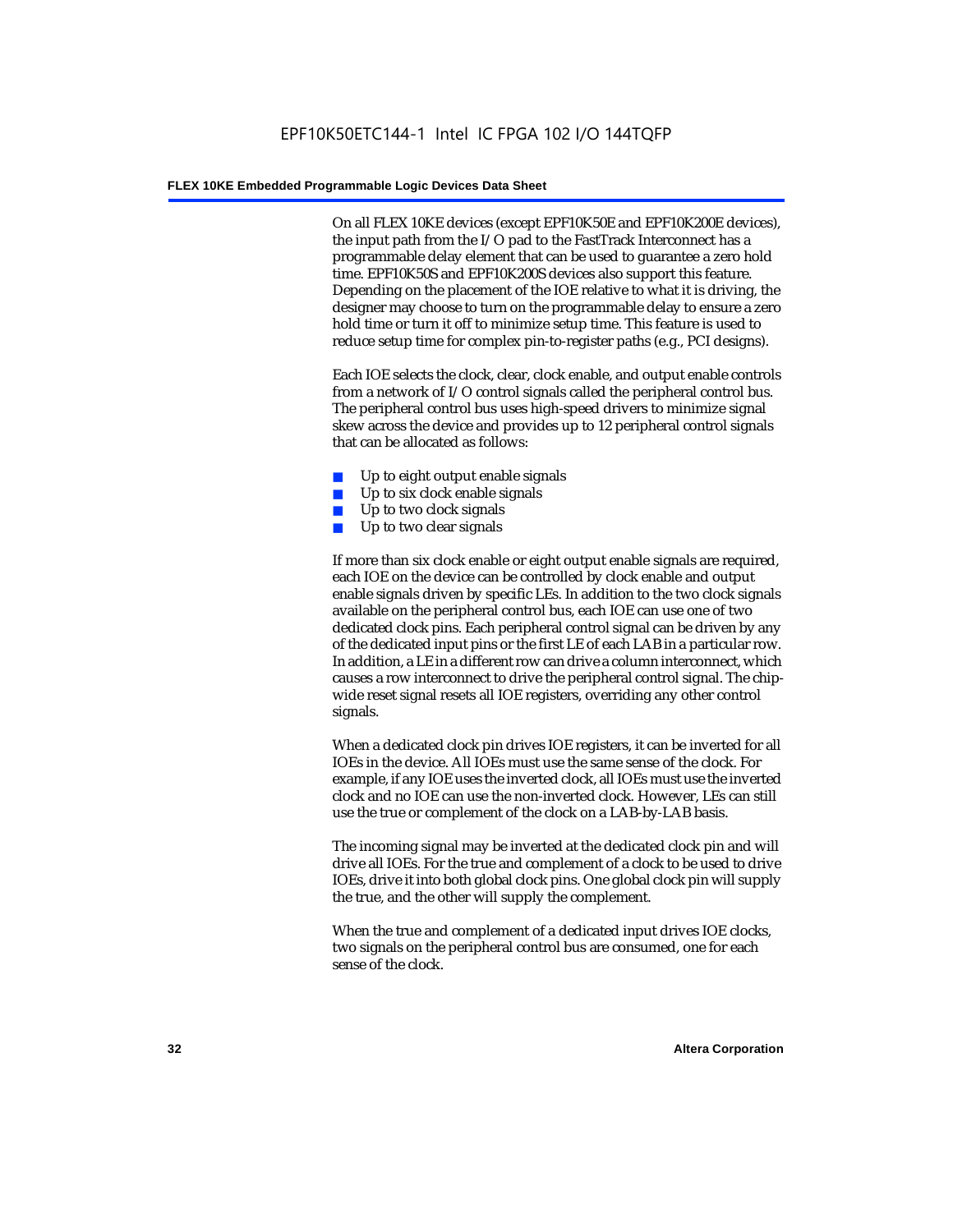On all FLEX 10KE devices (except EPF10K50E and EPF10K200E devices), the input path from the I/O pad to the FastTrack Interconnect has a programmable delay element that can be used to guarantee a zero hold time. EPF10K50S and EPF10K200S devices also support this feature. Depending on the placement of the IOE relative to what it is driving, the designer may choose to turn on the programmable delay to ensure a zero hold time or turn it off to minimize setup time. This feature is used to reduce setup time for complex pin-to-register paths (e.g., PCI designs).

Each IOE selects the clock, clear, clock enable, and output enable controls from a network of I/O control signals called the peripheral control bus. The peripheral control bus uses high-speed drivers to minimize signal skew across the device and provides up to 12 peripheral control signals that can be allocated as follows:

- Up to eight output enable signals
- Up to six clock enable signals
- Up to two clock signals
- Up to two clear signals

If more than six clock enable or eight output enable signals are required, each IOE on the device can be controlled by clock enable and output enable signals driven by specific LEs. In addition to the two clock signals available on the peripheral control bus, each IOE can use one of two dedicated clock pins. Each peripheral control signal can be driven by any of the dedicated input pins or the first LE of each LAB in a particular row. In addition, a LE in a different row can drive a column interconnect, which causes a row interconnect to drive the peripheral control signal. The chip-wide reset signal resets all IOE registers, overriding any other control signals.

When a dedicated clock pin drives IOE registers, it can be inverted for all IOEs in the device. All IOEs must use the same sense of the clock. For example, if any IOE uses the inverted clock, all IOEs must use the inverted clock and no IOE can use the non-inverted clock. However, LEs can still use the true or complement of the clock on a LAB-by-LAB basis.

The incoming signal may be inverted at the dedicated clock pin and will drive all IOEs. For the true and complement of a clock to be used to drive IOEs, drive it into both global clock pins. One global clock pin will supply the true, and the other will supply the complement.

When the true and complement of a dedicated input drives IOE clocks, two signals on the peripheral control bus are consumed, one for each sense of the clock.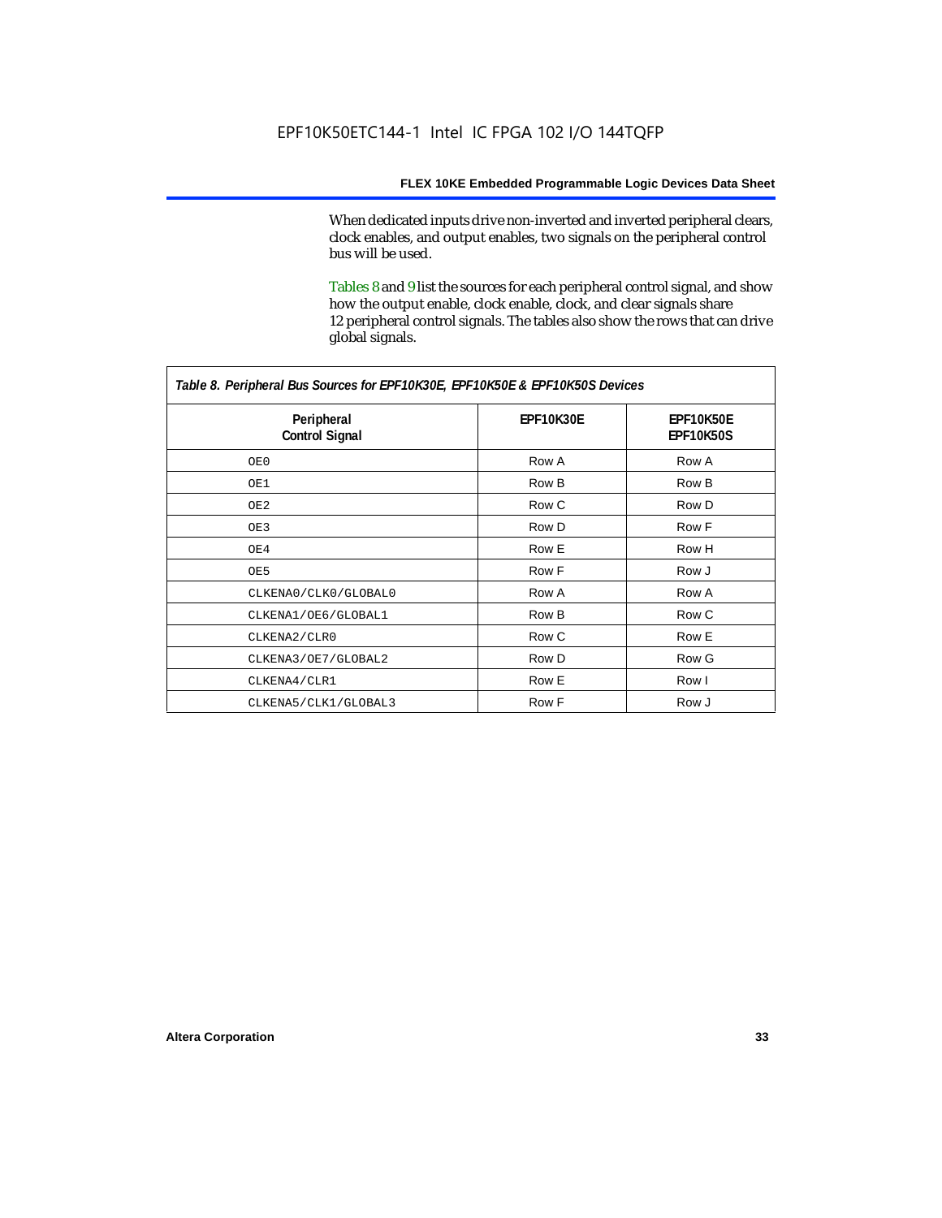When dedicated inputs drive non-inverted and inverted peripheral clears, clock enables, and output enables, two signals on the peripheral control bus will be used.

Tables 8 and 9 list the sources for each peripheral control signal, and show how the output enable, clock enable, clock, and clear signals share 12 peripheral control signals. The tables also show the rows that can drive global signals.

*Table 8. Peripheral Bus Sources for EPF10K30E, EPF10K50E & EPF10K50S Devices*

| Peripheral Control Signal | EPF10K30E | EPF10K50E EPF10K50S |
|---|---|---|
| OE0 | Row A | Row A |
| OE1 | Row B | Row B |
| OE2 | Row C | Row D |
| OE3 | Row D | Row F |
| OE4 | Row E | Row H |
| OE5 | Row F | Row J |
| CLKENA0/CLK0/GLOBAL0 | Row A | Row A |
| CLKENA1/OE6/GLOBAL1 | Row B | Row C |
| CLKENA2/CLR0 | Row C | Row E |
| CLKENA3/OE7/GLOBAL2 | Row D | Row G |
| CLKENA4/CLR1 | Row E | Row I |
| CLKENA5/CLK1/GLOBAL3 | Row F | Row J |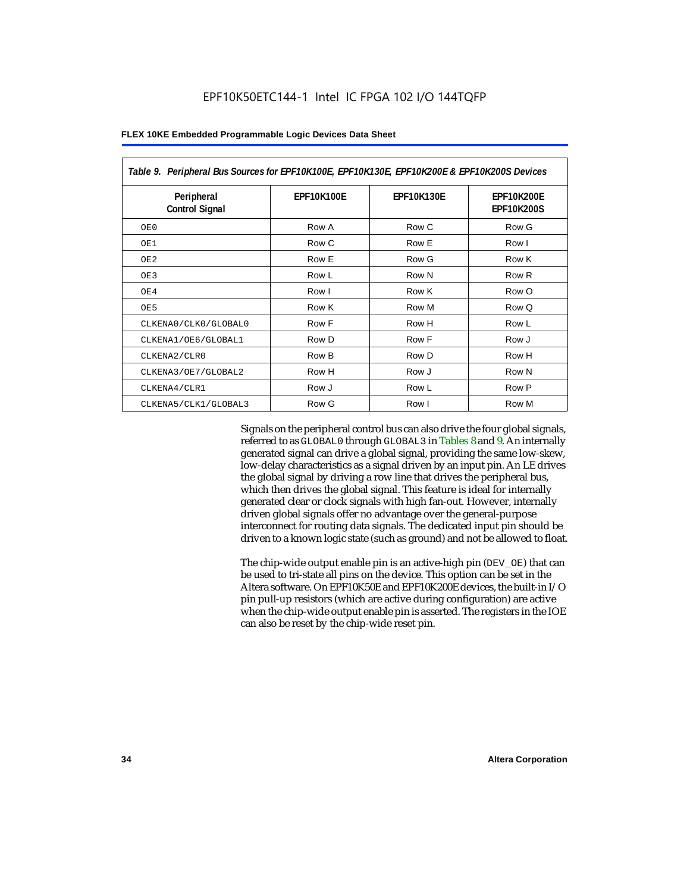Table 9. Peripheral Bus Sources for EPF10K100E, EPF10K130E, EPF10K200E & EPF10K200S Devices

| Peripheral Control Signal | EPF10K100E | EPF10K130E | EPF10K200E EPF10K200S |
|---|---|---|---|
| OE0 | Row A | Row C | Row G |
| OE1 | Row C | Row E | Row I |
| OE2 | Row E | Row G | Row K |
| OE3 | Row L | Row N | Row R |
| OE4 | Row I | Row K | Row O |
| OE5 | Row K | Row M | Row Q |
| CLKENA0/CLK0/GLOBAL0 | Row F | Row H | Row L |
| CLKENA1/OE6/GLOBAL1 | Row D | Row F | Row J |
| CLKENA2/CLR0 | Row B | Row D | Row H |
| CLKENA3/OE7/GLOBAL2 | Row H | Row J | Row N |
| CLKENA4/CLR1 | Row J | Row L | Row P |
| CLKENA5/CLK1/GLOBAL3 | Row G | Row I | Row M |

Signals on the peripheral control bus can also drive the four global signals, referred to as GLOBAL0 through GLOBAL3 in Tables 8 and 9. An internally generated signal can drive a global signal, providing the same low-skew, low-delay characteristics as a signal driven by an input pin. An LE drives the global signal by driving a row line that drives the peripheral bus, which then drives the global signal. This feature is ideal for internally generated clear or clock signals with high fan-out. However, internally driven global signals offer no advantage over the general-purpose interconnect for routing data signals. The dedicated input pin should be driven to a known logic state (such as ground) and not be allowed to float.

The chip-wide output enable pin is an active-high pin (DEV_OE) that can be used to tri-state all pins on the device. This option can be set in the Altera software. On EPF10K50E and EPF10K200E devices, the built-in I/O pin pull-up resistors (which are active during configuration) are active when the chip-wide output enable pin is asserted. The registers in the IOE can also be reset by the chip-wide reset pin.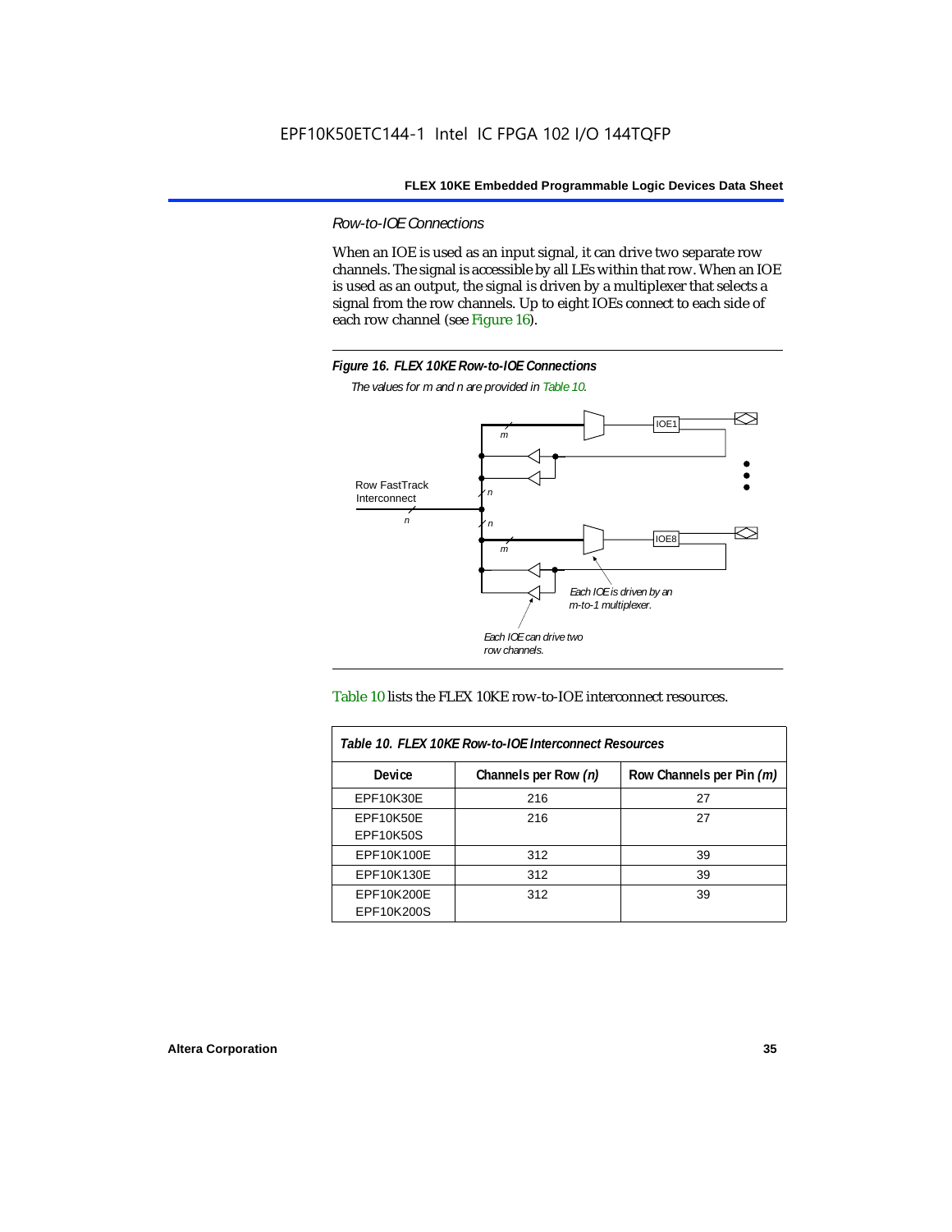### *Row-to-IOE Connections*

When an IOE is used as an input signal, it can drive two separate row channels. The signal is accessible by all LEs within that row. When an IOE is used as an output, the signal is driven by a multiplexer that selects a signal from the row channels. Up to eight IOEs connect to each side of each row channel (see Figure 16).

***Figure 16. FLEX 10KE Row-to-IOE Connections***

*The values for m and n are provided in Table 10.*

Row FastTrack Interconnect

*Each IOE is driven by an m-to-1 multiplexer.*

*Each IOE can drive two row channels.*

Table 10 lists the FLEX 10KE row-to-IOE interconnect resources.

***Table 10. FLEX 10KE Row-to-IOE Interconnect Resources***

| Device | Channels per Row *(n)* | Row Channels per Pin *(m)* |
|---|---|---|
| EPF10K30E | 216 | 27 |
| EPF10K50E<br>EPF10K50S | 216 | 27 |
| EPF10K100E | 312 | 39 |
| EPF10K130E | 312 | 39 |
| EPF10K200E<br>EPF10K200S | 312 | 39 |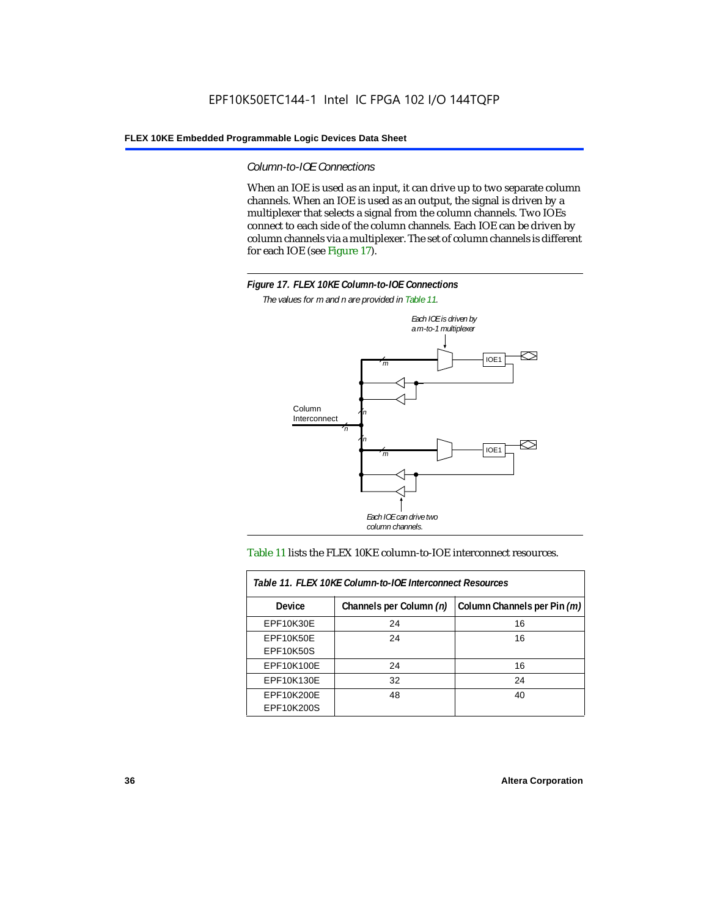### *Column-to-IOE Connections*

When an IOE is used as an input, it can drive up to two separate column channels. When an IOE is used as an output, the signal is driven by a multiplexer that selects a signal from the column channels. Two IOEs connect to each side of the column channels. Each IOE can be driven by column channels via a multiplexer. The set of column channels is different for each IOE (see Figure 17).

***Figure 17. FLEX 10KE Column-to-IOE Connections***

*The values for m and n are provided in Table 11.*

Table 11 lists the FLEX 10KE column-to-IOE interconnect resources.

| *Table 11. FLEX 10KE Column-to-IOE Interconnect Resources* | | |
|---|---|---|
| **Device** | **Channels per Column *(n)*** | **Column Channels per Pin *(m)*** |
| EPF10K30E | 24 | 16 |
| EPF10K50E<br>EPF10K50S | 24 | 16 |
| EPF10K100E | 24 | 16 |
| EPF10K130E | 32 | 24 |
| EPF10K200E<br>EPF10K200S | 48 | 40 |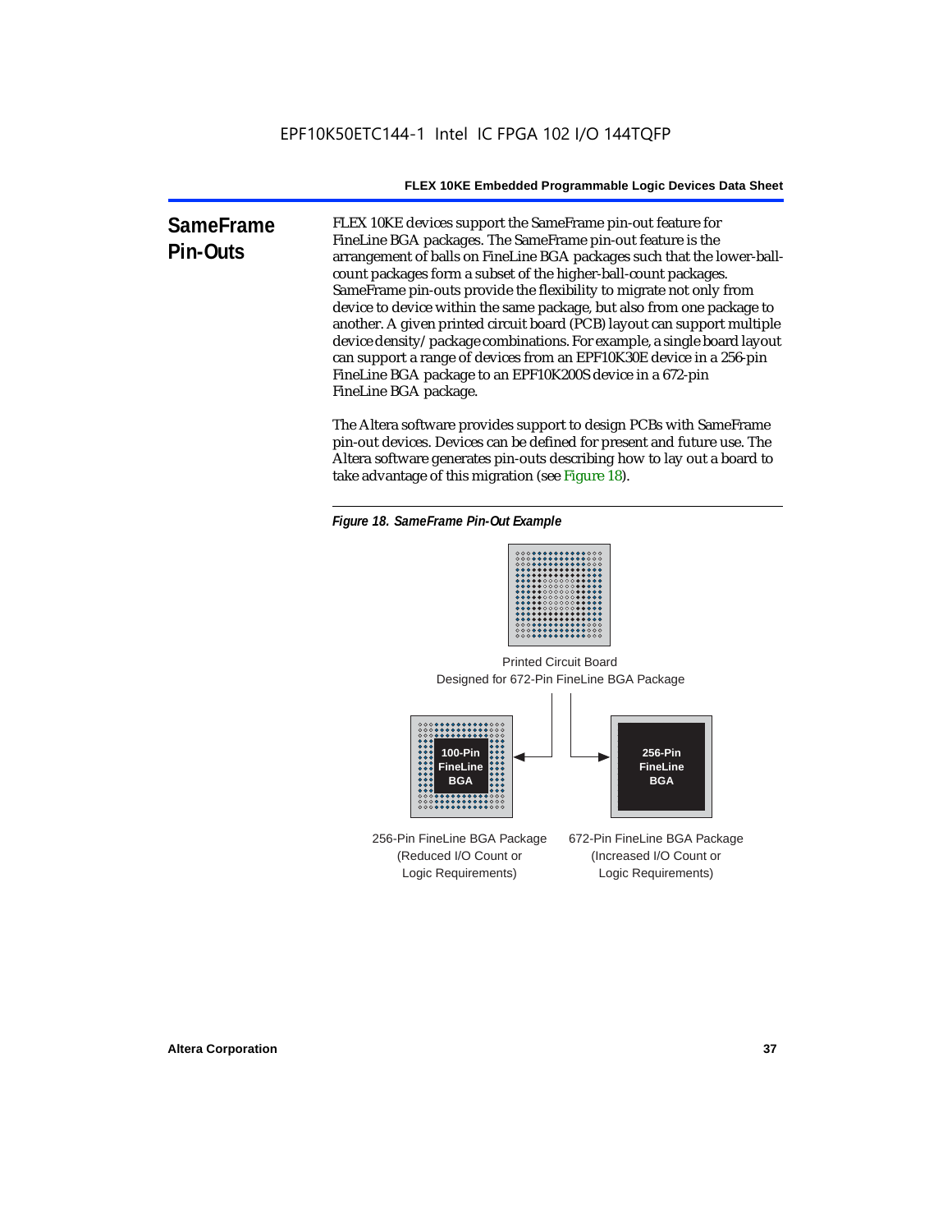## SameFrame Pin-Outs

FLEX 10KE devices support the SameFrame pin-out feature for FineLine BGA packages. The SameFrame pin-out feature is the arrangement of balls on FineLine BGA packages such that the lower-ball-count packages form a subset of the higher-ball-count packages. SameFrame pin-outs provide the flexibility to migrate not only from device to device within the same package, but also from one package to another. A given printed circuit board (PCB) layout can support multiple device density/package combinations. For example, a single board layout can support a range of devices from an EPF10K30E device in a 256-pin FineLine BGA package to an EPF10K200S device in a 672-pin FineLine BGA package.

The Altera software provides support to design PCBs with SameFrame pin-out devices. Devices can be defined for present and future use. The Altera software generates pin-outs describing how to lay out a board to take advantage of this migration (see Figure 18).

*Figure 18. SameFrame Pin-Out Example*

Printed Circuit Board Designed for 672-Pin FineLine BGA Package

100-Pin FineLine BGA

256-Pin FineLine BGA

256-Pin FineLine BGA Package (Reduced I/O Count or Logic Requirements)

672-Pin FineLine BGA Package (Increased I/O Count or Logic Requirements)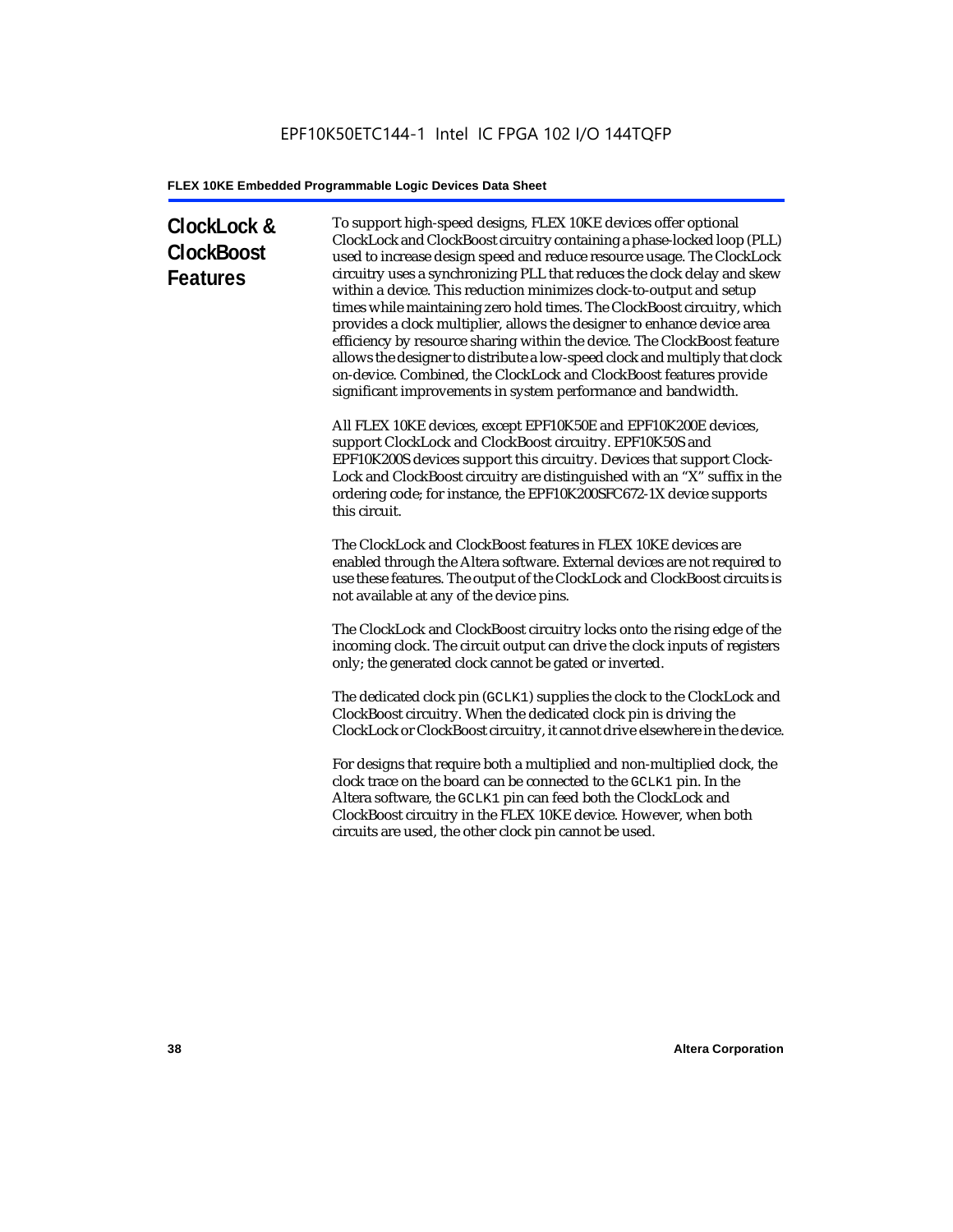## ClockLock & ClockBoost Features

To support high-speed designs, FLEX 10KE devices offer optional ClockLock and ClockBoost circuitry containing a phase-locked loop (PLL) used to increase design speed and reduce resource usage. The ClockLock circuitry uses a synchronizing PLL that reduces the clock delay and skew within a device. This reduction minimizes clock-to-output and setup times while maintaining zero hold times. The ClockBoost circuitry, which provides a clock multiplier, allows the designer to enhance device area efficiency by resource sharing within the device. The ClockBoost feature allows the designer to distribute a low-speed clock and multiply that clock on-device. Combined, the ClockLock and ClockBoost features provide significant improvements in system performance and bandwidth.

All FLEX 10KE devices, except EPF10K50E and EPF10K200E devices, support ClockLock and ClockBoost circuitry. EPF10K50S and EPF10K200S devices support this circuitry. Devices that support Clock-Lock and ClockBoost circuitry are distinguished with an "X" suffix in the ordering code; for instance, the EPF10K200SFC672-1X device supports this circuit.

The ClockLock and ClockBoost features in FLEX 10KE devices are enabled through the Altera software. External devices are not required to use these features. The output of the ClockLock and ClockBoost circuits is not available at any of the device pins.

The ClockLock and ClockBoost circuitry locks onto the rising edge of the incoming clock. The circuit output can drive the clock inputs of registers only; the generated clock cannot be gated or inverted.

The dedicated clock pin (`GCLK1`) supplies the clock to the ClockLock and ClockBoost circuitry. When the dedicated clock pin is driving the ClockLock or ClockBoost circuitry, it cannot drive elsewhere in the device.

For designs that require both a multiplied and non-multiplied clock, the clock trace on the board can be connected to the `GCLK1` pin. In the Altera software, the `GCLK1` pin can feed both the ClockLock and ClockBoost circuitry in the FLEX 10KE device. However, when both circuits are used, the other clock pin cannot be used.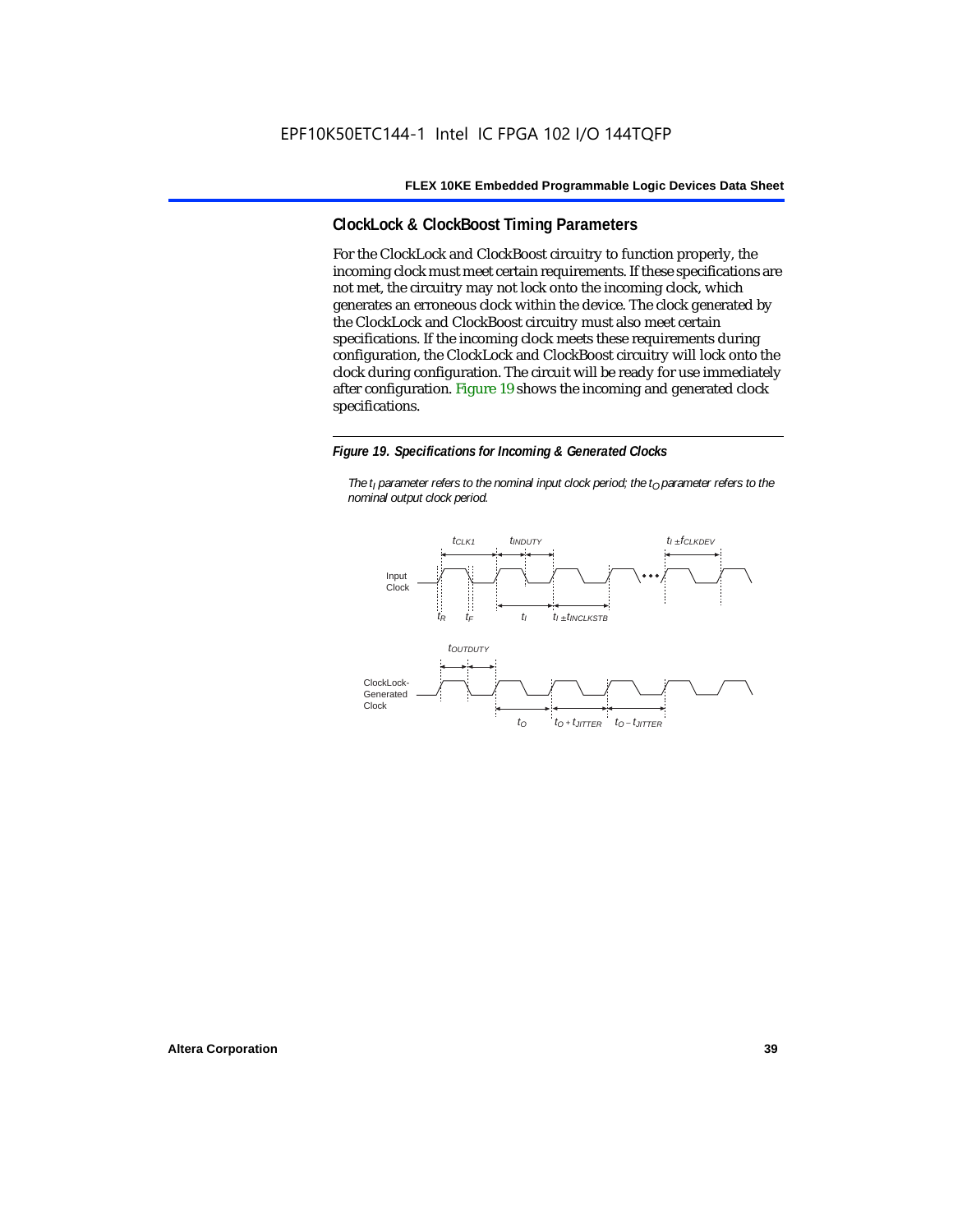## ClockLock & ClockBoost Timing Parameters

For the ClockLock and ClockBoost circuitry to function properly, the incoming clock must meet certain requirements. If these specifications are not met, the circuitry may not lock onto the incoming clock, which generates an erroneous clock within the device. The clock generated by the ClockLock and ClockBoost circuitry must also meet certain specifications. If the incoming clock meets these requirements during configuration, the ClockLock and ClockBoost circuitry will lock onto the clock during configuration. The circuit will be ready for use immediately after configuration. Figure 19 shows the incoming and generated clock specifications.

*Figure 19. Specifications for Incoming & Generated Clocks*

*The $t_I$ parameter refers to the nominal input clock period; the $t_O$ parameter refers to the nominal output clock period.*

Input Clock: $t_{CLK1}$, $t_{INDUTY}$, $t_I \pm f_{CLKDEV}$, $t_R$, $t_F$, $t_I$, $t_I \pm t_{INCLKSTB}$

ClockLock-Generated Clock: $t_{OUTDUTY}$, $t_O$, $t_O + t_{JITTER}$, $t_O - t_{JITTER}$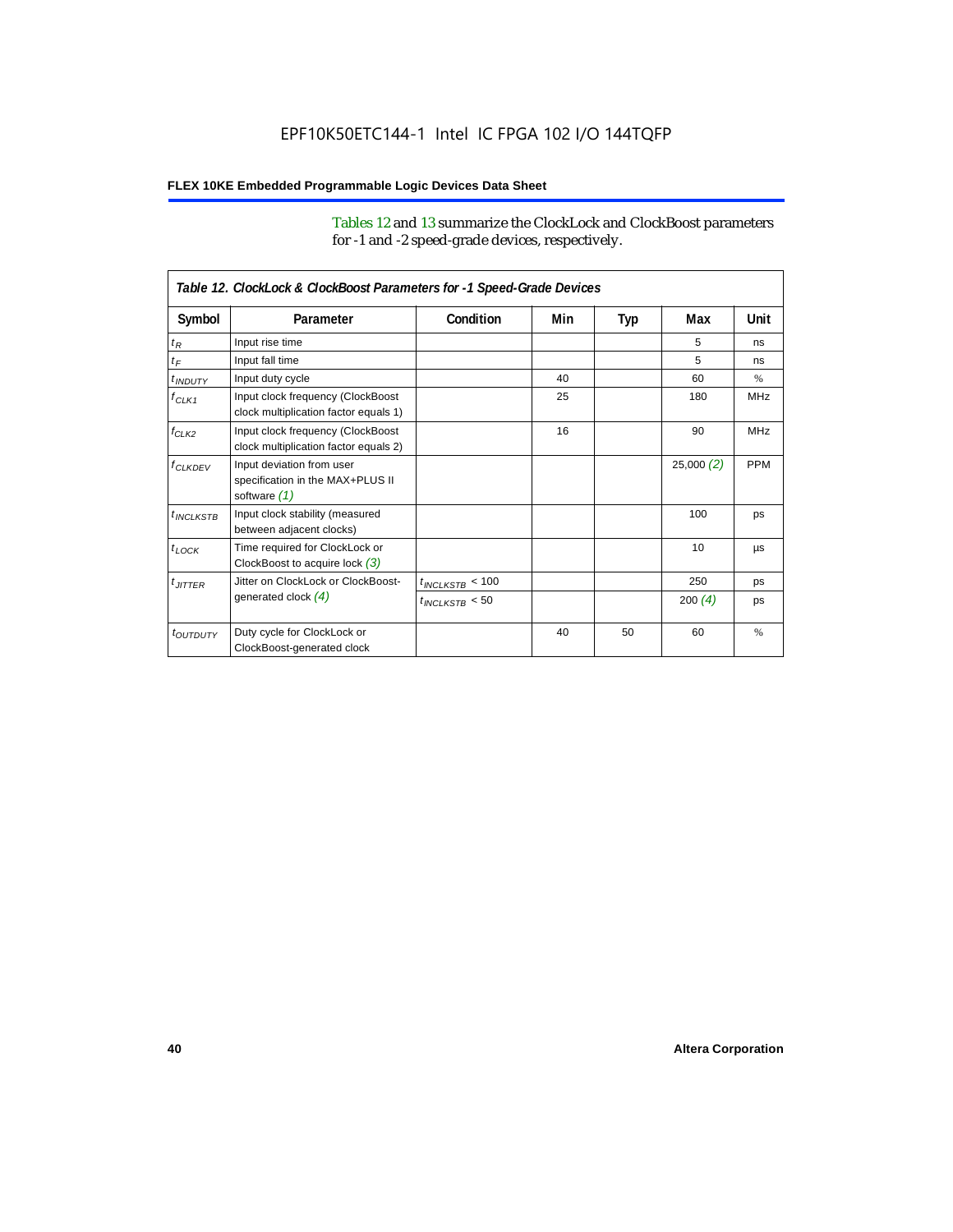Tables 12 and 13 summarize the ClockLock and ClockBoost parameters for -1 and -2 speed-grade devices, respectively.

*Table 12. ClockLock & ClockBoost Parameters for -1 Speed-Grade Devices*

| Symbol | Parameter | Condition | Min | Typ | Max | Unit |
|---|---|---|---|---|---|---|
| $t_R$ | Input rise time | | | | 5 | ns |
| $t_F$ | Input fall time | | | | 5 | ns |
| $t_{INDUTY}$ | Input duty cycle | | 40 | | 60 | % |
| $f_{CLK1}$ | Input clock frequency (ClockBoost clock multiplication factor equals 1) | | 25 | | 180 | MHz |
| $f_{CLK2}$ | Input clock frequency (ClockBoost clock multiplication factor equals 2) | | 16 | | 90 | MHz |
| $f_{CLKDEV}$ | Input deviation from user specification in the MAX+PLUS II software *(1)* | | | | 25,000 *(2)* | PPM |
| $t_{INCLKSTB}$ | Input clock stability (measured between adjacent clocks) | | | | 100 | ps |
| $t_{LOCK}$ | Time required for ClockLock or ClockBoost to acquire lock *(3)* | | | | 10 | µs |
| $t_{JITTER}$ | Jitter on ClockLock or ClockBoost-generated clock *(4)* | $t_{INCLKSTB}$ < 100 | | | 250 | ps |
| | | $t_{INCLKSTB}$ < 50 | | | 200 *(4)* | ps |
| $t_{OUTDUTY}$ | Duty cycle for ClockLock or ClockBoost-generated clock | | 40 | 50 | 60 | % |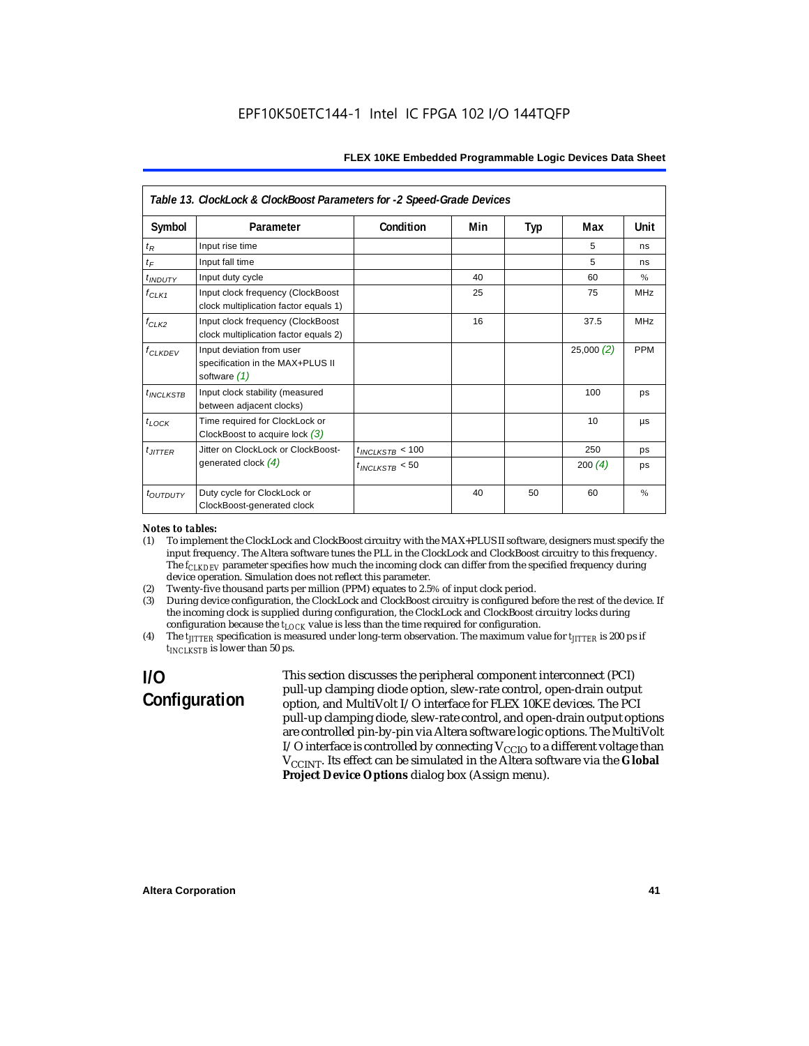| *Table 13. ClockLock & ClockBoost Parameters for -2 Speed-Grade Devices* | | | | | | |
|---|---|---|---|---|---|---|
| **Symbol** | **Parameter** | **Condition** | **Min** | **Typ** | **Max** | **Unit** |
| $t_R$ | Input rise time | | | | 5 | ns |
| $t_F$ | Input fall time | | | | 5 | ns |
| $t_{INDUTY}$ | Input duty cycle | | 40 | | 60 | % |
| $f_{CLK1}$ | Input clock frequency (ClockBoost clock multiplication factor equals 1) | | 25 | | 75 | MHz |
| $f_{CLK2}$ | Input clock frequency (ClockBoost clock multiplication factor equals 2) | | 16 | | 37.5 | MHz |
| $f_{CLKDEV}$ | Input deviation from user specification in the MAX+PLUS II software *(1)* | | | | 25,000 *(2)* | PPM |
| $t_{INCLKSTB}$ | Input clock stability (measured between adjacent clocks) | | | | 100 | ps |
| $t_{LOCK}$ | Time required for ClockLock or ClockBoost to acquire lock *(3)* | | | | 10 | µs |
| $t_{JITTER}$ | Jitter on ClockLock or ClockBoost-generated clock *(4)* | $t_{INCLKSTB}$ < 100 | | | 250 | ps |
| | | $t_{INCLKSTB}$ < 50 | | | 200 *(4)* | ps |
| $t_{OUTDUTY}$ | Duty cycle for ClockLock or ClockBoost-generated clock | | 40 | 50 | 60 | % |

*Notes to tables:*

(1) To implement the ClockLock and ClockBoost circuitry with the MAX+PLUS II software, designers must specify the input frequency. The Altera software tunes the PLL in the ClockLock and ClockBoost circuitry to this frequency. The $f_{CLKDEV}$ parameter specifies how much the incoming clock can differ from the specified frequency during device operation. Simulation does not reflect this parameter.

(2) Twenty-five thousand parts per million (PPM) equates to 2.5% of input clock period.

(3) During device configuration, the ClockLock and ClockBoost circuitry is configured before the rest of the device. If the incoming clock is supplied during configuration, the ClockLock and ClockBoost circuitry locks during configuration because the $t_{LOCK}$ value is less than the time required for configuration.

(4) The $t_{JITTER}$ specification is measured under long-term observation. The maximum value for $t_{JITTER}$ is 200 ps if $t_{INCLKSTB}$ is lower than 50 ps.

## I/O Configuration

This section discusses the peripheral component interconnect (PCI) pull-up clamping diode option, slew-rate control, open-drain output option, and MultiVolt I/O interface for FLEX 10KE devices. The PCI pull-up clamping diode, slew-rate control, and open-drain output options are controlled pin-by-pin via Altera software logic options. The MultiVolt I/O interface is controlled by connecting $V_{CCIO}$ to a different voltage than $V_{CCINT}$. Its effect can be simulated in the Altera software via the **Global Project Device Options** dialog box (Assign menu).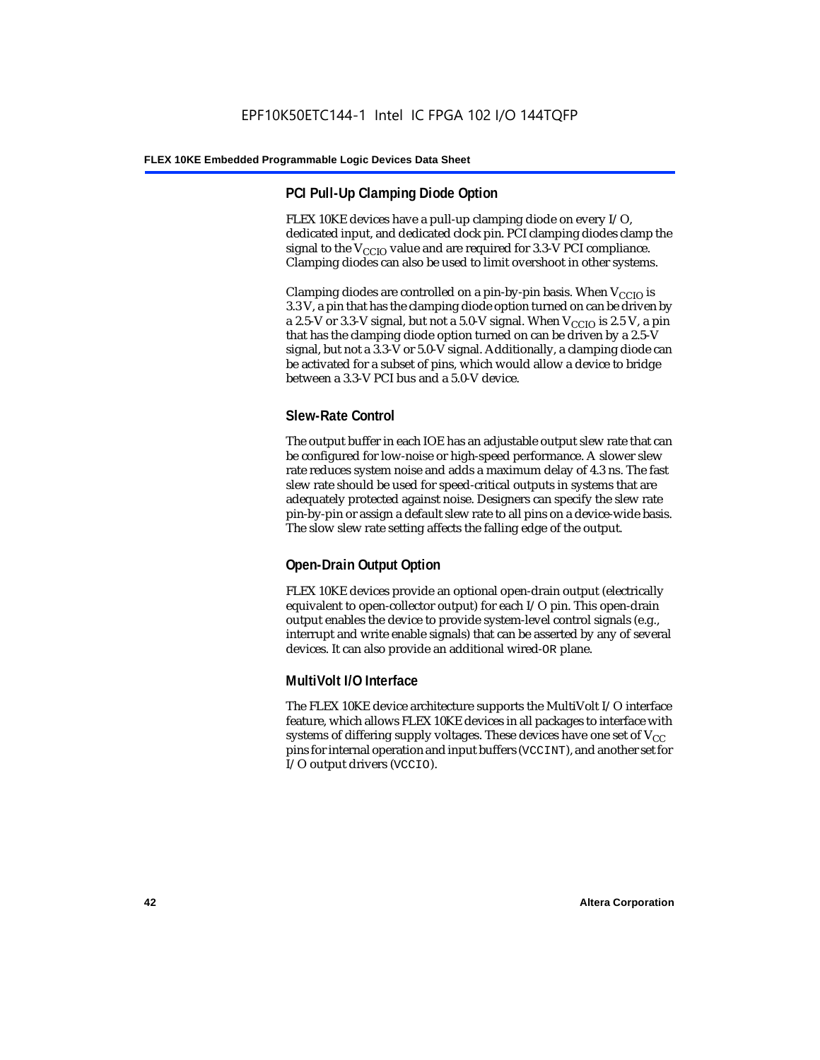### PCI Pull-Up Clamping Diode Option

FLEX 10KE devices have a pull-up clamping diode on every I/O, dedicated input, and dedicated clock pin. PCI clamping diodes clamp the signal to the $V_{CCIO}$ value and are required for 3.3-V PCI compliance. Clamping diodes can also be used to limit overshoot in other systems.

Clamping diodes are controlled on a pin-by-pin basis. When $V_{CCIO}$ is 3.3 V, a pin that has the clamping diode option turned on can be driven by a 2.5-V or 3.3-V signal, but not a 5.0-V signal. When $V_{CCIO}$ is 2.5 V, a pin that has the clamping diode option turned on can be driven by a 2.5-V signal, but not a 3.3-V or 5.0-V signal. Additionally, a clamping diode can be activated for a subset of pins, which would allow a device to bridge between a 3.3-V PCI bus and a 5.0-V device.

### Slew-Rate Control

The output buffer in each IOE has an adjustable output slew rate that can be configured for low-noise or high-speed performance. A slower slew rate reduces system noise and adds a maximum delay of 4.3 ns. The fast slew rate should be used for speed-critical outputs in systems that are adequately protected against noise. Designers can specify the slew rate pin-by-pin or assign a default slew rate to all pins on a device-wide basis. The slow slew rate setting affects the falling edge of the output.

### Open-Drain Output Option

FLEX 10KE devices provide an optional open-drain output (electrically equivalent to open-collector output) for each I/O pin. This open-drain output enables the device to provide system-level control signals (e.g., interrupt and write enable signals) that can be asserted by any of several devices. It can also provide an additional wired-`OR` plane.

### MultiVolt I/O Interface

The FLEX 10KE device architecture supports the MultiVolt I/O interface feature, which allows FLEX 10KE devices in all packages to interface with systems of differing supply voltages. These devices have one set of $V_{CC}$ pins for internal operation and input buffers (`VCCINT`), and another set for I/O output drivers (`VCCIO`).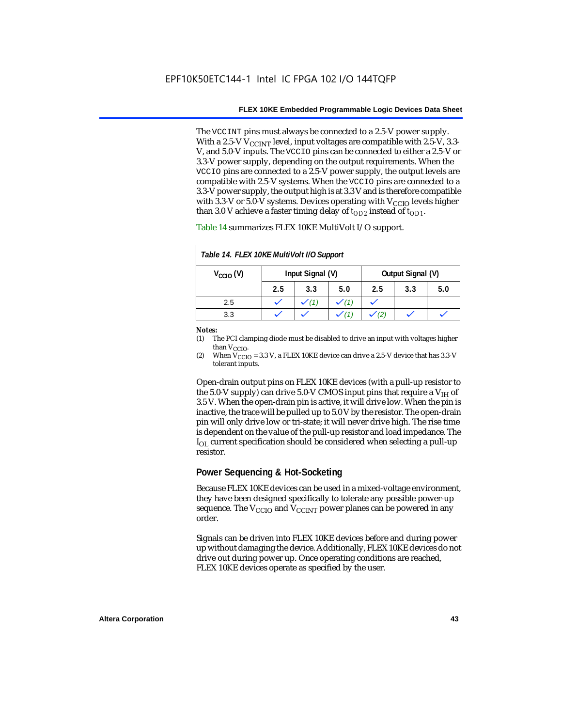The VCCINT pins must always be connected to a 2.5-V power supply. With a 2.5-V $V_{CCINT}$ level, input voltages are compatible with 2.5-V, 3.3-V, and 5.0-V inputs. The VCCIO pins can be connected to either a 2.5-V or 3.3-V power supply, depending on the output requirements. When the VCCIO pins are connected to a 2.5-V power supply, the output levels are compatible with 2.5-V systems. When the VCCIO pins are connected to a 3.3-V power supply, the output high is at 3.3 V and is therefore compatible with 3.3-V or 5.0-V systems. Devices operating with $V_{CCIO}$ levels higher than 3.0 V achieve a faster timing delay of $t_{OD2}$ instead of $t_{OD1}$.

Table 14 summarizes FLEX 10KE MultiVolt I/O support.

*Table 14. FLEX 10KE MultiVolt I/O Support*

| $V_{CCIO}$ (V) | Input Signal (V) | | | Output Signal (V) | | |
|---|---|---|---|---|---|---|
| | 2.5 | 3.3 | 5.0 | 2.5 | 3.3 | 5.0 |
| 2.5 | ✓ | ✓ (1) | ✓ (1) | ✓ | | |
| 3.3 | ✓ | ✓ | ✓ (1) | ✓ (2) | ✓ | ✓ |

**Notes:**
(1) The PCI clamping diode must be disabled to drive an input with voltages higher than $V_{CCIO}$.
(2) When $V_{CCIO}$ = 3.3 V, a FLEX 10KE device can drive a 2.5-V device that has 3.3-V tolerant inputs.

Open-drain output pins on FLEX 10KE devices (with a pull-up resistor to the 5.0-V supply) can drive 5.0-V CMOS input pins that require a $V_{IH}$ of 3.5 V. When the open-drain pin is active, it will drive low. When the pin is inactive, the trace will be pulled up to 5.0 V by the resistor. The open-drain pin will only drive low or tri-state; it will never drive high. The rise time is dependent on the value of the pull-up resistor and load impedance. The $I_{OL}$ current specification should be considered when selecting a pull-up resistor.

## Power Sequencing & Hot-Socketing

Because FLEX 10KE devices can be used in a mixed-voltage environment, they have been designed specifically to tolerate any possible power-up sequence. The $V_{CCIO}$ and $V_{CCINT}$ power planes can be powered in any order.

Signals can be driven into FLEX 10KE devices before and during power up without damaging the device. Additionally, FLEX 10KE devices do not drive out during power up. Once operating conditions are reached, FLEX 10KE devices operate as specified by the user.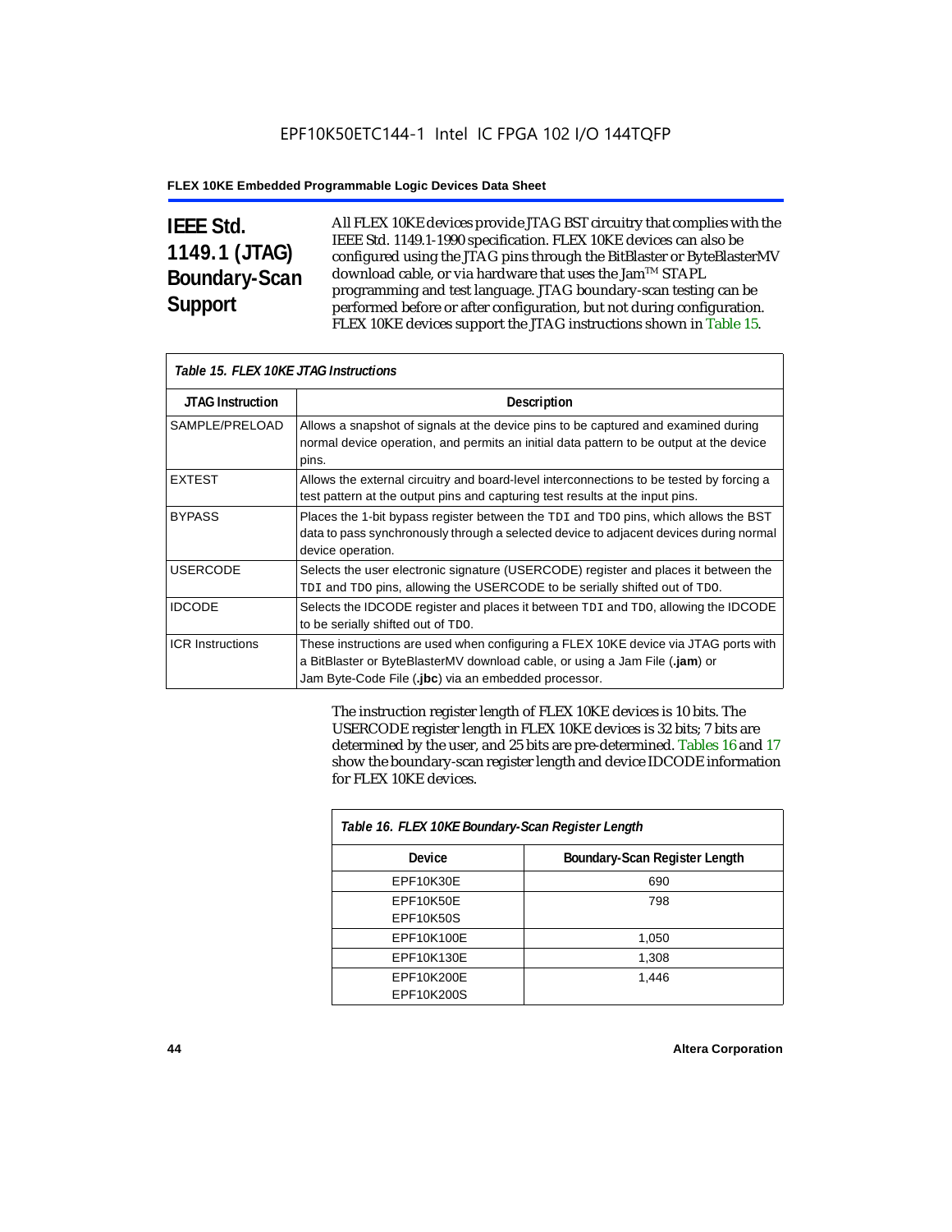## IEEE Std. 1149.1 (JTAG) Boundary-Scan Support

All FLEX 10KE devices provide JTAG BST circuitry that complies with the IEEE Std. 1149.1-1990 specification. FLEX 10KE devices can also be configured using the JTAG pins through the BitBlaster or ByteBlasterMV download cable, or via hardware that uses the Jam™ STAPL programming and test language. JTAG boundary-scan testing can be performed before or after configuration, but not during configuration. FLEX 10KE devices support the JTAG instructions shown in Table 15.

*Table 15. FLEX 10KE JTAG Instructions*

| JTAG Instruction | Description |
|---|---|
| SAMPLE/PRELOAD | Allows a snapshot of signals at the device pins to be captured and examined during normal device operation, and permits an initial data pattern to be output at the device pins. |
| EXTEST | Allows the external circuitry and board-level interconnections to be tested by forcing a test pattern at the output pins and capturing test results at the input pins. |
| BYPASS | Places the 1-bit bypass register between the `TDI` and `TDO` pins, which allows the BST data to pass synchronously through a selected device to adjacent devices during normal device operation. |
| USERCODE | Selects the user electronic signature (USERCODE) register and places it between the `TDI` and `TDO` pins, allowing the USERCODE to be serially shifted out of `TDO`. |
| IDCODE | Selects the IDCODE register and places it between `TDI` and `TDO`, allowing the IDCODE to be serially shifted out of `TDO`. |
| ICR Instructions | These instructions are used when configuring a FLEX 10KE device via JTAG ports with a BitBlaster or ByteBlasterMV download cable, or using a Jam File (**.jam**) or Jam Byte-Code File (**.jbc**) via an embedded processor. |

The instruction register length of FLEX 10KE devices is 10 bits. The USERCODE register length in FLEX 10KE devices is 32 bits; 7 bits are determined by the user, and 25 bits are pre-determined. Tables 16 and 17 show the boundary-scan register length and device IDCODE information for FLEX 10KE devices.

*Table 16. FLEX 10KE Boundary-Scan Register Length*

| Device | Boundary-Scan Register Length |
|---|---|
| EPF10K30E | 690 |
| EPF10K50E<br>EPF10K50S | 798 |
| EPF10K100E | 1,050 |
| EPF10K130E | 1,308 |
| EPF10K200E<br>EPF10K200S | 1,446 |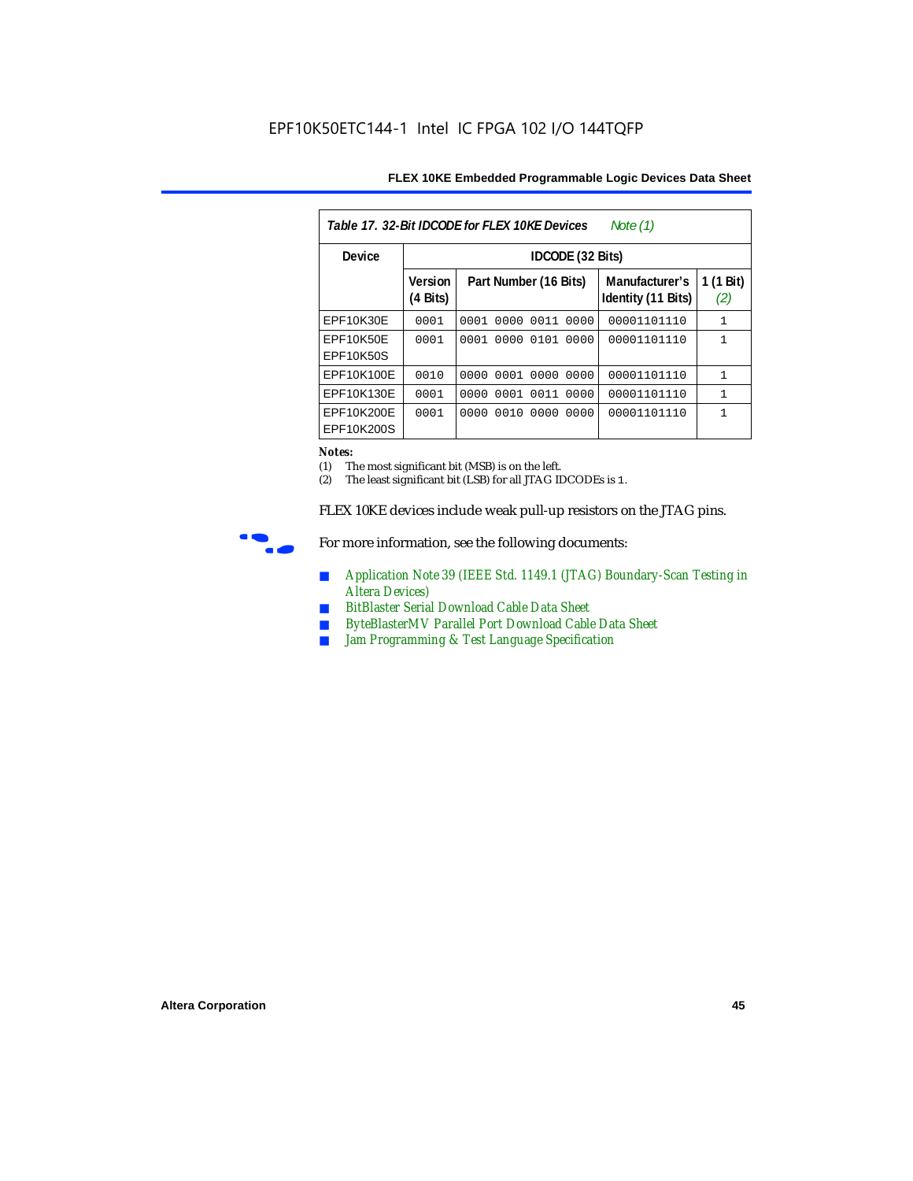Table 17. 32-Bit IDCODE for FLEX 10KE Devices *Note (1)*

| Device | IDCODE (32 Bits) | | | |
|---|---|---|---|---|
| | Version (4 Bits) | Part Number (16 Bits) | Manufacturer's Identity (11 Bits) | 1 (1 Bit) *(2)* |
| EPF10K30E | 0001 | 0001 0000 0011 0000 | 00001101110 | 1 |
| EPF10K50E EPF10K50S | 0001 | 0001 0000 0101 0000 | 00001101110 | 1 |
| EPF10K100E | 0010 | 0000 0001 0000 0000 | 00001101110 | 1 |
| EPF10K130E | 0001 | 0000 0001 0011 0000 | 00001101110 | 1 |
| EPF10K200E EPF10K200S | 0001 | 0000 0010 0000 0000 | 00001101110 | 1 |

**Notes:**
(1) The most significant bit (MSB) is on the left.
(2) The least significant bit (LSB) for all JTAG IDCODEs is 1.

FLEX 10KE devices include weak pull-up resistors on the JTAG pins.

For more information, see the following documents:

- Application Note 39 (IEEE Std. 1149.1 (JTAG) Boundary-Scan Testing in Altera Devices)
- BitBlaster Serial Download Cable Data Sheet
- ByteBlasterMV Parallel Port Download Cable Data Sheet
- Jam Programming & Test Language Specification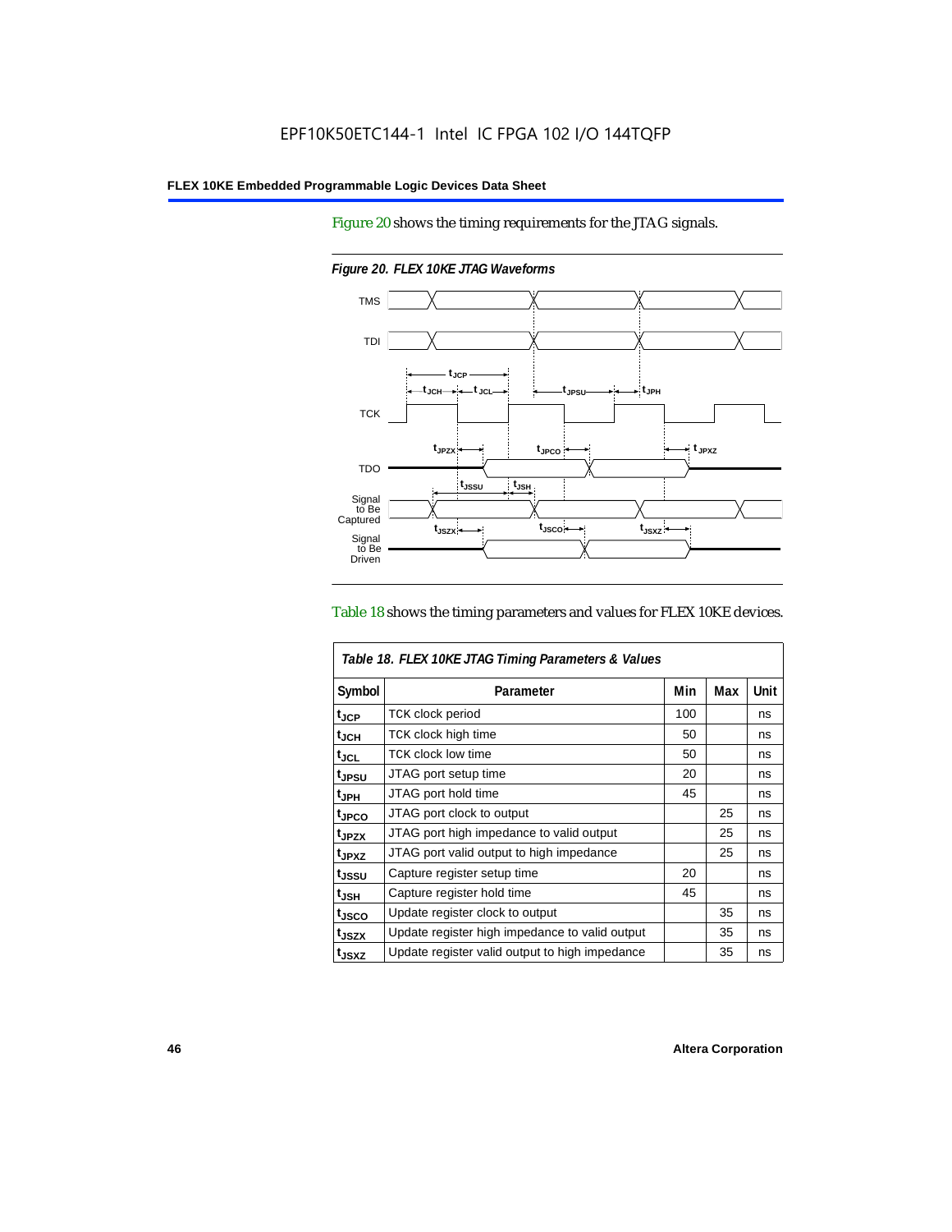Figure 20 shows the timing requirements for the JTAG signals.

*Figure 20. FLEX 10KE JTAG Waveforms*

Table 18 shows the timing parameters and values for FLEX 10KE devices.

*Table 18. FLEX 10KE JTAG Timing Parameters & Values*

| Symbol | Parameter | Min | Max | Unit |
|---|---|---|---|---|
| $t_{JCP}$ | TCK clock period | 100 | | ns |
| $t_{JCH}$ | TCK clock high time | 50 | | ns |
| $t_{JCL}$ | TCK clock low time | 50 | | ns |
| $t_{JPSU}$ | JTAG port setup time | 20 | | ns |
| $t_{JPH}$ | JTAG port hold time | 45 | | ns |
| $t_{JPCO}$ | JTAG port clock to output | | 25 | ns |
| $t_{JPZX}$ | JTAG port high impedance to valid output | | 25 | ns |
| $t_{JPXZ}$ | JTAG port valid output to high impedance | | 25 | ns |
| $t_{JSSU}$ | Capture register setup time | 20 | | ns |
| $t_{JSH}$ | Capture register hold time | 45 | | ns |
| $t_{JSCO}$ | Update register clock to output | | 35 | ns |
| $t_{JSZX}$ | Update register high impedance to valid output | | 35 | ns |
| $t_{JSXZ}$ | Update register valid output to high impedance | | 35 | ns |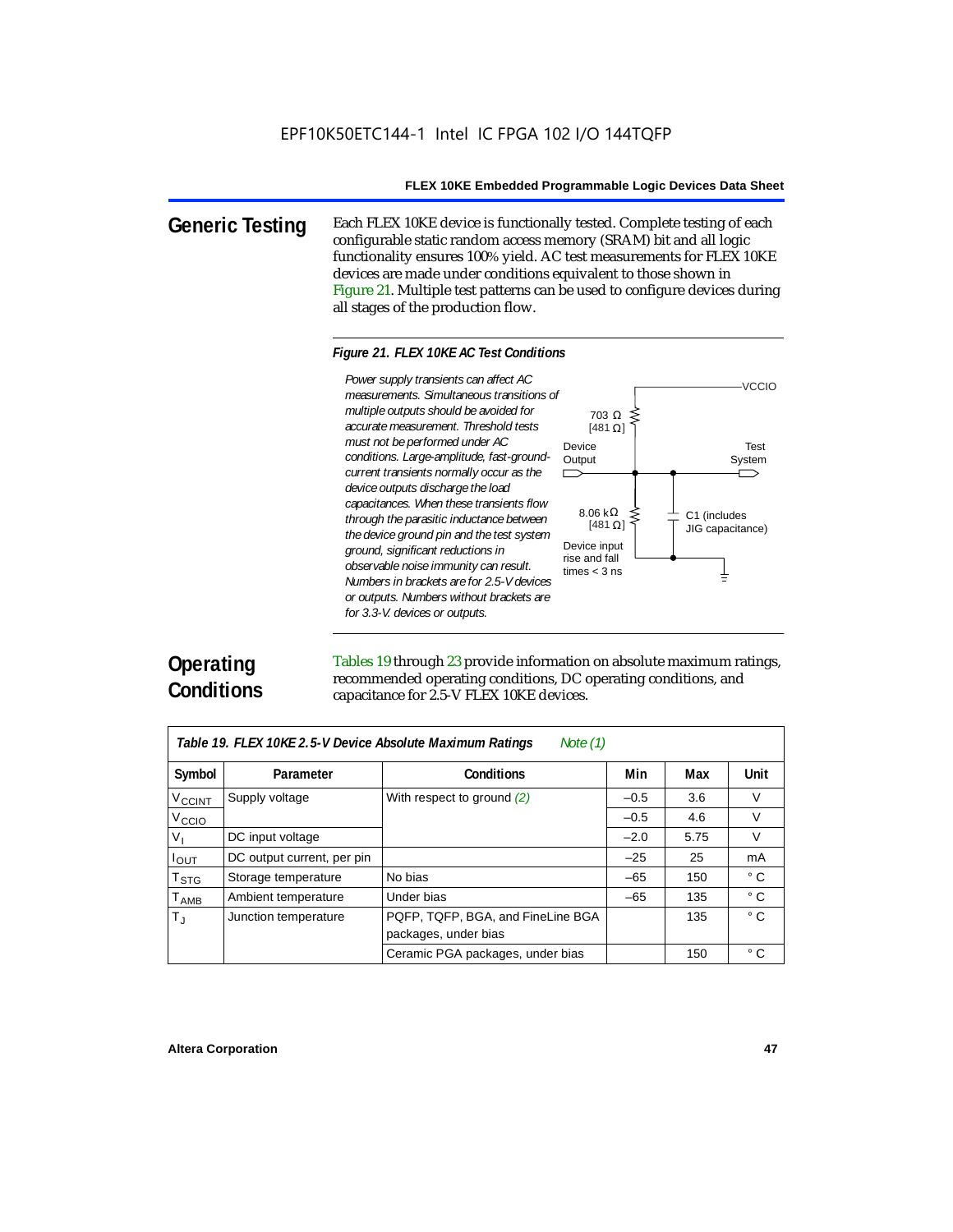## Generic Testing

Each FLEX 10KE device is functionally tested. Complete testing of each configurable static random access memory (SRAM) bit and all logic functionality ensures 100% yield. AC test measurements for FLEX 10KE devices are made under conditions equivalent to those shown in Figure 21. Multiple test patterns can be used to configure devices during all stages of the production flow.

*Figure 21. FLEX 10KE AC Test Conditions*

*Power supply transients can affect AC measurements. Simultaneous transitions of multiple outputs should be avoided for accurate measurement. Threshold tests must not be performed under AC conditions. Large-amplitude, fast-ground-current transients normally occur as the device outputs discharge the load capacitances. When these transients flow through the parasitic inductance between the device ground pin and the test system ground, significant reductions in observable noise immunity can result. Numbers in brackets are for 2.5-V devices or outputs. Numbers without brackets are for 3.3-V. devices or outputs.*

VCCIO

703 Ω [481 Ω]

Device Output

Test System

8.06 kΩ [481 Ω]

C1 (includes JIG capacitance)

Device input rise and fall times < 3 ns

## Operating Conditions

Tables 19 through 23 provide information on absolute maximum ratings, recommended operating conditions, DC operating conditions, and capacitance for 2.5-V FLEX 10KE devices.

*Table 19. FLEX 10KE 2.5-V Device Absolute Maximum Ratings Note (1)*

| Symbol | Parameter | Conditions | Min | Max | Unit |
|---|---|---|---|---|---|
| $V_{CCINT}$ | Supply voltage | With respect to ground *(2)* | –0.5 | 3.6 | V |
| $V_{CCIO}$ | | | –0.5 | 4.6 | V |
| $V_I$ | DC input voltage | | –2.0 | 5.75 | V |
| $I_{OUT}$ | DC output current, per pin | | –25 | 25 | mA |
| $T_{STG}$ | Storage temperature | No bias | –65 | 150 | ° C |
| $T_{AMB}$ | Ambient temperature | Under bias | –65 | 135 | ° C |
| $T_J$ | Junction temperature | PQFP, TQFP, BGA, and FineLine BGA packages, under bias | | 135 | ° C |
| | | Ceramic PGA packages, under bias | | 150 | ° C |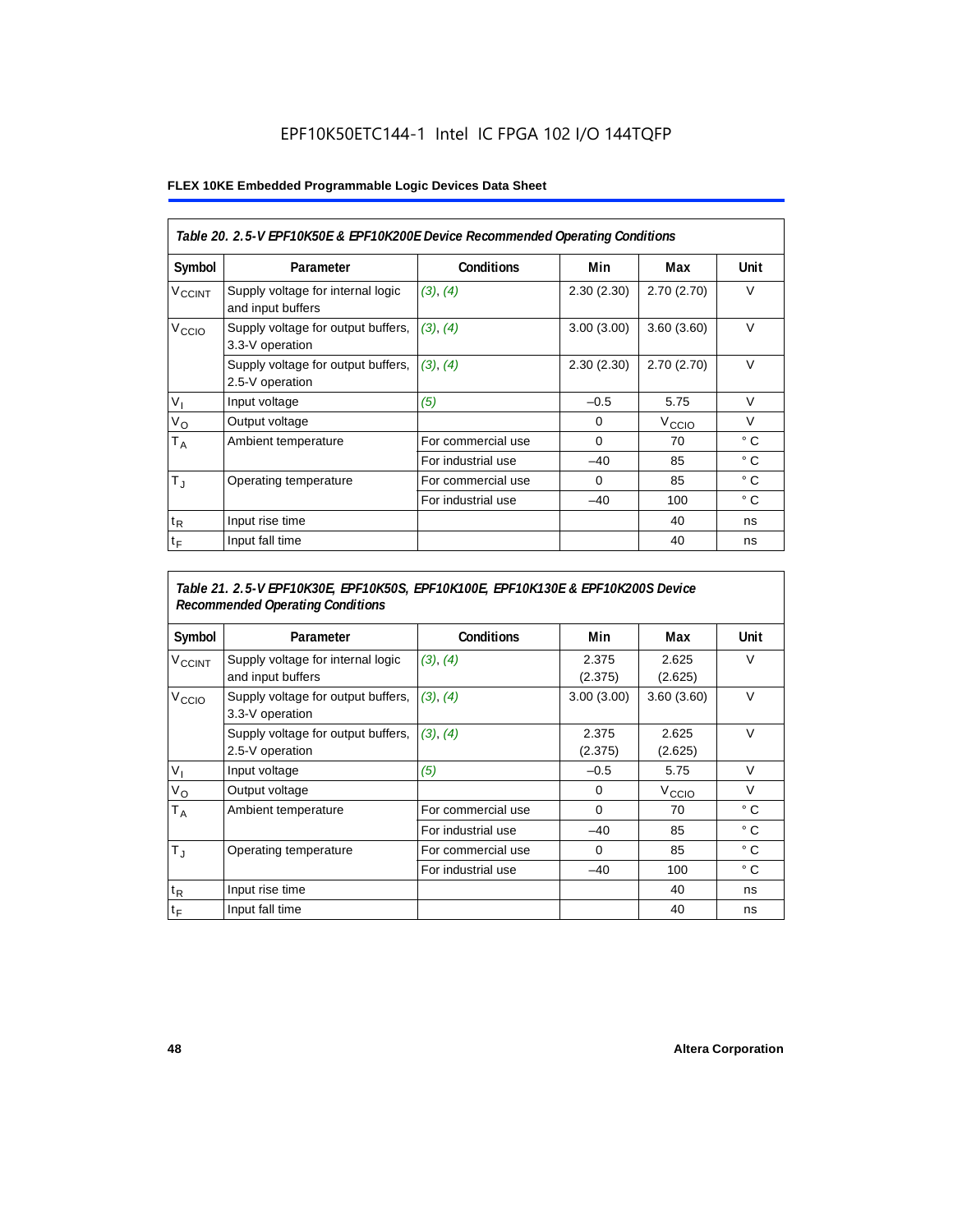EPF10K50ETC144-1 Intel IC FPGA 102 I/O 144TQFP

| Table 20. 2.5-V EPF10K50E & EPF10K200E Device Recommended Operating Conditions | | | | | |
|---|---|---|---|---|---|
| **Symbol** | **Parameter** | **Conditions** | **Min** | **Max** | **Unit** |
| $V_{CCINT}$ | Supply voltage for internal logic and input buffers | *(3), (4)* | 2.30 (2.30) | 2.70 (2.70) | V |
| $V_{CCIO}$ | Supply voltage for output buffers, 3.3-V operation | *(3), (4)* | 3.00 (3.00) | 3.60 (3.60) | V |
| | Supply voltage for output buffers, 2.5-V operation | *(3), (4)* | 2.30 (2.30) | 2.70 (2.70) | V |
| $V_I$ | Input voltage | *(5)* | –0.5 | 5.75 | V |
| $V_O$ | Output voltage | | 0 | $V_{CCIO}$ | V |
| $T_A$ | Ambient temperature | For commercial use | 0 | 70 | ° C |
| | | For industrial use | –40 | 85 | ° C |
| $T_J$ | Operating temperature | For commercial use | 0 | 85 | ° C |
| | | For industrial use | –40 | 100 | ° C |
| $t_R$ | Input rise time | | | 40 | ns |
| $t_F$ | Input fall time | | | 40 | ns |

| Table 21. 2.5-V EPF10K30E, EPF10K50S, EPF10K100E, EPF10K130E & EPF10K200S Device Recommended Operating Conditions | | | | | |
|---|---|---|---|---|---|
| **Symbol** | **Parameter** | **Conditions** | **Min** | **Max** | **Unit** |
| $V_{CCINT}$ | Supply voltage for internal logic and input buffers | *(3), (4)* | 2.375 (2.375) | 2.625 (2.625) | V |
| $V_{CCIO}$ | Supply voltage for output buffers, 3.3-V operation | *(3), (4)* | 3.00 (3.00) | 3.60 (3.60) | V |
| | Supply voltage for output buffers, 2.5-V operation | *(3), (4)* | 2.375 (2.375) | 2.625 (2.625) | V |
| $V_I$ | Input voltage | *(5)* | –0.5 | 5.75 | V |
| $V_O$ | Output voltage | | 0 | $V_{CCIO}$ | V |
| $T_A$ | Ambient temperature | For commercial use | 0 | 70 | ° C |
| | | For industrial use | –40 | 85 | ° C |
| $T_J$ | Operating temperature | For commercial use | 0 | 85 | ° C |
| | | For industrial use | –40 | 100 | ° C |
| $t_R$ | Input rise time | | | 40 | ns |
| $t_F$ | Input fall time | | | 40 | ns |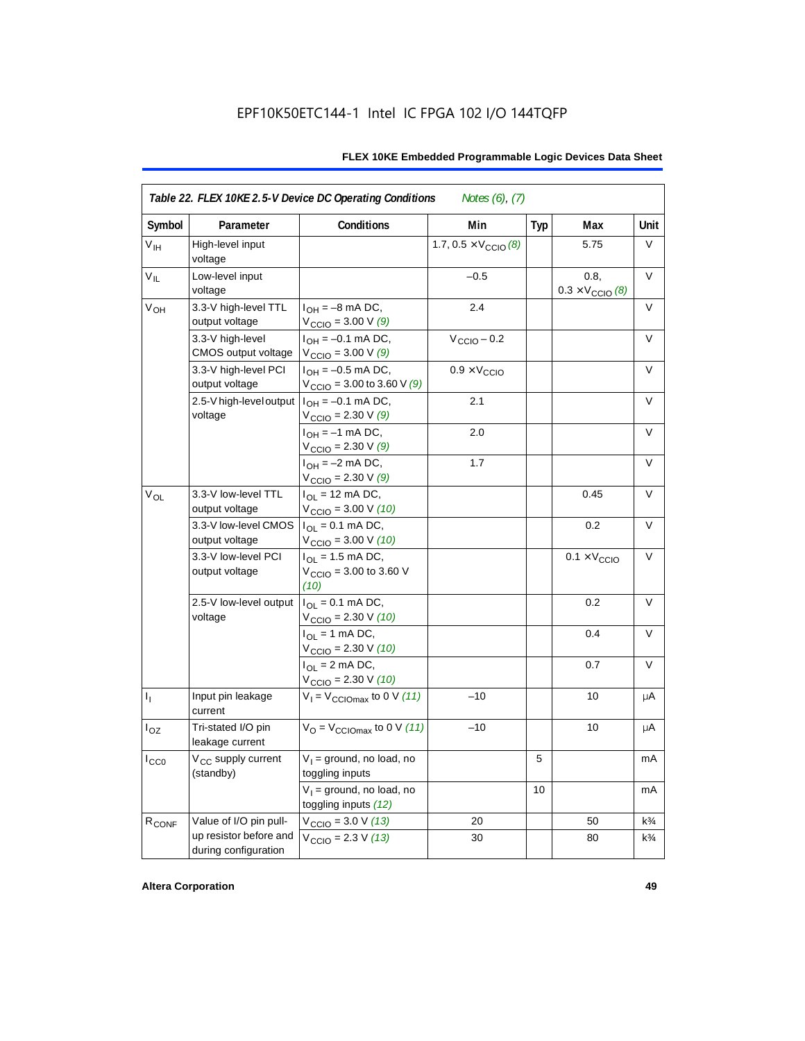EPF10K50ETC144-1 Intel IC FPGA 102 I/O 144TQFP

| *Table 22. FLEX 10KE 2.5-V Device DC Operating Conditions* *Notes (6), (7)* | | | | | | |
|---|---|---|---|---|---|---|
| **Symbol** | **Parameter** | **Conditions** | **Min** | **Typ** | **Max** | **Unit** |
| $V_{IH}$ | High-level input voltage | | 1.7, 0.5 × $V_{CCIO}$ *(8)* | | 5.75 | V |
| $V_{IL}$ | Low-level input voltage | | –0.5 | | 0.8, 0.3 × $V_{CCIO}$ *(8)* | V |
| $V_{OH}$ | 3.3-V high-level TTL output voltage | $I_{OH}$ = –8 mA DC, $V_{CCIO}$ = 3.00 V *(9)* | 2.4 | | | V |
| | 3.3-V high-level CMOS output voltage | $I_{OH}$ = –0.1 mA DC, $V_{CCIO}$ = 3.00 V *(9)* | $V_{CCIO}$ – 0.2 | | | V |
| | 3.3-V high-level PCI output voltage | $I_{OH}$ = –0.5 mA DC, $V_{CCIO}$ = 3.00 to 3.60 V *(9)* | 0.9 × $V_{CCIO}$ | | | V |
| | 2.5-V high-level output voltage | $I_{OH}$ = –0.1 mA DC, $V_{CCIO}$ = 2.30 V *(9)* | 2.1 | | | V |
| | | $I_{OH}$ = –1 mA DC, $V_{CCIO}$ = 2.30 V *(9)* | 2.0 | | | V |
| | | $I_{OH}$ = –2 mA DC, $V_{CCIO}$ = 2.30 V *(9)* | 1.7 | | | V |
| $V_{OL}$ | 3.3-V low-level TTL output voltage | $I_{OL}$ = 12 mA DC, $V_{CCIO}$ = 3.00 V *(10)* | | | 0.45 | V |
| | 3.3-V low-level CMOS output voltage | $I_{OL}$ = 0.1 mA DC, $V_{CCIO}$ = 3.00 V *(10)* | | | 0.2 | V |
| | 3.3-V low-level PCI output voltage | $I_{OL}$ = 1.5 mA DC, $V_{CCIO}$ = 3.00 to 3.60 V *(10)* | | | 0.1 × $V_{CCIO}$ | V |
| | 2.5-V low-level output voltage | $I_{OL}$ = 0.1 mA DC, $V_{CCIO}$ = 2.30 V *(10)* | | | 0.2 | V |
| | | $I_{OL}$ = 1 mA DC, $V_{CCIO}$ = 2.30 V *(10)* | | | 0.4 | V |
| | | $I_{OL}$ = 2 mA DC, $V_{CCIO}$ = 2.30 V *(10)* | | | 0.7 | V |
| $I_I$ | Input pin leakage current | $V_I$ = $V_{CCIOmax}$ to 0 V *(11)* | –10 | | 10 | μA |
| $I_{OZ}$ | Tri-stated I/O pin leakage current | $V_O$ = $V_{CCIOmax}$ to 0 V *(11)* | –10 | | 10 | μA |
| $I_{CC0}$ | $V_{CC}$ supply current (standby) | $V_I$ = ground, no load, no toggling inputs | | 5 | | mA |
| | | $V_I$ = ground, no load, no toggling inputs *(12)* | | 10 | | mA |
| $R_{CONF}$ | Value of I/O pin pull-up resistor before and during configuration | $V_{CCIO}$ = 3.0 V *(13)* | 20 | | 50 | k¾ |
| | | $V_{CCIO}$ = 2.3 V *(13)* | 30 | | 80 | k¾ |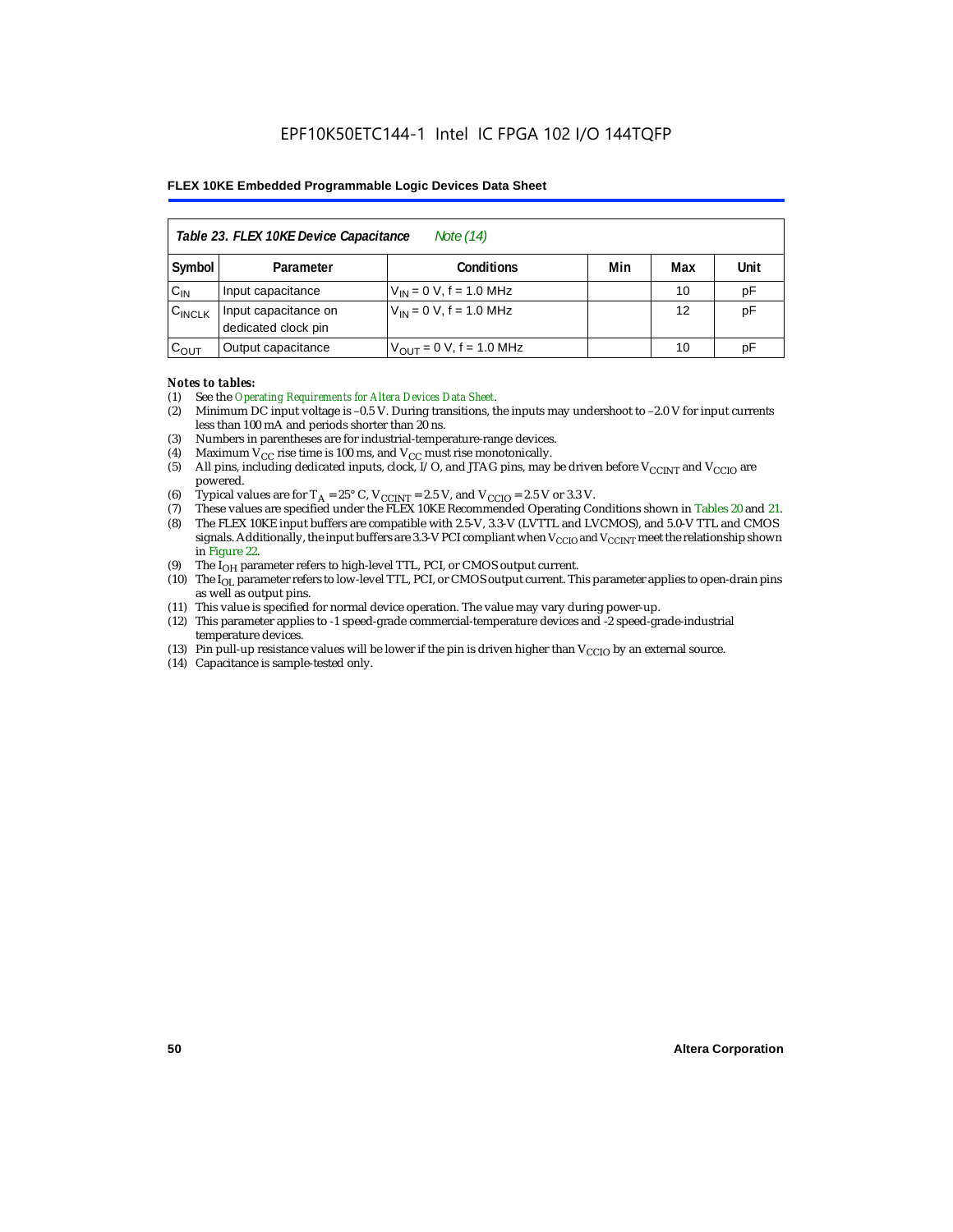| *Table 23. FLEX 10KE Device Capacitance* *Note (14)* | | | | | |
|---|---|---|---|---|---|
| **Symbol** | **Parameter** | **Conditions** | **Min** | **Max** | **Unit** |
| $C_{IN}$ | Input capacitance | $V_{IN}$ = 0 V, f = 1.0 MHz | | 10 | pF |
| $C_{INCLK}$ | Input capacitance on dedicated clock pin | $V_{IN}$ = 0 V, f = 1.0 MHz | | 12 | pF |
| $C_{OUT}$ | Output capacitance | $V_{OUT}$ = 0 V, f = 1.0 MHz | | 10 | pF |

*Notes to tables:*

(1) See the *Operating Requirements for Altera Devices Data Sheet*.
(2) Minimum DC input voltage is –0.5 V. During transitions, the inputs may undershoot to –2.0 V for input currents less than 100 mA and periods shorter than 20 ns.
(3) Numbers in parentheses are for industrial-temperature-range devices.
(4) Maximum $V_{CC}$ rise time is 100 ms, and $V_{CC}$ must rise monotonically.
(5) All pins, including dedicated inputs, clock, I/O, and JTAG pins, may be driven before $V_{CCINT}$ and $V_{CCIO}$ are powered.
(6) Typical values are for $T_A$ = 25° C, $V_{CCINT}$ = 2.5 V, and $V_{CCIO}$ = 2.5 V or 3.3 V.
(7) These values are specified under the FLEX 10KE Recommended Operating Conditions shown in Tables 20 and 21.
(8) The FLEX 10KE input buffers are compatible with 2.5-V, 3.3-V (LVTTL and LVCMOS), and 5.0-V TTL and CMOS signals. Additionally, the input buffers are 3.3-V PCI compliant when $V_{CCIO}$ and $V_{CCINT}$ meet the relationship shown in Figure 22.
(9) The $I_{OH}$ parameter refers to high-level TTL, PCI, or CMOS output current.
(10) The $I_{OL}$ parameter refers to low-level TTL, PCI, or CMOS output current. This parameter applies to open-drain pins as well as output pins.
(11) This value is specified for normal device operation. The value may vary during power-up.
(12) This parameter applies to -1 speed-grade commercial-temperature devices and -2 speed-grade-industrial temperature devices.
(13) Pin pull-up resistance values will be lower if the pin is driven higher than $V_{CCIO}$ by an external source.
(14) Capacitance is sample-tested only.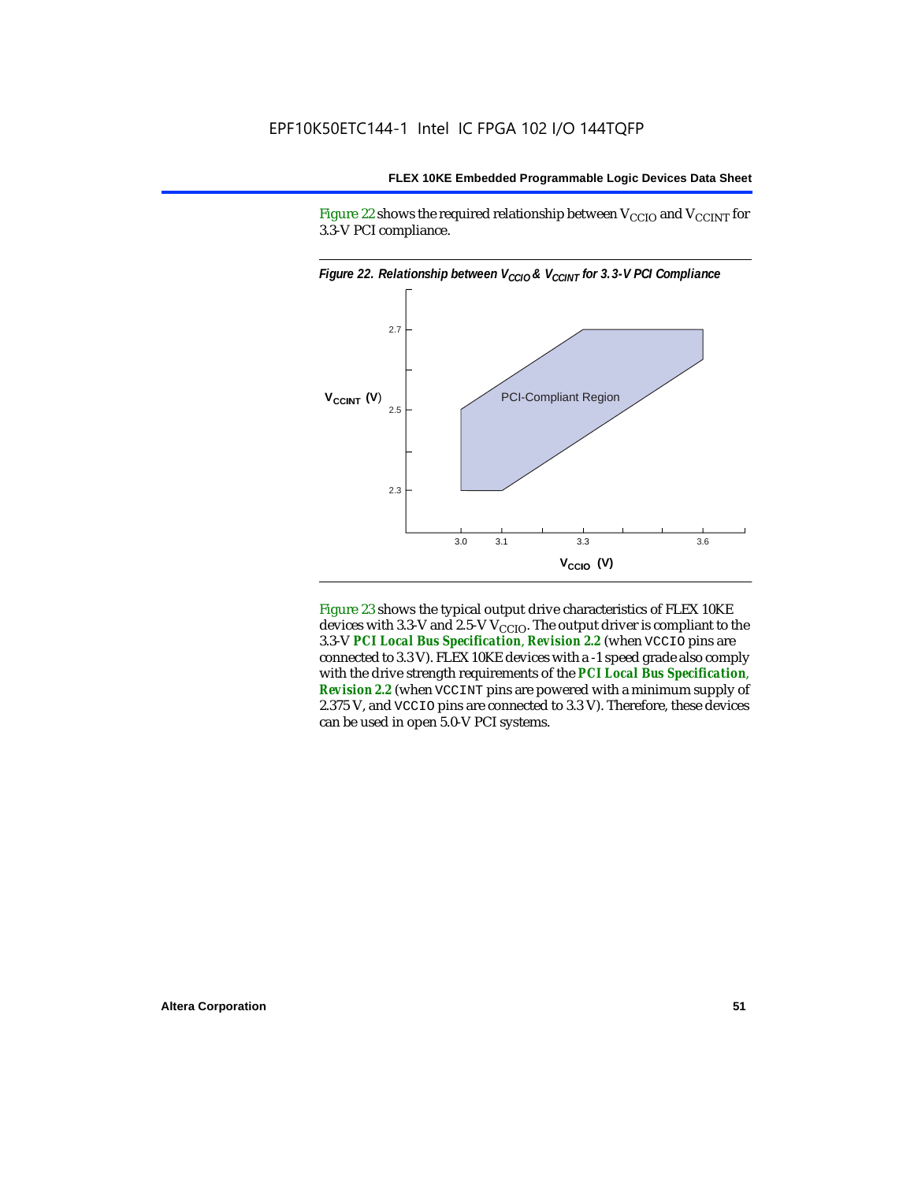Figure 22 shows the required relationship between $V_{CCIO}$ and $V_{CCINT}$ for 3.3-V PCI compliance.

*Figure 22. Relationship between $V_{CCIO}$ & $V_{CCINT}$ for 3.3-V PCI Compliance*

Figure 23 shows the typical output drive characteristics of FLEX 10KE devices with 3.3-V and 2.5-V $V_{CCIO}$. The output driver is compliant to the 3.3-V ***PCI Local Bus Specification*, *Revision 2.2*** (when VCCIO pins are connected to 3.3 V). FLEX 10KE devices with a -1 speed grade also comply with the drive strength requirements of the ***PCI Local Bus Specification*, *Revision 2.2*** (when VCCINT pins are powered with a minimum supply of 2.375 V, and VCCIO pins are connected to 3.3 V). Therefore, these devices can be used in open 5.0-V PCI systems.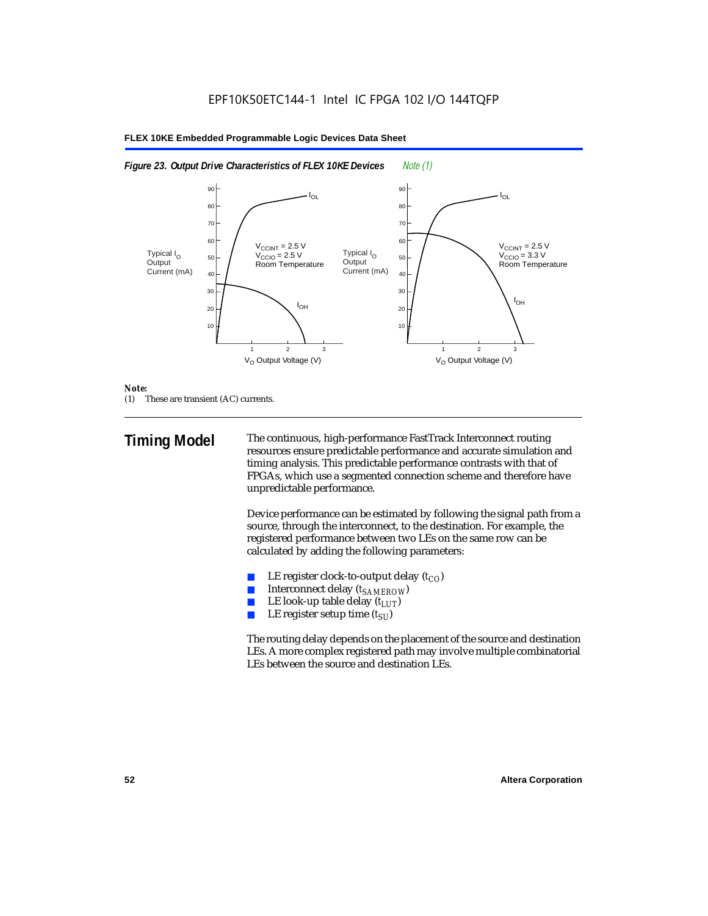*Figure 23. Output Drive Characteristics of FLEX 10KE Devices* *Note (1)*

*Note:*
(1) These are transient (AC) currents.

## Timing Model

The continuous, high-performance FastTrack Interconnect routing resources ensure predictable performance and accurate simulation and timing analysis. This predictable performance contrasts with that of FPGAs, which use a segmented connection scheme and therefore have unpredictable performance.

Device performance can be estimated by following the signal path from a source, through the interconnect, to the destination. For example, the registered performance between two LEs on the same row can be calculated by adding the following parameters:

- LE register clock-to-output delay ($t_{CO}$)
- Interconnect delay ($t_{SAMEROW}$)
- LE look-up table delay ($t_{LUT}$)
- LE register setup time ($t_{SU}$)

The routing delay depends on the placement of the source and destination LEs. A more complex registered path may involve multiple combinatorial LEs between the source and destination LEs.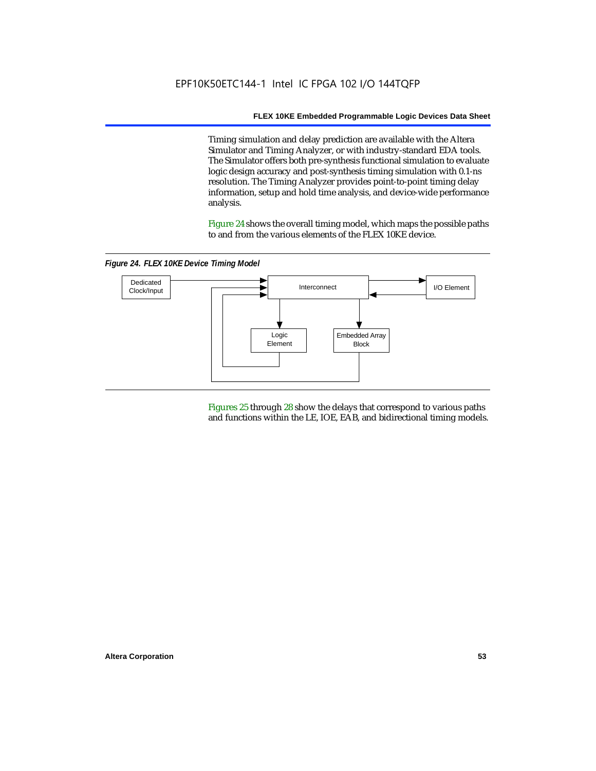Timing simulation and delay prediction are available with the Altera Simulator and Timing Analyzer, or with industry-standard EDA tools. The Simulator offers both pre-synthesis functional simulation to evaluate logic design accuracy and post-synthesis timing simulation with 0.1-ns resolution. The Timing Analyzer provides point-to-point timing delay information, setup and hold time analysis, and device-wide performance analysis.

Figure 24 shows the overall timing model, which maps the possible paths to and from the various elements of the FLEX 10KE device.

*Figure 24. FLEX 10KE Device Timing Model*

Dedicated Clock/Input

Interconnect

I/O Element

Logic Element

Embedded Array Block

Figures 25 through 28 show the delays that correspond to various paths and functions within the LE, IOE, EAB, and bidirectional timing models.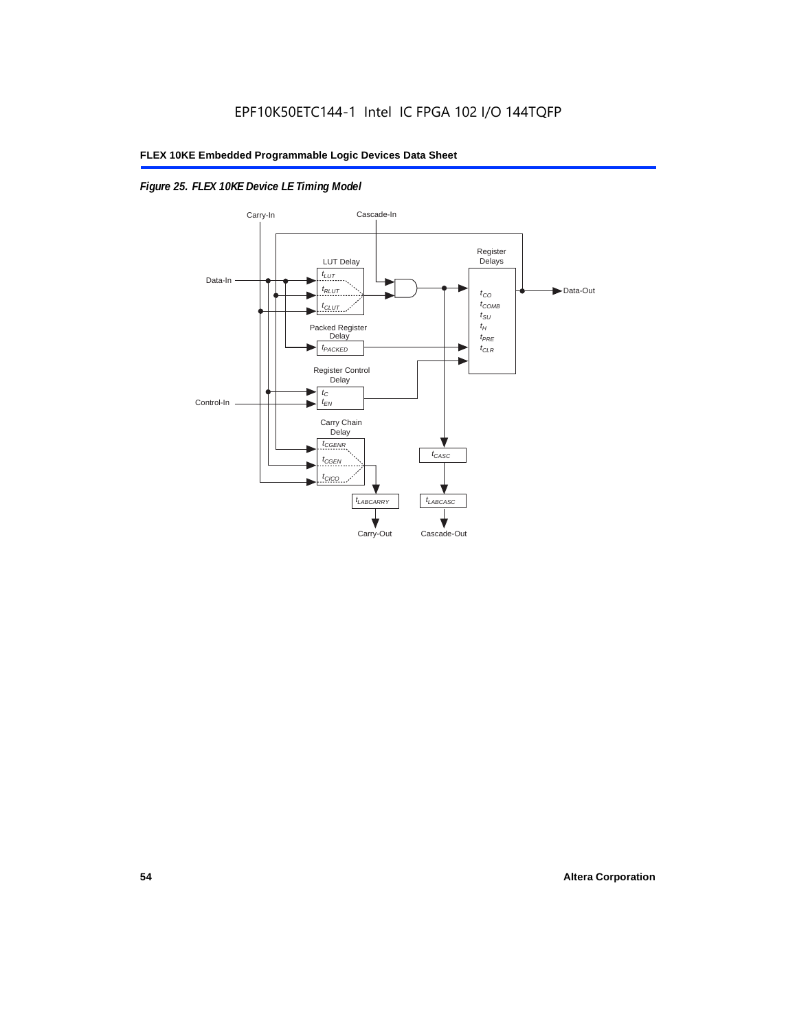EPF10K50ETC144-1 Intel IC FPGA 102 I/O 144TQFP

*Figure 25. FLEX 10KE Device LE Timing Model*

Carry-In

Cascade-In

Register Delays

LUT Delay

$t_{LUT}$

$t_{RLUT}$

$t_{CLUT}$

Data-In

Data-Out

$t_{CO}$

$t_{COMB}$

$t_{SU}$

$t_{H}$

$t_{PRE}$

$t_{CLR}$

Packed Register Delay

$t_{PACKED}$

Register Control Delay

$t_{C}$

$t_{EN}$

Control-In

Carry Chain Delay

$t_{CGENR}$

$t_{CGEN}$

$t_{CICO}$

$t_{CASC}$

$t_{LABCARRY}$

$t_{LABCASC}$

Carry-Out

Cascade-Out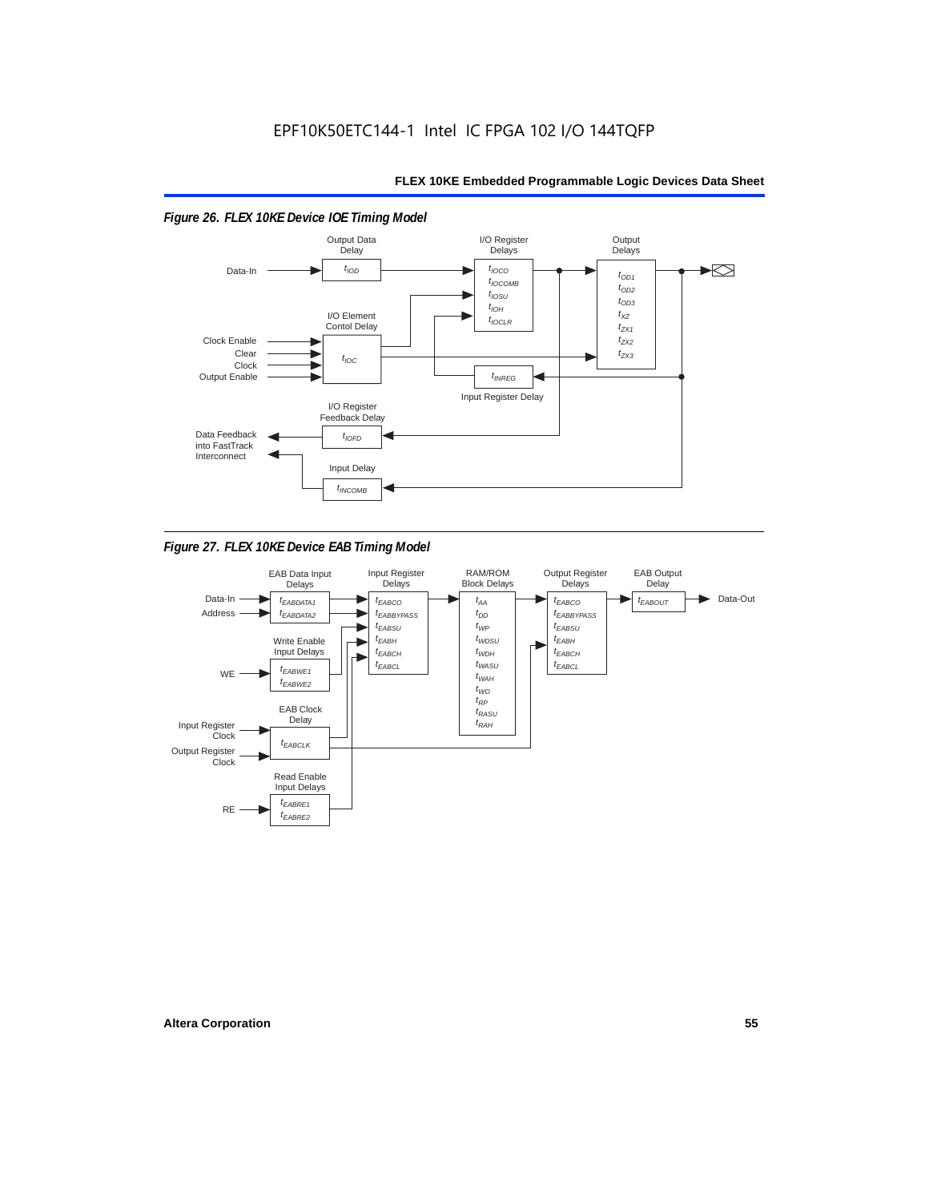EPF10K50ETC144-1 Intel IC FPGA 102 I/O 144TQFP

*Figure 26. FLEX 10KE Device IOE Timing Model*

Output Data Delay

$t_{IOD}$

I/O Register Delays

$t_{IOCO}$
$t_{IOCOMB}$
$t_{IOSU}$
$t_{IOH}$
$t_{IOCLR}$

Output Delays

$t_{OD1}$
$t_{OD2}$
$t_{OD3}$
$t_{XZ}$
$t_{ZX1}$
$t_{ZX2}$
$t_{ZX3}$

Data-In

I/O Element Contol Delay

Clock Enable
Clear
Clock
Output Enable

$t_{IOC}$

$t_{INREG}$

Input Register Delay

I/O Register Feedback Delay

Data Feedback into FastTrack Interconnect

$t_{IOFD}$

Input Delay

$t_{INCOMB}$

*Figure 27. FLEX 10KE Device EAB Timing Model*

EAB Data Input Delays

$t_{EABDATA1}$
$t_{EABDATA2}$

Input Register Delays

$t_{EABCO}$
$t_{EABBYPASS}$
$t_{EABSU}$
$t_{EABH}$
$t_{EABCH}$
$t_{EABCL}$

RAM/ROM Block Delays

$t_{AA}$
$t_{DD}$
$t_{WP}$
$t_{WDSU}$
$t_{WDH}$
$t_{WASU}$
$t_{WAH}$
$t_{WO}$
$t_{RP}$
$t_{RASU}$
$t_{RAH}$

Output Register Delays

$t_{EABCO}$
$t_{EABBYPASS}$
$t_{EABSU}$
$t_{EABH}$
$t_{EABCH}$
$t_{EABCL}$

EAB Output Delay

$t_{EABOUT}$

Data-In
Address

Data-Out

Write Enable Input Delays

WE

$t_{EABWE1}$
$t_{EABWE2}$

EAB Clock Delay

Input Register Clock
Output Register Clock

$t_{EABCLK}$

Read Enable Input Delays

RE

$t_{EABRE1}$
$t_{EABRE2}$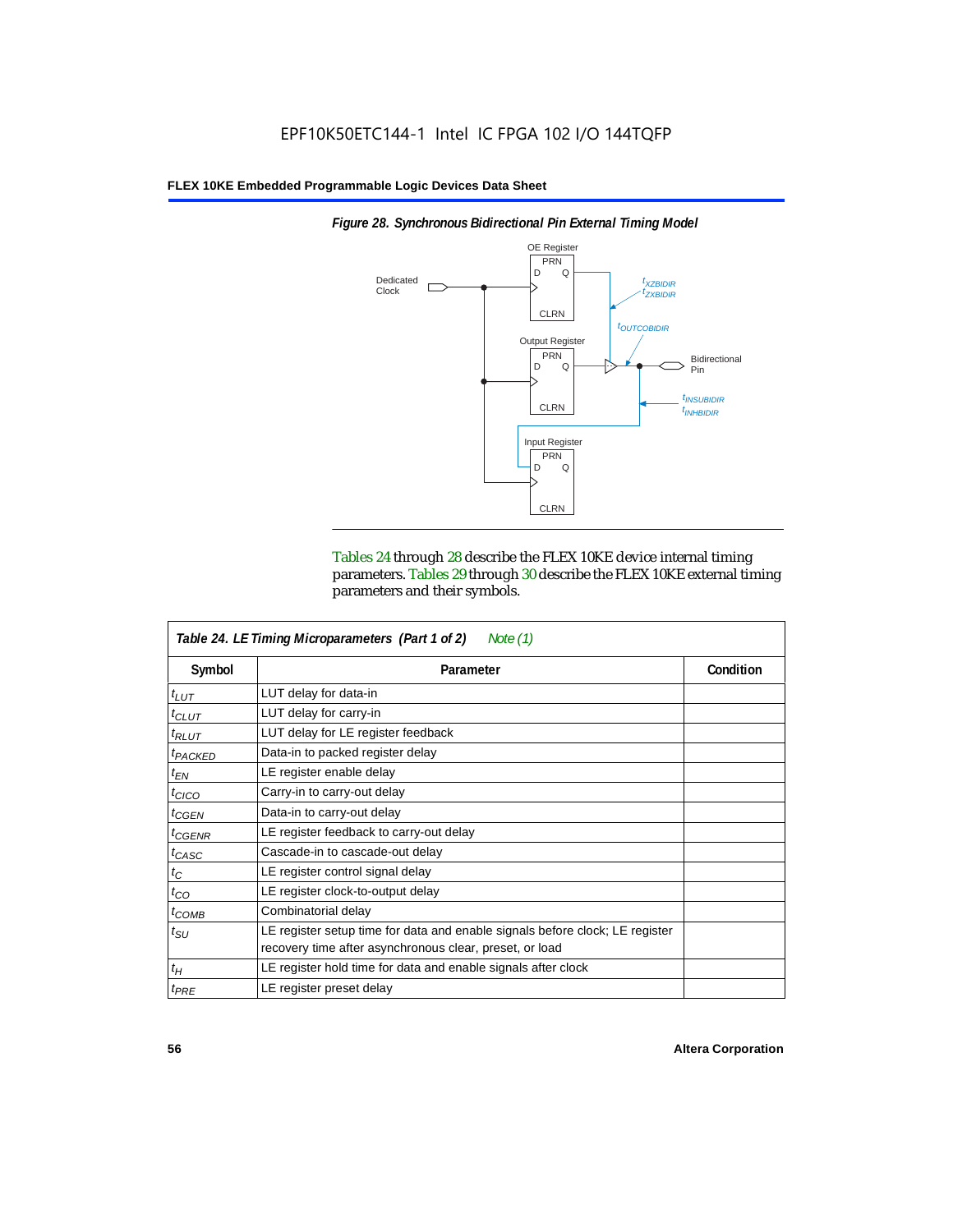*Figure 28. Synchronous Bidirectional Pin External Timing Model*

Tables 24 through 28 describe the FLEX 10KE device internal timing parameters. Tables 29 through 30 describe the FLEX 10KE external timing parameters and their symbols.

| *Table 24. LE Timing Microparameters (Part 1 of 2)* *Note (1)* | | |
|---|---|---|
| **Symbol** | **Parameter** | **Condition** |
| $t_{LUT}$ | LUT delay for data-in | |
| $t_{CLUT}$ | LUT delay for carry-in | |
| $t_{RLUT}$ | LUT delay for LE register feedback | |
| $t_{PACKED}$ | Data-in to packed register delay | |
| $t_{EN}$ | LE register enable delay | |
| $t_{CICO}$ | Carry-in to carry-out delay | |
| $t_{CGEN}$ | Data-in to carry-out delay | |
| $t_{CGENR}$ | LE register feedback to carry-out delay | |
| $t_{CASC}$ | Cascade-in to cascade-out delay | |
| $t_C$ | LE register control signal delay | |
| $t_{CO}$ | LE register clock-to-output delay | |
| $t_{COMB}$ | Combinatorial delay | |
| $t_{SU}$ | LE register setup time for data and enable signals before clock; LE register recovery time after asynchronous clear, preset, or load | |
| $t_H$ | LE register hold time for data and enable signals after clock | |
| $t_{PRE}$ | LE register preset delay | |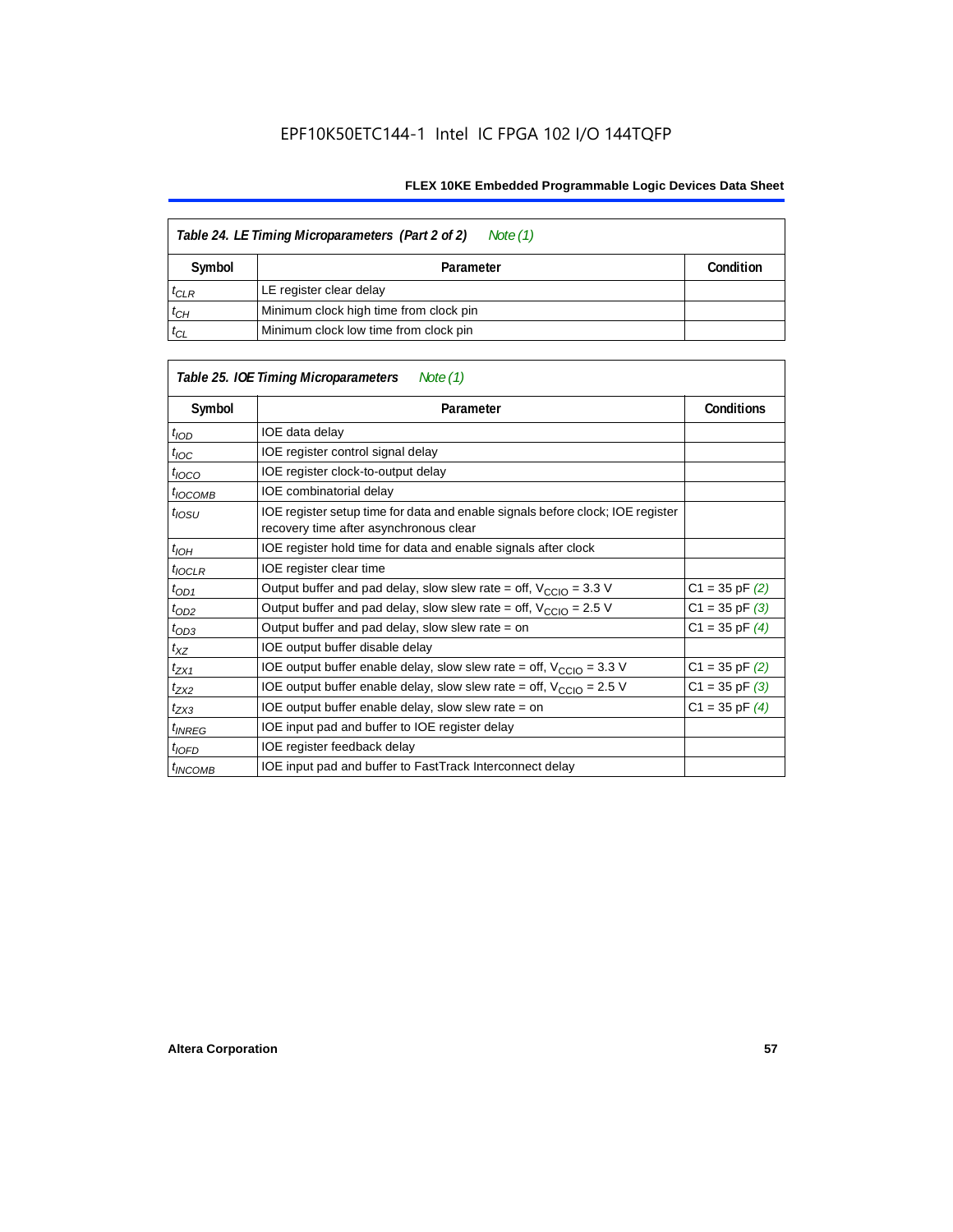EPF10K50ETC144-1 Intel IC FPGA 102 I/O 144TQFP

| *Table 24. LE Timing Microparameters (Part 2 of 2) Note (1)* | | |
|---|---|---|
| **Symbol** | **Parameter** | **Condition** |
| $t_{CLR}$ | LE register clear delay | |
| $t_{CH}$ | Minimum clock high time from clock pin | |
| $t_{CL}$ | Minimum clock low time from clock pin | |

| *Table 25. IOE Timing Microparameters Note (1)* | | |
|---|---|---|
| **Symbol** | **Parameter** | **Conditions** |
| $t_{IOD}$ | IOE data delay | |
| $t_{IOC}$ | IOE register control signal delay | |
| $t_{IOCO}$ | IOE register clock-to-output delay | |
| $t_{IOCOMB}$ | IOE combinatorial delay | |
| $t_{IOSU}$ | IOE register setup time for data and enable signals before clock; IOE register recovery time after asynchronous clear | |
| $t_{IOH}$ | IOE register hold time for data and enable signals after clock | |
| $t_{IOCLR}$ | IOE register clear time | |
| $t_{OD1}$ | Output buffer and pad delay, slow slew rate = off, $V_{CCIO}$ = 3.3 V | C1 = 35 pF *(2)* |
| $t_{OD2}$ | Output buffer and pad delay, slow slew rate = off, $V_{CCIO}$ = 2.5 V | C1 = 35 pF *(3)* |
| $t_{OD3}$ | Output buffer and pad delay, slow slew rate = on | C1 = 35 pF *(4)* |
| $t_{XZ}$ | IOE output buffer disable delay | |
| $t_{ZX1}$ | IOE output buffer enable delay, slow slew rate = off, $V_{CCIO}$ = 3.3 V | C1 = 35 pF *(2)* |
| $t_{ZX2}$ | IOE output buffer enable delay, slow slew rate = off, $V_{CCIO}$ = 2.5 V | C1 = 35 pF *(3)* |
| $t_{ZX3}$ | IOE output buffer enable delay, slow slew rate = on | C1 = 35 pF *(4)* |
| $t_{INREG}$ | IOE input pad and buffer to IOE register delay | |
| $t_{IOFD}$ | IOE register feedback delay | |
| $t_{INCOMB}$ | IOE input pad and buffer to FastTrack Interconnect delay | |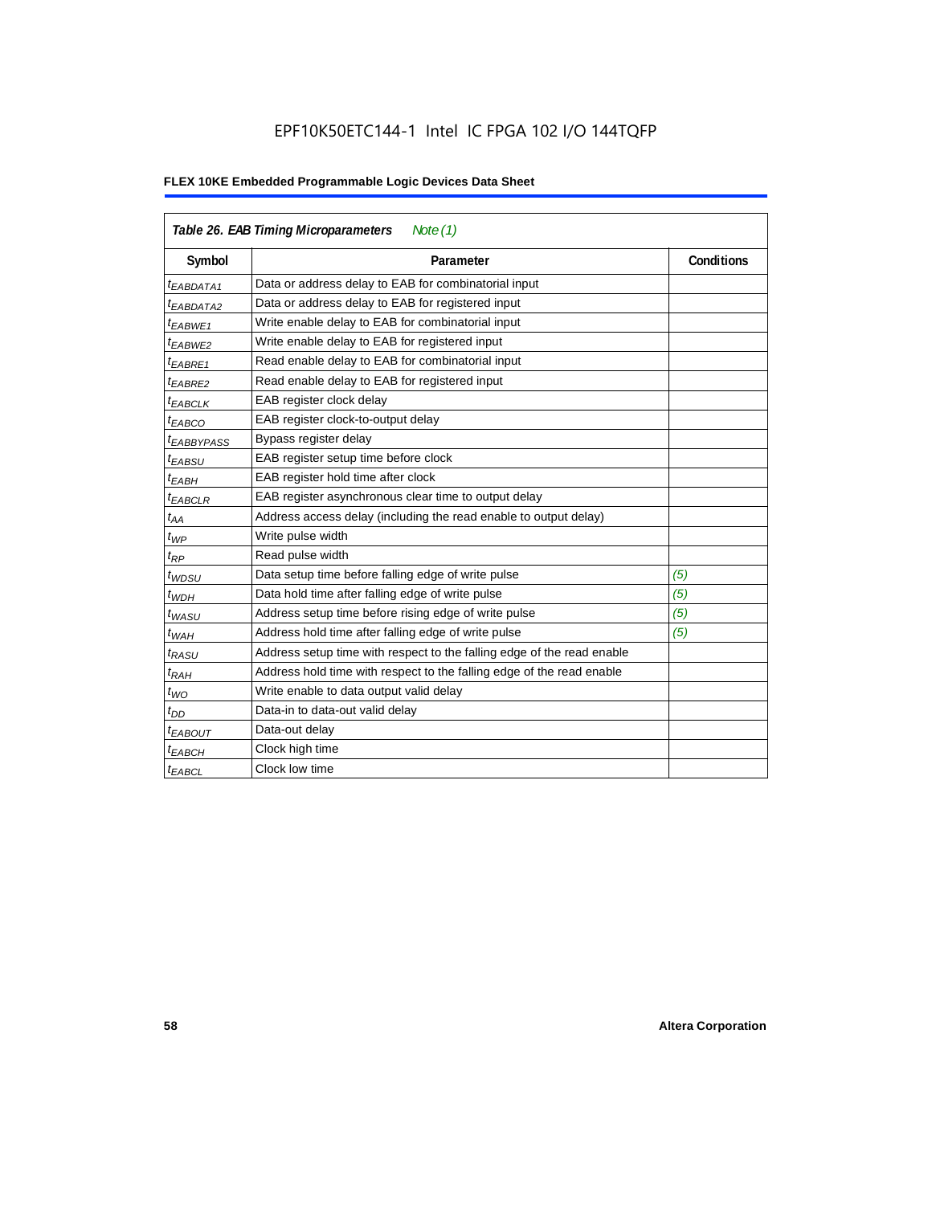EPF10K50ETC144-1 Intel IC FPGA 102 I/O 144TQFP

**FLEX 10KE Embedded Programmable Logic Devices Data Sheet**

| *Table 26. EAB Timing Microparameters* *Note (1)* | | |
|---|---|---|
| **Symbol** | **Parameter** | **Conditions** |
| $t_{EABDATA1}$ | Data or address delay to EAB for combinatorial input | |
| $t_{EABDATA2}$ | Data or address delay to EAB for registered input | |
| $t_{EABWE1}$ | Write enable delay to EAB for combinatorial input | |
| $t_{EABWE2}$ | Write enable delay to EAB for registered input | |
| $t_{EABRE1}$ | Read enable delay to EAB for combinatorial input | |
| $t_{EABRE2}$ | Read enable delay to EAB for registered input | |
| $t_{EABCLK}$ | EAB register clock delay | |
| $t_{EABCO}$ | EAB register clock-to-output delay | |
| $t_{EABBYPASS}$ | Bypass register delay | |
| $t_{EABSU}$ | EAB register setup time before clock | |
| $t_{EABH}$ | EAB register hold time after clock | |
| $t_{EABCLR}$ | EAB register asynchronous clear time to output delay | |
| $t_{AA}$ | Address access delay (including the read enable to output delay) | |
| $t_{WP}$ | Write pulse width | |
| $t_{RP}$ | Read pulse width | |
| $t_{WDSU}$ | Data setup time before falling edge of write pulse | *(5)* |
| $t_{WDH}$ | Data hold time after falling edge of write pulse | *(5)* |
| $t_{WASU}$ | Address setup time before rising edge of write pulse | *(5)* |
| $t_{WAH}$ | Address hold time after falling edge of write pulse | *(5)* |
| $t_{RASU}$ | Address setup time with respect to the falling edge of the read enable | |
| $t_{RAH}$ | Address hold time with respect to the falling edge of the read enable | |
| $t_{WO}$ | Write enable to data output valid delay | |
| $t_{DD}$ | Data-in to data-out valid delay | |
| $t_{EABOUT}$ | Data-out delay | |
| $t_{EABCH}$ | Clock high time | |
| $t_{EABCL}$ | Clock low time | |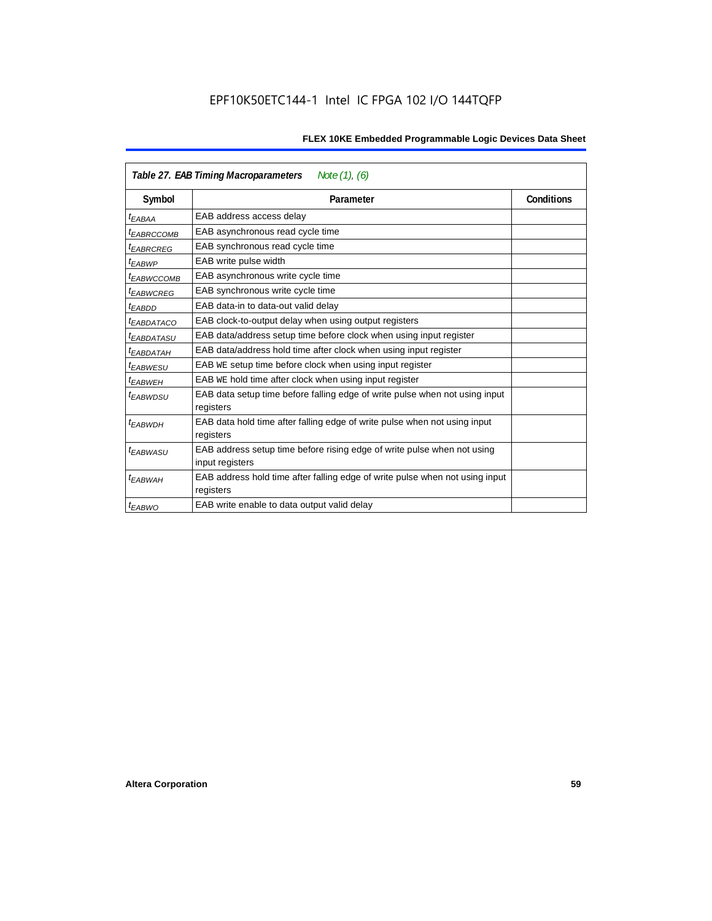**Table 27. EAB Timing Macroparameters** *Note (1), (6)*

| Symbol | Parameter | Conditions |
|---|---|---|
| $t_{EABAA}$ | EAB address access delay | |
| $t_{EABRCCOMB}$ | EAB asynchronous read cycle time | |
| $t_{EABRCREG}$ | EAB synchronous read cycle time | |
| $t_{EABWP}$ | EAB write pulse width | |
| $t_{EABWCCOMB}$ | EAB asynchronous write cycle time | |
| $t_{EABWCREG}$ | EAB synchronous write cycle time | |
| $t_{EABDD}$ | EAB data-in to data-out valid delay | |
| $t_{EABDATACO}$ | EAB clock-to-output delay when using output registers | |
| $t_{EABDATASU}$ | EAB data/address setup time before clock when using input register | |
| $t_{EABDATAH}$ | EAB data/address hold time after clock when using input register | |
| $t_{EABWESU}$ | EAB WE setup time before clock when using input register | |
| $t_{EABWEH}$ | EAB WE hold time after clock when using input register | |
| $t_{EABWDSU}$ | EAB data setup time before falling edge of write pulse when not using input registers | |
| $t_{EABWDH}$ | EAB data hold time after falling edge of write pulse when not using input registers | |
| $t_{EABWASU}$ | EAB address setup time before rising edge of write pulse when not using input registers | |
| $t_{EABWAH}$ | EAB address hold time after falling edge of write pulse when not using input registers | |
| $t_{EABWO}$ | EAB write enable to data output valid delay | |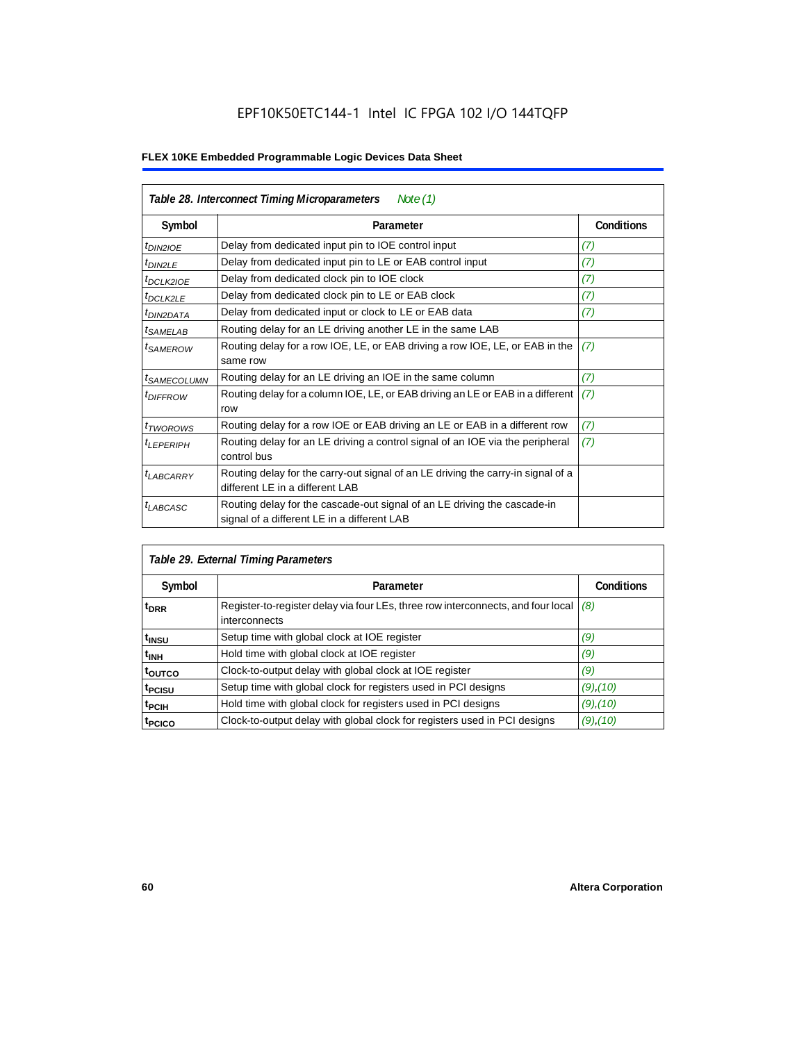EPF10K50ETC144-1 Intel IC FPGA 102 I/O 144TQFP

**FLEX 10KE Embedded Programmable Logic Devices Data Sheet**

| *Table 28. Interconnect Timing Microparameters* *Note (1)* | | |
|---|---|---|
| **Symbol** | **Parameter** | **Conditions** |
| $t_{DIN2IOE}$ | Delay from dedicated input pin to IOE control input | *(7)* |
| $t_{DIN2LE}$ | Delay from dedicated input pin to LE or EAB control input | *(7)* |
| $t_{DCLK2IOE}$ | Delay from dedicated clock pin to IOE clock | *(7)* |
| $t_{DCLK2LE}$ | Delay from dedicated clock pin to LE or EAB clock | *(7)* |
| $t_{DIN2DATA}$ | Delay from dedicated input or clock to LE or EAB data | *(7)* |
| $t_{SAMELAB}$ | Routing delay for an LE driving another LE in the same LAB | |
| $t_{SAMEROW}$ | Routing delay for a row IOE, LE, or EAB driving a row IOE, LE, or EAB in the same row | *(7)* |
| $t_{SAMECOLUMN}$ | Routing delay for an LE driving an IOE in the same column | *(7)* |
| $t_{DIFFROW}$ | Routing delay for a column IOE, LE, or EAB driving an LE or EAB in a different row | *(7)* |
| $t_{TWOROWS}$ | Routing delay for a row IOE or EAB driving an LE or EAB in a different row | *(7)* |
| $t_{LEPERIPH}$ | Routing delay for an LE driving a control signal of an IOE via the peripheral control bus | *(7)* |
| $t_{LABCARRY}$ | Routing delay for the carry-out signal of an LE driving the carry-in signal of a different LE in a different LAB | |
| $t_{LABCASC}$ | Routing delay for the cascade-out signal of an LE driving the cascade-in signal of a different LE in a different LAB | |

| *Table 29. External Timing Parameters* | | |
|---|---|---|
| **Symbol** | **Parameter** | **Conditions** |
| $t_{DRR}$ | Register-to-register delay via four LEs, three row interconnects, and four local interconnects | *(8)* |
| $t_{INSU}$ | Setup time with global clock at IOE register | *(9)* |
| $t_{INH}$ | Hold time with global clock at IOE register | *(9)* |
| $t_{OUTCO}$ | Clock-to-output delay with global clock at IOE register | *(9)* |
| $t_{PCISU}$ | Setup time with global clock for registers used in PCI designs | *(9)*,*(10)* |
| $t_{PCIH}$ | Hold time with global clock for registers used in PCI designs | *(9)*,*(10)* |
| $t_{PCICO}$ | Clock-to-output delay with global clock for registers used in PCI designs | *(9)*,*(10)* |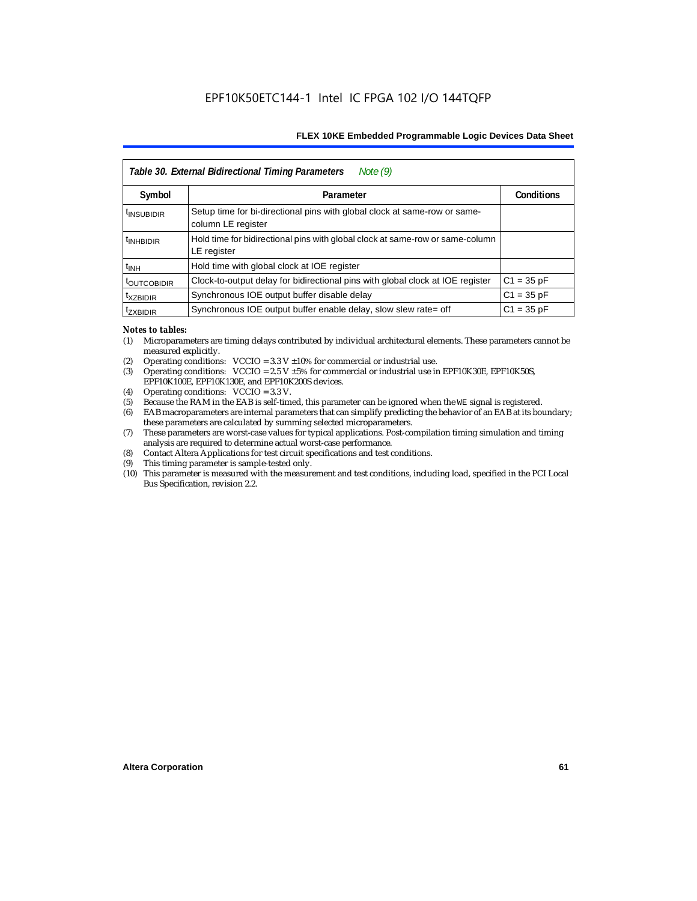| *Table 30. External Bidirectional Timing Parameters* *Note (9)* | | |
|---|---|---|
| **Symbol** | **Parameter** | **Conditions** |
| $t_{INSUBIDIR}$ | Setup time for bi-directional pins with global clock at same-row or same-column LE register | |
| $t_{INHBIDIR}$ | Hold time for bidirectional pins with global clock at same-row or same-column LE register | |
| $t_{INH}$ | Hold time with global clock at IOE register | |
| $t_{OUTCOBIDIR}$ | Clock-to-output delay for bidirectional pins with global clock at IOE register | C1 = 35 pF |
| $t_{XZBIDIR}$ | Synchronous IOE output buffer disable delay | C1 = 35 pF |
| $t_{ZXBIDIR}$ | Synchronous IOE output buffer enable delay, slow slew rate= off | C1 = 35 pF |

***Notes to tables:***

(1) Microparameters are timing delays contributed by individual architectural elements. These parameters cannot be measured explicitly.

(2) Operating conditions: VCCIO = 3.3 V ±10% for commercial or industrial use.

(3) Operating conditions: VCCIO = 2.5 V ±5% for commercial or industrial use in EPF10K30E, EPF10K50S, EPF10K100E, EPF10K130E, and EPF10K200S devices.

(4) Operating conditions: VCCIO = 3.3 V.

(5) Because the RAM in the EAB is self-timed, this parameter can be ignored when the WE signal is registered.

(6) EAB macroparameters are internal parameters that can simplify predicting the behavior of an EAB at its boundary; these parameters are calculated by summing selected microparameters.

(7) These parameters are worst-case values for typical applications. Post-compilation timing simulation and timing analysis are required to determine actual worst-case performance.

(8) Contact Altera Applications for test circuit specifications and test conditions.

(9) This timing parameter is sample-tested only.

(10) This parameter is measured with the measurement and test conditions, including load, specified in the PCI Local Bus Specification, revision 2.2.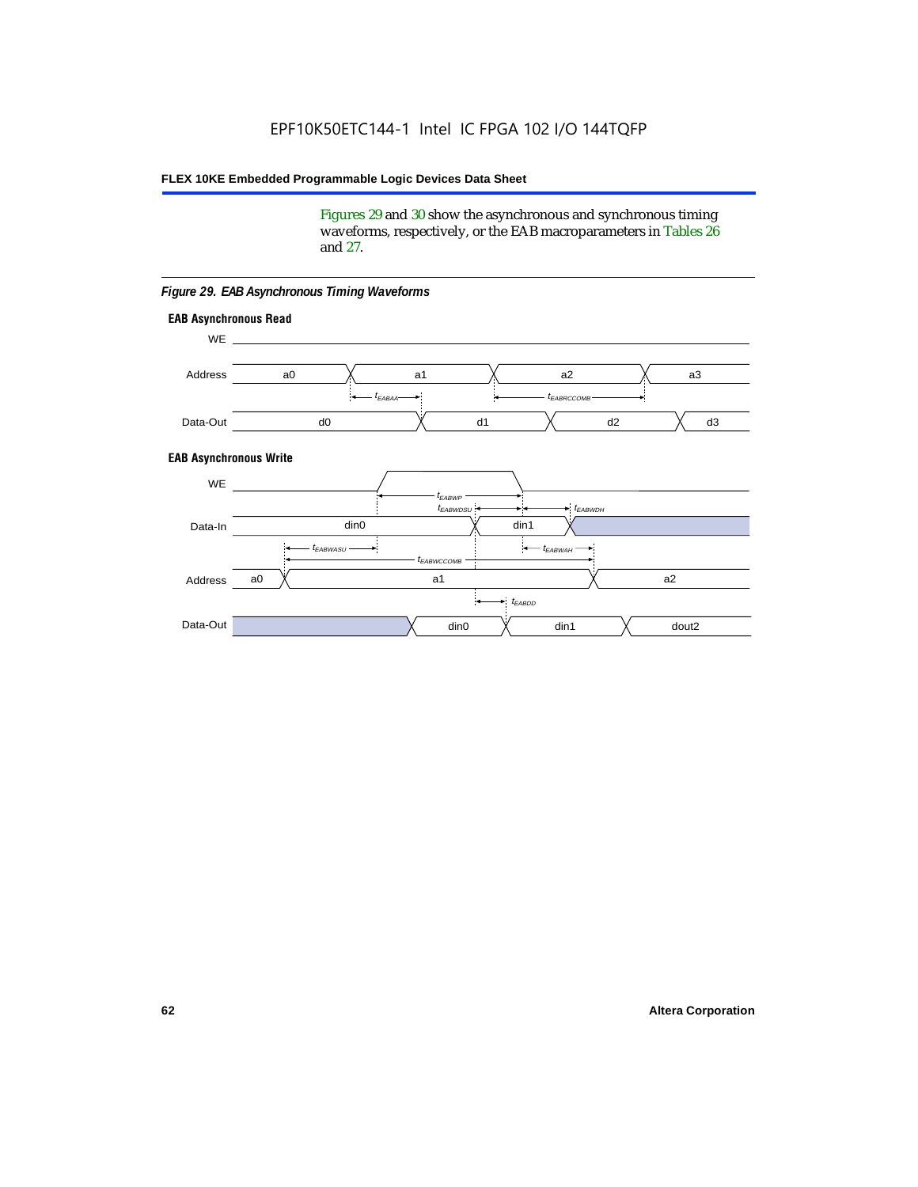Figures 29 and 30 show the asynchronous and synchronous timing waveforms, respectively, or the EAB macroparameters in Tables 26 and 27.

*Figure 29. EAB Asynchronous Timing Waveforms*

**EAB Asynchronous Read**

WE

Address: a0, a1, a2, a3

$t_{EABAA}$ $t_{EABRCCOMB}$

Data-Out: d0, d1, d2, d3

**EAB Asynchronous Write**

WE

$t_{EABWP}$

$t_{EABWDSU}$ $t_{EABWDH}$

Data-In: din0, din1

$t_{EABWASU}$ $t_{EABWAH}$

$t_{EABWCCOMB}$

Address: a0, a1, a2

$t_{EABDD}$

Data-Out: din0, din1, dout2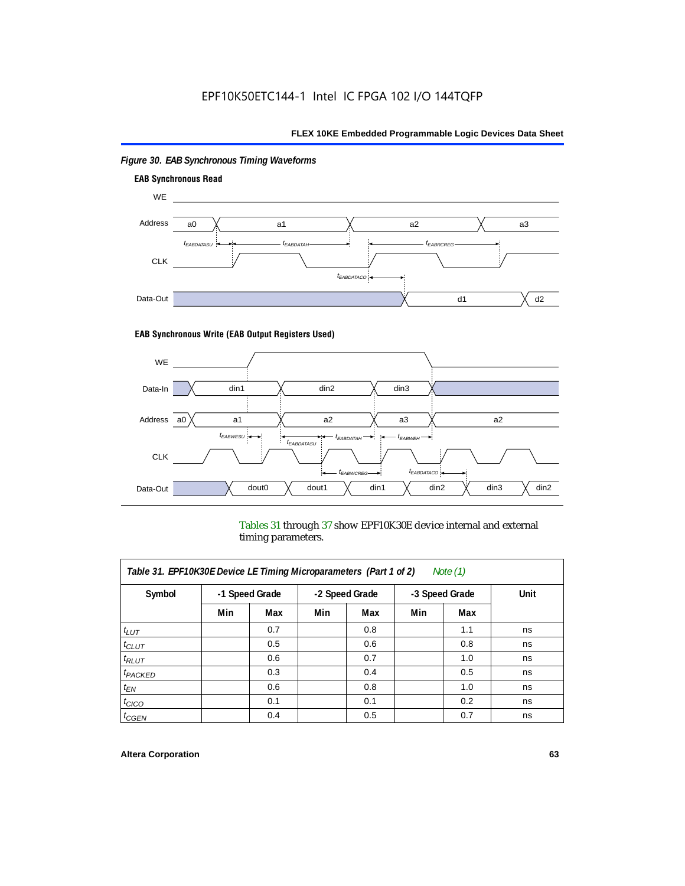*Figure 30. EAB Synchronous Timing Waveforms*

**EAB Synchronous Read**

**EAB Synchronous Write (EAB Output Registers Used)**

Tables 31 through 37 show EPF10K30E device internal and external timing parameters.

| *Table 31. EPF10K30E Device LE Timing Microparameters (Part 1 of 2) Note (1)* | | | | | | | |
|---|---|---|---|---|---|---|---|
| **Symbol** | **-1 Speed Grade** | | **-2 Speed Grade** | | **-3 Speed Grade** | | **Unit** |
| | **Min** | **Max** | **Min** | **Max** | **Min** | **Max** | |
| $t_{LUT}$ | | 0.7 | | 0.8 | | 1.1 | ns |
| $t_{CLUT}$ | | 0.5 | | 0.6 | | 0.8 | ns |
| $t_{RLUT}$ | | 0.6 | | 0.7 | | 1.0 | ns |
| $t_{PACKED}$ | | 0.3 | | 0.4 | | 0.5 | ns |
| $t_{EN}$ | | 0.6 | | 0.8 | | 1.0 | ns |
| $t_{CICO}$ | | 0.1 | | 0.1 | | 0.2 | ns |
| $t_{CGEN}$ | | 0.4 | | 0.5 | | 0.7 | ns |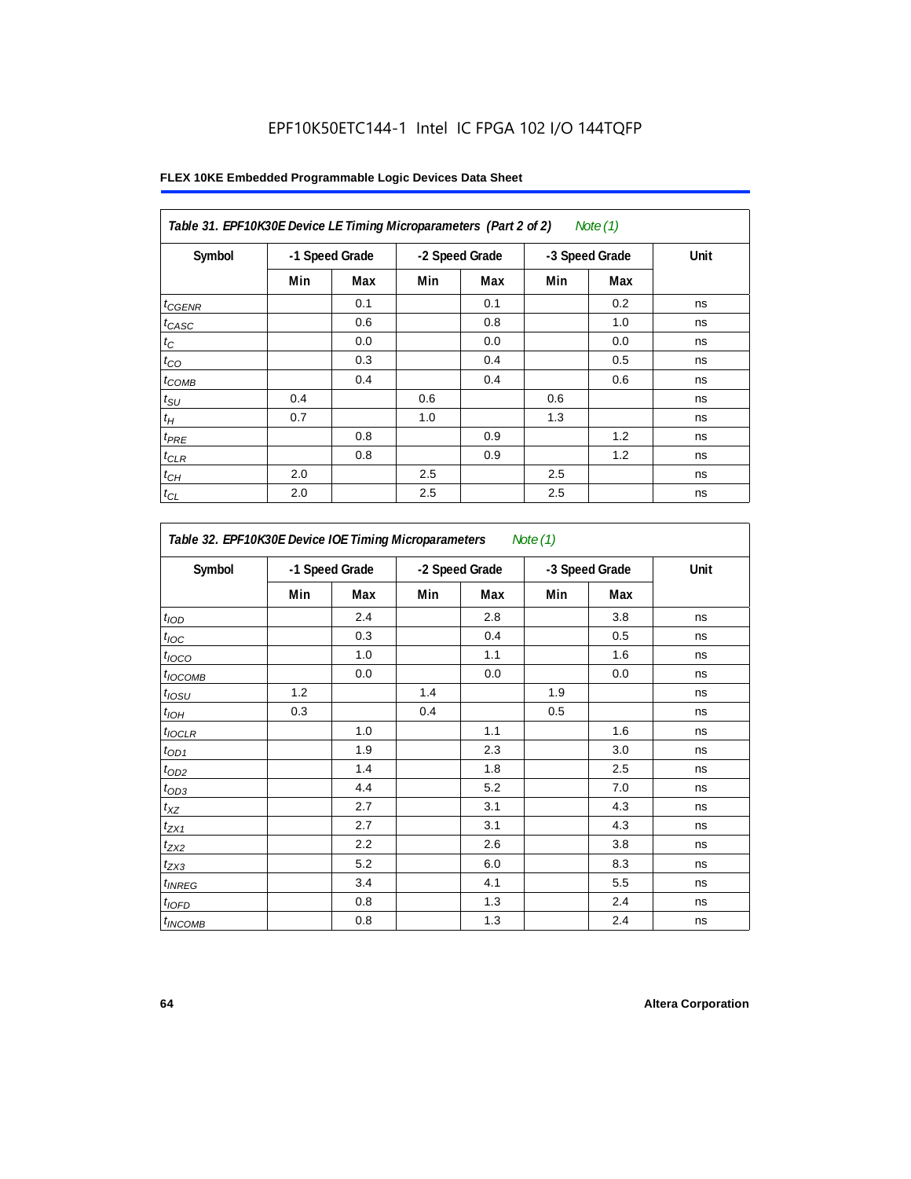# EPF10K50ETC144-1 Intel IC FPGA 102 I/O 144TQFP

**Table 31. EPF10K30E Device LE Timing Microparameters (Part 2 of 2)** *Note (1)*

| Symbol | -1 Speed Grade | | -2 Speed Grade | | -3 Speed Grade | | Unit |
|---|---|---|---|---|---|---|---|
| | Min | Max | Min | Max | Min | Max | |
| $t_{CGENR}$ | | 0.1 | | 0.1 | | 0.2 | ns |
| $t_{CASC}$ | | 0.6 | | 0.8 | | 1.0 | ns |
| $t_{C}$ | | 0.0 | | 0.0 | | 0.0 | ns |
| $t_{CO}$ | | 0.3 | | 0.4 | | 0.5 | ns |
| $t_{COMB}$ | | 0.4 | | 0.4 | | 0.6 | ns |
| $t_{SU}$ | 0.4 | | 0.6 | | 0.6 | | ns |
| $t_{H}$ | 0.7 | | 1.0 | | 1.3 | | ns |
| $t_{PRE}$ | | 0.8 | | 0.9 | | 1.2 | ns |
| $t_{CLR}$ | | 0.8 | | 0.9 | | 1.2 | ns |
| $t_{CH}$ | 2.0 | | 2.5 | | 2.5 | | ns |
| $t_{CL}$ | 2.0 | | 2.5 | | 2.5 | | ns |

**Table 32. EPF10K30E Device IOE Timing Microparameters** *Note (1)*

| Symbol | -1 Speed Grade | | -2 Speed Grade | | -3 Speed Grade | | Unit |
|---|---|---|---|---|---|---|---|
| | Min | Max | Min | Max | Min | Max | |
| $t_{IOD}$ | | 2.4 | | 2.8 | | 3.8 | ns |
| $t_{IOC}$ | | 0.3 | | 0.4 | | 0.5 | ns |
| $t_{IOCO}$ | | 1.0 | | 1.1 | | 1.6 | ns |
| $t_{IOCOMB}$ | | 0.0 | | 0.0 | | 0.0 | ns |
| $t_{IOSU}$ | 1.2 | | 1.4 | | 1.9 | | ns |
| $t_{IOH}$ | 0.3 | | 0.4 | | 0.5 | | ns |
| $t_{IOCLR}$ | | 1.0 | | 1.1 | | 1.6 | ns |
| $t_{OD1}$ | | 1.9 | | 2.3 | | 3.0 | ns |
| $t_{OD2}$ | | 1.4 | | 1.8 | | 2.5 | ns |
| $t_{OD3}$ | | 4.4 | | 5.2 | | 7.0 | ns |
| $t_{XZ}$ | | 2.7 | | 3.1 | | 4.3 | ns |
| $t_{ZX1}$ | | 2.7 | | 3.1 | | 4.3 | ns |
| $t_{ZX2}$ | | 2.2 | | 2.6 | | 3.8 | ns |
| $t_{ZX3}$ | | 5.2 | | 6.0 | | 8.3 | ns |
| $t_{INREG}$ | | 3.4 | | 4.1 | | 5.5 | ns |
| $t_{IOFD}$ | | 0.8 | | 1.3 | | 2.4 | ns |
| $t_{INCOMB}$ | | 0.8 | | 1.3 | | 2.4 | ns |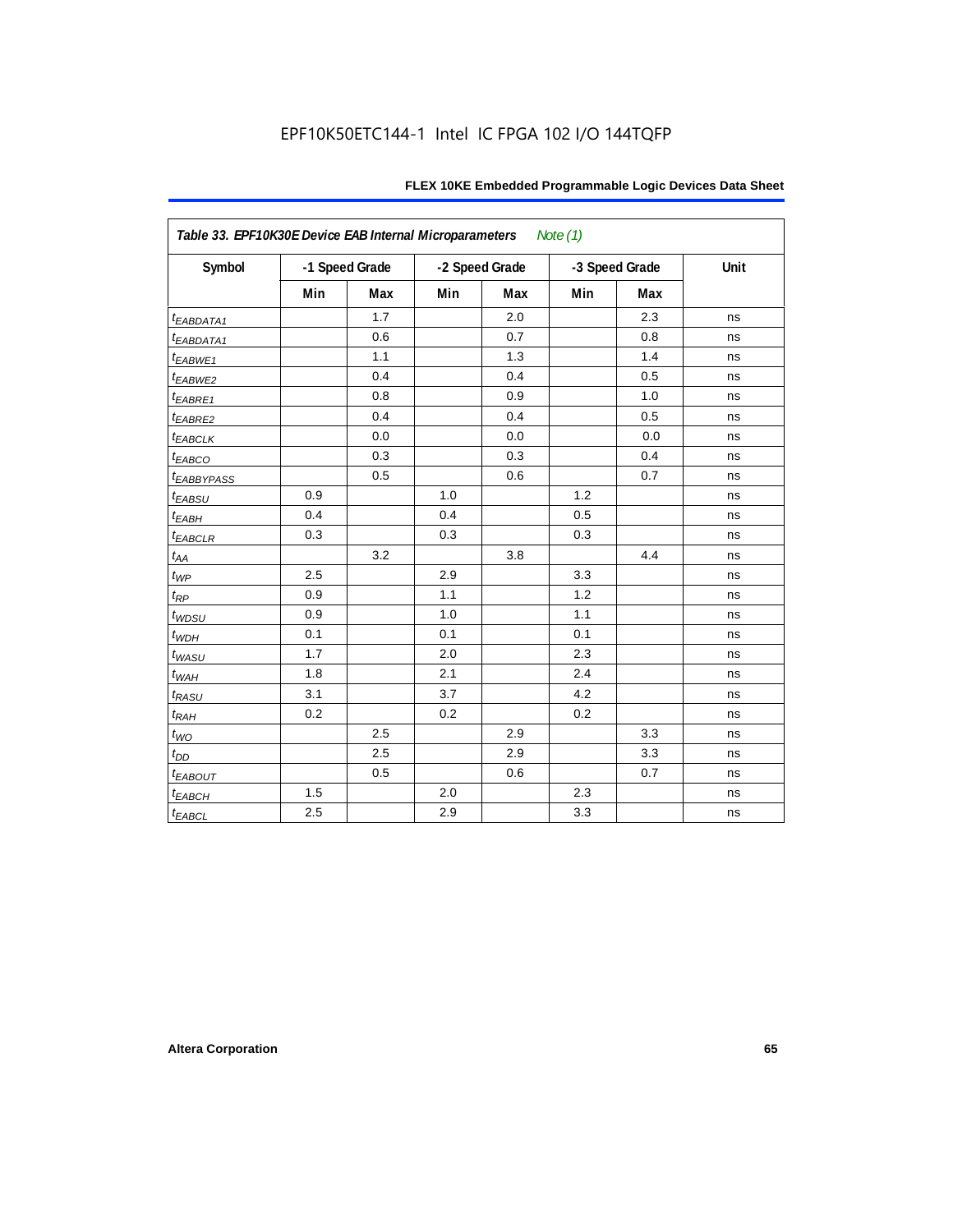EPF10K50ETC144-1 Intel IC FPGA 102 I/O 144TQFP

| *Table 33. EPF10K30E Device EAB Internal Microparameters* *Note (1)* | | | | | | | |
|---|---|---|---|---|---|---|---|
| Symbol | -1 Speed Grade | | -2 Speed Grade | | -3 Speed Grade | | Unit |
| | Min | Max | Min | Max | Min | Max | |
| $t_{EABDATA1}$ | | 1.7 | | 2.0 | | 2.3 | ns |
| $t_{EABDATA1}$ | | 0.6 | | 0.7 | | 0.8 | ns |
| $t_{EABWE1}$ | | 1.1 | | 1.3 | | 1.4 | ns |
| $t_{EABWE2}$ | | 0.4 | | 0.4 | | 0.5 | ns |
| $t_{EABRE1}$ | | 0.8 | | 0.9 | | 1.0 | ns |
| $t_{EABRE2}$ | | 0.4 | | 0.4 | | 0.5 | ns |
| $t_{EABCLK}$ | | 0.0 | | 0.0 | | 0.0 | ns |
| $t_{EABCO}$ | | 0.3 | | 0.3 | | 0.4 | ns |
| $t_{EABBYPASS}$ | | 0.5 | | 0.6 | | 0.7 | ns |
| $t_{EABSU}$ | 0.9 | | 1.0 | | 1.2 | | ns |
| $t_{EABH}$ | 0.4 | | 0.4 | | 0.5 | | ns |
| $t_{EABCLR}$ | 0.3 | | 0.3 | | 0.3 | | ns |
| $t_{AA}$ | | 3.2 | | 3.8 | | 4.4 | ns |
| $t_{WP}$ | 2.5 | | 2.9 | | 3.3 | | ns |
| $t_{RP}$ | 0.9 | | 1.1 | | 1.2 | | ns |
| $t_{WDSU}$ | 0.9 | | 1.0 | | 1.1 | | ns |
| $t_{WDH}$ | 0.1 | | 0.1 | | 0.1 | | ns |
| $t_{WASU}$ | 1.7 | | 2.0 | | 2.3 | | ns |
| $t_{WAH}$ | 1.8 | | 2.1 | | 2.4 | | ns |
| $t_{RASU}$ | 3.1 | | 3.7 | | 4.2 | | ns |
| $t_{RAH}$ | 0.2 | | 0.2 | | 0.2 | | ns |
| $t_{WO}$ | | 2.5 | | 2.9 | | 3.3 | ns |
| $t_{DD}$ | | 2.5 | | 2.9 | | 3.3 | ns |
| $t_{EABOUT}$ | | 0.5 | | 0.6 | | 0.7 | ns |
| $t_{EABCH}$ | 1.5 | | 2.0 | | 2.3 | | ns |
| $t_{EABCL}$ | 2.5 | | 2.9 | | 3.3 | | ns |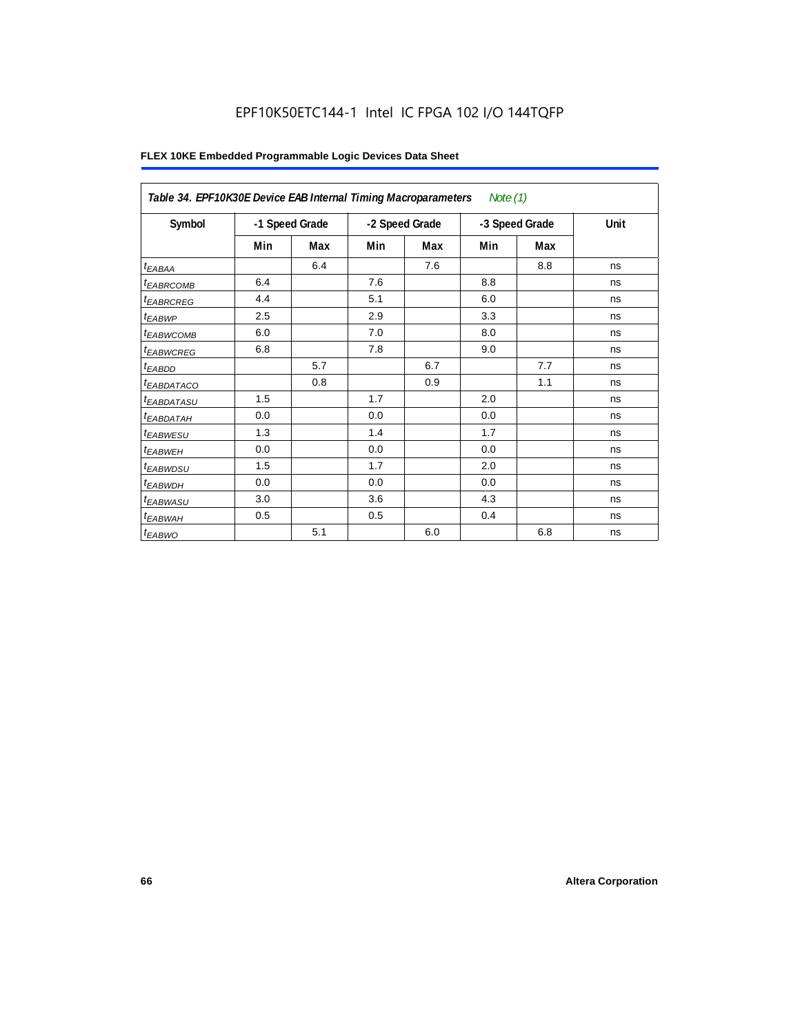EPF10K50ETC144-1 Intel IC FPGA 102 I/O 144TQFP

**FLEX 10KE Embedded Programmable Logic Devices Data Sheet**

| *Table 34. EPF10K30E Device EAB Internal Timing Macroparameters* *Note (1)* | | | | | | | |
|---|---|---|---|---|---|---|---|
| **Symbol** | **-1 Speed Grade** | | **-2 Speed Grade** | | **-3 Speed Grade** | | **Unit** |
| | **Min** | **Max** | **Min** | **Max** | **Min** | **Max** | |
| $t_{EABAA}$ | | 6.4 | | 7.6 | | 8.8 | ns |
| $t_{EABRCOMB}$ | 6.4 | | 7.6 | | 8.8 | | ns |
| $t_{EABRCREG}$ | 4.4 | | 5.1 | | 6.0 | | ns |
| $t_{EABWP}$ | 2.5 | | 2.9 | | 3.3 | | ns |
| $t_{EABWCOMB}$ | 6.0 | | 7.0 | | 8.0 | | ns |
| $t_{EABWCREG}$ | 6.8 | | 7.8 | | 9.0 | | ns |
| $t_{EABDD}$ | | 5.7 | | 6.7 | | 7.7 | ns |
| $t_{EABDATACO}$ | | 0.8 | | 0.9 | | 1.1 | ns |
| $t_{EABDATASU}$ | 1.5 | | 1.7 | | 2.0 | | ns |
| $t_{EABDATAH}$ | 0.0 | | 0.0 | | 0.0 | | ns |
| $t_{EABWESU}$ | 1.3 | | 1.4 | | 1.7 | | ns |
| $t_{EABWEH}$ | 0.0 | | 0.0 | | 0.0 | | ns |
| $t_{EABWDSU}$ | 1.5 | | 1.7 | | 2.0 | | ns |
| $t_{EABWDH}$ | 0.0 | | 0.0 | | 0.0 | | ns |
| $t_{EABWASU}$ | 3.0 | | 3.6 | | 4.3 | | ns |
| $t_{EABWAH}$ | 0.5 | | 0.5 | | 0.4 | | ns |
| $t_{EABWO}$ | | 5.1 | | 6.0 | | 6.8 | ns |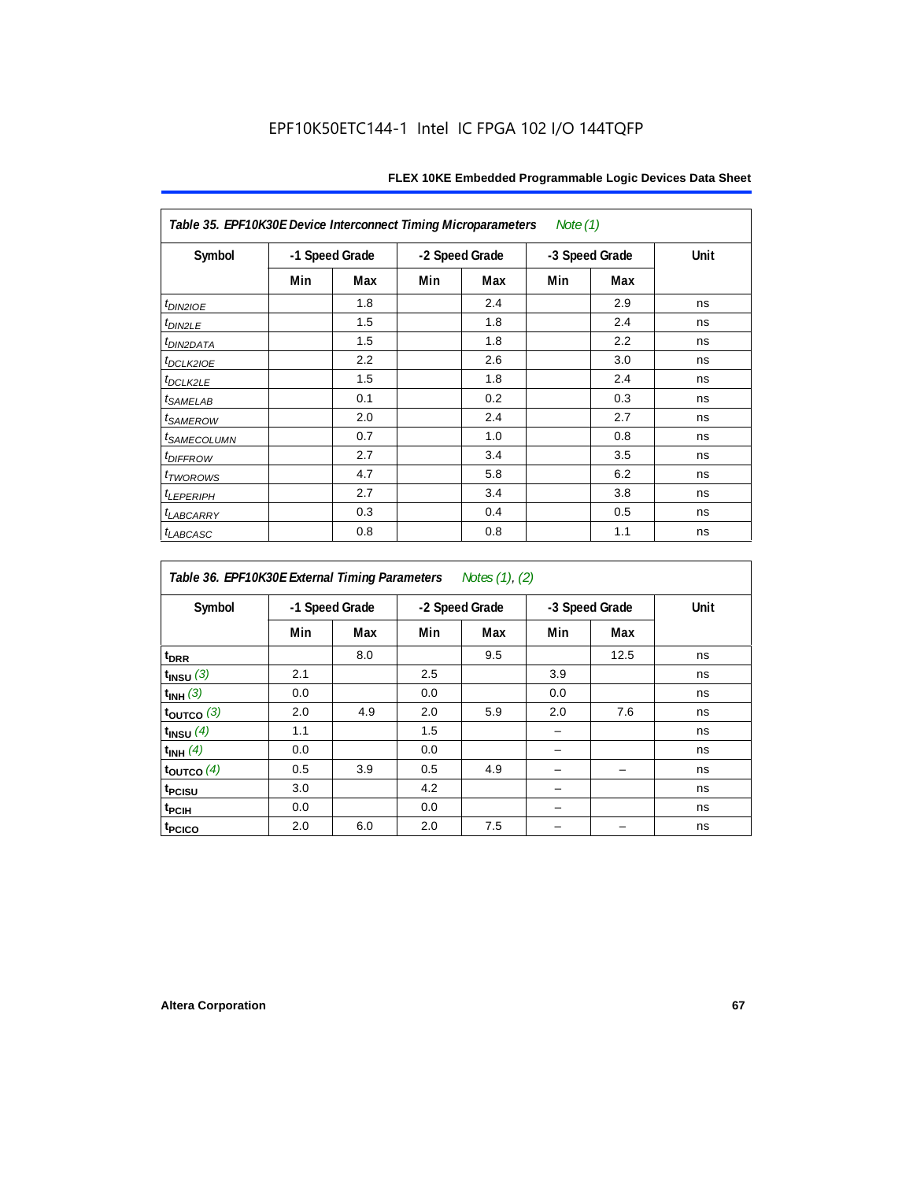Table 35. EPF10K30E Device Interconnect Timing Microparameters *Note (1)*

| Symbol | -1 Speed Grade | | -2 Speed Grade | | -3 Speed Grade | | Unit |
|---|---|---|---|---|---|---|---|
| | Min | Max | Min | Max | Min | Max | |
| $t_{DIN2IOE}$ | | 1.8 | | 2.4 | | 2.9 | ns |
| $t_{DIN2LE}$ | | 1.5 | | 1.8 | | 2.4 | ns |
| $t_{DIN2DATA}$ | | 1.5 | | 1.8 | | 2.2 | ns |
| $t_{DCLK2IOE}$ | | 2.2 | | 2.6 | | 3.0 | ns |
| $t_{DCLK2LE}$ | | 1.5 | | 1.8 | | 2.4 | ns |
| $t_{SAMELAB}$ | | 0.1 | | 0.2 | | 0.3 | ns |
| $t_{SAMEROW}$ | | 2.0 | | 2.4 | | 2.7 | ns |
| $t_{SAMECOLUMN}$ | | 0.7 | | 1.0 | | 0.8 | ns |
| $t_{DIFFROW}$ | | 2.7 | | 3.4 | | 3.5 | ns |
| $t_{TWOROWS}$ | | 4.7 | | 5.8 | | 6.2 | ns |
| $t_{LEPERIPH}$ | | 2.7 | | 3.4 | | 3.8 | ns |
| $t_{LABCARRY}$ | | 0.3 | | 0.4 | | 0.5 | ns |
| $t_{LABCASC}$ | | 0.8 | | 0.8 | | 1.1 | ns |

Table 36. EPF10K30E External Timing Parameters *Notes (1), (2)*

| Symbol | -1 Speed Grade | | -2 Speed Grade | | -3 Speed Grade | | Unit |
|---|---|---|---|---|---|---|---|
| | Min | Max | Min | Max | Min | Max | |
| $t_{DRR}$ | | 8.0 | | 9.5 | | 12.5 | ns |
| $t_{INSU}$ *(3)* | 2.1 | | 2.5 | | 3.9 | | ns |
| $t_{INH}$ *(3)* | 0.0 | | 0.0 | | 0.0 | | ns |
| $t_{OUTCO}$ *(3)* | 2.0 | 4.9 | 2.0 | 5.9 | 2.0 | 7.6 | ns |
| $t_{INSU}$ *(4)* | 1.1 | | 1.5 | | – | | ns |
| $t_{INH}$ *(4)* | 0.0 | | 0.0 | | – | | ns |
| $t_{OUTCO}$ *(4)* | 0.5 | 3.9 | 0.5 | 4.9 | – | – | ns |
| $t_{PCISU}$ | 3.0 | | 4.2 | | – | | ns |
| $t_{PCIH}$ | 0.0 | | 0.0 | | – | | ns |
| $t_{PCICO}$ | 2.0 | 6.0 | 2.0 | 7.5 | – | – | ns |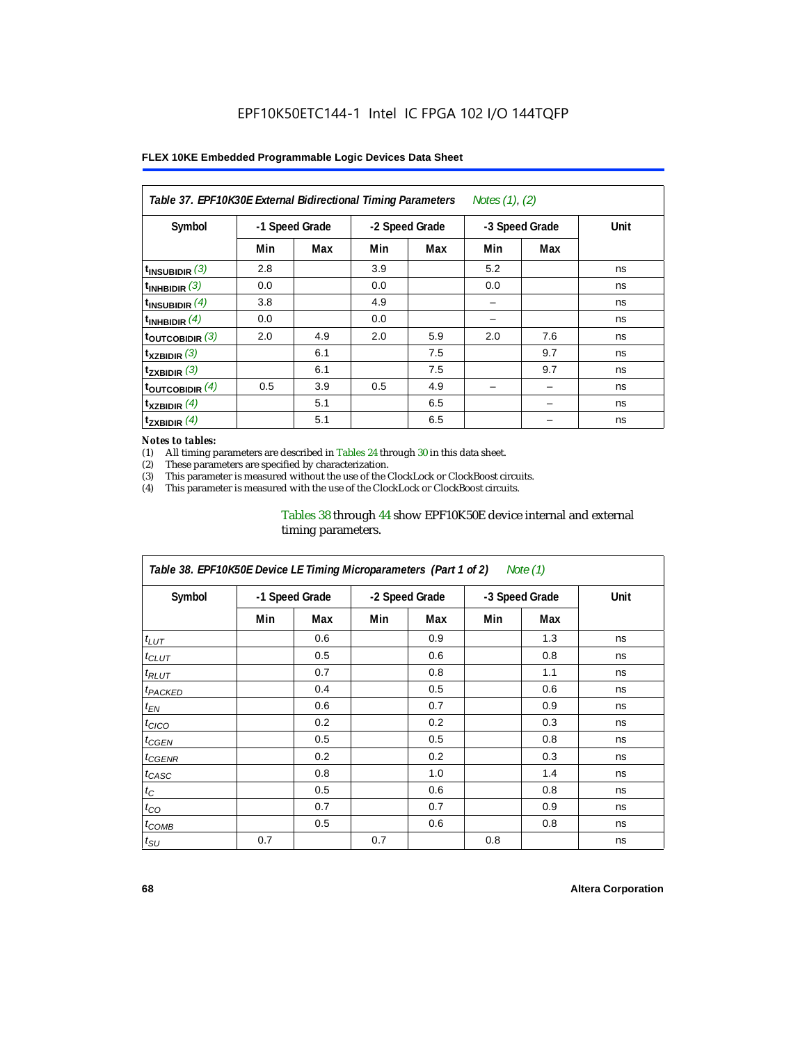EPF10K50ETC144-1 Intel IC FPGA 102 I/O 144TQFP

**FLEX 10KE Embedded Programmable Logic Devices Data Sheet**

| *Table 37. EPF10K30E External Bidirectional Timing Parameters* *Notes (1), (2)* | | | | | | | |
|---|---|---|---|---|---|---|---|
| **Symbol** | **-1 Speed Grade** | | **-2 Speed Grade** | | **-3 Speed Grade** | | **Unit** |
| | **Min** | **Max** | **Min** | **Max** | **Min** | **Max** | |
| $t_{INSUBIDIR}$ *(3)* | 2.8 | | 3.9 | | 5.2 | | ns |
| $t_{INHBIDIR}$ *(3)* | 0.0 | | 0.0 | | 0.0 | | ns |
| $t_{INSUBIDIR}$ *(4)* | 3.8 | | 4.9 | | – | | ns |
| $t_{INHBIDIR}$ *(4)* | 0.0 | | 0.0 | | – | | ns |
| $t_{OUTCOBIDIR}$ *(3)* | 2.0 | 4.9 | 2.0 | 5.9 | 2.0 | 7.6 | ns |
| $t_{XZBIDIR}$ *(3)* | | 6.1 | | 7.5 | | 9.7 | ns |
| $t_{ZXBIDIR}$ *(3)* | | 6.1 | | 7.5 | | 9.7 | ns |
| $t_{OUTCOBIDIR}$ *(4)* | 0.5 | 3.9 | 0.5 | 4.9 | – | – | ns |
| $t_{XZBIDIR}$ *(4)* | | 5.1 | | 6.5 | | – | ns |
| $t_{ZXBIDIR}$ *(4)* | | 5.1 | | 6.5 | | – | ns |

*Notes to tables:*

(1) All timing parameters are described in Tables 24 through 30 in this data sheet.
(2) These parameters are specified by characterization.
(3) This parameter is measured without the use of the ClockLock or ClockBoost circuits.
(4) This parameter is measured with the use of the ClockLock or ClockBoost circuits.

Tables 38 through 44 show EPF10K50E device internal and external timing parameters.

| *Table 38. EPF10K50E Device LE Timing Microparameters (Part 1 of 2)* *Note (1)* | | | | | | | |
|---|---|---|---|---|---|---|---|
| **Symbol** | **-1 Speed Grade** | | **-2 Speed Grade** | | **-3 Speed Grade** | | **Unit** |
| | **Min** | **Max** | **Min** | **Max** | **Min** | **Max** | |
| $t_{LUT}$ | | 0.6 | | 0.9 | | 1.3 | ns |
| $t_{CLUT}$ | | 0.5 | | 0.6 | | 0.8 | ns |
| $t_{RLUT}$ | | 0.7 | | 0.8 | | 1.1 | ns |
| $t_{PACKED}$ | | 0.4 | | 0.5 | | 0.6 | ns |
| $t_{EN}$ | | 0.6 | | 0.7 | | 0.9 | ns |
| $t_{CICO}$ | | 0.2 | | 0.2 | | 0.3 | ns |
| $t_{CGEN}$ | | 0.5 | | 0.5 | | 0.8 | ns |
| $t_{CGENR}$ | | 0.2 | | 0.2 | | 0.3 | ns |
| $t_{CASC}$ | | 0.8 | | 1.0 | | 1.4 | ns |
| $t_{C}$ | | 0.5 | | 0.6 | | 0.8 | ns |
| $t_{CO}$ | | 0.7 | | 0.7 | | 0.9 | ns |
| $t_{COMB}$ | | 0.5 | | 0.6 | | 0.8 | ns |
| $t_{SU}$ | 0.7 | | 0.7 | | 0.8 | | ns |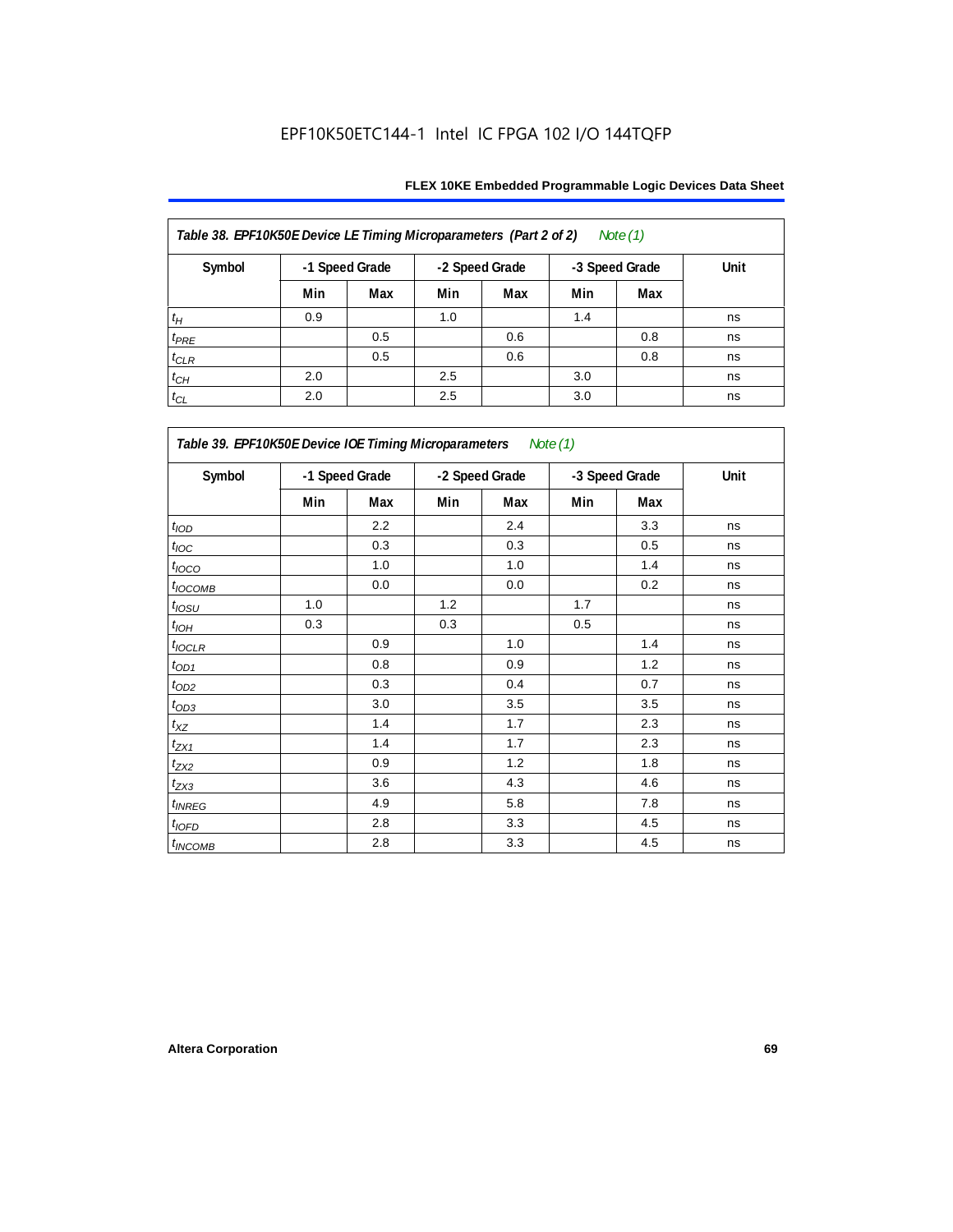EPF10K50ETC144-1 Intel IC FPGA 102 I/O 144TQFP

| Table 38. EPF10K50E Device LE Timing Microparameters (Part 2 of 2) Note (1) | | | | | | | |
|---|---|---|---|---|---|---|---|
| Symbol | -1 Speed Grade | | -2 Speed Grade | | -3 Speed Grade | | Unit |
| | Min | Max | Min | Max | Min | Max | |
| $t_H$ | 0.9 | | 1.0 | | 1.4 | | ns |
| $t_{PRE}$ | | 0.5 | | 0.6 | | 0.8 | ns |
| $t_{CLR}$ | | 0.5 | | 0.6 | | 0.8 | ns |
| $t_{CH}$ | 2.0 | | 2.5 | | 3.0 | | ns |
| $t_{CL}$ | 2.0 | | 2.5 | | 3.0 | | ns |

| Table 39. EPF10K50E Device IOE Timing Microparameters Note (1) | | | | | | | |
|---|---|---|---|---|---|---|---|
| Symbol | -1 Speed Grade | | -2 Speed Grade | | -3 Speed Grade | | Unit |
| | Min | Max | Min | Max | Min | Max | |
| $t_{IOD}$ | | 2.2 | | 2.4 | | 3.3 | ns |
| $t_{IOC}$ | | 0.3 | | 0.3 | | 0.5 | ns |
| $t_{IOCO}$ | | 1.0 | | 1.0 | | 1.4 | ns |
| $t_{IOCOMB}$ | | 0.0 | | 0.0 | | 0.2 | ns |
| $t_{IOSU}$ | 1.0 | | 1.2 | | 1.7 | | ns |
| $t_{IOH}$ | 0.3 | | 0.3 | | 0.5 | | ns |
| $t_{IOCLR}$ | | 0.9 | | 1.0 | | 1.4 | ns |
| $t_{OD1}$ | | 0.8 | | 0.9 | | 1.2 | ns |
| $t_{OD2}$ | | 0.3 | | 0.4 | | 0.7 | ns |
| $t_{OD3}$ | | 3.0 | | 3.5 | | 3.5 | ns |
| $t_{XZ}$ | | 1.4 | | 1.7 | | 2.3 | ns |
| $t_{ZX1}$ | | 1.4 | | 1.7 | | 2.3 | ns |
| $t_{ZX2}$ | | 0.9 | | 1.2 | | 1.8 | ns |
| $t_{ZX3}$ | | 3.6 | | 4.3 | | 4.6 | ns |
| $t_{INREG}$ | | 4.9 | | 5.8 | | 7.8 | ns |
| $t_{IOFD}$ | | 2.8 | | 3.3 | | 4.5 | ns |
| $t_{INCOMB}$ | | 2.8 | | 3.3 | | 4.5 | ns |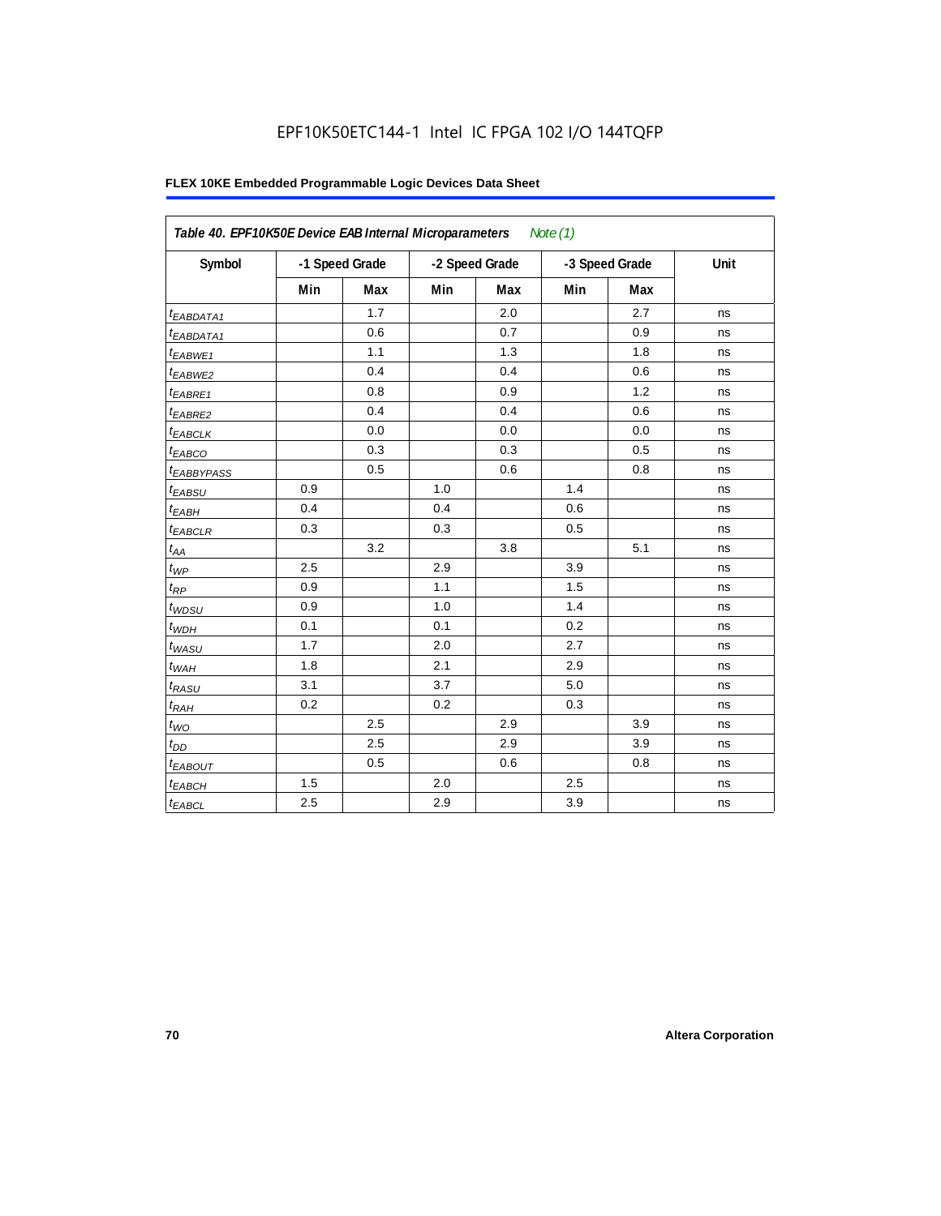EPF10K50ETC144-1 Intel IC FPGA 102 I/O 144TQFP

**FLEX 10KE Embedded Programmable Logic Devices Data Sheet**

| *Table 40. EPF10K50E Device EAB Internal Microparameters* *Note (1)* | | | | | | | |
|---|---|---|---|---|---|---|---|
| **Symbol** | **-1 Speed Grade** | | **-2 Speed Grade** | | **-3 Speed Grade** | | **Unit** |
| | **Min** | **Max** | **Min** | **Max** | **Min** | **Max** | |
| $t_{EABDATA1}$ | | 1.7 | | 2.0 | | 2.7 | ns |
| $t_{EABDATA1}$ | | 0.6 | | 0.7 | | 0.9 | ns |
| $t_{EABWE1}$ | | 1.1 | | 1.3 | | 1.8 | ns |
| $t_{EABWE2}$ | | 0.4 | | 0.4 | | 0.6 | ns |
| $t_{EABRE1}$ | | 0.8 | | 0.9 | | 1.2 | ns |
| $t_{EABRE2}$ | | 0.4 | | 0.4 | | 0.6 | ns |
| $t_{EABCLK}$ | | 0.0 | | 0.0 | | 0.0 | ns |
| $t_{EABCO}$ | | 0.3 | | 0.3 | | 0.5 | ns |
| $t_{EABBYPASS}$ | | 0.5 | | 0.6 | | 0.8 | ns |
| $t_{EABSU}$ | 0.9 | | 1.0 | | 1.4 | | ns |
| $t_{EABH}$ | 0.4 | | 0.4 | | 0.6 | | ns |
| $t_{EABCLR}$ | 0.3 | | 0.3 | | 0.5 | | ns |
| $t_{AA}$ | | 3.2 | | 3.8 | | 5.1 | ns |
| $t_{WP}$ | 2.5 | | 2.9 | | 3.9 | | ns |
| $t_{RP}$ | 0.9 | | 1.1 | | 1.5 | | ns |
| $t_{WDSU}$ | 0.9 | | 1.0 | | 1.4 | | ns |
| $t_{WDH}$ | 0.1 | | 0.1 | | 0.2 | | ns |
| $t_{WASU}$ | 1.7 | | 2.0 | | 2.7 | | ns |
| $t_{WAH}$ | 1.8 | | 2.1 | | 2.9 | | ns |
| $t_{RASU}$ | 3.1 | | 3.7 | | 5.0 | | ns |
| $t_{RAH}$ | 0.2 | | 0.2 | | 0.3 | | ns |
| $t_{WO}$ | | 2.5 | | 2.9 | | 3.9 | ns |
| $t_{DD}$ | | 2.5 | | 2.9 | | 3.9 | ns |
| $t_{EABOUT}$ | | 0.5 | | 0.6 | | 0.8 | ns |
| $t_{EABCH}$ | 1.5 | | 2.0 | | 2.5 | | ns |
| $t_{EABCL}$ | 2.5 | | 2.9 | | 3.9 | | ns |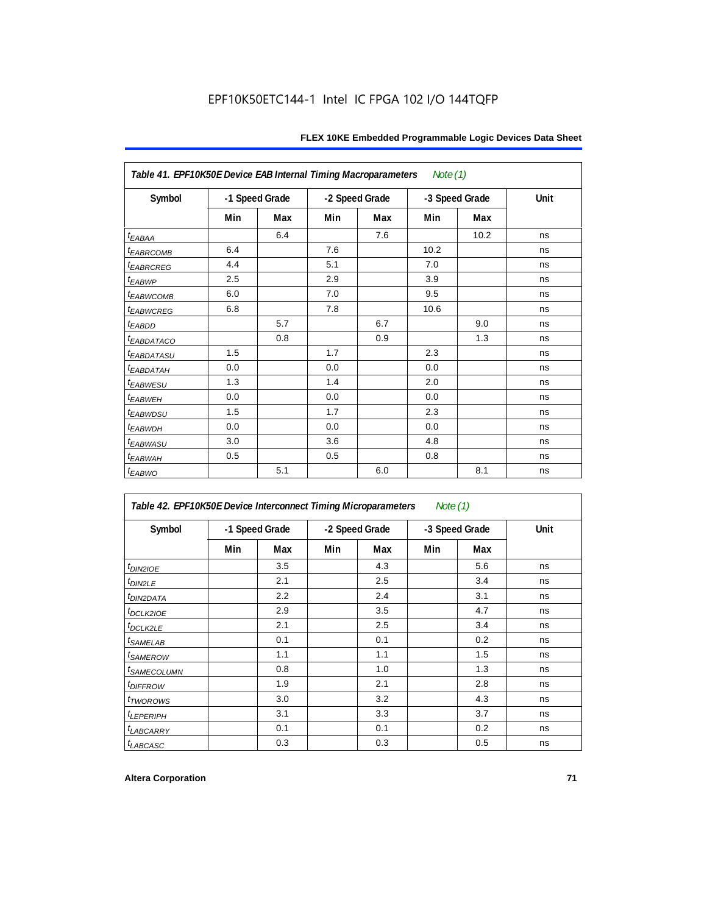EPF10K50ETC144-1 Intel IC FPGA 102 I/O 144TQFP

| Table 41. EPF10K50E Device EAB Internal Timing Macroparameters Note (1) | | | | | | | |
|---|---|---|---|---|---|---|---|
| Symbol | -1 Speed Grade | | -2 Speed Grade | | -3 Speed Grade | | Unit |
| | Min | Max | Min | Max | Min | Max | |
| $t_{EABAA}$ | | 6.4 | | 7.6 | | 10.2 | ns |
| $t_{EABRCOMB}$ | 6.4 | | 7.6 | | 10.2 | | ns |
| $t_{EABRCREG}$ | 4.4 | | 5.1 | | 7.0 | | ns |
| $t_{EABWP}$ | 2.5 | | 2.9 | | 3.9 | | ns |
| $t_{EABWCOMB}$ | 6.0 | | 7.0 | | 9.5 | | ns |
| $t_{EABWCREG}$ | 6.8 | | 7.8 | | 10.6 | | ns |
| $t_{EABDD}$ | | 5.7 | | 6.7 | | 9.0 | ns |
| $t_{EABDATACO}$ | | 0.8 | | 0.9 | | 1.3 | ns |
| $t_{EABDATASU}$ | 1.5 | | 1.7 | | 2.3 | | ns |
| $t_{EABDATAH}$ | 0.0 | | 0.0 | | 0.0 | | ns |
| $t_{EABWESU}$ | 1.3 | | 1.4 | | 2.0 | | ns |
| $t_{EABWEH}$ | 0.0 | | 0.0 | | 0.0 | | ns |
| $t_{EABWDSU}$ | 1.5 | | 1.7 | | 2.3 | | ns |
| $t_{EABWDH}$ | 0.0 | | 0.0 | | 0.0 | | ns |
| $t_{EABWASU}$ | 3.0 | | 3.6 | | 4.8 | | ns |
| $t_{EABWAH}$ | 0.5 | | 0.5 | | 0.8 | | ns |
| $t_{EABWO}$ | | 5.1 | | 6.0 | | 8.1 | ns |

| Table 42. EPF10K50E Device Interconnect Timing Microparameters Note (1) | | | | | | | |
|---|---|---|---|---|---|---|---|
| Symbol | -1 Speed Grade | | -2 Speed Grade | | -3 Speed Grade | | Unit |
| | Min | Max | Min | Max | Min | Max | |
| $t_{DIN2IOE}$ | | 3.5 | | 4.3 | | 5.6 | ns |
| $t_{DIN2LE}$ | | 2.1 | | 2.5 | | 3.4 | ns |
| $t_{DIN2DATA}$ | | 2.2 | | 2.4 | | 3.1 | ns |
| $t_{DCLK2IOE}$ | | 2.9 | | 3.5 | | 4.7 | ns |
| $t_{DCLK2LE}$ | | 2.1 | | 2.5 | | 3.4 | ns |
| $t_{SAMELAB}$ | | 0.1 | | 0.1 | | 0.2 | ns |
| $t_{SAMEROW}$ | | 1.1 | | 1.1 | | 1.5 | ns |
| $t_{SAMECOLUMN}$ | | 0.8 | | 1.0 | | 1.3 | ns |
| $t_{DIFFROW}$ | | 1.9 | | 2.1 | | 2.8 | ns |
| $t_{TWOROWS}$ | | 3.0 | | 3.2 | | 4.3 | ns |
| $t_{LEPERIPH}$ | | 3.1 | | 3.3 | | 3.7 | ns |
| $t_{LABCARRY}$ | | 0.1 | | 0.1 | | 0.2 | ns |
| $t_{LABCASC}$ | | 0.3 | | 0.3 | | 0.5 | ns |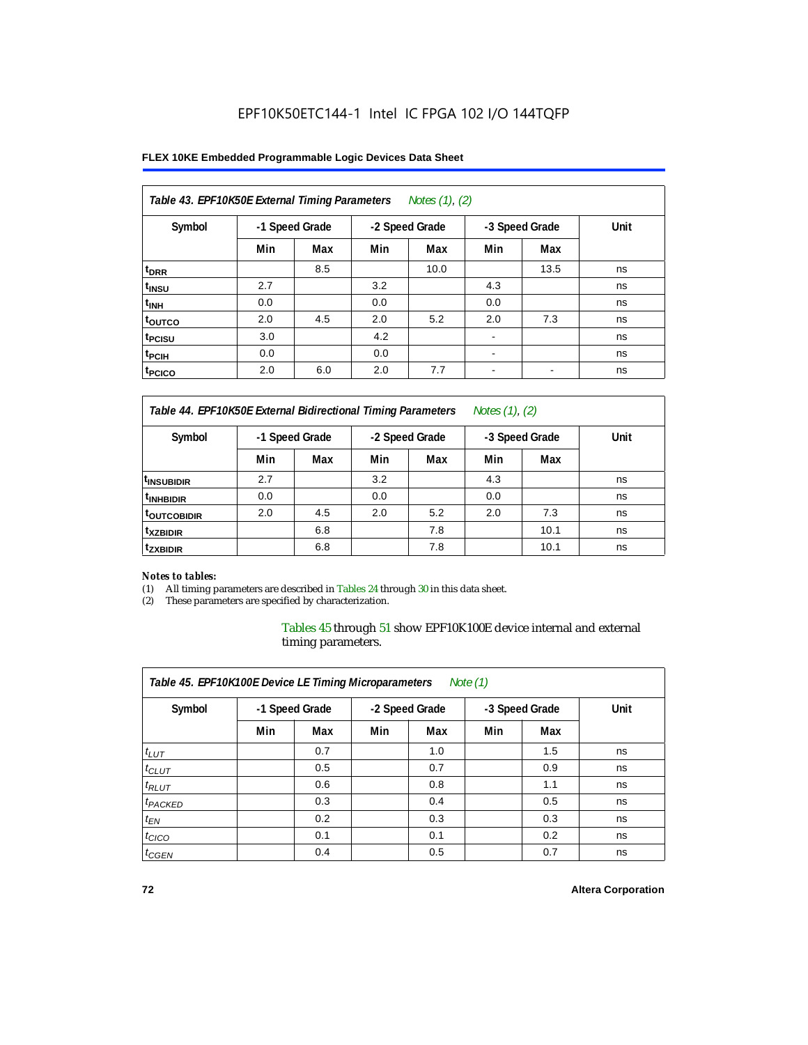EPF10K50ETC144-1 Intel IC FPGA 102 I/O 144TQFP

**FLEX 10KE Embedded Programmable Logic Devices Data Sheet**

| *Table 43. EPF10K50E External Timing Parameters* *Notes (1), (2)* | | | | | | | |
|---|---|---|---|---|---|---|---|
| **Symbol** | **-1 Speed Grade** | | **-2 Speed Grade** | | **-3 Speed Grade** | | **Unit** |
| | **Min** | **Max** | **Min** | **Max** | **Min** | **Max** | |
| $t_{DRR}$ | | 8.5 | | 10.0 | | 13.5 | ns |
| $t_{INSU}$ | 2.7 | | 3.2 | | 4.3 | | ns |
| $t_{INH}$ | 0.0 | | 0.0 | | 0.0 | | ns |
| $t_{OUTCO}$ | 2.0 | 4.5 | 2.0 | 5.2 | 2.0 | 7.3 | ns |
| $t_{PCISU}$ | 3.0 | | 4.2 | | - | | ns |
| $t_{PCIH}$ | 0.0 | | 0.0 | | - | | ns |
| $t_{PCICO}$ | 2.0 | 6.0 | 2.0 | 7.7 | - | - | ns |

| *Table 44. EPF10K50E External Bidirectional Timing Parameters* *Notes (1), (2)* | | | | | | | |
|---|---|---|---|---|---|---|---|
| **Symbol** | **-1 Speed Grade** | | **-2 Speed Grade** | | **-3 Speed Grade** | | **Unit** |
| | **Min** | **Max** | **Min** | **Max** | **Min** | **Max** | |
| $t_{INSUBIDIR}$ | 2.7 | | 3.2 | | 4.3 | | ns |
| $t_{INHBIDIR}$ | 0.0 | | 0.0 | | 0.0 | | ns |
| $t_{OUTCOBIDIR}$ | 2.0 | 4.5 | 2.0 | 5.2 | 2.0 | 7.3 | ns |
| $t_{XZBIDIR}$ | | 6.8 | | 7.8 | | 10.1 | ns |
| $t_{ZXBIDIR}$ | | 6.8 | | 7.8 | | 10.1 | ns |

*Notes to tables:*

(1) All timing parameters are described in Tables 24 through 30 in this data sheet.
(2) These parameters are specified by characterization.

Tables 45 through 51 show EPF10K100E device internal and external timing parameters.

| *Table 45. EPF10K100E Device LE Timing Microparameters* *Note (1)* | | | | | | | |
|---|---|---|---|---|---|---|---|
| **Symbol** | **-1 Speed Grade** | | **-2 Speed Grade** | | **-3 Speed Grade** | | **Unit** |
| | **Min** | **Max** | **Min** | **Max** | **Min** | **Max** | |
| $t_{LUT}$ | | 0.7 | | 1.0 | | 1.5 | ns |
| $t_{CLUT}$ | | 0.5 | | 0.7 | | 0.9 | ns |
| $t_{RLUT}$ | | 0.6 | | 0.8 | | 1.1 | ns |
| $t_{PACKED}$ | | 0.3 | | 0.4 | | 0.5 | ns |
| $t_{EN}$ | | 0.2 | | 0.3 | | 0.3 | ns |
| $t_{CICO}$ | | 0.1 | | 0.1 | | 0.2 | ns |
| $t_{CGEN}$ | | 0.4 | | 0.5 | | 0.7 | ns |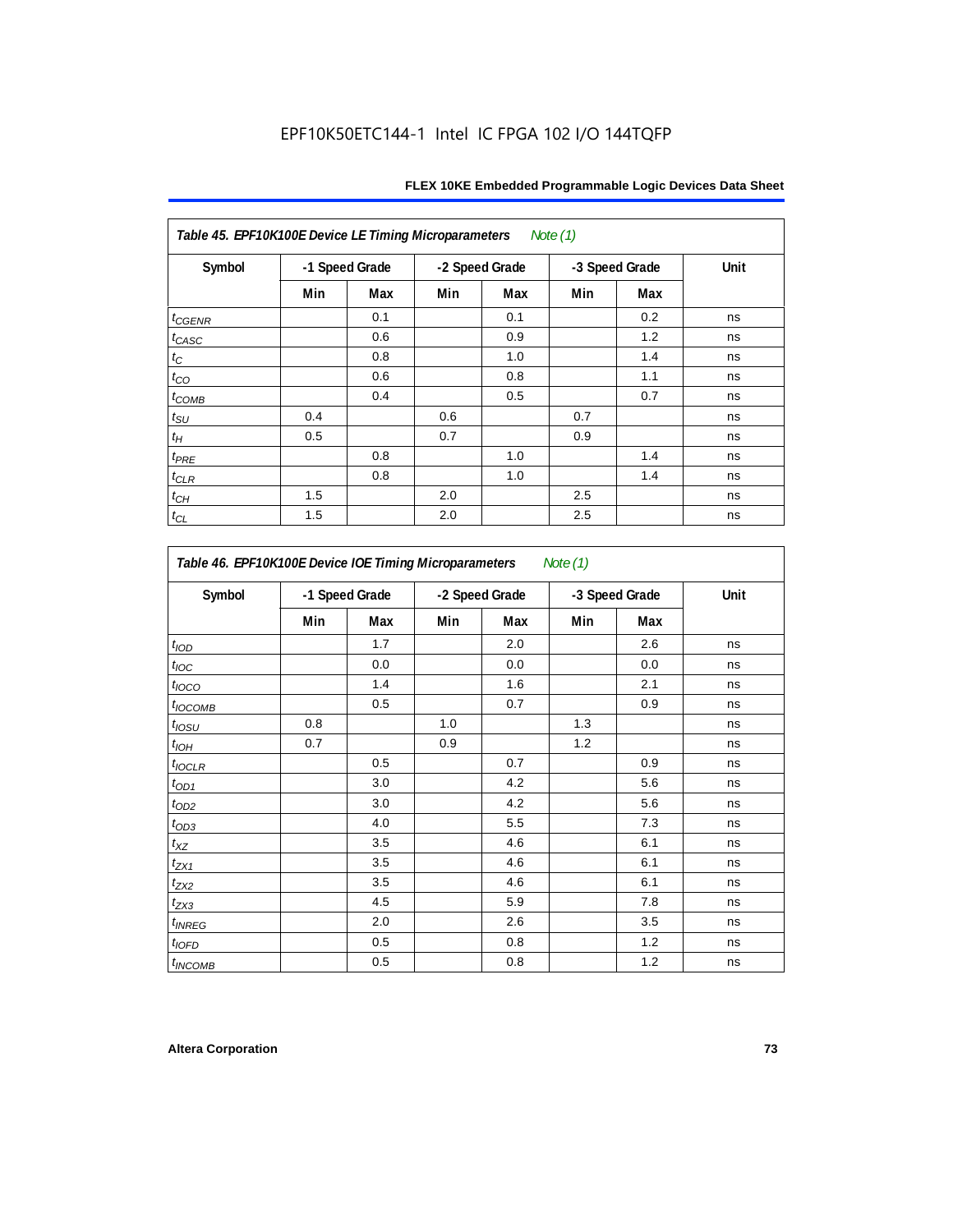EPF10K50ETC144-1 Intel IC FPGA 102 I/O 144TQFP

| Table 45. EPF10K100E Device LE Timing Microparameters *Note (1)* | | | | | | | |
|---|---|---|---|---|---|---|---|
| Symbol | -1 Speed Grade | | -2 Speed Grade | | -3 Speed Grade | | Unit |
| | Min | Max | Min | Max | Min | Max | |
| $t_{CGENR}$ | | 0.1 | | 0.1 | | 0.2 | ns |
| $t_{CASC}$ | | 0.6 | | 0.9 | | 1.2 | ns |
| $t_{C}$ | | 0.8 | | 1.0 | | 1.4 | ns |
| $t_{CO}$ | | 0.6 | | 0.8 | | 1.1 | ns |
| $t_{COMB}$ | | 0.4 | | 0.5 | | 0.7 | ns |
| $t_{SU}$ | 0.4 | | 0.6 | | 0.7 | | ns |
| $t_{H}$ | 0.5 | | 0.7 | | 0.9 | | ns |
| $t_{PRE}$ | | 0.8 | | 1.0 | | 1.4 | ns |
| $t_{CLR}$ | | 0.8 | | 1.0 | | 1.4 | ns |
| $t_{CH}$ | 1.5 | | 2.0 | | 2.5 | | ns |
| $t_{CL}$ | 1.5 | | 2.0 | | 2.5 | | ns |

| Table 46. EPF10K100E Device IOE Timing Microparameters *Note (1)* | | | | | | | |
|---|---|---|---|---|---|---|---|
| Symbol | -1 Speed Grade | | -2 Speed Grade | | -3 Speed Grade | | Unit |
| | Min | Max | Min | Max | Min | Max | |
| $t_{IOD}$ | | 1.7 | | 2.0 | | 2.6 | ns |
| $t_{IOC}$ | | 0.0 | | 0.0 | | 0.0 | ns |
| $t_{IOCO}$ | | 1.4 | | 1.6 | | 2.1 | ns |
| $t_{IOCOMB}$ | | 0.5 | | 0.7 | | 0.9 | ns |
| $t_{IOSU}$ | 0.8 | | 1.0 | | 1.3 | | ns |
| $t_{IOH}$ | 0.7 | | 0.9 | | 1.2 | | ns |
| $t_{IOCLR}$ | | 0.5 | | 0.7 | | 0.9 | ns |
| $t_{OD1}$ | | 3.0 | | 4.2 | | 5.6 | ns |
| $t_{OD2}$ | | 3.0 | | 4.2 | | 5.6 | ns |
| $t_{OD3}$ | | 4.0 | | 5.5 | | 7.3 | ns |
| $t_{XZ}$ | | 3.5 | | 4.6 | | 6.1 | ns |
| $t_{ZX1}$ | | 3.5 | | 4.6 | | 6.1 | ns |
| $t_{ZX2}$ | | 3.5 | | 4.6 | | 6.1 | ns |
| $t_{ZX3}$ | | 4.5 | | 5.9 | | 7.8 | ns |
| $t_{INREG}$ | | 2.0 | | 2.6 | | 3.5 | ns |
| $t_{IOFD}$ | | 0.5 | | 0.8 | | 1.2 | ns |
| $t_{INCOMB}$ | | 0.5 | | 0.8 | | 1.2 | ns |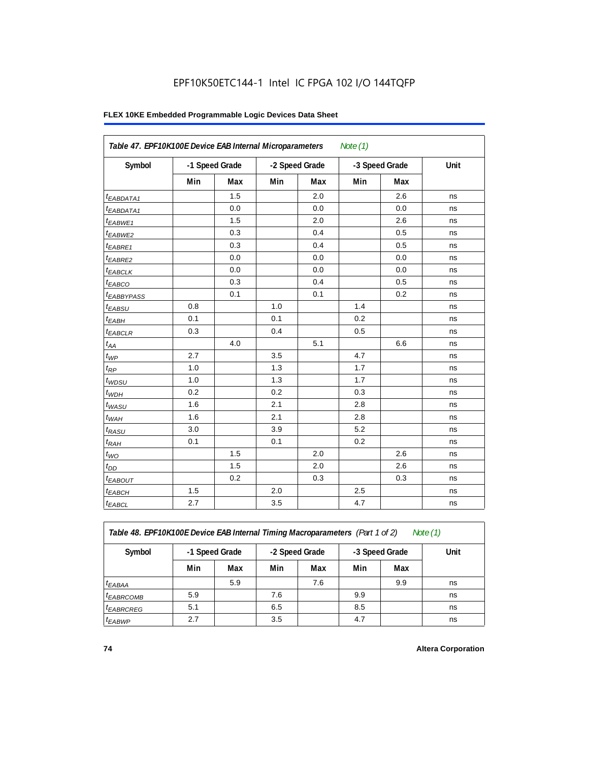EPF10K50ETC144-1 Intel IC FPGA 102 I/O 144TQFP

**FLEX 10KE Embedded Programmable Logic Devices Data Sheet**

*Table 47. EPF10K100E Device EAB Internal Microparameters Note (1)*

| Symbol | -1 Speed Grade | | -2 Speed Grade | | -3 Speed Grade | | Unit |
|---|---|---|---|---|---|---|---|
| | Min | Max | Min | Max | Min | Max | |
| $t_{EABDATA1}$ | | 1.5 | | 2.0 | | 2.6 | ns |
| $t_{EABDATA1}$ | | 0.0 | | 0.0 | | 0.0 | ns |
| $t_{EABWE1}$ | | 1.5 | | 2.0 | | 2.6 | ns |
| $t_{EABWE2}$ | | 0.3 | | 0.4 | | 0.5 | ns |
| $t_{EABRE1}$ | | 0.3 | | 0.4 | | 0.5 | ns |
| $t_{EABRE2}$ | | 0.0 | | 0.0 | | 0.0 | ns |
| $t_{EABCLK}$ | | 0.0 | | 0.0 | | 0.0 | ns |
| $t_{EABCO}$ | | 0.3 | | 0.4 | | 0.5 | ns |
| $t_{EABBYPASS}$ | | 0.1 | | 0.1 | | 0.2 | ns |
| $t_{EABSU}$ | 0.8 | | 1.0 | | 1.4 | | ns |
| $t_{EABH}$ | 0.1 | | 0.1 | | 0.2 | | ns |
| $t_{EABCLR}$ | 0.3 | | 0.4 | | 0.5 | | ns |
| $t_{AA}$ | | 4.0 | | 5.1 | | 6.6 | ns |
| $t_{WP}$ | 2.7 | | 3.5 | | 4.7 | | ns |
| $t_{RP}$ | 1.0 | | 1.3 | | 1.7 | | ns |
| $t_{WDSU}$ | 1.0 | | 1.3 | | 1.7 | | ns |
| $t_{WDH}$ | 0.2 | | 0.2 | | 0.3 | | ns |
| $t_{WASU}$ | 1.6 | | 2.1 | | 2.8 | | ns |
| $t_{WAH}$ | 1.6 | | 2.1 | | 2.8 | | ns |
| $t_{RASU}$ | 3.0 | | 3.9 | | 5.2 | | ns |
| $t_{RAH}$ | 0.1 | | 0.1 | | 0.2 | | ns |
| $t_{WO}$ | | 1.5 | | 2.0 | | 2.6 | ns |
| $t_{DD}$ | | 1.5 | | 2.0 | | 2.6 | ns |
| $t_{EABOUT}$ | | 0.2 | | 0.3 | | 0.3 | ns |
| $t_{EABCH}$ | 1.5 | | 2.0 | | 2.5 | | ns |
| $t_{EABCL}$ | 2.7 | | 3.5 | | 4.7 | | ns |

*Table 48. EPF10K100E Device EAB Internal Timing Macroparameters (Part 1 of 2) Note (1)*

| Symbol | -1 Speed Grade | | -2 Speed Grade | | -3 Speed Grade | | Unit |
|---|---|---|---|---|---|---|---|
| | Min | Max | Min | Max | Min | Max | |
| $t_{EABAA}$ | | 5.9 | | 7.6 | | 9.9 | ns |
| $t_{EABRCOMB}$ | 5.9 | | 7.6 | | 9.9 | | ns |
| $t_{EABRCREG}$ | 5.1 | | 6.5 | | 8.5 | | ns |
| $t_{EABWP}$ | 2.7 | | 3.5 | | 4.7 | | ns |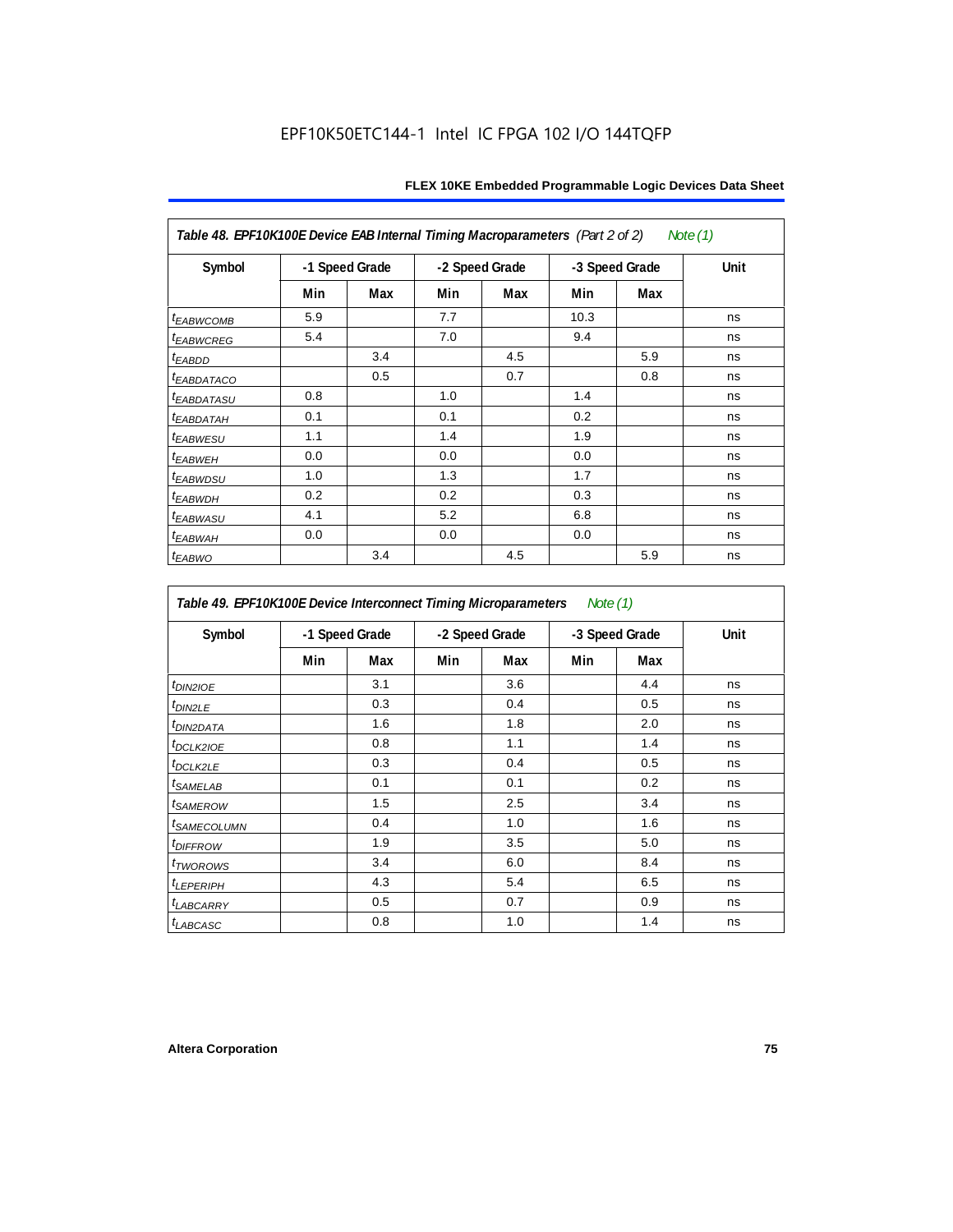EPF10K50ETC144-1 Intel IC FPGA 102 I/O 144TQFP

| Table 48. EPF10K100E Device EAB Internal Timing Macroparameters (Part 2 of 2) Note (1) | | | | | | | |
|---|---|---|---|---|---|---|---|
| Symbol | -1 Speed Grade | | -2 Speed Grade | | -3 Speed Grade | | Unit |
| | Min | Max | Min | Max | Min | Max | |
| $t_{EABWCOMB}$ | 5.9 | | 7.7 | | 10.3 | | ns |
| $t_{EABWCREG}$ | 5.4 | | 7.0 | | 9.4 | | ns |
| $t_{EABDD}$ | | 3.4 | | 4.5 | | 5.9 | ns |
| $t_{EABDATACO}$ | | 0.5 | | 0.7 | | 0.8 | ns |
| $t_{EABDATASU}$ | 0.8 | | 1.0 | | 1.4 | | ns |
| $t_{EABDATAH}$ | 0.1 | | 0.1 | | 0.2 | | ns |
| $t_{EABWESU}$ | 1.1 | | 1.4 | | 1.9 | | ns |
| $t_{EABWEH}$ | 0.0 | | 0.0 | | 0.0 | | ns |
| $t_{EABWDSU}$ | 1.0 | | 1.3 | | 1.7 | | ns |
| $t_{EABWDH}$ | 0.2 | | 0.2 | | 0.3 | | ns |
| $t_{EABWASU}$ | 4.1 | | 5.2 | | 6.8 | | ns |
| $t_{EABWAH}$ | 0.0 | | 0.0 | | 0.0 | | ns |
| $t_{EABWO}$ | | 3.4 | | 4.5 | | 5.9 | ns |

| Table 49. EPF10K100E Device Interconnect Timing Microparameters Note (1) | | | | | | | |
|---|---|---|---|---|---|---|---|
| Symbol | -1 Speed Grade | | -2 Speed Grade | | -3 Speed Grade | | Unit |
| | Min | Max | Min | Max | Min | Max | |
| $t_{DIN2IOE}$ | | 3.1 | | 3.6 | | 4.4 | ns |
| $t_{DIN2LE}$ | | 0.3 | | 0.4 | | 0.5 | ns |
| $t_{DIN2DATA}$ | | 1.6 | | 1.8 | | 2.0 | ns |
| $t_{DCLK2IOE}$ | | 0.8 | | 1.1 | | 1.4 | ns |
| $t_{DCLK2LE}$ | | 0.3 | | 0.4 | | 0.5 | ns |
| $t_{SAMELAB}$ | | 0.1 | | 0.1 | | 0.2 | ns |
| $t_{SAMEROW}$ | | 1.5 | | 2.5 | | 3.4 | ns |
| $t_{SAMECOLUMN}$ | | 0.4 | | 1.0 | | 1.6 | ns |
| $t_{DIFFROW}$ | | 1.9 | | 3.5 | | 5.0 | ns |
| $t_{TWOROWS}$ | | 3.4 | | 6.0 | | 8.4 | ns |
| $t_{LEPERIPH}$ | | 4.3 | | 5.4 | | 6.5 | ns |
| $t_{LABCARRY}$ | | 0.5 | | 0.7 | | 0.9 | ns |
| $t_{LABCASC}$ | | 0.8 | | 1.0 | | 1.4 | ns |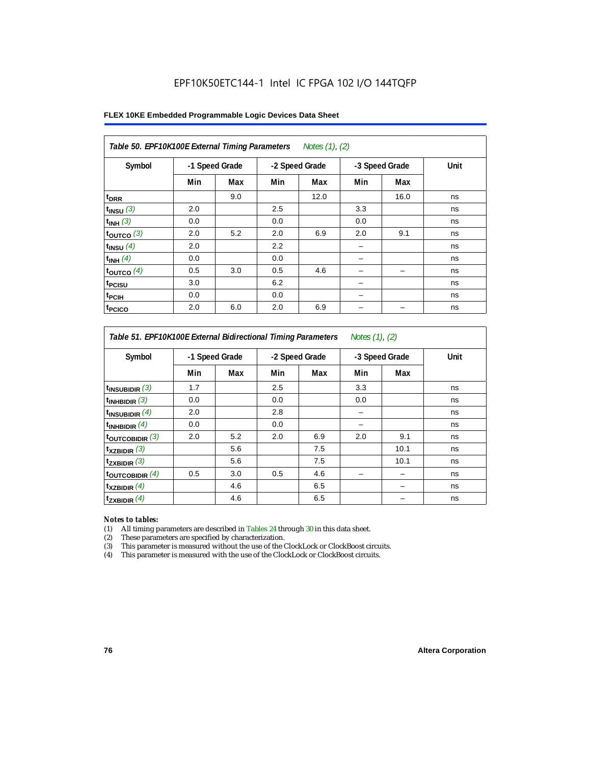EPF10K50ETC144-1 Intel IC FPGA 102 I/O 144TQFP

**FLEX 10KE Embedded Programmable Logic Devices Data Sheet**

| *Table 50. EPF10K100E External Timing Parameters* *Notes (1), (2)* | | | | | | | |
|---|---|---|---|---|---|---|---|
| Symbol | -1 Speed Grade | | -2 Speed Grade | | -3 Speed Grade | | Unit |
| | Min | Max | Min | Max | Min | Max | |
| $t_{DRR}$ | | 9.0 | | 12.0 | | 16.0 | ns |
| $t_{INSU}$ *(3)* | 2.0 | | 2.5 | | 3.3 | | ns |
| $t_{INH}$ *(3)* | 0.0 | | 0.0 | | 0.0 | | ns |
| $t_{OUTCO}$ *(3)* | 2.0 | 5.2 | 2.0 | 6.9 | 2.0 | 9.1 | ns |
| $t_{INSU}$ *(4)* | 2.0 | | 2.2 | | – | | ns |
| $t_{INH}$ *(4)* | 0.0 | | 0.0 | | – | | ns |
| $t_{OUTCO}$ *(4)* | 0.5 | 3.0 | 0.5 | 4.6 | – | – | ns |
| $t_{PCISU}$ | 3.0 | | 6.2 | | – | | ns |
| $t_{PCIH}$ | 0.0 | | 0.0 | | – | | ns |
| $t_{PCICO}$ | 2.0 | 6.0 | 2.0 | 6.9 | – | – | ns |

| *Table 51. EPF10K100E External Bidirectional Timing Parameters* *Notes (1), (2)* | | | | | | | |
|---|---|---|---|---|---|---|---|
| Symbol | -1 Speed Grade | | -2 Speed Grade | | -3 Speed Grade | | Unit |
| | Min | Max | Min | Max | Min | Max | |
| $t_{INSUBIDIR}$ *(3)* | 1.7 | | 2.5 | | 3.3 | | ns |
| $t_{INHBIDIR}$ *(3)* | 0.0 | | 0.0 | | 0.0 | | ns |
| $t_{INSUBIDIR}$ *(4)* | 2.0 | | 2.8 | | – | | ns |
| $t_{INHBIDIR}$ *(4)* | 0.0 | | 0.0 | | – | | ns |
| $t_{OUTCOBIDIR}$ *(3)* | 2.0 | 5.2 | 2.0 | 6.9 | 2.0 | 9.1 | ns |
| $t_{XZBIDIR}$ *(3)* | | 5.6 | | 7.5 | | 10.1 | ns |
| $t_{ZXBIDIR}$ *(3)* | | 5.6 | | 7.5 | | 10.1 | ns |
| $t_{OUTCOBIDIR}$ *(4)* | 0.5 | 3.0 | 0.5 | 4.6 | – | – | ns |
| $t_{XZBIDIR}$ *(4)* | | 4.6 | | 6.5 | | – | ns |
| $t_{ZXBIDIR}$ *(4)* | | 4.6 | | 6.5 | | – | ns |

***Notes to tables:***

(1) All timing parameters are described in Tables 24 through 30 in this data sheet.
(2) These parameters are specified by characterization.
(3) This parameter is measured without the use of the ClockLock or ClockBoost circuits.
(4) This parameter is measured with the use of the ClockLock or ClockBoost circuits.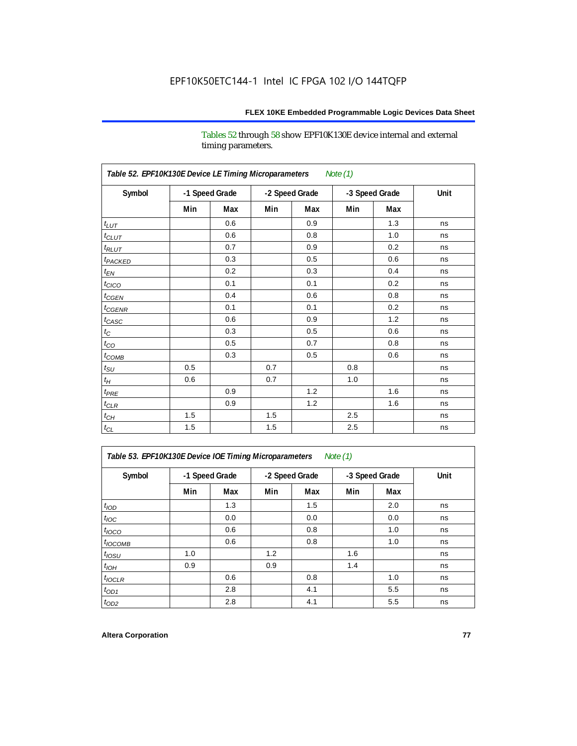Tables 52 through 58 show EPF10K130E device internal and external timing parameters.

**Table 52. EPF10K130E Device LE Timing Microparameters** *Note (1)*

| Symbol | -1 Speed Grade | | -2 Speed Grade | | -3 Speed Grade | | Unit |
|---|---|---|---|---|---|---|---|
| | Min | Max | Min | Max | Min | Max | |
| $t_{LUT}$ | | 0.6 | | 0.9 | | 1.3 | ns |
| $t_{CLUT}$ | | 0.6 | | 0.8 | | 1.0 | ns |
| $t_{RLUT}$ | | 0.7 | | 0.9 | | 0.2 | ns |
| $t_{PACKED}$ | | 0.3 | | 0.5 | | 0.6 | ns |
| $t_{EN}$ | | 0.2 | | 0.3 | | 0.4 | ns |
| $t_{CICO}$ | | 0.1 | | 0.1 | | 0.2 | ns |
| $t_{CGEN}$ | | 0.4 | | 0.6 | | 0.8 | ns |
| $t_{CGENR}$ | | 0.1 | | 0.1 | | 0.2 | ns |
| $t_{CASC}$ | | 0.6 | | 0.9 | | 1.2 | ns |
| $t_{C}$ | | 0.3 | | 0.5 | | 0.6 | ns |
| $t_{CO}$ | | 0.5 | | 0.7 | | 0.8 | ns |
| $t_{COMB}$ | | 0.3 | | 0.5 | | 0.6 | ns |
| $t_{SU}$ | 0.5 | | 0.7 | | 0.8 | | ns |
| $t_{H}$ | 0.6 | | 0.7 | | 1.0 | | ns |
| $t_{PRE}$ | | 0.9 | | 1.2 | | 1.6 | ns |
| $t_{CLR}$ | | 0.9 | | 1.2 | | 1.6 | ns |
| $t_{CH}$ | 1.5 | | 1.5 | | 2.5 | | ns |
| $t_{CL}$ | 1.5 | | 1.5 | | 2.5 | | ns |

**Table 53. EPF10K130E Device IOE Timing Microparameters** *Note (1)*

| Symbol | -1 Speed Grade | | -2 Speed Grade | | -3 Speed Grade | | Unit |
|---|---|---|---|---|---|---|---|
| | Min | Max | Min | Max | Min | Max | |
| $t_{IOD}$ | | 1.3 | | 1.5 | | 2.0 | ns |
| $t_{IOC}$ | | 0.0 | | 0.0 | | 0.0 | ns |
| $t_{IOCO}$ | | 0.6 | | 0.8 | | 1.0 | ns |
| $t_{IOCOMB}$ | | 0.6 | | 0.8 | | 1.0 | ns |
| $t_{IOSU}$ | 1.0 | | 1.2 | | 1.6 | | ns |
| $t_{IOH}$ | 0.9 | | 0.9 | | 1.4 | | ns |
| $t_{IOCLR}$ | | 0.6 | | 0.8 | | 1.0 | ns |
| $t_{OD1}$ | | 2.8 | | 4.1 | | 5.5 | ns |
| $t_{OD2}$ | | 2.8 | | 4.1 | | 5.5 | ns |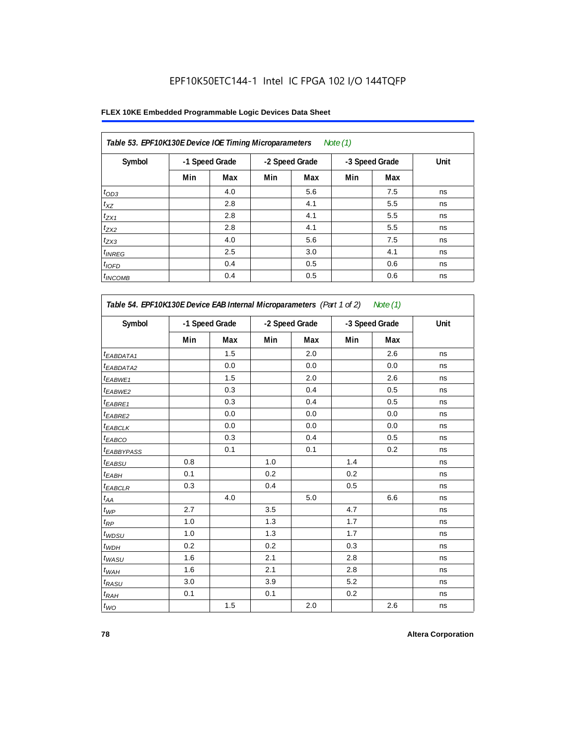EPF10K50ETC144-1 Intel IC FPGA 102 I/O 144TQFP

**Table 53. EPF10K130E Device IOE Timing Microparameters** *Note (1)*

| Symbol | -1 Speed Grade | | -2 Speed Grade | | -3 Speed Grade | | Unit |
|---|---|---|---|---|---|---|---|
| | Min | Max | Min | Max | Min | Max | |
| $t_{OD3}$ | | 4.0 | | 5.6 | | 7.5 | ns |
| $t_{XZ}$ | | 2.8 | | 4.1 | | 5.5 | ns |
| $t_{ZX1}$ | | 2.8 | | 4.1 | | 5.5 | ns |
| $t_{ZX2}$ | | 2.8 | | 4.1 | | 5.5 | ns |
| $t_{ZX3}$ | | 4.0 | | 5.6 | | 7.5 | ns |
| $t_{INREG}$ | | 2.5 | | 3.0 | | 4.1 | ns |
| $t_{IOFD}$ | | 0.4 | | 0.5 | | 0.6 | ns |
| $t_{INCOMB}$ | | 0.4 | | 0.5 | | 0.6 | ns |

**Table 54. EPF10K130E Device EAB Internal Microparameters** *(Part 1 of 2)* *Note (1)*

| Symbol | -1 Speed Grade | | -2 Speed Grade | | -3 Speed Grade | | Unit |
|---|---|---|---|---|---|---|---|
| | Min | Max | Min | Max | Min | Max | |
| $t_{EABDATA1}$ | | 1.5 | | 2.0 | | 2.6 | ns |
| $t_{EABDATA2}$ | | 0.0 | | 0.0 | | 0.0 | ns |
| $t_{EABWE1}$ | | 1.5 | | 2.0 | | 2.6 | ns |
| $t_{EABWE2}$ | | 0.3 | | 0.4 | | 0.5 | ns |
| $t_{EABRE1}$ | | 0.3 | | 0.4 | | 0.5 | ns |
| $t_{EABRE2}$ | | 0.0 | | 0.0 | | 0.0 | ns |
| $t_{EABCLK}$ | | 0.0 | | 0.0 | | 0.0 | ns |
| $t_{EABCO}$ | | 0.3 | | 0.4 | | 0.5 | ns |
| $t_{EABBYPASS}$ | | 0.1 | | 0.1 | | 0.2 | ns |
| $t_{EABSU}$ | 0.8 | | 1.0 | | 1.4 | | ns |
| $t_{EABH}$ | 0.1 | | 0.2 | | 0.2 | | ns |
| $t_{EABCLR}$ | 0.3 | | 0.4 | | 0.5 | | ns |
| $t_{AA}$ | | 4.0 | | 5.0 | | 6.6 | ns |
| $t_{WP}$ | 2.7 | | 3.5 | | 4.7 | | ns |
| $t_{RP}$ | 1.0 | | 1.3 | | 1.7 | | ns |
| $t_{WDSU}$ | 1.0 | | 1.3 | | 1.7 | | ns |
| $t_{WDH}$ | 0.2 | | 0.2 | | 0.3 | | ns |
| $t_{WASU}$ | 1.6 | | 2.1 | | 2.8 | | ns |
| $t_{WAH}$ | 1.6 | | 2.1 | | 2.8 | | ns |
| $t_{RASU}$ | 3.0 | | 3.9 | | 5.2 | | ns |
| $t_{RAH}$ | 0.1 | | 0.1 | | 0.2 | | ns |
| $t_{WO}$ | | 1.5 | | 2.0 | | 2.6 | ns |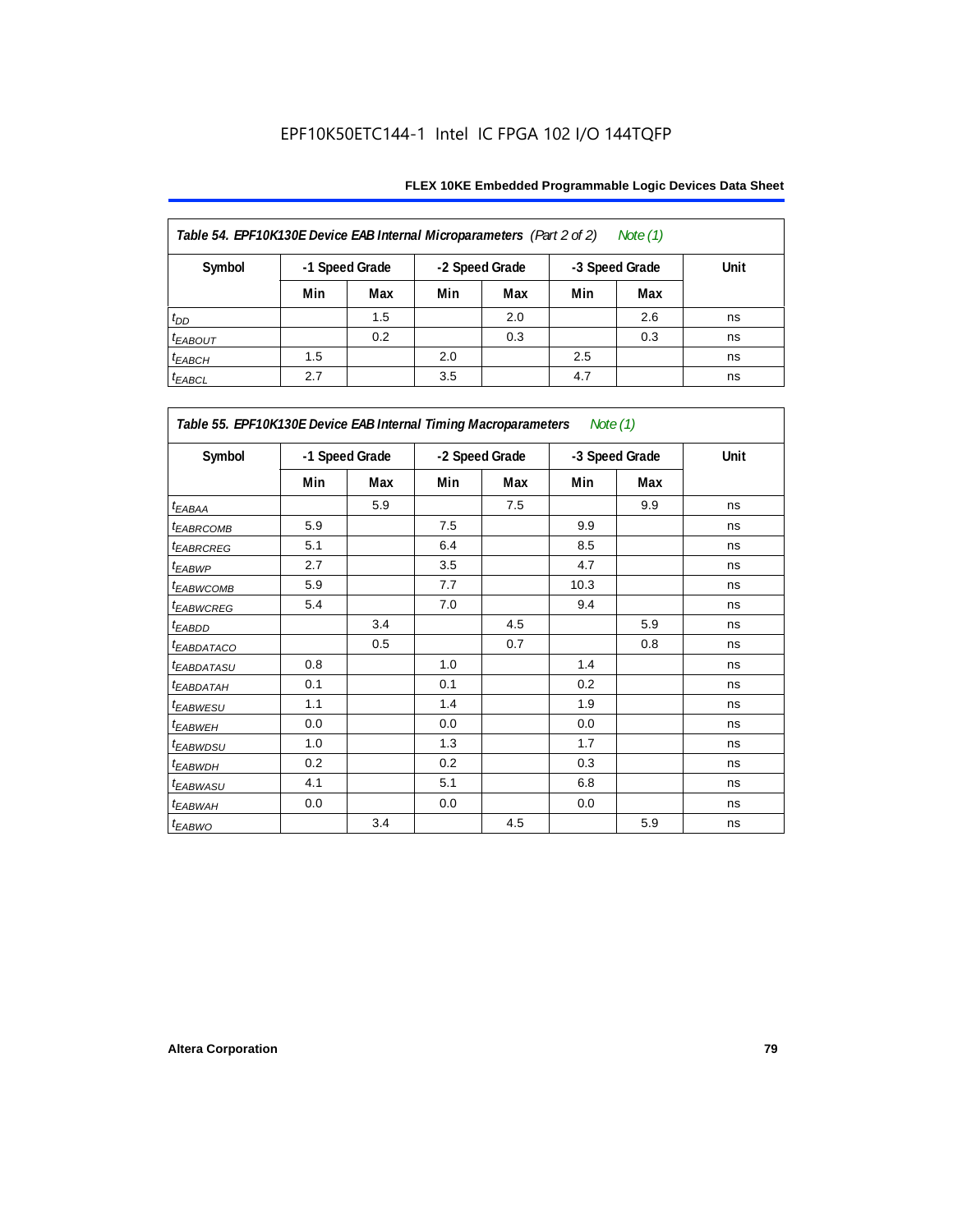EPF10K50ETC144-1 Intel IC FPGA 102 I/O 144TQFP

| *Table 54. EPF10K130E Device EAB Internal Microparameters (Part 2 of 2) Note (1)* | | | | | | | |
|---|---|---|---|---|---|---|---|
| **Symbol** | **-1 Speed Grade** | | **-2 Speed Grade** | | **-3 Speed Grade** | | **Unit** |
| | **Min** | **Max** | **Min** | **Max** | **Min** | **Max** | |
| $t_{DD}$ | | 1.5 | | 2.0 | | 2.6 | ns |
| $t_{EABOUT}$ | | 0.2 | | 0.3 | | 0.3 | ns |
| $t_{EABCH}$ | 1.5 | | 2.0 | | 2.5 | | ns |
| $t_{EABCL}$ | 2.7 | | 3.5 | | 4.7 | | ns |

| *Table 55. EPF10K130E Device EAB Internal Timing Macroparameters Note (1)* | | | | | | | |
|---|---|---|---|---|---|---|---|
| **Symbol** | **-1 Speed Grade** | | **-2 Speed Grade** | | **-3 Speed Grade** | | **Unit** |
| | **Min** | **Max** | **Min** | **Max** | **Min** | **Max** | |
| $t_{EABAA}$ | | 5.9 | | 7.5 | | 9.9 | ns |
| $t_{EABRCOMB}$ | 5.9 | | 7.5 | | 9.9 | | ns |
| $t_{EABRCREG}$ | 5.1 | | 6.4 | | 8.5 | | ns |
| $t_{EABWP}$ | 2.7 | | 3.5 | | 4.7 | | ns |
| $t_{EABWCOMB}$ | 5.9 | | 7.7 | | 10.3 | | ns |
| $t_{EABWCREG}$ | 5.4 | | 7.0 | | 9.4 | | ns |
| $t_{EABDD}$ | | 3.4 | | 4.5 | | 5.9 | ns |
| $t_{EABDATACO}$ | | 0.5 | | 0.7 | | 0.8 | ns |
| $t_{EABDATASU}$ | 0.8 | | 1.0 | | 1.4 | | ns |
| $t_{EABDATAH}$ | 0.1 | | 0.1 | | 0.2 | | ns |
| $t_{EABWESU}$ | 1.1 | | 1.4 | | 1.9 | | ns |
| $t_{EABWEH}$ | 0.0 | | 0.0 | | 0.0 | | ns |
| $t_{EABWDSU}$ | 1.0 | | 1.3 | | 1.7 | | ns |
| $t_{EABWDH}$ | 0.2 | | 0.2 | | 0.3 | | ns |
| $t_{EABWASU}$ | 4.1 | | 5.1 | | 6.8 | | ns |
| $t_{EABWAH}$ | 0.0 | | 0.0 | | 0.0 | | ns |
| $t_{EABWO}$ | | 3.4 | | 4.5 | | 5.9 | ns |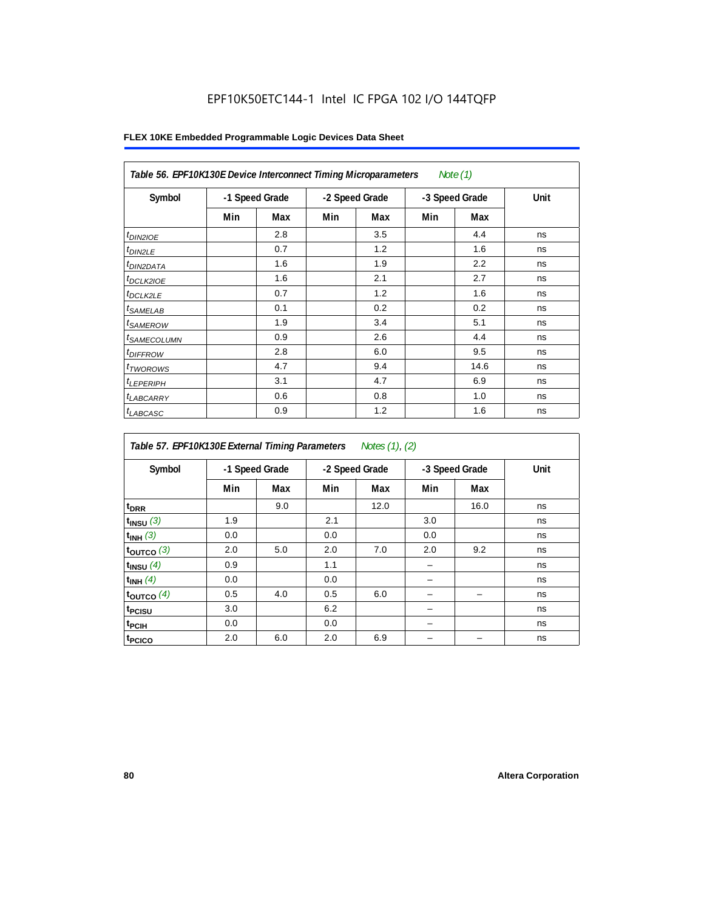EPF10K50ETC144-1 Intel IC FPGA 102 I/O 144TQFP

**FLEX 10KE Embedded Programmable Logic Devices Data Sheet**

*Table 56. EPF10K130E Device Interconnect Timing Microparameters* *Note (1)*

| Symbol | -1 Speed Grade | | -2 Speed Grade | | -3 Speed Grade | | Unit |
|---|---|---|---|---|---|---|---|
| | Min | Max | Min | Max | Min | Max | |
| $t_{DIN2IOE}$ | | 2.8 | | 3.5 | | 4.4 | ns |
| $t_{DIN2LE}$ | | 0.7 | | 1.2 | | 1.6 | ns |
| $t_{DIN2DATA}$ | | 1.6 | | 1.9 | | 2.2 | ns |
| $t_{DCLK2IOE}$ | | 1.6 | | 2.1 | | 2.7 | ns |
| $t_{DCLK2LE}$ | | 0.7 | | 1.2 | | 1.6 | ns |
| $t_{SAMELAB}$ | | 0.1 | | 0.2 | | 0.2 | ns |
| $t_{SAMEROW}$ | | 1.9 | | 3.4 | | 5.1 | ns |
| $t_{SAMECOLUMN}$ | | 0.9 | | 2.6 | | 4.4 | ns |
| $t_{DIFFROW}$ | | 2.8 | | 6.0 | | 9.5 | ns |
| $t_{TWOROWS}$ | | 4.7 | | 9.4 | | 14.6 | ns |
| $t_{LEPERIPH}$ | | 3.1 | | 4.7 | | 6.9 | ns |
| $t_{LABCARRY}$ | | 0.6 | | 0.8 | | 1.0 | ns |
| $t_{LABCASC}$ | | 0.9 | | 1.2 | | 1.6 | ns |

*Table 57. EPF10K130E External Timing Parameters* *Notes (1), (2)*

| Symbol | -1 Speed Grade | | -2 Speed Grade | | -3 Speed Grade | | Unit |
|---|---|---|---|---|---|---|---|
| | Min | Max | Min | Max | Min | Max | |
| $t_{DRR}$ | | 9.0 | | 12.0 | | 16.0 | ns |
| $t_{INSU}$ *(3)* | 1.9 | | 2.1 | | 3.0 | | ns |
| $t_{INH}$ *(3)* | 0.0 | | 0.0 | | 0.0 | | ns |
| $t_{OUTCO}$ *(3)* | 2.0 | 5.0 | 2.0 | 7.0 | 2.0 | 9.2 | ns |
| $t_{INSU}$ *(4)* | 0.9 | | 1.1 | | – | | ns |
| $t_{INH}$ *(4)* | 0.0 | | 0.0 | | – | | ns |
| $t_{OUTCO}$ *(4)* | 0.5 | 4.0 | 0.5 | 6.0 | – | – | ns |
| $t_{PCISU}$ | 3.0 | | 6.2 | | – | | ns |
| $t_{PCIH}$ | 0.0 | | 0.0 | | – | | ns |
| $t_{PCICO}$ | 2.0 | 6.0 | 2.0 | 6.9 | – | – | ns |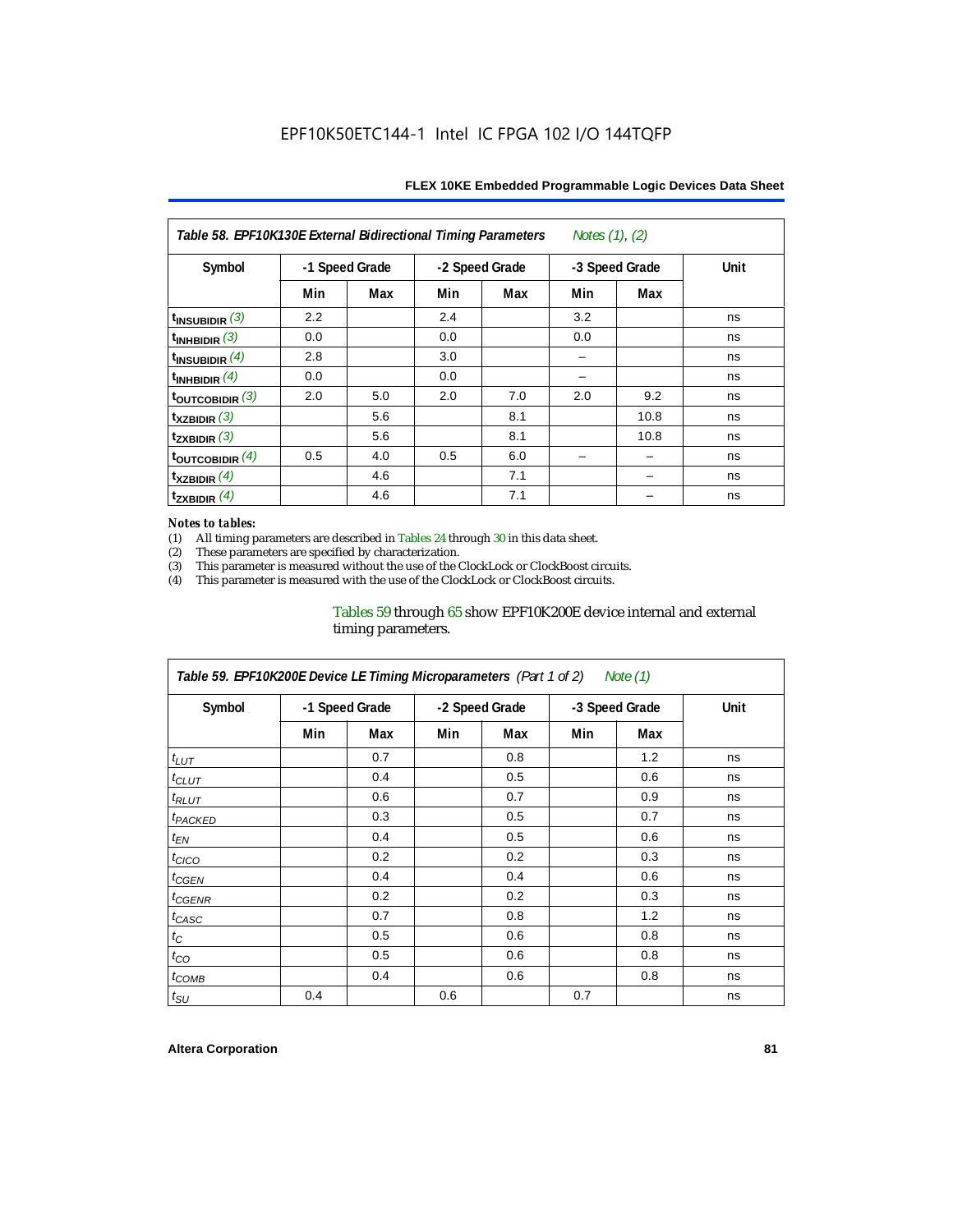EPF10K50ETC144-1 Intel IC FPGA 102 I/O 144TQFP

| Table 58. EPF10K130E External Bidirectional Timing Parameters *Notes (1), (2)* | | | | | | | |
|---|---|---|---|---|---|---|---|
| Symbol | -1 Speed Grade | | -2 Speed Grade | | -3 Speed Grade | | Unit |
| | Min | Max | Min | Max | Min | Max | |
| $t_{INSUBIDIR}$ (3) | 2.2 | | 2.4 | | 3.2 | | ns |
| $t_{INHBIDIR}$ (3) | 0.0 | | 0.0 | | 0.0 | | ns |
| $t_{INSUBIDIR}$ (4) | 2.8 | | 3.0 | | – | | ns |
| $t_{INHBIDIR}$ (4) | 0.0 | | 0.0 | | – | | ns |
| $t_{OUTCOBIDIR}$ (3) | 2.0 | 5.0 | 2.0 | 7.0 | 2.0 | 9.2 | ns |
| $t_{XZBIDIR}$ (3) | | 5.6 | | 8.1 | | 10.8 | ns |
| $t_{ZXBIDIR}$ (3) | | 5.6 | | 8.1 | | 10.8 | ns |
| $t_{OUTCOBIDIR}$ (4) | 0.5 | 4.0 | 0.5 | 6.0 | – | – | ns |
| $t_{XZBIDIR}$ (4) | | 4.6 | | 7.1 | | – | ns |
| $t_{ZXBIDIR}$ (4) | | 4.6 | | 7.1 | | – | ns |

*Notes to tables:*

(1) All timing parameters are described in Tables 24 through 30 in this data sheet.
(2) These parameters are specified by characterization.
(3) This parameter is measured without the use of the ClockLock or ClockBoost circuits.
(4) This parameter is measured with the use of the ClockLock or ClockBoost circuits.

Tables 59 through 65 show EPF10K200E device internal and external timing parameters.

| Table 59. EPF10K200E Device LE Timing Microparameters (Part 1 of 2) *Note (1)* | | | | | | | |
|---|---|---|---|---|---|---|---|
| Symbol | -1 Speed Grade | | -2 Speed Grade | | -3 Speed Grade | | Unit |
| | Min | Max | Min | Max | Min | Max | |
| $t_{LUT}$ | | 0.7 | | 0.8 | | 1.2 | ns |
| $t_{CLUT}$ | | 0.4 | | 0.5 | | 0.6 | ns |
| $t_{RLUT}$ | | 0.6 | | 0.7 | | 0.9 | ns |
| $t_{PACKED}$ | | 0.3 | | 0.5 | | 0.7 | ns |
| $t_{EN}$ | | 0.4 | | 0.5 | | 0.6 | ns |
| $t_{CICO}$ | | 0.2 | | 0.2 | | 0.3 | ns |
| $t_{CGEN}$ | | 0.4 | | 0.4 | | 0.6 | ns |
| $t_{CGENR}$ | | 0.2 | | 0.2 | | 0.3 | ns |
| $t_{CASC}$ | | 0.7 | | 0.8 | | 1.2 | ns |
| $t_{C}$ | | 0.5 | | 0.6 | | 0.8 | ns |
| $t_{CO}$ | | 0.5 | | 0.6 | | 0.8 | ns |
| $t_{COMB}$ | | 0.4 | | 0.6 | | 0.8 | ns |
| $t_{SU}$ | 0.4 | | 0.6 | | 0.7 | | ns |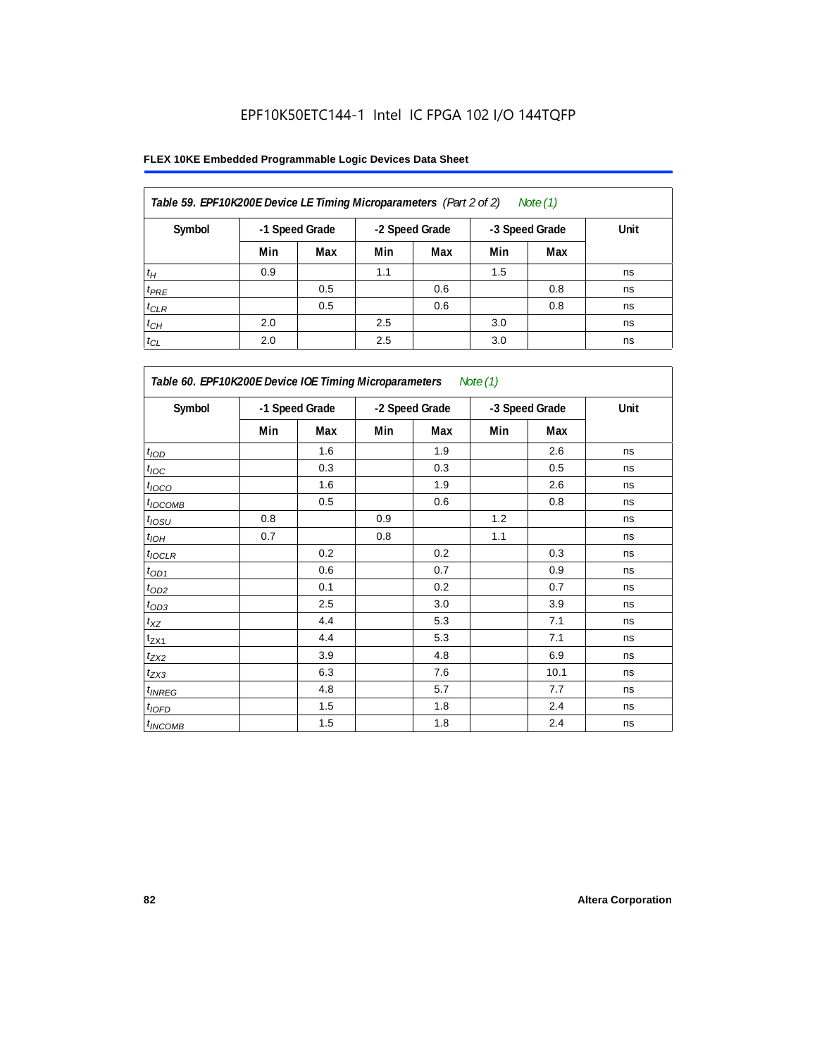EPF10K50ETC144-1 Intel IC FPGA 102 I/O 144TQFP

**FLEX 10KE Embedded Programmable Logic Devices Data Sheet**

| *Table 59. EPF10K200E Device LE Timing Microparameters (Part 2 of 2) Note (1)* | | | | | | | |
|---|---|---|---|---|---|---|---|
| Symbol | -1 Speed Grade | | -2 Speed Grade | | -3 Speed Grade | | Unit |
| | Min | Max | Min | Max | Min | Max | |
| $t_{H}$ | 0.9 | | 1.1 | | 1.5 | | ns |
| $t_{PRE}$ | | 0.5 | | 0.6 | | 0.8 | ns |
| $t_{CLR}$ | | 0.5 | | 0.6 | | 0.8 | ns |
| $t_{CH}$ | 2.0 | | 2.5 | | 3.0 | | ns |
| $t_{CL}$ | 2.0 | | 2.5 | | 3.0 | | ns |

| *Table 60. EPF10K200E Device IOE Timing Microparameters Note (1)* | | | | | | | |
|---|---|---|---|---|---|---|---|
| Symbol | -1 Speed Grade | | -2 Speed Grade | | -3 Speed Grade | | Unit |
| | Min | Max | Min | Max | Min | Max | |
| $t_{IOD}$ | | 1.6 | | 1.9 | | 2.6 | ns |
| $t_{IOC}$ | | 0.3 | | 0.3 | | 0.5 | ns |
| $t_{IOCO}$ | | 1.6 | | 1.9 | | 2.6 | ns |
| $t_{IOCOMB}$ | | 0.5 | | 0.6 | | 0.8 | ns |
| $t_{IOSU}$ | 0.8 | | 0.9 | | 1.2 | | ns |
| $t_{IOH}$ | 0.7 | | 0.8 | | 1.1 | | ns |
| $t_{IOCLR}$ | | 0.2 | | 0.2 | | 0.3 | ns |
| $t_{OD1}$ | | 0.6 | | 0.7 | | 0.9 | ns |
| $t_{OD2}$ | | 0.1 | | 0.2 | | 0.7 | ns |
| $t_{OD3}$ | | 2.5 | | 3.0 | | 3.9 | ns |
| $t_{XZ}$ | | 4.4 | | 5.3 | | 7.1 | ns |
| $t_{ZX1}$ | | 4.4 | | 5.3 | | 7.1 | ns |
| $t_{ZX2}$ | | 3.9 | | 4.8 | | 6.9 | ns |
| $t_{ZX3}$ | | 6.3 | | 7.6 | | 10.1 | ns |
| $t_{INREG}$ | | 4.8 | | 5.7 | | 7.7 | ns |
| $t_{IOFD}$ | | 1.5 | | 1.8 | | 2.4 | ns |
| $t_{INCOMB}$ | | 1.5 | | 1.8 | | 2.4 | ns |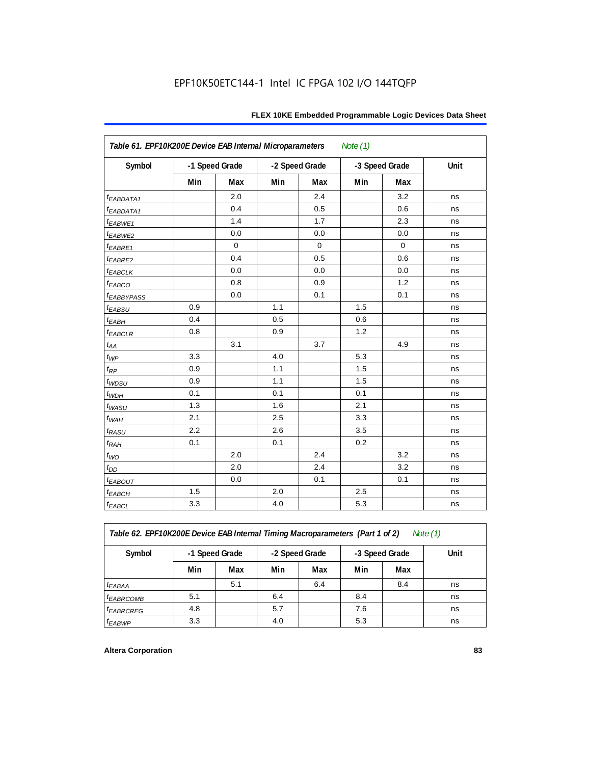EPF10K50ETC144-1 Intel IC FPGA 102 I/O 144TQFP

| Table 61. EPF10K200E Device EAB Internal Microparameters *Note (1)* | | | | | | | |
|---|---|---|---|---|---|---|---|
| Symbol | -1 Speed Grade | | -2 Speed Grade | | -3 Speed Grade | | Unit |
| | Min | Max | Min | Max | Min | Max | |
| $t_{EABDATA1}$ | | 2.0 | | 2.4 | | 3.2 | ns |
| $t_{EABDATA1}$ | | 0.4 | | 0.5 | | 0.6 | ns |
| $t_{EABWE1}$ | | 1.4 | | 1.7 | | 2.3 | ns |
| $t_{EABWE2}$ | | 0.0 | | 0.0 | | 0.0 | ns |
| $t_{EABRE1}$ | | 0 | | 0 | | 0 | ns |
| $t_{EABRE2}$ | | 0.4 | | 0.5 | | 0.6 | ns |
| $t_{EABCLK}$ | | 0.0 | | 0.0 | | 0.0 | ns |
| $t_{EABCO}$ | | 0.8 | | 0.9 | | 1.2 | ns |
| $t_{EABBYPASS}$ | | 0.0 | | 0.1 | | 0.1 | ns |
| $t_{EABSU}$ | 0.9 | | 1.1 | | 1.5 | | ns |
| $t_{EABH}$ | 0.4 | | 0.5 | | 0.6 | | ns |
| $t_{EABCLR}$ | 0.8 | | 0.9 | | 1.2 | | ns |
| $t_{AA}$ | | 3.1 | | 3.7 | | 4.9 | ns |
| $t_{WP}$ | 3.3 | | 4.0 | | 5.3 | | ns |
| $t_{RP}$ | 0.9 | | 1.1 | | 1.5 | | ns |
| $t_{WDSU}$ | 0.9 | | 1.1 | | 1.5 | | ns |
| $t_{WDH}$ | 0.1 | | 0.1 | | 0.1 | | ns |
| $t_{WASU}$ | 1.3 | | 1.6 | | 2.1 | | ns |
| $t_{WAH}$ | 2.1 | | 2.5 | | 3.3 | | ns |
| $t_{RASU}$ | 2.2 | | 2.6 | | 3.5 | | ns |
| $t_{RAH}$ | 0.1 | | 0.1 | | 0.2 | | ns |
| $t_{WO}$ | | 2.0 | | 2.4 | | 3.2 | ns |
| $t_{DD}$ | | 2.0 | | 2.4 | | 3.2 | ns |
| $t_{EABOUT}$ | | 0.0 | | 0.1 | | 0.1 | ns |
| $t_{EABCH}$ | 1.5 | | 2.0 | | 2.5 | | ns |
| $t_{EABCL}$ | 3.3 | | 4.0 | | 5.3 | | ns |

| Table 62. EPF10K200E Device EAB Internal Timing Macroparameters (Part 1 of 2) *Note (1)* | | | | | | | |
|---|---|---|---|---|---|---|---|
| Symbol | -1 Speed Grade | | -2 Speed Grade | | -3 Speed Grade | | Unit |
| | Min | Max | Min | Max | Min | Max | |
| $t_{EABAA}$ | | 5.1 | | 6.4 | | 8.4 | ns |
| $t_{EABRCOMB}$ | 5.1 | | 6.4 | | 8.4 | | ns |
| $t_{EABRCREG}$ | 4.8 | | 5.7 | | 7.6 | | ns |
| $t_{EABWP}$ | 3.3 | | 4.0 | | 5.3 | | ns |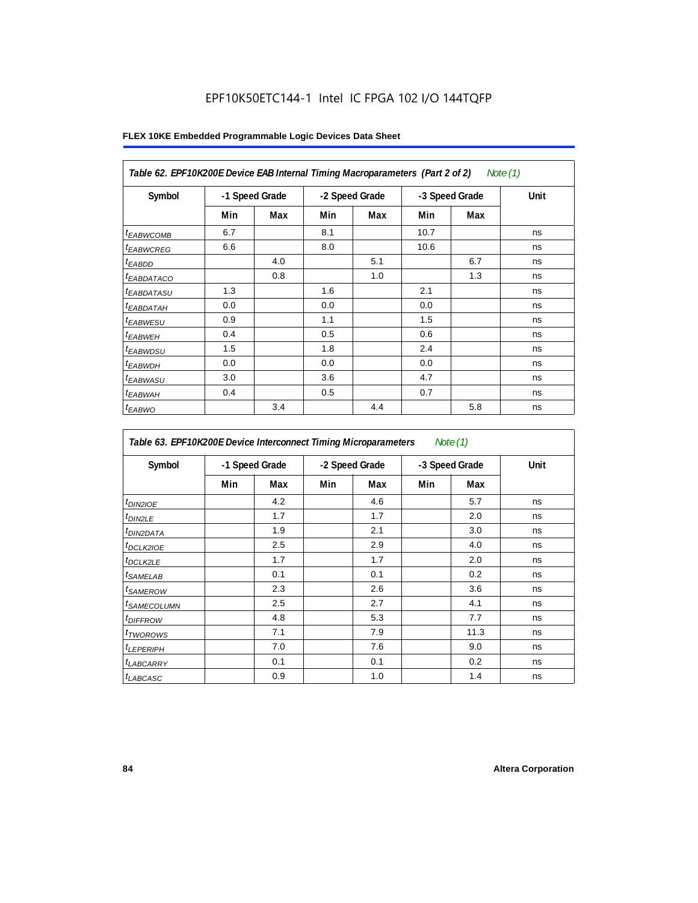EPF10K50ETC144-1 Intel IC FPGA 102 I/O 144TQFP

**FLEX 10KE Embedded Programmable Logic Devices Data Sheet**

*Table 62. EPF10K200E Device EAB Internal Timing Macroparameters (Part 2 of 2) Note (1)*

| Symbol | -1 Speed Grade | | -2 Speed Grade | | -3 Speed Grade | | Unit |
|---|---|---|---|---|---|---|---|
| | Min | Max | Min | Max | Min | Max | |
| $t_{EABWCOMB}$ | 6.7 | | 8.1 | | 10.7 | | ns |
| $t_{EABWCREG}$ | 6.6 | | 8.0 | | 10.6 | | ns |
| $t_{EABDD}$ | | 4.0 | | 5.1 | | 6.7 | ns |
| $t_{EABDATACO}$ | | 0.8 | | 1.0 | | 1.3 | ns |
| $t_{EABDATASU}$ | 1.3 | | 1.6 | | 2.1 | | ns |
| $t_{EABDATAH}$ | 0.0 | | 0.0 | | 0.0 | | ns |
| $t_{EABWESU}$ | 0.9 | | 1.1 | | 1.5 | | ns |
| $t_{EABWEH}$ | 0.4 | | 0.5 | | 0.6 | | ns |
| $t_{EABWDSU}$ | 1.5 | | 1.8 | | 2.4 | | ns |
| $t_{EABWDH}$ | 0.0 | | 0.0 | | 0.0 | | ns |
| $t_{EABWASU}$ | 3.0 | | 3.6 | | 4.7 | | ns |
| $t_{EABWAH}$ | 0.4 | | 0.5 | | 0.7 | | ns |
| $t_{EABWO}$ | | 3.4 | | 4.4 | | 5.8 | ns |

*Table 63. EPF10K200E Device Interconnect Timing Microparameters Note (1)*

| Symbol | -1 Speed Grade | | -2 Speed Grade | | -3 Speed Grade | | Unit |
|---|---|---|---|---|---|---|---|
| | Min | Max | Min | Max | Min | Max | |
| $t_{DIN2IOE}$ | | 4.2 | | 4.6 | | 5.7 | ns |
| $t_{DIN2LE}$ | | 1.7 | | 1.7 | | 2.0 | ns |
| $t_{DIN2DATA}$ | | 1.9 | | 2.1 | | 3.0 | ns |
| $t_{DCLK2IOE}$ | | 2.5 | | 2.9 | | 4.0 | ns |
| $t_{DCLK2LE}$ | | 1.7 | | 1.7 | | 2.0 | ns |
| $t_{SAMELAB}$ | | 0.1 | | 0.1 | | 0.2 | ns |
| $t_{SAMEROW}$ | | 2.3 | | 2.6 | | 3.6 | ns |
| $t_{SAMECOLUMN}$ | | 2.5 | | 2.7 | | 4.1 | ns |
| $t_{DIFFROW}$ | | 4.8 | | 5.3 | | 7.7 | ns |
| $t_{TWOROWS}$ | | 7.1 | | 7.9 | | 11.3 | ns |
| $t_{LEPERIPH}$ | | 7.0 | | 7.6 | | 9.0 | ns |
| $t_{LABCARRY}$ | | 0.1 | | 0.1 | | 0.2 | ns |
| $t_{LABCASC}$ | | 0.9 | | 1.0 | | 1.4 | ns |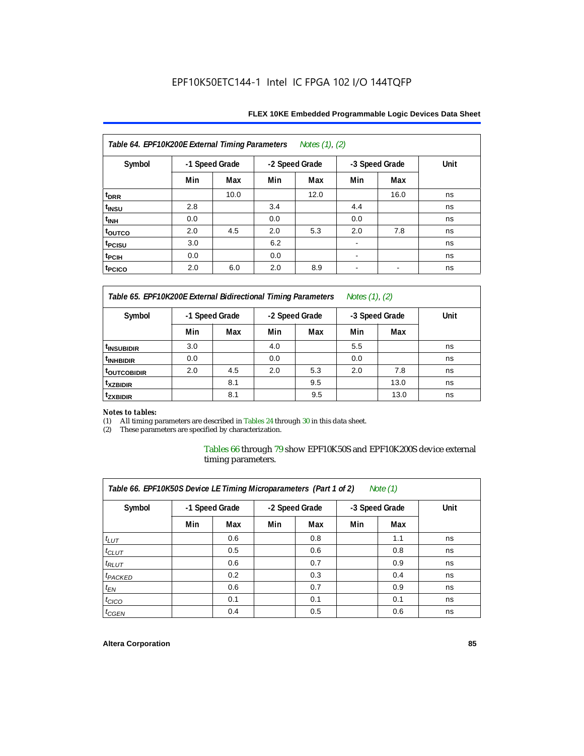EPF10K50ETC144-1 Intel IC FPGA 102 I/O 144TQFP

| *Table 64. EPF10K200E External Timing Parameters* *Notes (1), (2)* | | | | | | | |
|---|---|---|---|---|---|---|---|
| Symbol | -1 Speed Grade | | -2 Speed Grade | | -3 Speed Grade | | Unit |
| | Min | Max | Min | Max | Min | Max | |
| $t_{DRR}$ | | 10.0 | | 12.0 | | 16.0 | ns |
| $t_{INSU}$ | 2.8 | | 3.4 | | 4.4 | | ns |
| $t_{INH}$ | 0.0 | | 0.0 | | 0.0 | | ns |
| $t_{OUTCO}$ | 2.0 | 4.5 | 2.0 | 5.3 | 2.0 | 7.8 | ns |
| $t_{PCISU}$ | 3.0 | | 6.2 | | - | | ns |
| $t_{PCIH}$ | 0.0 | | 0.0 | | - | | ns |
| $t_{PCICO}$ | 2.0 | 6.0 | 2.0 | 8.9 | - | - | ns |

| *Table 65. EPF10K200E External Bidirectional Timing Parameters* *Notes (1), (2)* | | | | | | | |
|---|---|---|---|---|---|---|---|
| Symbol | -1 Speed Grade | | -2 Speed Grade | | -3 Speed Grade | | Unit |
| | Min | Max | Min | Max | Min | Max | |
| $t_{INSUBIDIR}$ | 3.0 | | 4.0 | | 5.5 | | ns |
| $t_{INHBIDIR}$ | 0.0 | | 0.0 | | 0.0 | | ns |
| $t_{OUTCOBIDIR}$ | 2.0 | 4.5 | 2.0 | 5.3 | 2.0 | 7.8 | ns |
| $t_{XZBIDIR}$ | | 8.1 | | 9.5 | | 13.0 | ns |
| $t_{ZXBIDIR}$ | | 8.1 | | 9.5 | | 13.0 | ns |

*Notes to tables:*

(1) All timing parameters are described in Tables 24 through 30 in this data sheet.
(2) These parameters are specified by characterization.

Tables 66 through 79 show EPF10K50S and EPF10K200S device external timing parameters.

| *Table 66. EPF10K50S Device LE Timing Microparameters (Part 1 of 2)* *Note (1)* | | | | | | | |
|---|---|---|---|---|---|---|---|
| Symbol | -1 Speed Grade | | -2 Speed Grade | | -3 Speed Grade | | Unit |
| | Min | Max | Min | Max | Min | Max | |
| $t_{LUT}$ | | 0.6 | | 0.8 | | 1.1 | ns |
| $t_{CLUT}$ | | 0.5 | | 0.6 | | 0.8 | ns |
| $t_{RLUT}$ | | 0.6 | | 0.7 | | 0.9 | ns |
| $t_{PACKED}$ | | 0.2 | | 0.3 | | 0.4 | ns |
| $t_{EN}$ | | 0.6 | | 0.7 | | 0.9 | ns |
| $t_{CICO}$ | | 0.1 | | 0.1 | | 0.1 | ns |
| $t_{CGEN}$ | | 0.4 | | 0.5 | | 0.6 | ns |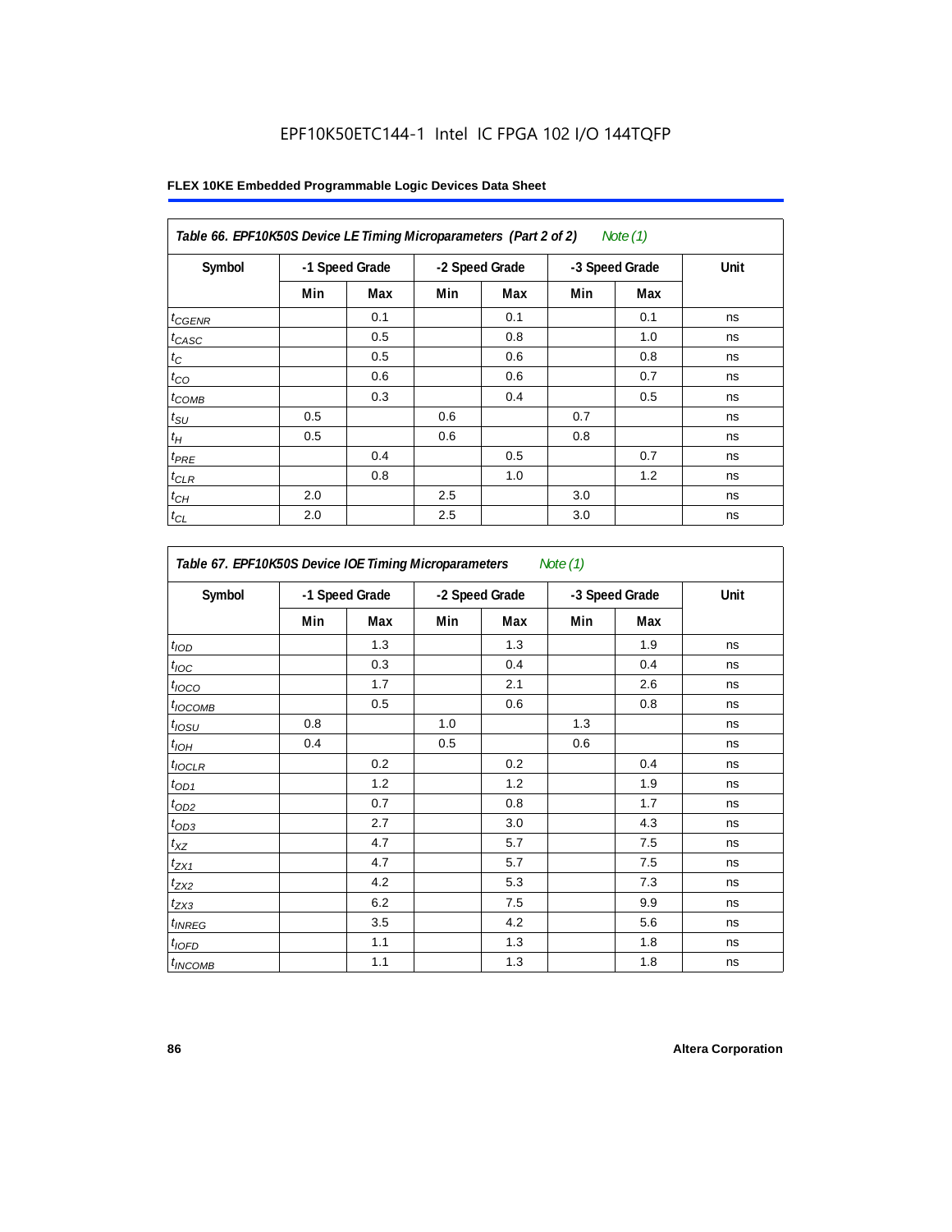EPF10K50ETC144-1 Intel IC FPGA 102 I/O 144TQFP

**FLEX 10KE Embedded Programmable Logic Devices Data Sheet**

*Table 66. EPF10K50S Device LE Timing Microparameters (Part 2 of 2) Note (1)*

| Symbol | -1 Speed Grade | | -2 Speed Grade | | -3 Speed Grade | | Unit |
|---|---|---|---|---|---|---|---|
| | Min | Max | Min | Max | Min | Max | |
| $t_{CGENR}$ | | 0.1 | | 0.1 | | 0.1 | ns |
| $t_{CASC}$ | | 0.5 | | 0.8 | | 1.0 | ns |
| $t_{C}$ | | 0.5 | | 0.6 | | 0.8 | ns |
| $t_{CO}$ | | 0.6 | | 0.6 | | 0.7 | ns |
| $t_{COMB}$ | | 0.3 | | 0.4 | | 0.5 | ns |
| $t_{SU}$ | 0.5 | | 0.6 | | 0.7 | | ns |
| $t_{H}$ | 0.5 | | 0.6 | | 0.8 | | ns |
| $t_{PRE}$ | | 0.4 | | 0.5 | | 0.7 | ns |
| $t_{CLR}$ | | 0.8 | | 1.0 | | 1.2 | ns |
| $t_{CH}$ | 2.0 | | 2.5 | | 3.0 | | ns |
| $t_{CL}$ | 2.0 | | 2.5 | | 3.0 | | ns |

*Table 67. EPF10K50S Device IOE Timing Microparameters Note (1)*

| Symbol | -1 Speed Grade | | -2 Speed Grade | | -3 Speed Grade | | Unit |
|---|---|---|---|---|---|---|---|
| | Min | Max | Min | Max | Min | Max | |
| $t_{IOD}$ | | 1.3 | | 1.3 | | 1.9 | ns |
| $t_{IOC}$ | | 0.3 | | 0.4 | | 0.4 | ns |
| $t_{IOCO}$ | | 1.7 | | 2.1 | | 2.6 | ns |
| $t_{IOCOMB}$ | | 0.5 | | 0.6 | | 0.8 | ns |
| $t_{IOSU}$ | 0.8 | | 1.0 | | 1.3 | | ns |
| $t_{IOH}$ | 0.4 | | 0.5 | | 0.6 | | ns |
| $t_{IOCLR}$ | | 0.2 | | 0.2 | | 0.4 | ns |
| $t_{OD1}$ | | 1.2 | | 1.2 | | 1.9 | ns |
| $t_{OD2}$ | | 0.7 | | 0.8 | | 1.7 | ns |
| $t_{OD3}$ | | 2.7 | | 3.0 | | 4.3 | ns |
| $t_{XZ}$ | | 4.7 | | 5.7 | | 7.5 | ns |
| $t_{ZX1}$ | | 4.7 | | 5.7 | | 7.5 | ns |
| $t_{ZX2}$ | | 4.2 | | 5.3 | | 7.3 | ns |
| $t_{ZX3}$ | | 6.2 | | 7.5 | | 9.9 | ns |
| $t_{INREG}$ | | 3.5 | | 4.2 | | 5.6 | ns |
| $t_{IOFD}$ | | 1.1 | | 1.3 | | 1.8 | ns |
| $t_{INCOMB}$ | | 1.1 | | 1.3 | | 1.8 | ns |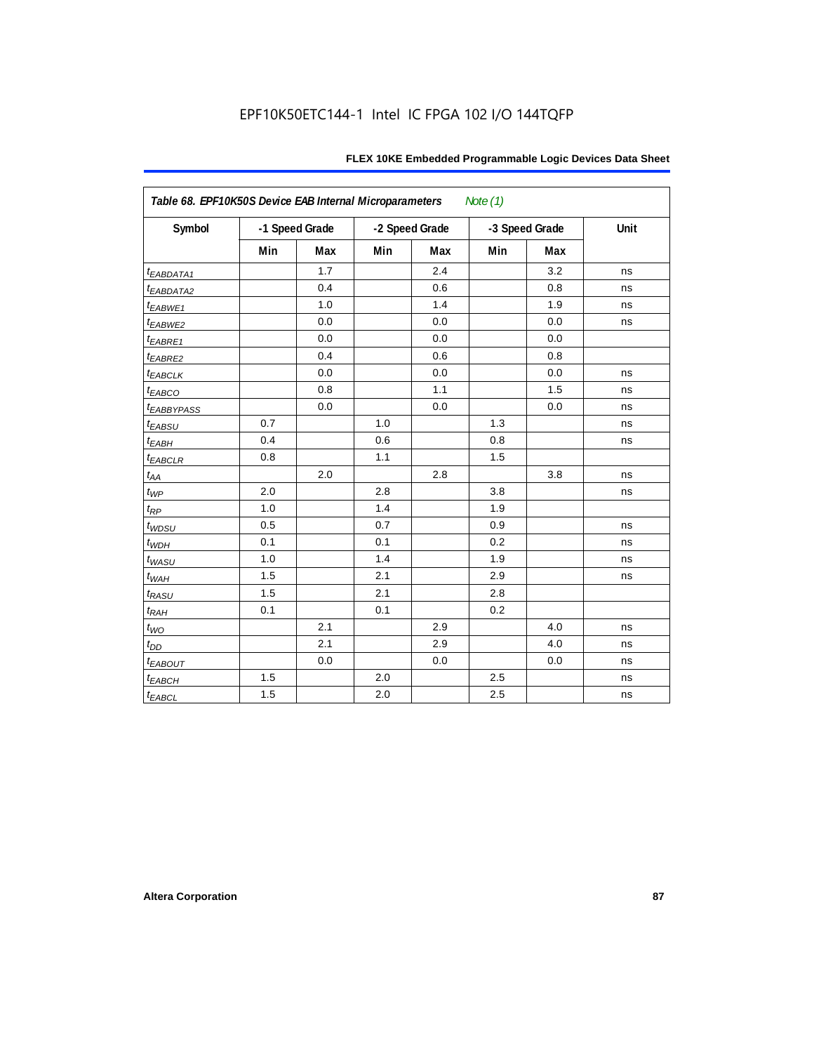EPF10K50ETC144-1 Intel IC FPGA 102 I/O 144TQFP

| *Table 68. EPF10K50S Device EAB Internal Microparameters* *Note (1)* | | | | | | | |
|---|---|---|---|---|---|---|---|
| Symbol | -1 Speed Grade | | -2 Speed Grade | | -3 Speed Grade | | Unit |
| | Min | Max | Min | Max | Min | Max | |
| $t_{EABDATA1}$ | | 1.7 | | 2.4 | | 3.2 | ns |
| $t_{EABDATA2}$ | | 0.4 | | 0.6 | | 0.8 | ns |
| $t_{EABWE1}$ | | 1.0 | | 1.4 | | 1.9 | ns |
| $t_{EABWE2}$ | | 0.0 | | 0.0 | | 0.0 | ns |
| $t_{EABRE1}$ | | 0.0 | | 0.0 | | 0.0 | |
| $t_{EABRE2}$ | | 0.4 | | 0.6 | | 0.8 | |
| $t_{EABCLK}$ | | 0.0 | | 0.0 | | 0.0 | ns |
| $t_{EABCO}$ | | 0.8 | | 1.1 | | 1.5 | ns |
| $t_{EABBYPASS}$ | | 0.0 | | 0.0 | | 0.0 | ns |
| $t_{EABSU}$ | 0.7 | | 1.0 | | 1.3 | | ns |
| $t_{EABH}$ | 0.4 | | 0.6 | | 0.8 | | ns |
| $t_{EABCLR}$ | 0.8 | | 1.1 | | 1.5 | | |
| $t_{AA}$ | | 2.0 | | 2.8 | | 3.8 | ns |
| $t_{WP}$ | 2.0 | | 2.8 | | 3.8 | | ns |
| $t_{RP}$ | 1.0 | | 1.4 | | 1.9 | | |
| $t_{WDSU}$ | 0.5 | | 0.7 | | 0.9 | | ns |
| $t_{WDH}$ | 0.1 | | 0.1 | | 0.2 | | ns |
| $t_{WASU}$ | 1.0 | | 1.4 | | 1.9 | | ns |
| $t_{WAH}$ | 1.5 | | 2.1 | | 2.9 | | ns |
| $t_{RASU}$ | 1.5 | | 2.1 | | 2.8 | | |
| $t_{RAH}$ | 0.1 | | 0.1 | | 0.2 | | |
| $t_{WO}$ | | 2.1 | | 2.9 | | 4.0 | ns |
| $t_{DD}$ | | 2.1 | | 2.9 | | 4.0 | ns |
| $t_{EABOUT}$ | | 0.0 | | 0.0 | | 0.0 | ns |
| $t_{EABCH}$ | 1.5 | | 2.0 | | 2.5 | | ns |
| $t_{EABCL}$ | 1.5 | | 2.0 | | 2.5 | | ns |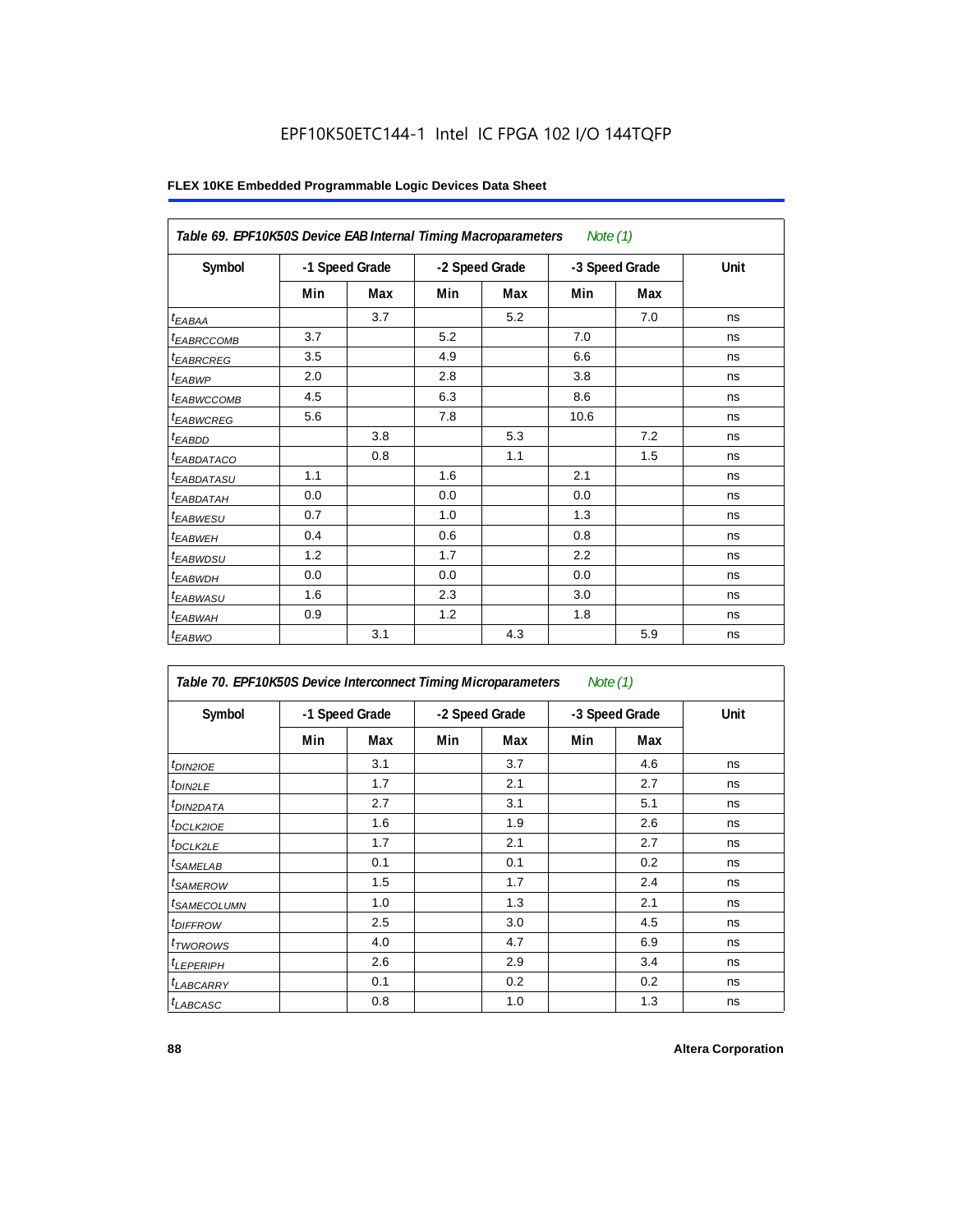EPF10K50ETC144-1 Intel IC FPGA 102 I/O 144TQFP

**FLEX 10KE Embedded Programmable Logic Devices Data Sheet**

*Table 69. EPF10K50S Device EAB Internal Timing Macroparameters Note (1)*

| Symbol | -1 Speed Grade | | -2 Speed Grade | | -3 Speed Grade | | Unit |
|---|---|---|---|---|---|---|---|
| | Min | Max | Min | Max | Min | Max | |
| $t_{EABAA}$ | | 3.7 | | 5.2 | | 7.0 | ns |
| $t_{EABRCCOMB}$ | 3.7 | | 5.2 | | 7.0 | | ns |
| $t_{EABRCREG}$ | 3.5 | | 4.9 | | 6.6 | | ns |
| $t_{EABWP}$ | 2.0 | | 2.8 | | 3.8 | | ns |
| $t_{EABWCCOMB}$ | 4.5 | | 6.3 | | 8.6 | | ns |
| $t_{EABWCREG}$ | 5.6 | | 7.8 | | 10.6 | | ns |
| $t_{EABDD}$ | | 3.8 | | 5.3 | | 7.2 | ns |
| $t_{EABDATACO}$ | | 0.8 | | 1.1 | | 1.5 | ns |
| $t_{EABDATASU}$ | 1.1 | | 1.6 | | 2.1 | | ns |
| $t_{EABDATAH}$ | 0.0 | | 0.0 | | 0.0 | | ns |
| $t_{EABWESU}$ | 0.7 | | 1.0 | | 1.3 | | ns |
| $t_{EABWEH}$ | 0.4 | | 0.6 | | 0.8 | | ns |
| $t_{EABWDSU}$ | 1.2 | | 1.7 | | 2.2 | | ns |
| $t_{EABWDH}$ | 0.0 | | 0.0 | | 0.0 | | ns |
| $t_{EABWASU}$ | 1.6 | | 2.3 | | 3.0 | | ns |
| $t_{EABWAH}$ | 0.9 | | 1.2 | | 1.8 | | ns |
| $t_{EABWO}$ | | 3.1 | | 4.3 | | 5.9 | ns |

*Table 70. EPF10K50S Device Interconnect Timing Microparameters Note (1)*

| Symbol | -1 Speed Grade | | -2 Speed Grade | | -3 Speed Grade | | Unit |
|---|---|---|---|---|---|---|---|
| | Min | Max | Min | Max | Min | Max | |
| $t_{DIN2IOE}$ | | 3.1 | | 3.7 | | 4.6 | ns |
| $t_{DIN2LE}$ | | 1.7 | | 2.1 | | 2.7 | ns |
| $t_{DIN2DATA}$ | | 2.7 | | 3.1 | | 5.1 | ns |
| $t_{DCLK2IOE}$ | | 1.6 | | 1.9 | | 2.6 | ns |
| $t_{DCLK2LE}$ | | 1.7 | | 2.1 | | 2.7 | ns |
| $t_{SAMELAB}$ | | 0.1 | | 0.1 | | 0.2 | ns |
| $t_{SAMEROW}$ | | 1.5 | | 1.7 | | 2.4 | ns |
| $t_{SAMECOLUMN}$ | | 1.0 | | 1.3 | | 2.1 | ns |
| $t_{DIFFROW}$ | | 2.5 | | 3.0 | | 4.5 | ns |
| $t_{TWOROWS}$ | | 4.0 | | 4.7 | | 6.9 | ns |
| $t_{LEPERIPH}$ | | 2.6 | | 2.9 | | 3.4 | ns |
| $t_{LABCARRY}$ | | 0.1 | | 0.2 | | 0.2 | ns |
| $t_{LABCASC}$ | | 0.8 | | 1.0 | | 1.3 | ns |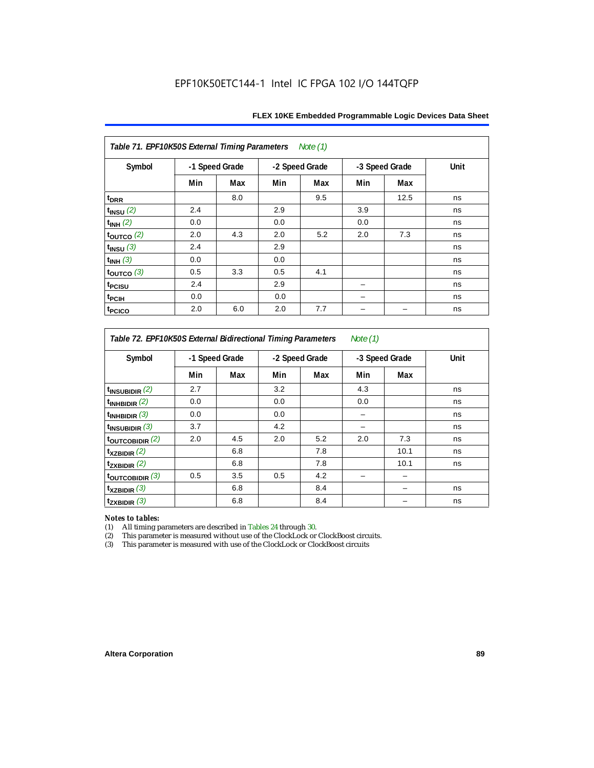EPF10K50ETC144-1 Intel IC FPGA 102 I/O 144TQFP

| *Table 71. EPF10K50S External Timing Parameters Note (1)* | | | | | | | |
|---|---|---|---|---|---|---|---|
| Symbol | -1 Speed Grade | | -2 Speed Grade | | -3 Speed Grade | | Unit |
| | Min | Max | Min | Max | Min | Max | |
| $t_{DRR}$ | | 8.0 | | 9.5 | | 12.5 | ns |
| $t_{INSU}$ *(2)* | 2.4 | | 2.9 | | 3.9 | | ns |
| $t_{INH}$ *(2)* | 0.0 | | 0.0 | | 0.0 | | ns |
| $t_{OUTCO}$ *(2)* | 2.0 | 4.3 | 2.0 | 5.2 | 2.0 | 7.3 | ns |
| $t_{INSU}$ *(3)* | 2.4 | | 2.9 | | | | ns |
| $t_{INH}$ *(3)* | 0.0 | | 0.0 | | | | ns |
| $t_{OUTCO}$ *(3)* | 0.5 | 3.3 | 0.5 | 4.1 | | | ns |
| $t_{PCISU}$ | 2.4 | | 2.9 | | – | | ns |
| $t_{PCIH}$ | 0.0 | | 0.0 | | – | | ns |
| $t_{PCICO}$ | 2.0 | 6.0 | 2.0 | 7.7 | – | – | ns |

| *Table 72. EPF10K50S External Bidirectional Timing Parameters Note (1)* | | | | | | | |
|---|---|---|---|---|---|---|---|
| Symbol | -1 Speed Grade | | -2 Speed Grade | | -3 Speed Grade | | Unit |
| | Min | Max | Min | Max | Min | Max | |
| $t_{INSUBIDIR}$ *(2)* | 2.7 | | 3.2 | | 4.3 | | ns |
| $t_{INHBIDIR}$ *(2)* | 0.0 | | 0.0 | | 0.0 | | ns |
| $t_{INHBIDIR}$ *(3)* | 0.0 | | 0.0 | | – | | ns |
| $t_{INSUBIDIR}$ *(3)* | 3.7 | | 4.2 | | – | | ns |
| $t_{OUTCOBIDIR}$ *(2)* | 2.0 | 4.5 | 2.0 | 5.2 | 2.0 | 7.3 | ns |
| $t_{XZBIDIR}$ *(2)* | | 6.8 | | 7.8 | | 10.1 | ns |
| $t_{ZXBIDIR}$ *(2)* | | 6.8 | | 7.8 | | 10.1 | ns |
| $t_{OUTCOBIDIR}$ *(3)* | 0.5 | 3.5 | 0.5 | 4.2 | – | – | |
| $t_{XZBIDIR}$ *(3)* | | 6.8 | | 8.4 | | – | ns |
| $t_{ZXBIDIR}$ *(3)* | | 6.8 | | 8.4 | | – | ns |

*Notes to tables:*

(1) All timing parameters are described in Tables 24 through 30.
(2) This parameter is measured without use of the ClockLock or ClockBoost circuits.
(3) This parameter is measured with use of the ClockLock or ClockBoost circuits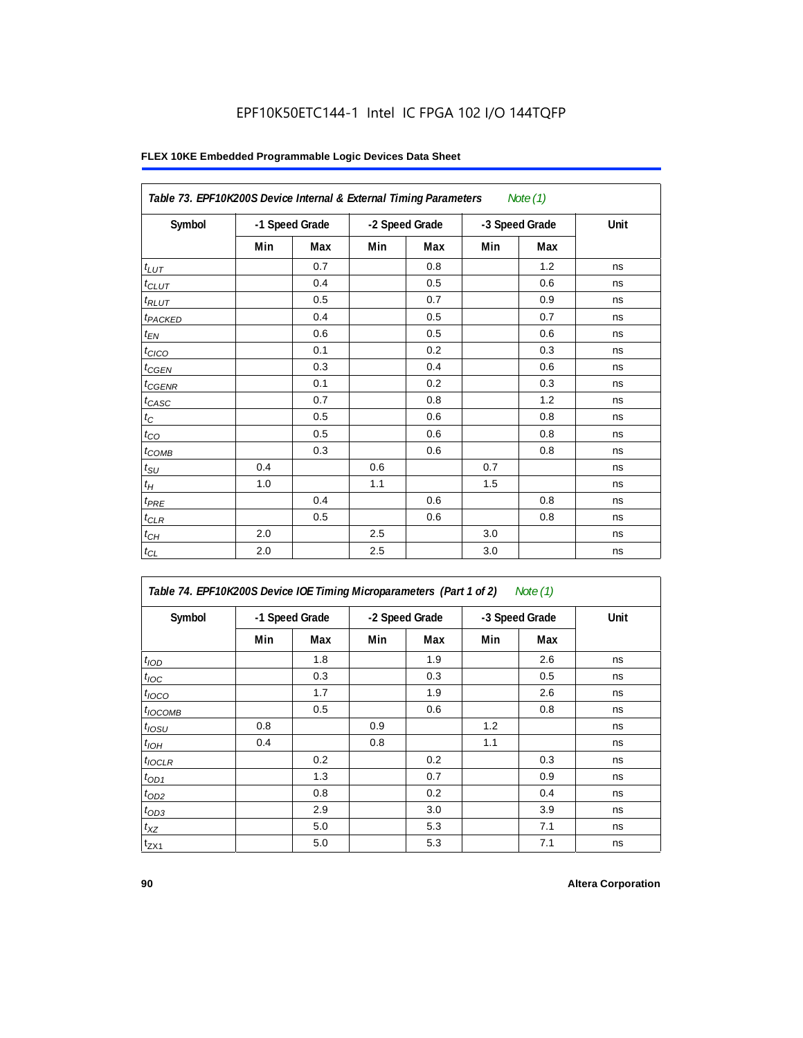EPF10K50ETC144-1 Intel IC FPGA 102 I/O 144TQFP

| Table 73. EPF10K200S Device Internal & External Timing Parameters *Note (1)* | | | | | | | |
|---|---|---|---|---|---|---|---|
| Symbol | -1 Speed Grade | | -2 Speed Grade | | -3 Speed Grade | | Unit |
| | Min | Max | Min | Max | Min | Max | |
| $t_{LUT}$ | | 0.7 | | 0.8 | | 1.2 | ns |
| $t_{CLUT}$ | | 0.4 | | 0.5 | | 0.6 | ns |
| $t_{RLUT}$ | | 0.5 | | 0.7 | | 0.9 | ns |
| $t_{PACKED}$ | | 0.4 | | 0.5 | | 0.7 | ns |
| $t_{EN}$ | | 0.6 | | 0.5 | | 0.6 | ns |
| $t_{CICO}$ | | 0.1 | | 0.2 | | 0.3 | ns |
| $t_{CGEN}$ | | 0.3 | | 0.4 | | 0.6 | ns |
| $t_{CGENR}$ | | 0.1 | | 0.2 | | 0.3 | ns |
| $t_{CASC}$ | | 0.7 | | 0.8 | | 1.2 | ns |
| $t_C$ | | 0.5 | | 0.6 | | 0.8 | ns |
| $t_{CO}$ | | 0.5 | | 0.6 | | 0.8 | ns |
| $t_{COMB}$ | | 0.3 | | 0.6 | | 0.8 | ns |
| $t_{SU}$ | 0.4 | | 0.6 | | 0.7 | | ns |
| $t_H$ | 1.0 | | 1.1 | | 1.5 | | ns |
| $t_{PRE}$ | | 0.4 | | 0.6 | | 0.8 | ns |
| $t_{CLR}$ | | 0.5 | | 0.6 | | 0.8 | ns |
| $t_{CH}$ | 2.0 | | 2.5 | | 3.0 | | ns |
| $t_{CL}$ | 2.0 | | 2.5 | | 3.0 | | ns |

| Table 74. EPF10K200S Device IOE Timing Microparameters (Part 1 of 2) *Note (1)* | | | | | | | |
|---|---|---|---|---|---|---|---|
| Symbol | -1 Speed Grade | | -2 Speed Grade | | -3 Speed Grade | | Unit |
| | Min | Max | Min | Max | Min | Max | |
| $t_{IOD}$ | | 1.8 | | 1.9 | | 2.6 | ns |
| $t_{IOC}$ | | 0.3 | | 0.3 | | 0.5 | ns |
| $t_{IOCO}$ | | 1.7 | | 1.9 | | 2.6 | ns |
| $t_{IOCOMB}$ | | 0.5 | | 0.6 | | 0.8 | ns |
| $t_{IOSU}$ | 0.8 | | 0.9 | | 1.2 | | ns |
| $t_{IOH}$ | 0.4 | | 0.8 | | 1.1 | | ns |
| $t_{IOCLR}$ | | 0.2 | | 0.2 | | 0.3 | ns |
| $t_{OD1}$ | | 1.3 | | 0.7 | | 0.9 | ns |
| $t_{OD2}$ | | 0.8 | | 0.2 | | 0.4 | ns |
| $t_{OD3}$ | | 2.9 | | 3.0 | | 3.9 | ns |
| $t_{XZ}$ | | 5.0 | | 5.3 | | 7.1 | ns |
| $t_{ZX1}$ | | 5.0 | | 5.3 | | 7.1 | ns |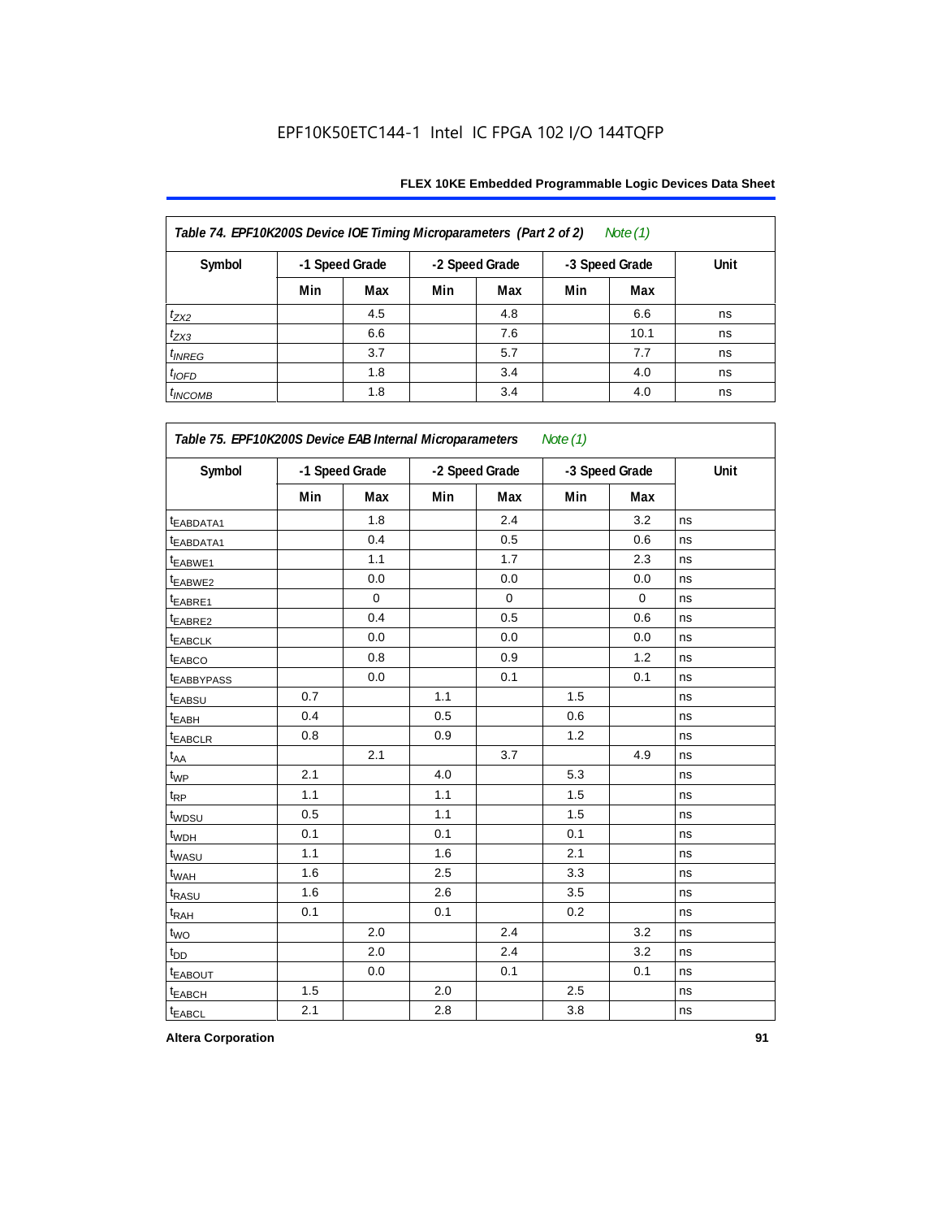EPF10K50ETC144-1 Intel IC FPGA 102 I/O 144TQFP

| Table 74. EPF10K200S Device IOE Timing Microparameters (Part 2 of 2) Note (1) | | | | | | | |
|---|---|---|---|---|---|---|---|
| Symbol | -1 Speed Grade | | -2 Speed Grade | | -3 Speed Grade | | Unit |
| | Min | Max | Min | Max | Min | Max | |
| $t_{ZX2}$ | | 4.5 | | 4.8 | | 6.6 | ns |
| $t_{ZX3}$ | | 6.6 | | 7.6 | | 10.1 | ns |
| $t_{INREG}$ | | 3.7 | | 5.7 | | 7.7 | ns |
| $t_{IOFD}$ | | 1.8 | | 3.4 | | 4.0 | ns |
| $t_{INCOMB}$ | | 1.8 | | 3.4 | | 4.0 | ns |

| Table 75. EPF10K200S Device EAB Internal Microparameters Note (1) | | | | | | | |
|---|---|---|---|---|---|---|---|
| Symbol | -1 Speed Grade | | -2 Speed Grade | | -3 Speed Grade | | Unit |
| | Min | Max | Min | Max | Min | Max | |
| $t_{EABDATA1}$ | | 1.8 | | 2.4 | | 3.2 | ns |
| $t_{EABDATA1}$ | | 0.4 | | 0.5 | | 0.6 | ns |
| $t_{EABWE1}$ | | 1.1 | | 1.7 | | 2.3 | ns |
| $t_{EABWE2}$ | | 0.0 | | 0.0 | | 0.0 | ns |
| $t_{EABRE1}$ | | 0 | | 0 | | 0 | ns |
| $t_{EABRE2}$ | | 0.4 | | 0.5 | | 0.6 | ns |
| $t_{EABCLK}$ | | 0.0 | | 0.0 | | 0.0 | ns |
| $t_{EABCO}$ | | 0.8 | | 0.9 | | 1.2 | ns |
| $t_{EABBYPASS}$ | | 0.0 | | 0.1 | | 0.1 | ns |
| $t_{EABSU}$ | 0.7 | | 1.1 | | 1.5 | | ns |
| $t_{EABH}$ | 0.4 | | 0.5 | | 0.6 | | ns |
| $t_{EABCLR}$ | 0.8 | | 0.9 | | 1.2 | | ns |
| $t_{AA}$ | | 2.1 | | 3.7 | | 4.9 | ns |
| $t_{WP}$ | 2.1 | | 4.0 | | 5.3 | | ns |
| $t_{RP}$ | 1.1 | | 1.1 | | 1.5 | | ns |
| $t_{WDSU}$ | 0.5 | | 1.1 | | 1.5 | | ns |
| $t_{WDH}$ | 0.1 | | 0.1 | | 0.1 | | ns |
| $t_{WASU}$ | 1.1 | | 1.6 | | 2.1 | | ns |
| $t_{WAH}$ | 1.6 | | 2.5 | | 3.3 | | ns |
| $t_{RASU}$ | 1.6 | | 2.6 | | 3.5 | | ns |
| $t_{RAH}$ | 0.1 | | 0.1 | | 0.2 | | ns |
| $t_{WO}$ | | 2.0 | | 2.4 | | 3.2 | ns |
| $t_{DD}$ | | 2.0 | | 2.4 | | 3.2 | ns |
| $t_{EABOUT}$ | | 0.0 | | 0.1 | | 0.1 | ns |
| $t_{EABCH}$ | 1.5 | | 2.0 | | 2.5 | | ns |
| $t_{EABCL}$ | 2.1 | | 2.8 | | 3.8 | | ns |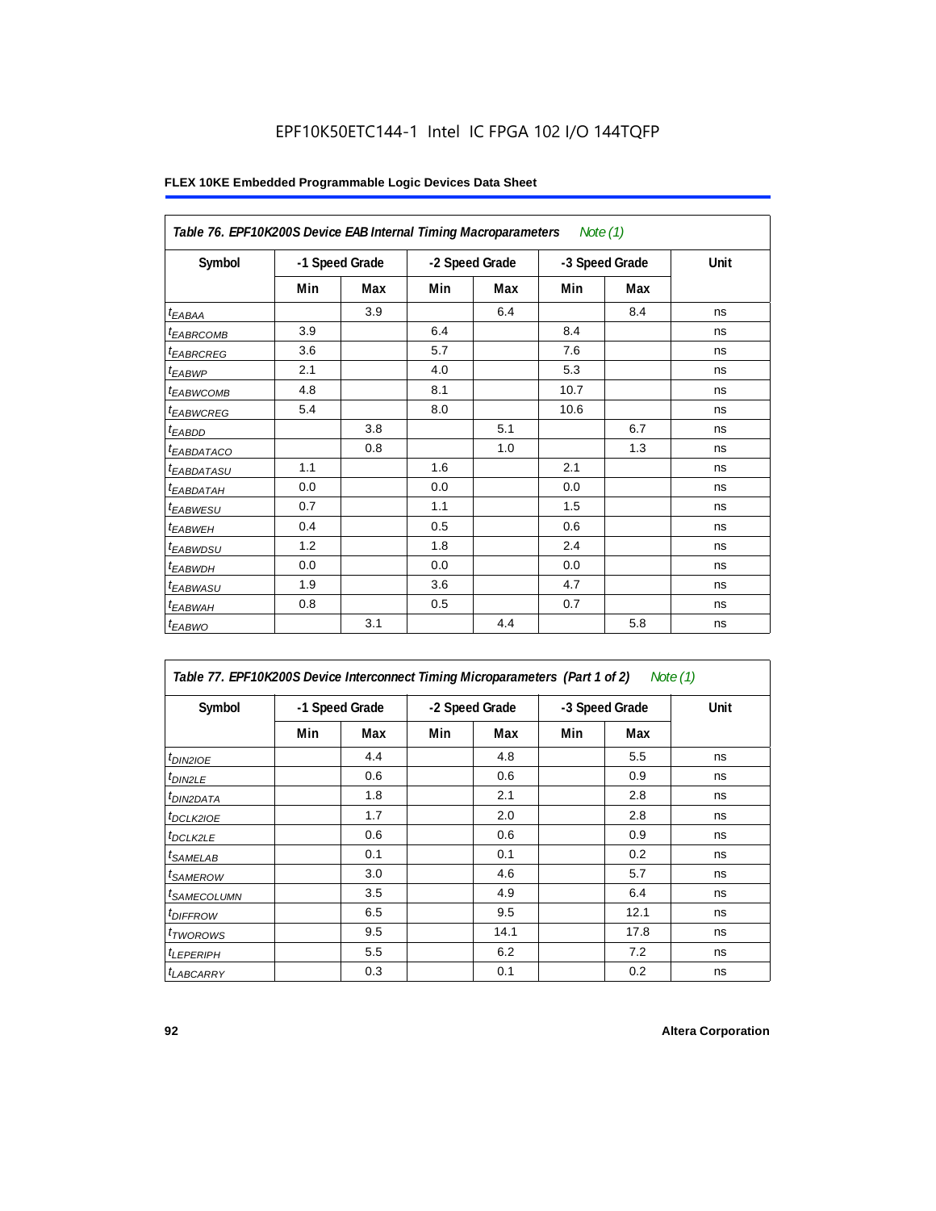EPF10K50ETC144-1 Intel IC FPGA 102 I/O 144TQFP

**FLEX 10KE Embedded Programmable Logic Devices Data Sheet**

| *Table 76. EPF10K200S Device EAB Internal Timing Macroparameters Note (1)* | | | | | | | |
|---|---|---|---|---|---|---|---|
| **Symbol** | **-1 Speed Grade** | | **-2 Speed Grade** | | **-3 Speed Grade** | | **Unit** |
| | **Min** | **Max** | **Min** | **Max** | **Min** | **Max** | |
| $t_{EABAA}$ | | 3.9 | | 6.4 | | 8.4 | ns |
| $t_{EABRCOMB}$ | 3.9 | | 6.4 | | 8.4 | | ns |
| $t_{EABRCREG}$ | 3.6 | | 5.7 | | 7.6 | | ns |
| $t_{EABWP}$ | 2.1 | | 4.0 | | 5.3 | | ns |
| $t_{EABWCOMB}$ | 4.8 | | 8.1 | | 10.7 | | ns |
| $t_{EABWCREG}$ | 5.4 | | 8.0 | | 10.6 | | ns |
| $t_{EABDD}$ | | 3.8 | | 5.1 | | 6.7 | ns |
| $t_{EABDATACO}$ | | 0.8 | | 1.0 | | 1.3 | ns |
| $t_{EABDATASU}$ | 1.1 | | 1.6 | | 2.1 | | ns |
| $t_{EABDATAH}$ | 0.0 | | 0.0 | | 0.0 | | ns |
| $t_{EABWESU}$ | 0.7 | | 1.1 | | 1.5 | | ns |
| $t_{EABWEH}$ | 0.4 | | 0.5 | | 0.6 | | ns |
| $t_{EABWDSU}$ | 1.2 | | 1.8 | | 2.4 | | ns |
| $t_{EABWDH}$ | 0.0 | | 0.0 | | 0.0 | | ns |
| $t_{EABWASU}$ | 1.9 | | 3.6 | | 4.7 | | ns |
| $t_{EABWAH}$ | 0.8 | | 0.5 | | 0.7 | | ns |
| $t_{EABWO}$ | | 3.1 | | 4.4 | | 5.8 | ns |

| *Table 77. EPF10K200S Device Interconnect Timing Microparameters (Part 1 of 2) Note (1)* | | | | | | | |
|---|---|---|---|---|---|---|---|
| **Symbol** | **-1 Speed Grade** | | **-2 Speed Grade** | | **-3 Speed Grade** | | **Unit** |
| | **Min** | **Max** | **Min** | **Max** | **Min** | **Max** | |
| $t_{DIN2IOE}$ | | 4.4 | | 4.8 | | 5.5 | ns |
| $t_{DIN2LE}$ | | 0.6 | | 0.6 | | 0.9 | ns |
| $t_{DIN2DATA}$ | | 1.8 | | 2.1 | | 2.8 | ns |
| $t_{DCLK2IOE}$ | | 1.7 | | 2.0 | | 2.8 | ns |
| $t_{DCLK2LE}$ | | 0.6 | | 0.6 | | 0.9 | ns |
| $t_{SAMELAB}$ | | 0.1 | | 0.1 | | 0.2 | ns |
| $t_{SAMEROW}$ | | 3.0 | | 4.6 | | 5.7 | ns |
| $t_{SAMECOLUMN}$ | | 3.5 | | 4.9 | | 6.4 | ns |
| $t_{DIFFROW}$ | | 6.5 | | 9.5 | | 12.1 | ns |
| $t_{TWOROWS}$ | | 9.5 | | 14.1 | | 17.8 | ns |
| $t_{LEPERIPH}$ | | 5.5 | | 6.2 | | 7.2 | ns |
| $t_{LABCARRY}$ | | 0.3 | | 0.1 | | 0.2 | ns |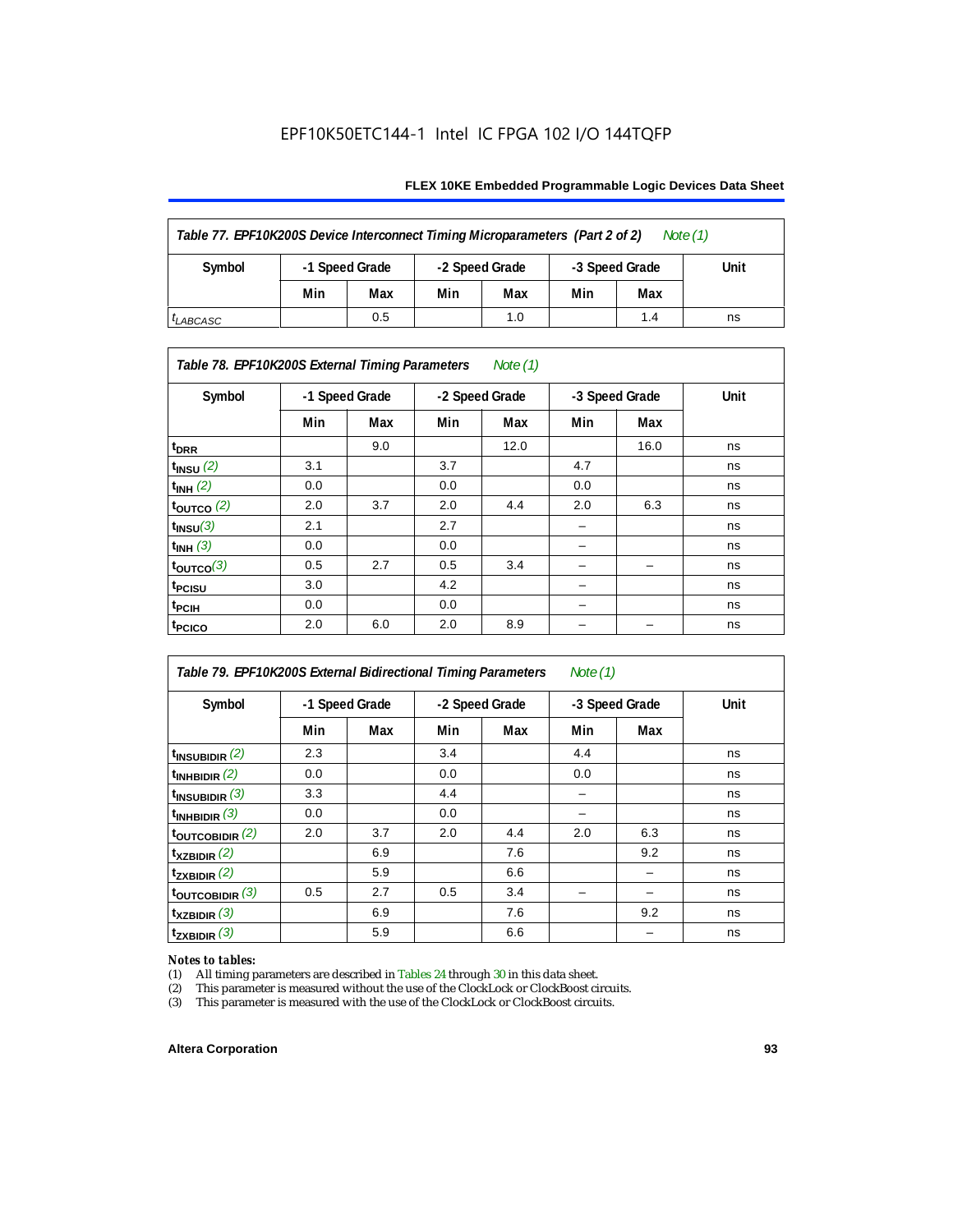EPF10K50ETC144-1 Intel IC FPGA 102 I/O 144TQFP

| *Table 77. EPF10K200S Device Interconnect Timing Microparameters (Part 2 of 2) Note (1)* | | | | | | | |
|---|---|---|---|---|---|---|---|
| Symbol | -1 Speed Grade | | -2 Speed Grade | | -3 Speed Grade | | Unit |
| | Min | Max | Min | Max | Min | Max | |
| $t_{LABCASC}$ | | 0.5 | | 1.0 | | 1.4 | ns |

| *Table 78. EPF10K200S External Timing Parameters Note (1)* | | | | | | | |
|---|---|---|---|---|---|---|---|
| Symbol | -1 Speed Grade | | -2 Speed Grade | | -3 Speed Grade | | Unit |
| | Min | Max | Min | Max | Min | Max | |
| $t_{DRR}$ | | 9.0 | | 12.0 | | 16.0 | ns |
| $t_{INSU}$ *(2)* | 3.1 | | 3.7 | | 4.7 | | ns |
| $t_{INH}$ *(2)* | 0.0 | | 0.0 | | 0.0 | | ns |
| $t_{OUTCO}$ *(2)* | 2.0 | 3.7 | 2.0 | 4.4 | 2.0 | 6.3 | ns |
| $t_{INSU}$ *(3)* | 2.1 | | 2.7 | | – | | ns |
| $t_{INH}$ *(3)* | 0.0 | | 0.0 | | – | | ns |
| $t_{OUTCO}$ *(3)* | 0.5 | 2.7 | 0.5 | 3.4 | – | – | ns |
| $t_{PCISU}$ | 3.0 | | 4.2 | | – | | ns |
| $t_{PCIH}$ | 0.0 | | 0.0 | | – | | ns |
| $t_{PCICO}$ | 2.0 | 6.0 | 2.0 | 8.9 | – | – | ns |

| *Table 79. EPF10K200S External Bidirectional Timing Parameters Note (1)* | | | | | | | |
|---|---|---|---|---|---|---|---|
| Symbol | -1 Speed Grade | | -2 Speed Grade | | -3 Speed Grade | | Unit |
| | Min | Max | Min | Max | Min | Max | |
| $t_{INSUBIDIR}$ *(2)* | 2.3 | | 3.4 | | 4.4 | | ns |
| $t_{INHBIDIR}$ *(2)* | 0.0 | | 0.0 | | 0.0 | | ns |
| $t_{INSUBIDIR}$ *(3)* | 3.3 | | 4.4 | | – | | ns |
| $t_{INHBIDIR}$ *(3)* | 0.0 | | 0.0 | | – | | ns |
| $t_{OUTCOBIDIR}$ *(2)* | 2.0 | 3.7 | 2.0 | 4.4 | 2.0 | 6.3 | ns |
| $t_{XZBIDIR}$ *(2)* | | 6.9 | | 7.6 | | 9.2 | ns |
| $t_{ZXBIDIR}$ *(2)* | | 5.9 | | 6.6 | | – | ns |
| $t_{OUTCOBIDIR}$ *(3)* | 0.5 | 2.7 | 0.5 | 3.4 | – | – | ns |
| $t_{XZBIDIR}$ *(3)* | | 6.9 | | 7.6 | | 9.2 | ns |
| $t_{ZXBIDIR}$ *(3)* | | 5.9 | | 6.6 | | – | ns |

*Notes to tables:*

(1) All timing parameters are described in Tables 24 through 30 in this data sheet.
(2) This parameter is measured without the use of the ClockLock or ClockBoost circuits.
(3) This parameter is measured with the use of the ClockLock or ClockBoost circuits.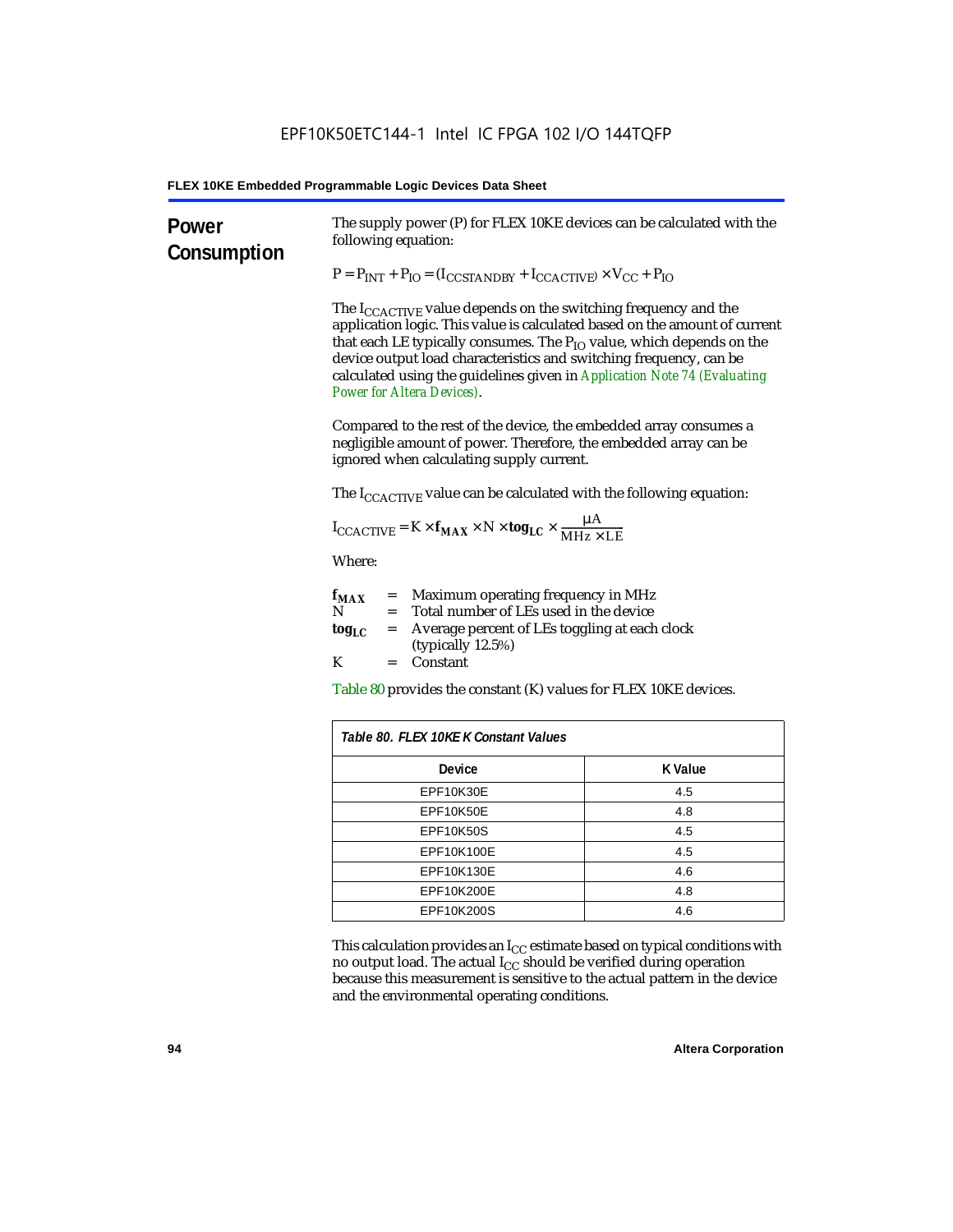## Power Consumption

The supply power (P) for FLEX 10KE devices can be calculated with the following equation:

$$P = P_{INT} + P_{IO} = (I_{CCSTANDBY} + I_{CCACTIVE}) \times V_{CC} + P_{IO}$$

The $I_{CCACTIVE}$ value depends on the switching frequency and the application logic. This value is calculated based on the amount of current that each LE typically consumes. The $P_{IO}$ value, which depends on the device output load characteristics and switching frequency, can be calculated using the guidelines given in *Application Note 74 (Evaluating Power for Altera Devices)*.

Compared to the rest of the device, the embedded array consumes a negligible amount of power. Therefore, the embedded array can be ignored when calculating supply current.

The $I_{CCACTIVE}$ value can be calculated with the following equation:

$$I_{CCACTIVE} = K \times \mathbf{f_{MAX}} \times N \times \mathbf{tog_{LC}} \times \frac{\mu A}{MHz \times LE}$$

Where:

$\mathbf{f_{MAX}}$ = Maximum operating frequency in MHz
$N$ = Total number of LEs used in the device
$\mathbf{tog_{LC}}$ = Average percent of LEs toggling at each clock (typically 12.5%)
$K$ = Constant

Table 80 provides the constant (K) values for FLEX 10KE devices.

*Table 80. FLEX 10KE K Constant Values*

| Device | K Value |
|---|---|
| EPF10K30E | 4.5 |
| EPF10K50E | 4.8 |
| EPF10K50S | 4.5 |
| EPF10K100E | 4.5 |
| EPF10K130E | 4.6 |
| EPF10K200E | 4.8 |
| EPF10K200S | 4.6 |

This calculation provides an $I_{CC}$ estimate based on typical conditions with no output load. The actual $I_{CC}$ should be verified during operation because this measurement is sensitive to the actual pattern in the device and the environmental operating conditions.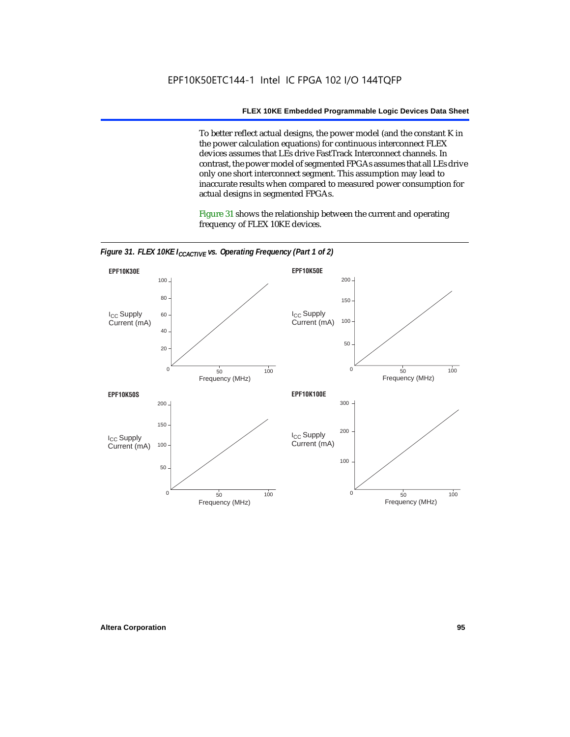To better reflect actual designs, the power model (and the constant K in the power calculation equations) for continuous interconnect FLEX devices assumes that LEs drive FastTrack Interconnect channels. In contrast, the power model of segmented FPGAs assumes that all LEs drive only one short interconnect segment. This assumption may lead to inaccurate results when compared to measured power consumption for actual designs in segmented FPGAs.

Figure 31 shows the relationship between the current and operating frequency of FLEX 10KE devices.

*Figure 31. FLEX 10KE $I_{CCACTIVE}$ vs. Operating Frequency (Part 1 of 2)*

**EPF10K30E**

$I_{CC}$ Supply Current (mA) vs. Frequency (MHz)

**EPF10K50E**

$I_{CC}$ Supply Current (mA) vs. Frequency (MHz)

**EPF10K50S**

$I_{CC}$ Supply Current (mA) vs. Frequency (MHz)

**EPF10K100E**

$I_{CC}$ Supply Current (mA) vs. Frequency (MHz)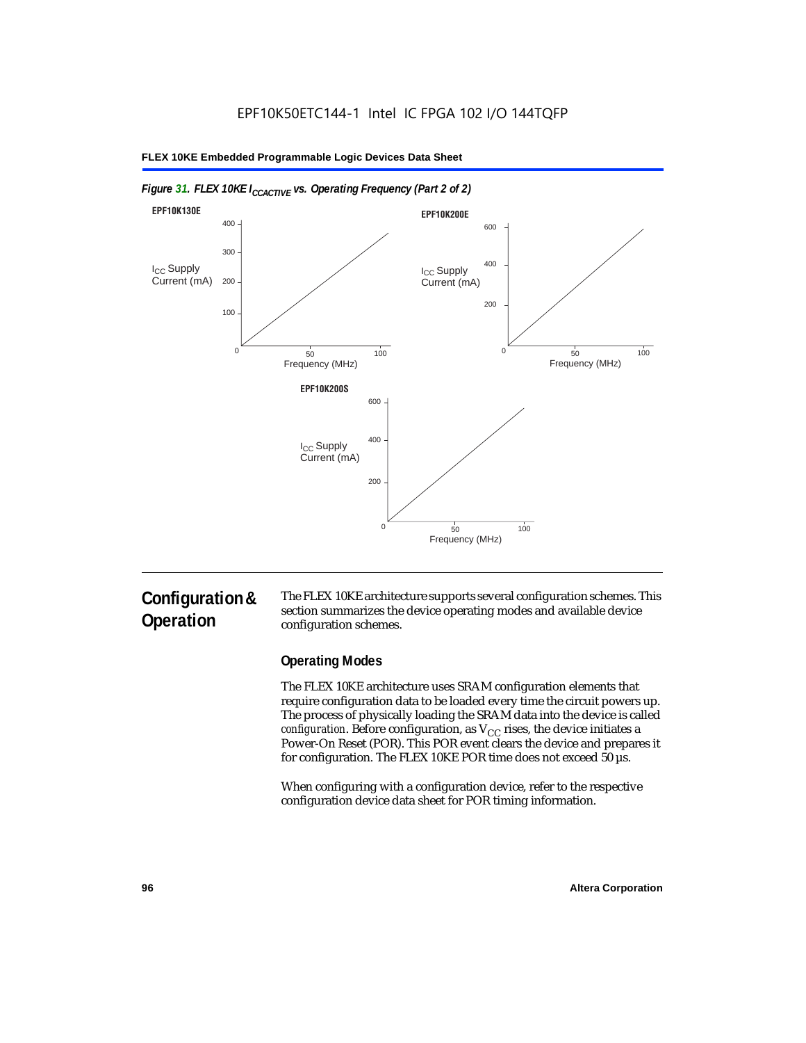*Figure 31. FLEX 10KE $I_{CCACTIVE}$ vs. Operating Frequency (Part 2 of 2)*

**EPF10K130E**

$I_{CC}$ Supply Current (mA) — 0, 100, 200, 300, 400; Frequency (MHz) — 0, 50, 100

**EPF10K200E**

$I_{CC}$ Supply Current (mA) — 0, 200, 400, 600; Frequency (MHz) — 0, 50, 100

**EPF10K200S**

$I_{CC}$ Supply Current (mA) — 0, 200, 400, 600; Frequency (MHz) — 0, 50, 100

## Configuration & Operation

The FLEX 10KE architecture supports several configuration schemes. This section summarizes the device operating modes and available device configuration schemes.

### Operating Modes

The FLEX 10KE architecture uses SRAM configuration elements that require configuration data to be loaded every time the circuit powers up. The process of physically loading the SRAM data into the device is called *configuration*. Before configuration, as $V_{CC}$ rises, the device initiates a Power-On Reset (POR). This POR event clears the device and prepares it for configuration. The FLEX 10KE POR time does not exceed 50 µs.

When configuring with a configuration device, refer to the respective configuration device data sheet for POR timing information.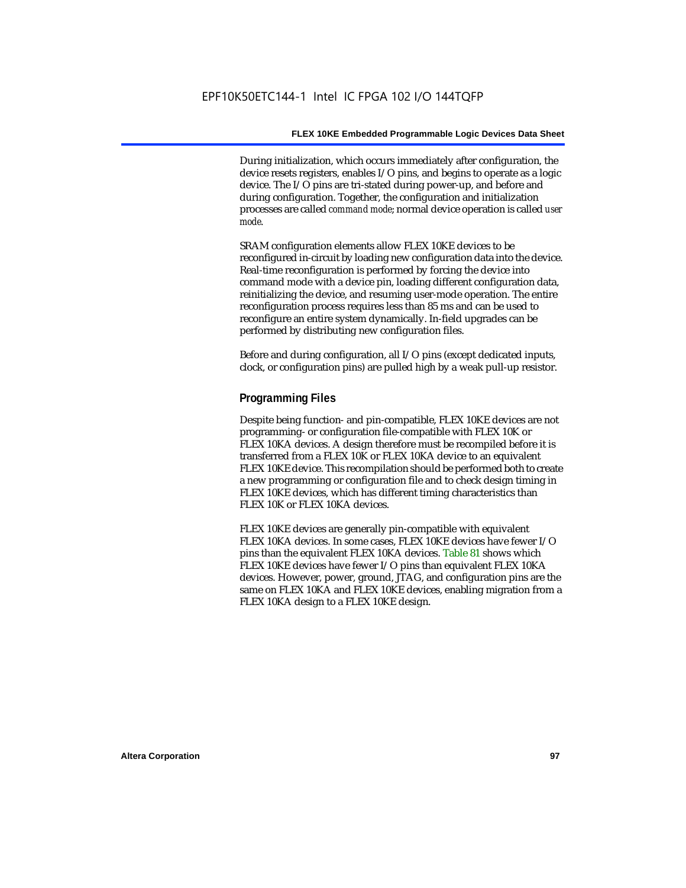During initialization, which occurs immediately after configuration, the device resets registers, enables I/O pins, and begins to operate as a logic device. The I/O pins are tri-stated during power-up, and before and during configuration. Together, the configuration and initialization processes are called *command mode*; normal device operation is called *user mode*.

SRAM configuration elements allow FLEX 10KE devices to be reconfigured in-circuit by loading new configuration data into the device. Real-time reconfiguration is performed by forcing the device into command mode with a device pin, loading different configuration data, reinitializing the device, and resuming user-mode operation. The entire reconfiguration process requires less than 85 ms and can be used to reconfigure an entire system dynamically. In-field upgrades can be performed by distributing new configuration files.

Before and during configuration, all I/O pins (except dedicated inputs, clock, or configuration pins) are pulled high by a weak pull-up resistor.

### Programming Files

Despite being function- and pin-compatible, FLEX 10KE devices are not programming- or configuration file-compatible with FLEX 10K or FLEX 10KA devices. A design therefore must be recompiled before it is transferred from a FLEX 10K or FLEX 10KA device to an equivalent FLEX 10KE device. This recompilation should be performed both to create a new programming or configuration file and to check design timing in FLEX 10KE devices, which has different timing characteristics than FLEX 10K or FLEX 10KA devices.

FLEX 10KE devices are generally pin-compatible with equivalent FLEX 10KA devices. In some cases, FLEX 10KE devices have fewer I/O pins than the equivalent FLEX 10KA devices. Table 81 shows which FLEX 10KE devices have fewer I/O pins than equivalent FLEX 10KA devices. However, power, ground, JTAG, and configuration pins are the same on FLEX 10KA and FLEX 10KE devices, enabling migration from a FLEX 10KA design to a FLEX 10KE design.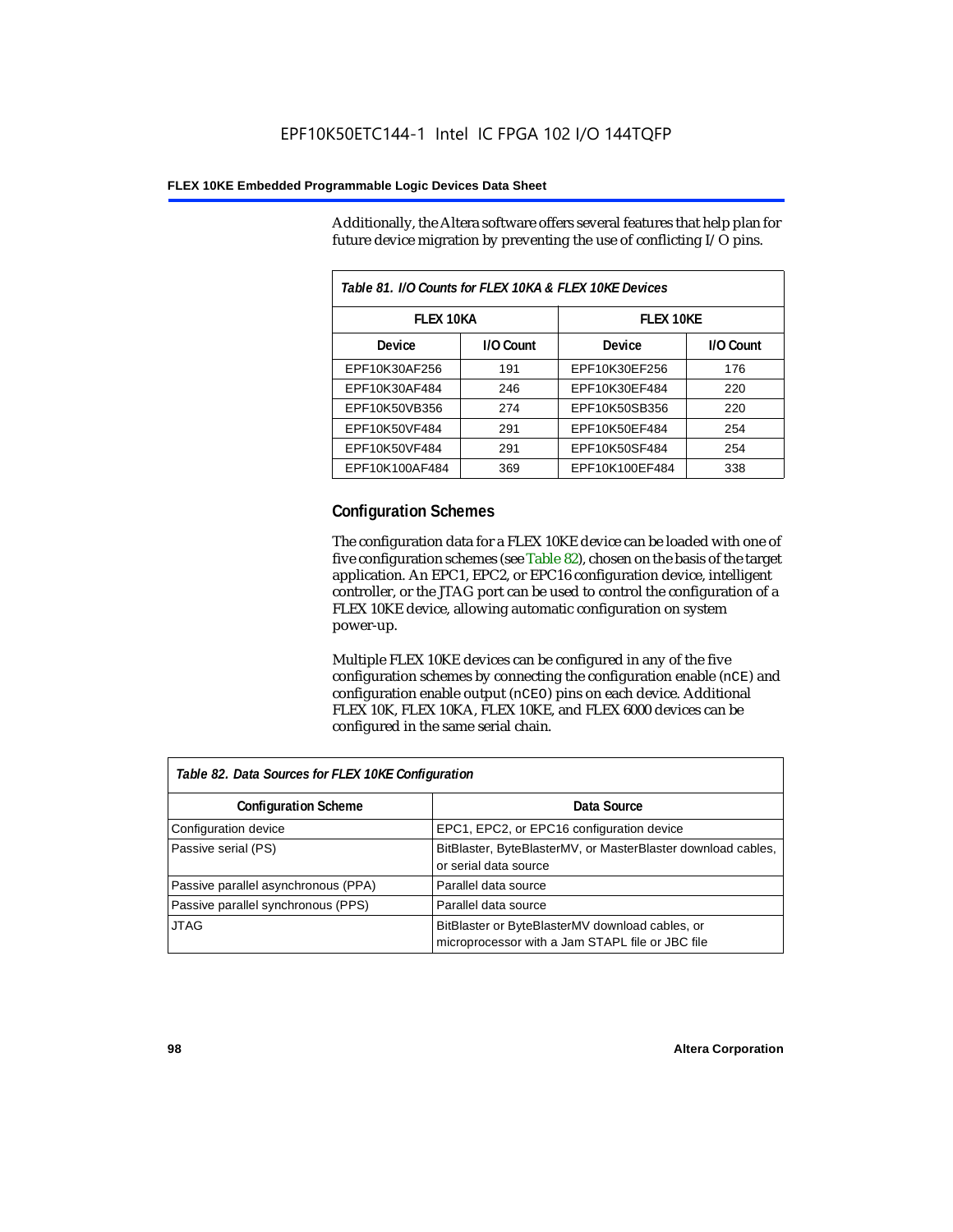Additionally, the Altera software offers several features that help plan for future device migration by preventing the use of conflicting I/O pins.

| *Table 81. I/O Counts for FLEX 10KA & FLEX 10KE Devices* | | | |
|---|---|---|---|
| FLEX 10KA | | FLEX 10KE | |
| Device | I/O Count | Device | I/O Count |
| EPF10K30AF256 | 191 | EPF10K30EF256 | 176 |
| EPF10K30AF484 | 246 | EPF10K30EF484 | 220 |
| EPF10K50VB356 | 274 | EPF10K50SB356 | 220 |
| EPF10K50VF484 | 291 | EPF10K50EF484 | 254 |
| EPF10K50VF484 | 291 | EPF10K50SF484 | 254 |
| EPF10K100AF484 | 369 | EPF10K100EF484 | 338 |

## Configuration Schemes

The configuration data for a FLEX 10KE device can be loaded with one of five configuration schemes (see Table 82), chosen on the basis of the target application. An EPC1, EPC2, or EPC16 configuration device, intelligent controller, or the JTAG port can be used to control the configuration of a FLEX 10KE device, allowing automatic configuration on system power-up.

Multiple FLEX 10KE devices can be configured in any of the five configuration schemes by connecting the configuration enable (`nCE`) and configuration enable output (`nCEO`) pins on each device. Additional FLEX 10K, FLEX 10KA, FLEX 10KE, and FLEX 6000 devices can be configured in the same serial chain.

| *Table 82. Data Sources for FLEX 10KE Configuration* | |
|---|---|
| Configuration Scheme | Data Source |
| Configuration device | EPC1, EPC2, or EPC16 configuration device |
| Passive serial (PS) | BitBlaster, ByteBlasterMV, or MasterBlaster download cables, or serial data source |
| Passive parallel asynchronous (PPA) | Parallel data source |
| Passive parallel synchronous (PPS) | Parallel data source |
| JTAG | BitBlaster or ByteBlasterMV download cables, or microprocessor with a Jam STAPL file or JBC file |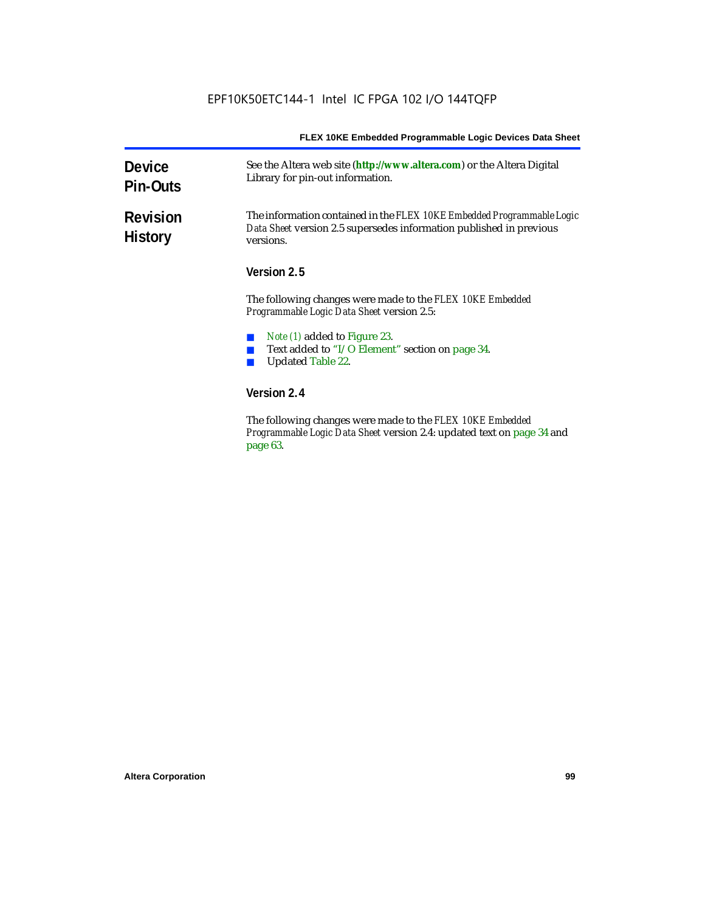# Device Pin-Outs

See the Altera web site (**http://www.altera.com**) or the Altera Digital Library for pin-out information.

# Revision History

The information contained in the *FLEX 10KE Embedded Programmable Logic Data Sheet* version 2.5 supersedes information published in previous versions.

## Version 2.5

The following changes were made to the *FLEX 10KE Embedded Programmable Logic Data Sheet* version 2.5:

- *Note (1)* added to Figure 23.
- Text added to "I/O Element" section on page 34.
- Updated Table 22.

## Version 2.4

The following changes were made to the *FLEX 10KE Embedded Programmable Logic Data Sheet* version 2.4: updated text on page 34 and page 63.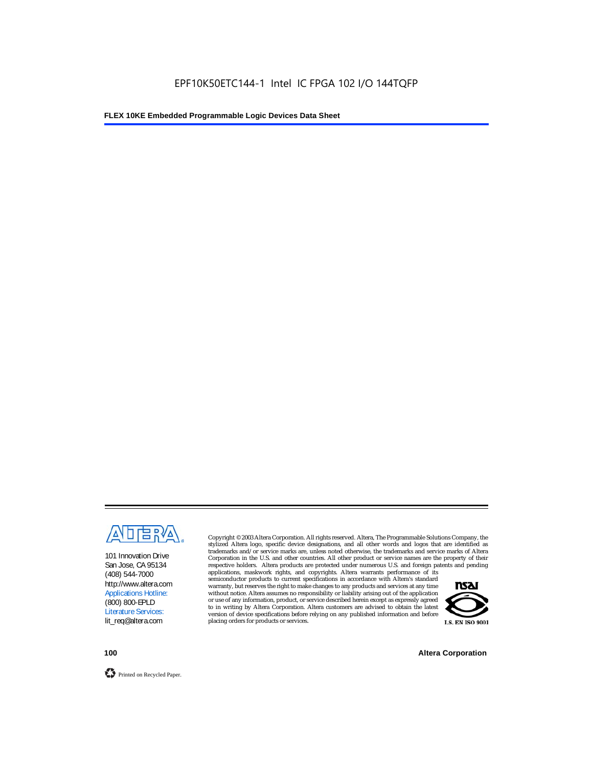101 Innovation Drive
San Jose, CA 95134
(408) 544-7000
http://www.altera.com
Applications Hotline:
(800) 800-EPLD
Literature Services:
lit_req@altera.com

Copyright © 2003 Altera Corporation. All rights reserved. Altera, The Programmable Solutions Company, the stylized Altera logo, specific device designations, and all other words and logos that are identified as trademarks and/or service marks are, unless noted otherwise, the trademarks and service marks of Altera Corporation in the U.S. and other countries. All other product or service names are the property of their respective holders. Altera products are protected under numerous U.S. and foreign patents and pending applications, maskwork rights, and copyrights. Altera warrants performance of its semiconductor products to current specifications in accordance with Altera's standard warranty, but reserves the right to make changes to any products and services at any time without notice. Altera assumes no responsibility or liability arising out of the application or use of any information, product, or service described herein except as expressly agreed to in writing by Altera Corporation. Altera customers are advised to obtain the latest version of device specifications before relying on any published information and before placing orders for products or services.

I.S. EN ISO 9001

Printed on Recycled Paper.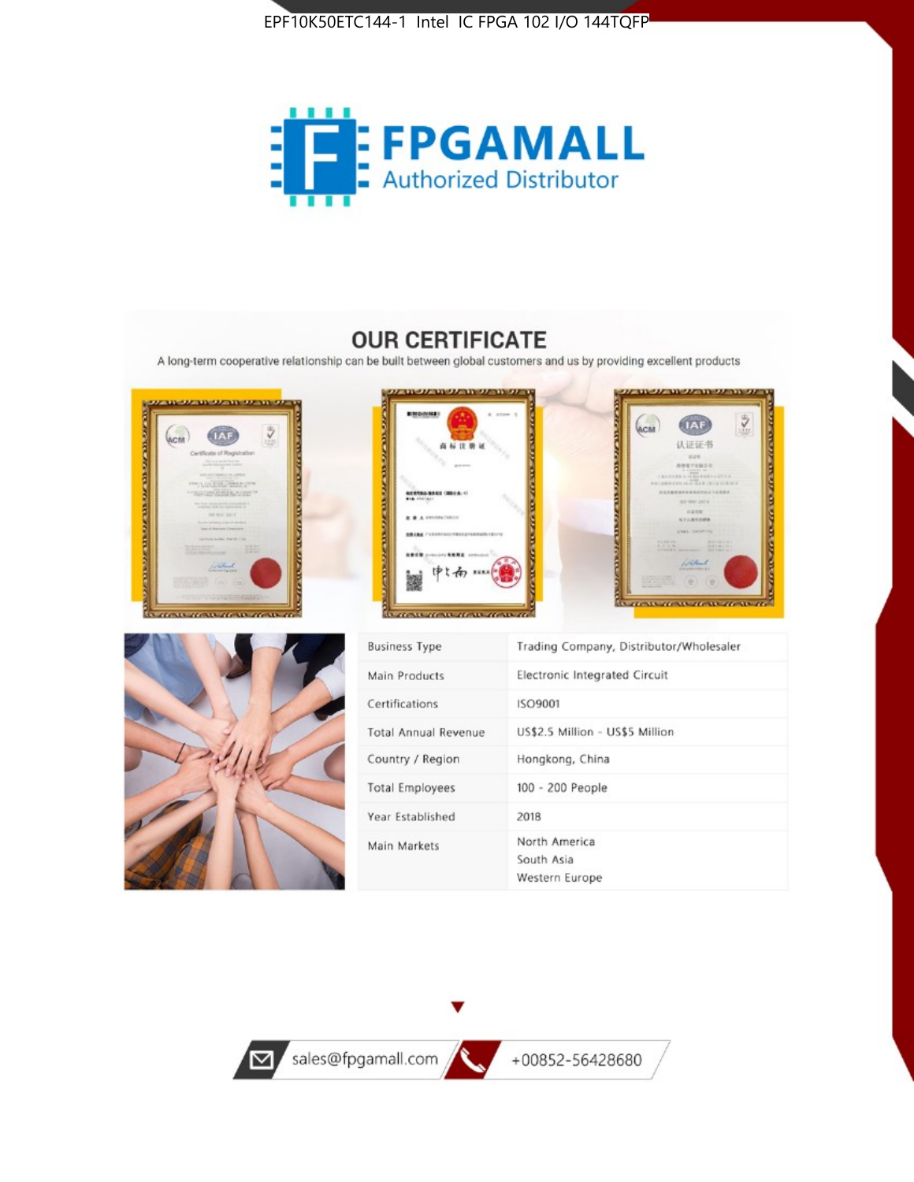FPGAMALL
Authorized Distributor

## OUR CERTIFICATE

A long-term cooperative relationship can be built between global customers and us by providing excellent products

| | |
|---|---|
| Business Type | Trading Company, Distributor/Wholesaler |
| Main Products | Electronic Integrated Circuit |
| Certifications | ISO9001 |
| Total Annual Revenue | US$2.5 Million - US$5 Million |
| Country / Region | Hongkong, China |
| Total Employees | 100 - 200 People |
| Year Established | 2018 |
| Main Markets | North America<br>South Asia<br>Western Europe |

sales@fpgamall.com

+00852-56428680